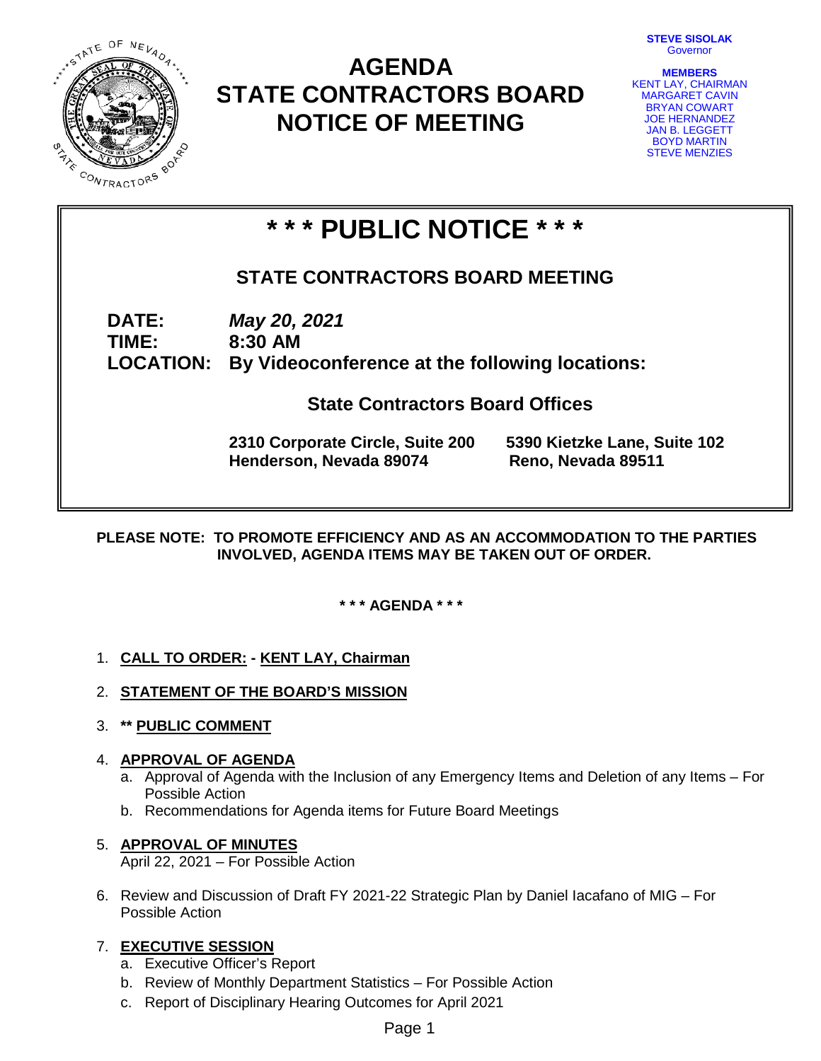# AGENDA
# STATE CONTRACTORS BOARD
# NOTICE OF MEETING

**STEVE SISOLAK**
Governor

**MEMBERS**
KENT LAY, CHAIRMAN
MARGARET CAVIN
BRYAN COWART
JOE HERNANDEZ
JAN B. LEGGETT
BOYD MARTIN
STEVE MENZIES

## * * * PUBLIC NOTICE * * *

### STATE CONTRACTORS BOARD MEETING

**DATE:** ***May 20, 2021***
**TIME:** **8:30 AM**
**LOCATION:** **By Videoconference at the following locations:**

**State Contractors Board Offices**

**2310 Corporate Circle, Suite 200**
**Henderson, Nevada 89074**

**5390 Kietzke Lane, Suite 102**
**Reno, Nevada 89511**

**PLEASE NOTE: TO PROMOTE EFFICIENCY AND AS AN ACCOMMODATION TO THE PARTIES INVOLVED, AGENDA ITEMS MAY BE TAKEN OUT OF ORDER.**

**\* \* \* AGENDA \* \* \***

1. **CALL TO ORDER: - KENT LAY, Chairman**
2. **STATEMENT OF THE BOARD'S MISSION**
3. **\*\* PUBLIC COMMENT**
4. **APPROVAL OF AGENDA**
   a. Approval of Agenda with the Inclusion of any Emergency Items and Deletion of any Items – For Possible Action
   b. Recommendations for Agenda items for Future Board Meetings
5. **APPROVAL OF MINUTES**
   April 22, 2021 – For Possible Action
6. Review and Discussion of Draft FY 2021-22 Strategic Plan by Daniel Iacafano of MIG – For Possible Action
7. **EXECUTIVE SESSION**
   a. Executive Officer's Report
   b. Review of Monthly Department Statistics – For Possible Action
   c. Report of Disciplinary Hearing Outcomes for April 2021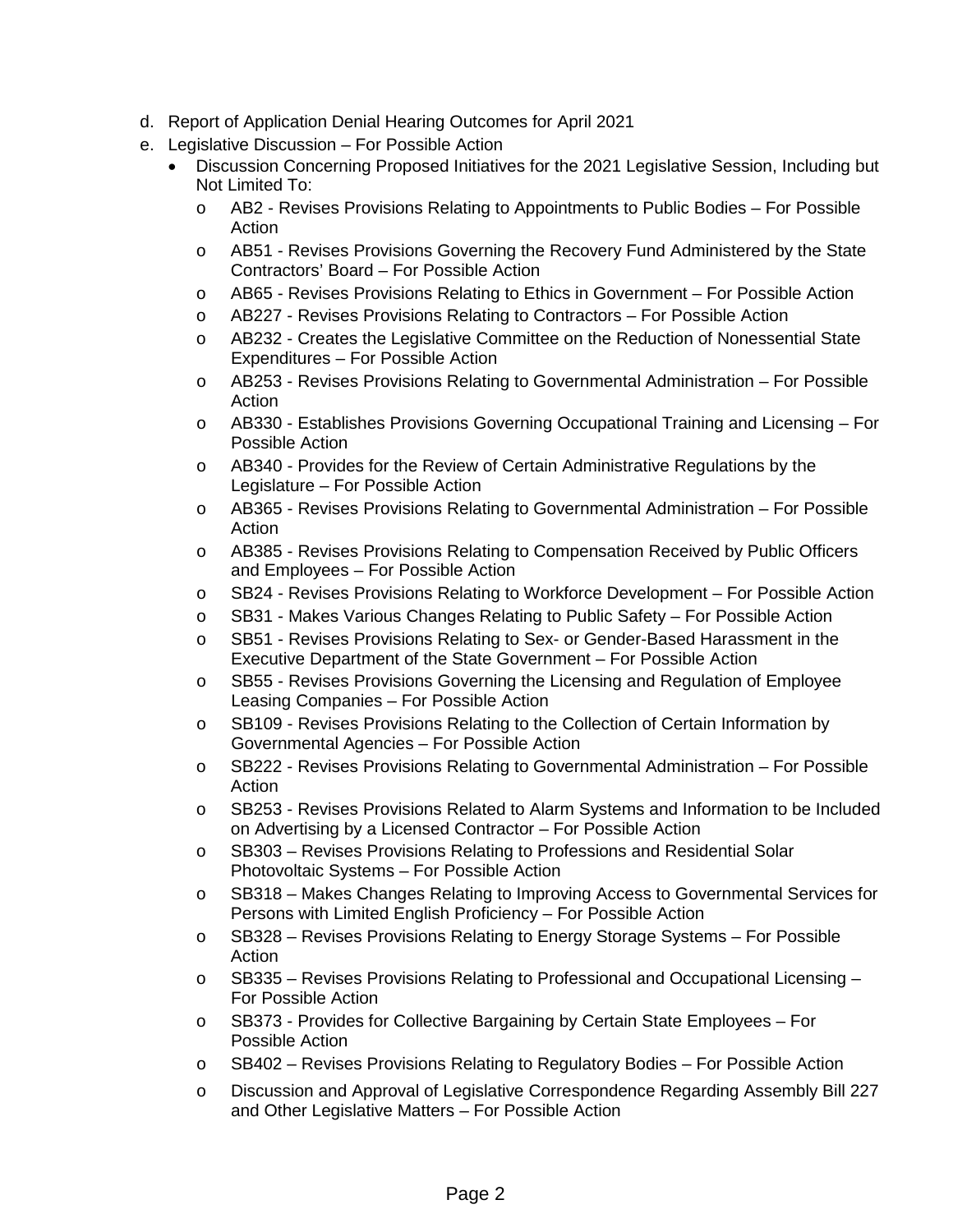d. Report of Application Denial Hearing Outcomes for April 2021
e. Legislative Discussion – For Possible Action
   - Discussion Concerning Proposed Initiatives for the 2021 Legislative Session, Including but Not Limited To:
     - AB2 - Revises Provisions Relating to Appointments to Public Bodies – For Possible Action
     - AB51 - Revises Provisions Governing the Recovery Fund Administered by the State Contractors' Board – For Possible Action
     - AB65 - Revises Provisions Relating to Ethics in Government – For Possible Action
     - AB227 - Revises Provisions Relating to Contractors – For Possible Action
     - AB232 - Creates the Legislative Committee on the Reduction of Nonessential State Expenditures – For Possible Action
     - AB253 - Revises Provisions Relating to Governmental Administration – For Possible Action
     - AB330 - Establishes Provisions Governing Occupational Training and Licensing – For Possible Action
     - AB340 - Provides for the Review of Certain Administrative Regulations by the Legislature – For Possible Action
     - AB365 - Revises Provisions Relating to Governmental Administration – For Possible Action
     - AB385 - Revises Provisions Relating to Compensation Received by Public Officers and Employees – For Possible Action
     - SB24 - Revises Provisions Relating to Workforce Development – For Possible Action
     - SB31 - Makes Various Changes Relating to Public Safety – For Possible Action
     - SB51 - Revises Provisions Relating to Sex- or Gender-Based Harassment in the Executive Department of the State Government – For Possible Action
     - SB55 - Revises Provisions Governing the Licensing and Regulation of Employee Leasing Companies – For Possible Action
     - SB109 - Revises Provisions Relating to the Collection of Certain Information by Governmental Agencies – For Possible Action
     - SB222 - Revises Provisions Relating to Governmental Administration – For Possible Action
     - SB253 - Revises Provisions Related to Alarm Systems and Information to be Included on Advertising by a Licensed Contractor – For Possible Action
     - SB303 – Revises Provisions Relating to Professions and Residential Solar Photovoltaic Systems – For Possible Action
     - SB318 – Makes Changes Relating to Improving Access to Governmental Services for Persons with Limited English Proficiency – For Possible Action
     - SB328 – Revises Provisions Relating to Energy Storage Systems – For Possible Action
     - SB335 – Revises Provisions Relating to Professional and Occupational Licensing – For Possible Action
     - SB373 - Provides for Collective Bargaining by Certain State Employees – For Possible Action
     - SB402 – Revises Provisions Relating to Regulatory Bodies – For Possible Action
     - Discussion and Approval of Legislative Correspondence Regarding Assembly Bill 227 and Other Legislative Matters – For Possible Action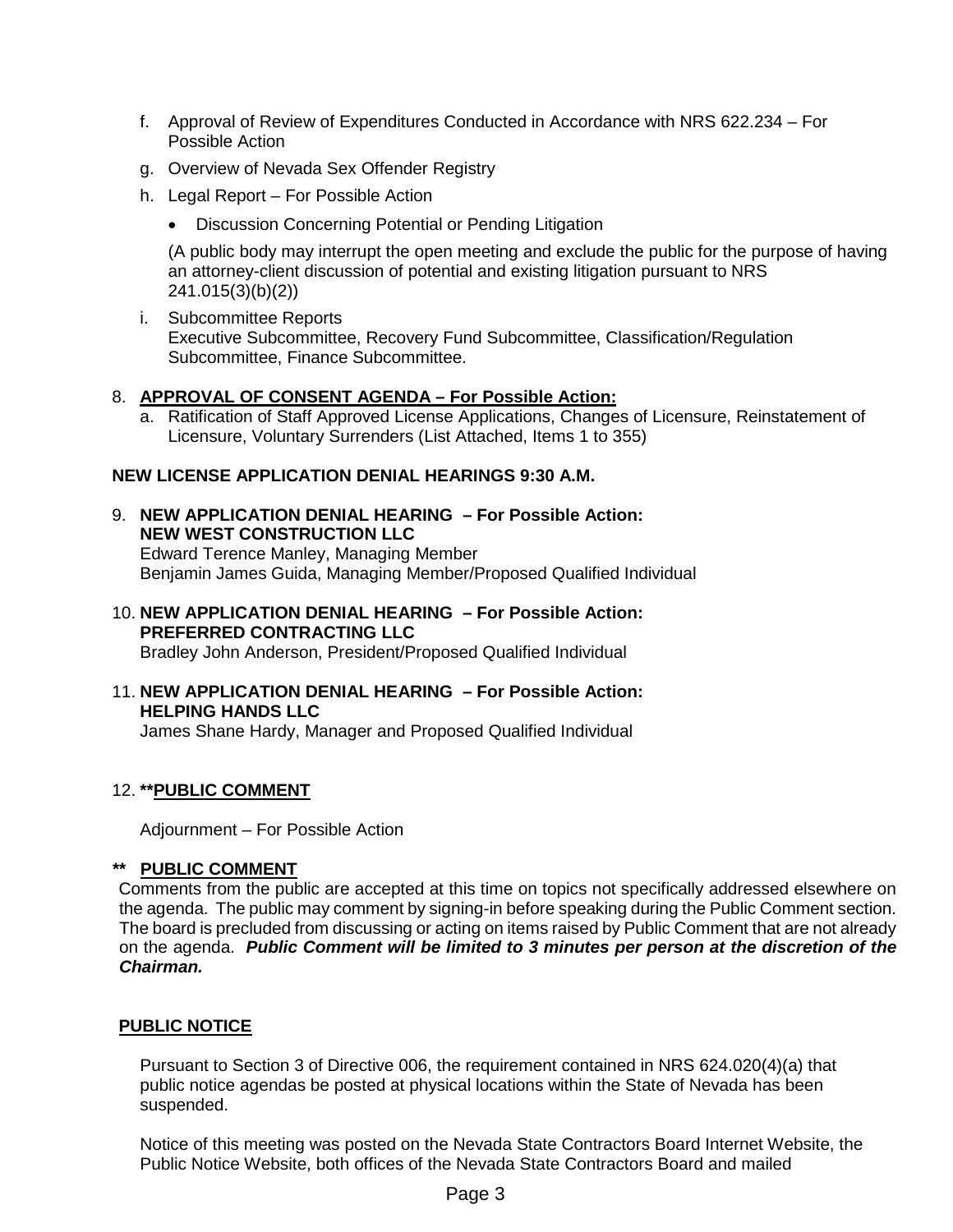f. Approval of Review of Expenditures Conducted in Accordance with NRS 622.234 – For Possible Action

g. Overview of Nevada Sex Offender Registry

h. Legal Report – For Possible Action

- Discussion Concerning Potential or Pending Litigation

(A public body may interrupt the open meeting and exclude the public for the purpose of having an attorney-client discussion of potential and existing litigation pursuant to NRS 241.015(3)(b)(2))

i. Subcommittee Reports
Executive Subcommittee, Recovery Fund Subcommittee, Classification/Regulation Subcommittee, Finance Subcommittee.

8. **APPROVAL OF CONSENT AGENDA – For Possible Action:**
   a. Ratification of Staff Approved License Applications, Changes of Licensure, Reinstatement of Licensure, Voluntary Surrenders (List Attached, Items 1 to 355)

**NEW LICENSE APPLICATION DENIAL HEARINGS 9:30 A.M.**

9. **NEW APPLICATION DENIAL HEARING – For Possible Action:**
   **NEW WEST CONSTRUCTION LLC**
   Edward Terence Manley, Managing Member
   Benjamin James Guida, Managing Member/Proposed Qualified Individual

10. **NEW APPLICATION DENIAL HEARING – For Possible Action:**
    **PREFERRED CONTRACTING LLC**
    Bradley John Anderson, President/Proposed Qualified Individual

11. **NEW APPLICATION DENIAL HEARING – For Possible Action:**
    **HELPING HANDS LLC**
    James Shane Hardy, Manager and Proposed Qualified Individual

12. **\*\*PUBLIC COMMENT**

    Adjournment – For Possible Action

**\*\* PUBLIC COMMENT**

Comments from the public are accepted at this time on topics not specifically addressed elsewhere on the agenda. The public may comment by signing-in before speaking during the Public Comment section. The board is precluded from discussing or acting on items raised by Public Comment that are not already on the agenda. ***Public Comment will be limited to 3 minutes per person at the discretion of the Chairman.***

**PUBLIC NOTICE**

Pursuant to Section 3 of Directive 006, the requirement contained in NRS 624.020(4)(a) that public notice agendas be posted at physical locations within the State of Nevada has been suspended.

Notice of this meeting was posted on the Nevada State Contractors Board Internet Website, the Public Notice Website, both offices of the Nevada State Contractors Board and mailed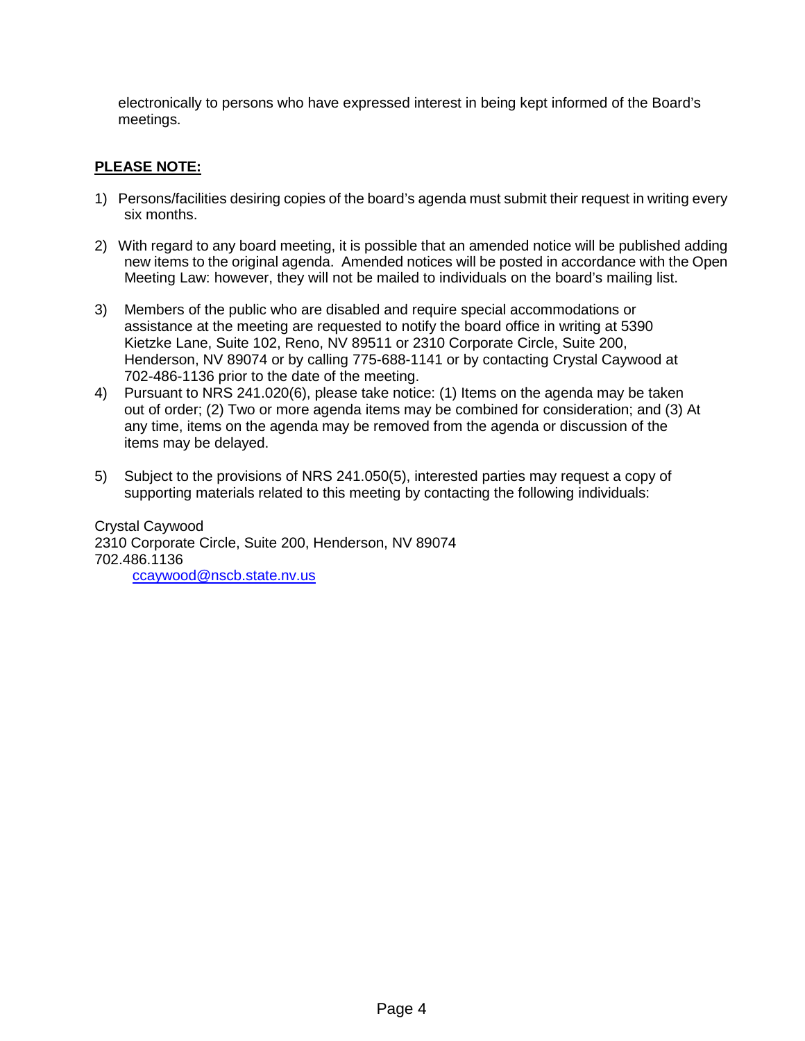electronically to persons who have expressed interest in being kept informed of the Board's meetings.

**PLEASE NOTE:**

1) Persons/facilities desiring copies of the board's agenda must submit their request in writing every six months.

2) With regard to any board meeting, it is possible that an amended notice will be published adding new items to the original agenda. Amended notices will be posted in accordance with the Open Meeting Law: however, they will not be mailed to individuals on the board's mailing list.

3) Members of the public who are disabled and require special accommodations or assistance at the meeting are requested to notify the board office in writing at 5390 Kietzke Lane, Suite 102, Reno, NV 89511 or 2310 Corporate Circle, Suite 200, Henderson, NV 89074 or by calling 775-688-1141 or by contacting Crystal Caywood at 702-486-1136 prior to the date of the meeting.

4) Pursuant to NRS 241.020(6), please take notice: (1) Items on the agenda may be taken out of order; (2) Two or more agenda items may be combined for consideration; and (3) At any time, items on the agenda may be removed from the agenda or discussion of the items may be delayed.

5) Subject to the provisions of NRS 241.050(5), interested parties may request a copy of supporting materials related to this meeting by contacting the following individuals:

Crystal Caywood
2310 Corporate Circle, Suite 200, Henderson, NV 89074
702.486.1136
ccaywood@nscb.state.nv.us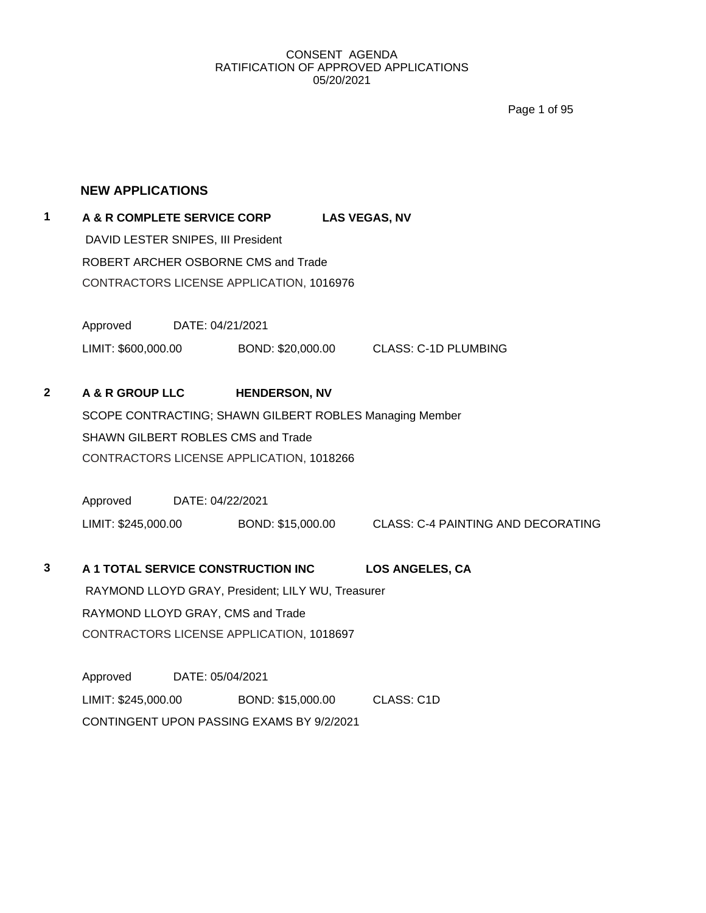CONSENT AGENDA
RATIFICATION OF APPROVED APPLICATIONS
05/20/2021

## NEW APPLICATIONS

**1** **A & R COMPLETE SERVICE CORP** **LAS VEGAS, NV**

DAVID LESTER SNIPES, III President
ROBERT ARCHER OSBORNE CMS and Trade
CONTRACTORS LICENSE APPLICATION, 1016976

Approved DATE: 04/21/2021
LIMIT: $600,000.00 BOND: $20,000.00 CLASS: C-1D PLUMBING

**2** **A & R GROUP LLC** **HENDERSON, NV**

SCOPE CONTRACTING; SHAWN GILBERT ROBLES Managing Member
SHAWN GILBERT ROBLES CMS and Trade
CONTRACTORS LICENSE APPLICATION, 1018266

Approved DATE: 04/22/2021
LIMIT: $245,000.00 BOND: $15,000.00 CLASS: C-4 PAINTING AND DECORATING

**3** **A 1 TOTAL SERVICE CONSTRUCTION INC** **LOS ANGELES, CA**

RAYMOND LLOYD GRAY, President; LILY WU, Treasurer
RAYMOND LLOYD GRAY, CMS and Trade
CONTRACTORS LICENSE APPLICATION, 1018697

Approved DATE: 05/04/2021
LIMIT: $245,000.00 BOND: $15,000.00 CLASS: C1D
CONTINGENT UPON PASSING EXAMS BY 9/2/2021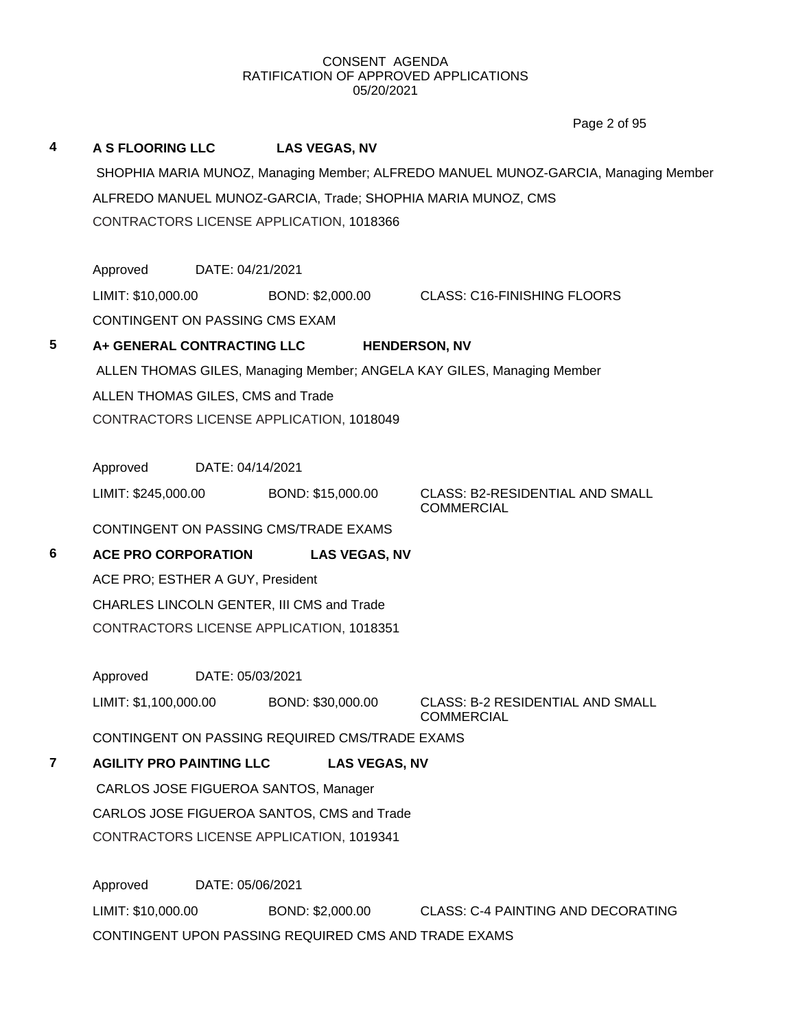CONSENT AGENDA
RATIFICATION OF APPROVED APPLICATIONS
05/20/2021

**4 A S FLOORING LLC LAS VEGAS, NV**

SHOPHIA MARIA MUNOZ, Managing Member; ALFREDO MANUEL MUNOZ-GARCIA, Managing Member

ALFREDO MANUEL MUNOZ-GARCIA, Trade; SHOPHIA MARIA MUNOZ, CMS

CONTRACTORS LICENSE APPLICATION, 1018366

Approved DATE: 04/21/2021

LIMIT: $10,000.00 BOND: $2,000.00 CLASS: C16-FINISHING FLOORS

CONTINGENT ON PASSING CMS EXAM

**5 A+ GENERAL CONTRACTING LLC HENDERSON, NV**

ALLEN THOMAS GILES, Managing Member; ANGELA KAY GILES, Managing Member

ALLEN THOMAS GILES, CMS and Trade

CONTRACTORS LICENSE APPLICATION, 1018049

Approved DATE: 04/14/2021

LIMIT: $245,000.00 BOND: $15,000.00 CLASS: B2-RESIDENTIAL AND SMALL COMMERCIAL

CONTINGENT ON PASSING CMS/TRADE EXAMS

**6 ACE PRO CORPORATION LAS VEGAS, NV**

ACE PRO; ESTHER A GUY, President

CHARLES LINCOLN GENTER, III CMS and Trade

CONTRACTORS LICENSE APPLICATION, 1018351

Approved DATE: 05/03/2021

LIMIT: $1,100,000.00 BOND: $30,000.00 CLASS: B-2 RESIDENTIAL AND SMALL COMMERCIAL

CONTINGENT ON PASSING REQUIRED CMS/TRADE EXAMS

**7 AGILITY PRO PAINTING LLC LAS VEGAS, NV**

CARLOS JOSE FIGUEROA SANTOS, Manager

CARLOS JOSE FIGUEROA SANTOS, CMS and Trade

CONTRACTORS LICENSE APPLICATION, 1019341

Approved DATE: 05/06/2021

LIMIT: $10,000.00 BOND: $2,000.00 CLASS: C-4 PAINTING AND DECORATING

CONTINGENT UPON PASSING REQUIRED CMS AND TRADE EXAMS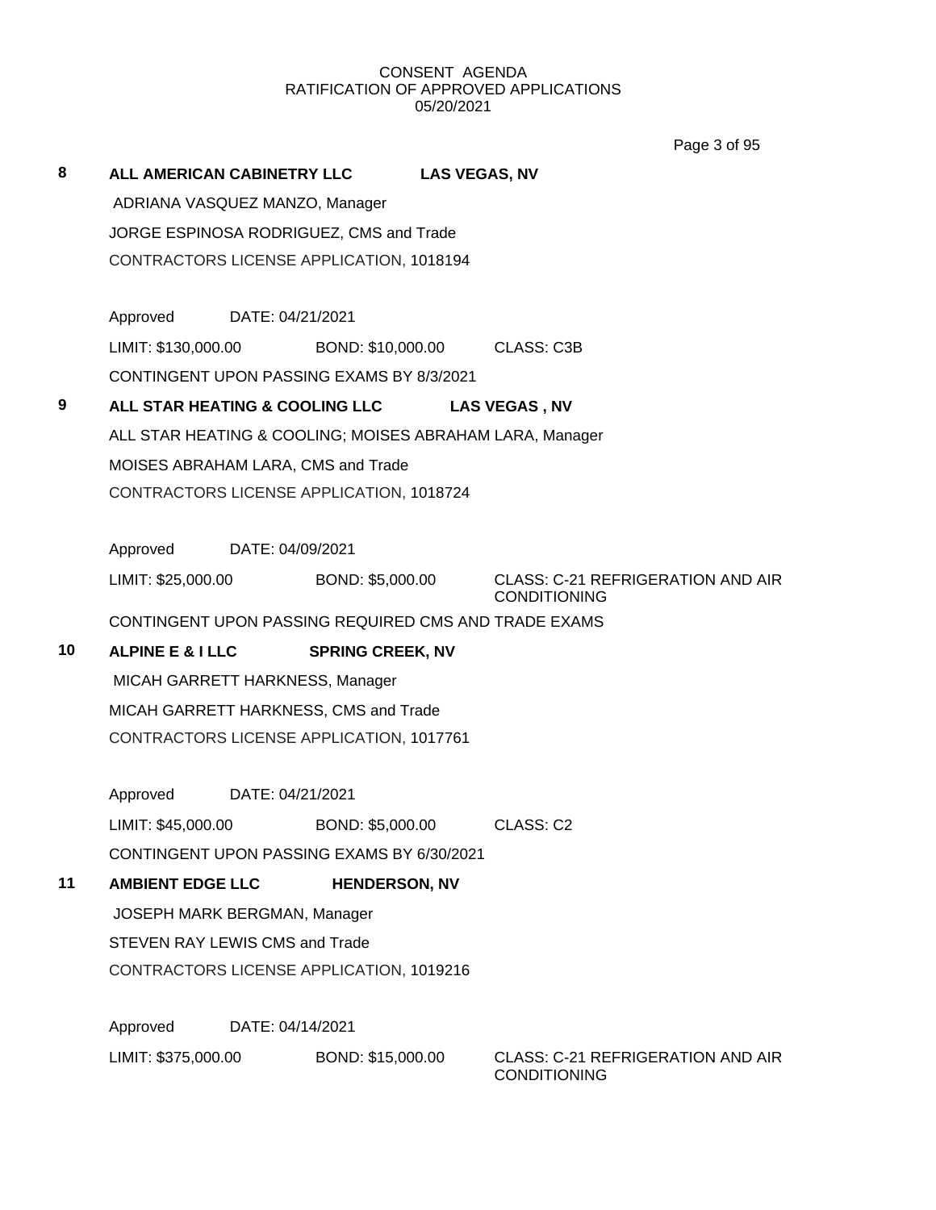CONSENT AGENDA
RATIFICATION OF APPROVED APPLICATIONS
05/20/2021

**8** **ALL AMERICAN CABINETRY LLC** **LAS VEGAS, NV**

ADRIANA VASQUEZ MANZO, Manager

JORGE ESPINOSA RODRIGUEZ, CMS and Trade

CONTRACTORS LICENSE APPLICATION, 1018194

Approved DATE: 04/21/2021

LIMIT: $130,000.00 BOND: $10,000.00 CLASS: C3B

CONTINGENT UPON PASSING EXAMS BY 8/3/2021

**9** **ALL STAR HEATING & COOLING LLC** **LAS VEGAS , NV**

ALL STAR HEATING & COOLING; MOISES ABRAHAM LARA, Manager

MOISES ABRAHAM LARA, CMS and Trade

CONTRACTORS LICENSE APPLICATION, 1018724

Approved DATE: 04/09/2021

LIMIT: $25,000.00 BOND: $5,000.00 CLASS: C-21 REFRIGERATION AND AIR CONDITIONING

CONTINGENT UPON PASSING REQUIRED CMS AND TRADE EXAMS

**10** **ALPINE E & I LLC** **SPRING CREEK, NV**

MICAH GARRETT HARKNESS, Manager

MICAH GARRETT HARKNESS, CMS and Trade

CONTRACTORS LICENSE APPLICATION, 1017761

Approved DATE: 04/21/2021

LIMIT: $45,000.00 BOND: $5,000.00 CLASS: C2

CONTINGENT UPON PASSING EXAMS BY 6/30/2021

**11** **AMBIENT EDGE LLC** **HENDERSON, NV**

JOSEPH MARK BERGMAN, Manager

STEVEN RAY LEWIS CMS and Trade

CONTRACTORS LICENSE APPLICATION, 1019216

Approved DATE: 04/14/2021

LIMIT: $375,000.00 BOND: $15,000.00 CLASS: C-21 REFRIGERATION AND AIR CONDITIONING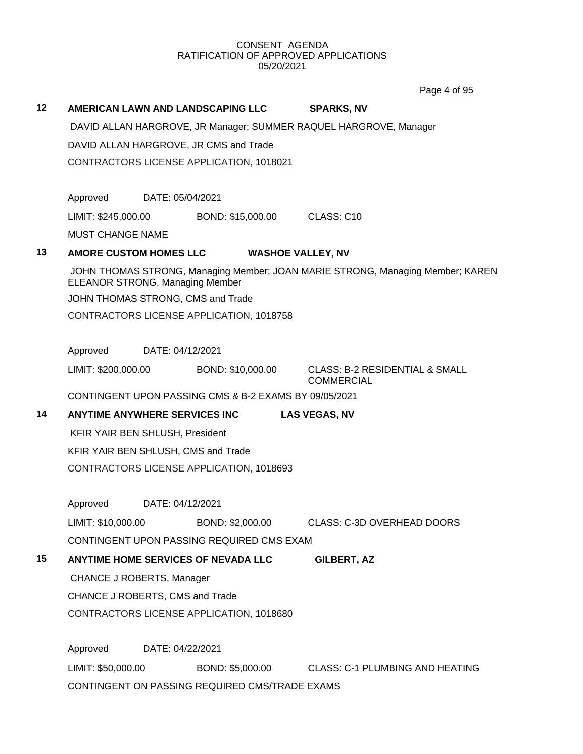CONSENT AGENDA
RATIFICATION OF APPROVED APPLICATIONS
05/20/2021

**12 AMERICAN LAWN AND LANDSCAPING LLC SPARKS, NV**

DAVID ALLAN HARGROVE, JR Manager; SUMMER RAQUEL HARGROVE, Manager

DAVID ALLAN HARGROVE, JR CMS and Trade

CONTRACTORS LICENSE APPLICATION, 1018021

Approved DATE: 05/04/2021

LIMIT: $245,000.00 BOND: $15,000.00 CLASS: C10

MUST CHANGE NAME

**13 AMORE CUSTOM HOMES LLC WASHOE VALLEY, NV**

JOHN THOMAS STRONG, Managing Member; JOAN MARIE STRONG, Managing Member; KAREN ELEANOR STRONG, Managing Member

JOHN THOMAS STRONG, CMS and Trade

CONTRACTORS LICENSE APPLICATION, 1018758

Approved DATE: 04/12/2021

LIMIT: $200,000.00 BOND: $10,000.00 CLASS: B-2 RESIDENTIAL & SMALL COMMERCIAL

CONTINGENT UPON PASSING CMS & B-2 EXAMS BY 09/05/2021

**14 ANYTIME ANYWHERE SERVICES INC LAS VEGAS, NV**

KFIR YAIR BEN SHLUSH, President

KFIR YAIR BEN SHLUSH, CMS and Trade

CONTRACTORS LICENSE APPLICATION, 1018693

Approved DATE: 04/12/2021

LIMIT: $10,000.00 BOND: $2,000.00 CLASS: C-3D OVERHEAD DOORS

CONTINGENT UPON PASSING REQUIRED CMS EXAM

**15 ANYTIME HOME SERVICES OF NEVADA LLC GILBERT, AZ**

CHANCE J ROBERTS, Manager

CHANCE J ROBERTS, CMS and Trade

CONTRACTORS LICENSE APPLICATION, 1018680

Approved DATE: 04/22/2021

LIMIT: $50,000.00 BOND: $5,000.00 CLASS: C-1 PLUMBING AND HEATING

CONTINGENT ON PASSING REQUIRED CMS/TRADE EXAMS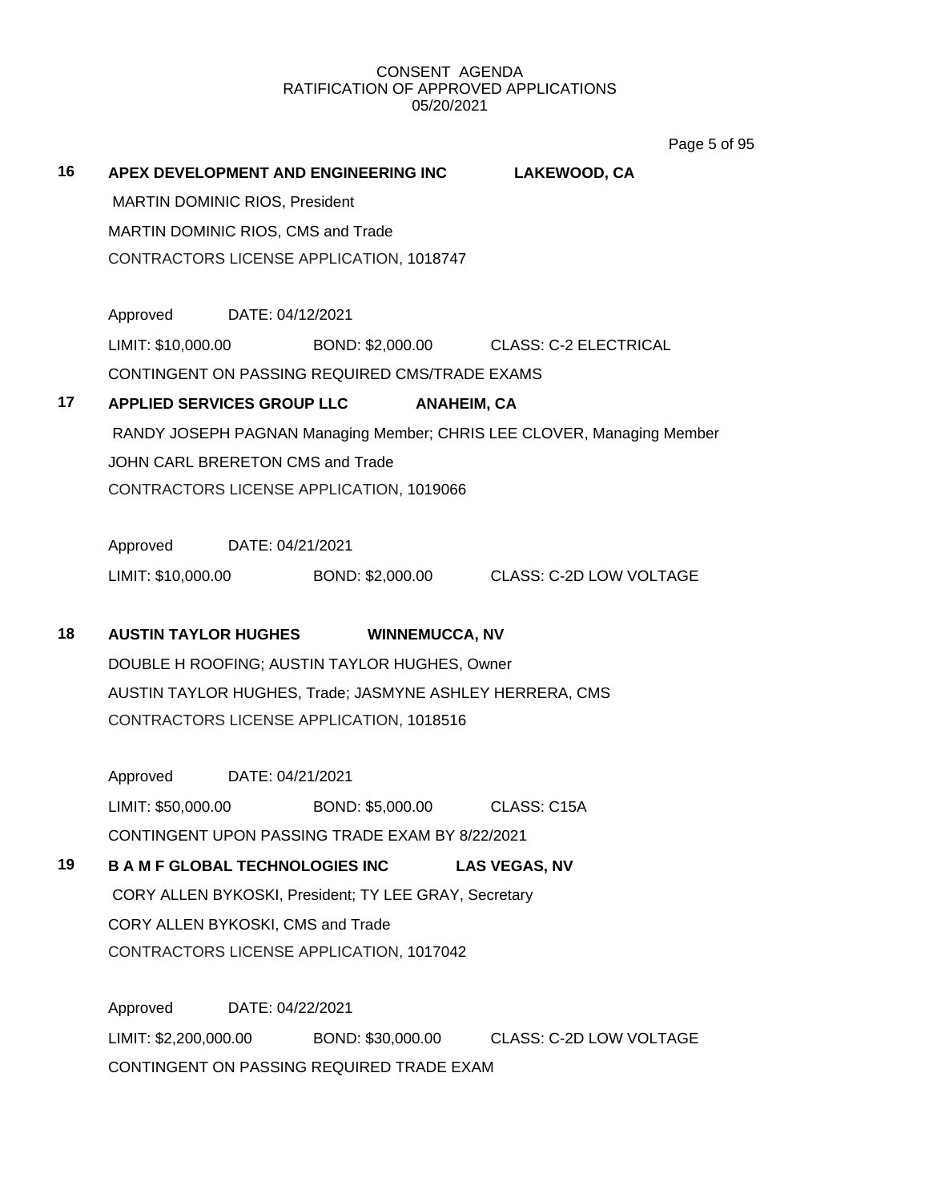**16 APEX DEVELOPMENT AND ENGINEERING INC LAKEWOOD, CA**

MARTIN DOMINIC RIOS, President

MARTIN DOMINIC RIOS, CMS and Trade

CONTRACTORS LICENSE APPLICATION, 1018747

Approved DATE: 04/12/2021

LIMIT: $10,000.00 BOND: $2,000.00 CLASS: C-2 ELECTRICAL

CONTINGENT ON PASSING REQUIRED CMS/TRADE EXAMS

**17 APPLIED SERVICES GROUP LLC ANAHEIM, CA**

RANDY JOSEPH PAGNAN Managing Member; CHRIS LEE CLOVER, Managing Member

JOHN CARL BRERETON CMS and Trade

CONTRACTORS LICENSE APPLICATION, 1019066

Approved DATE: 04/21/2021

LIMIT: $10,000.00 BOND: $2,000.00 CLASS: C-2D LOW VOLTAGE

**18 AUSTIN TAYLOR HUGHES WINNEMUCCA, NV**

DOUBLE H ROOFING; AUSTIN TAYLOR HUGHES, Owner

AUSTIN TAYLOR HUGHES, Trade; JASMYNE ASHLEY HERRERA, CMS

CONTRACTORS LICENSE APPLICATION, 1018516

Approved DATE: 04/21/2021

LIMIT: $50,000.00 BOND: $5,000.00 CLASS: C15A

CONTINGENT UPON PASSING TRADE EXAM BY 8/22/2021

**19 B A M F GLOBAL TECHNOLOGIES INC LAS VEGAS, NV**

CORY ALLEN BYKOSKI, President; TY LEE GRAY, Secretary

CORY ALLEN BYKOSKI, CMS and Trade

CONTRACTORS LICENSE APPLICATION, 1017042

Approved DATE: 04/22/2021

LIMIT: $2,200,000.00 BOND: $30,000.00 CLASS: C-2D LOW VOLTAGE

CONTINGENT ON PASSING REQUIRED TRADE EXAM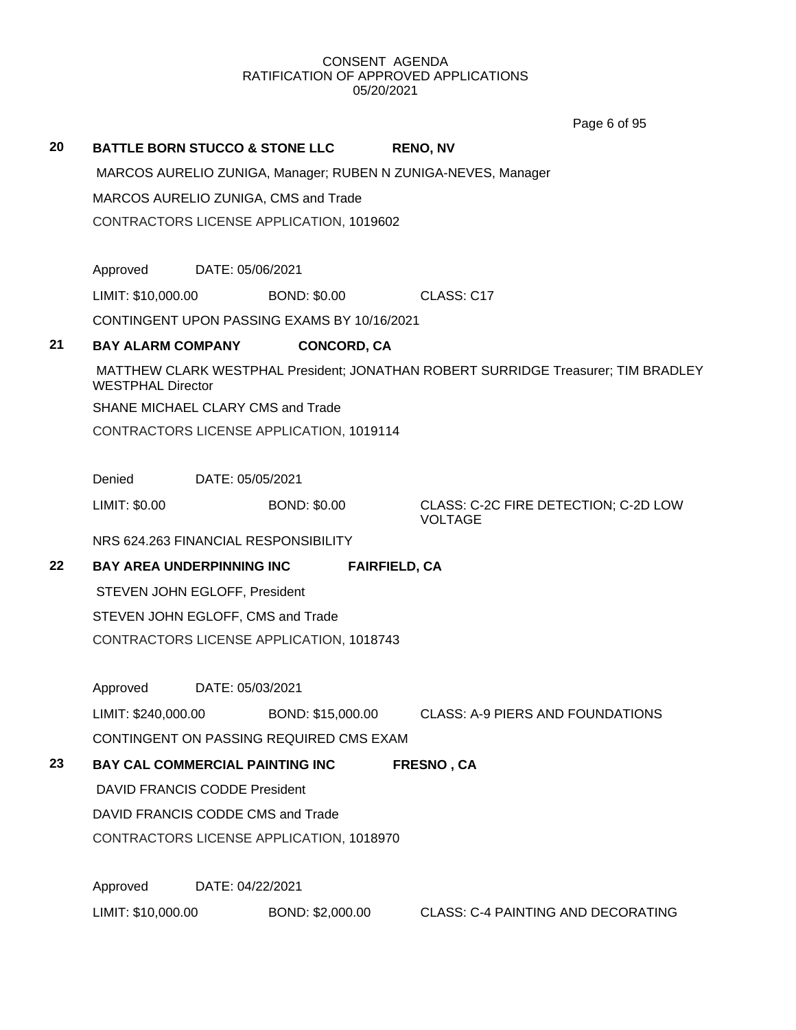CONSENT AGENDA
RATIFICATION OF APPROVED APPLICATIONS
05/20/2021

**20 BATTLE BORN STUCCO & STONE LLC** **RENO, NV**

MARCOS AURELIO ZUNIGA, Manager; RUBEN N ZUNIGA-NEVES, Manager

MARCOS AURELIO ZUNIGA, CMS and Trade

CONTRACTORS LICENSE APPLICATION, 1019602

Approved DATE: 05/06/2021

LIMIT: $10,000.00 BOND: $0.00 CLASS: C17

CONTINGENT UPON PASSING EXAMS BY 10/16/2021

**21 BAY ALARM COMPANY** **CONCORD, CA**

MATTHEW CLARK WESTPHAL President; JONATHAN ROBERT SURRIDGE Treasurer; TIM BRADLEY WESTPHAL Director

SHANE MICHAEL CLARY CMS and Trade

CONTRACTORS LICENSE APPLICATION, 1019114

Denied DATE: 05/05/2021

LIMIT: $0.00 BOND: $0.00 CLASS: C-2C FIRE DETECTION; C-2D LOW VOLTAGE

NRS 624.263 FINANCIAL RESPONSIBILITY

**22 BAY AREA UNDERPINNING INC** **FAIRFIELD, CA**

STEVEN JOHN EGLOFF, President

STEVEN JOHN EGLOFF, CMS and Trade

CONTRACTORS LICENSE APPLICATION, 1018743

Approved DATE: 05/03/2021

LIMIT: $240,000.00 BOND: $15,000.00 CLASS: A-9 PIERS AND FOUNDATIONS

CONTINGENT ON PASSING REQUIRED CMS EXAM

**23 BAY CAL COMMERCIAL PAINTING INC** **FRESNO , CA**

DAVID FRANCIS CODDE President

DAVID FRANCIS CODDE CMS and Trade

CONTRACTORS LICENSE APPLICATION, 1018970

Approved DATE: 04/22/2021

LIMIT: $10,000.00 BOND: $2,000.00 CLASS: C-4 PAINTING AND DECORATING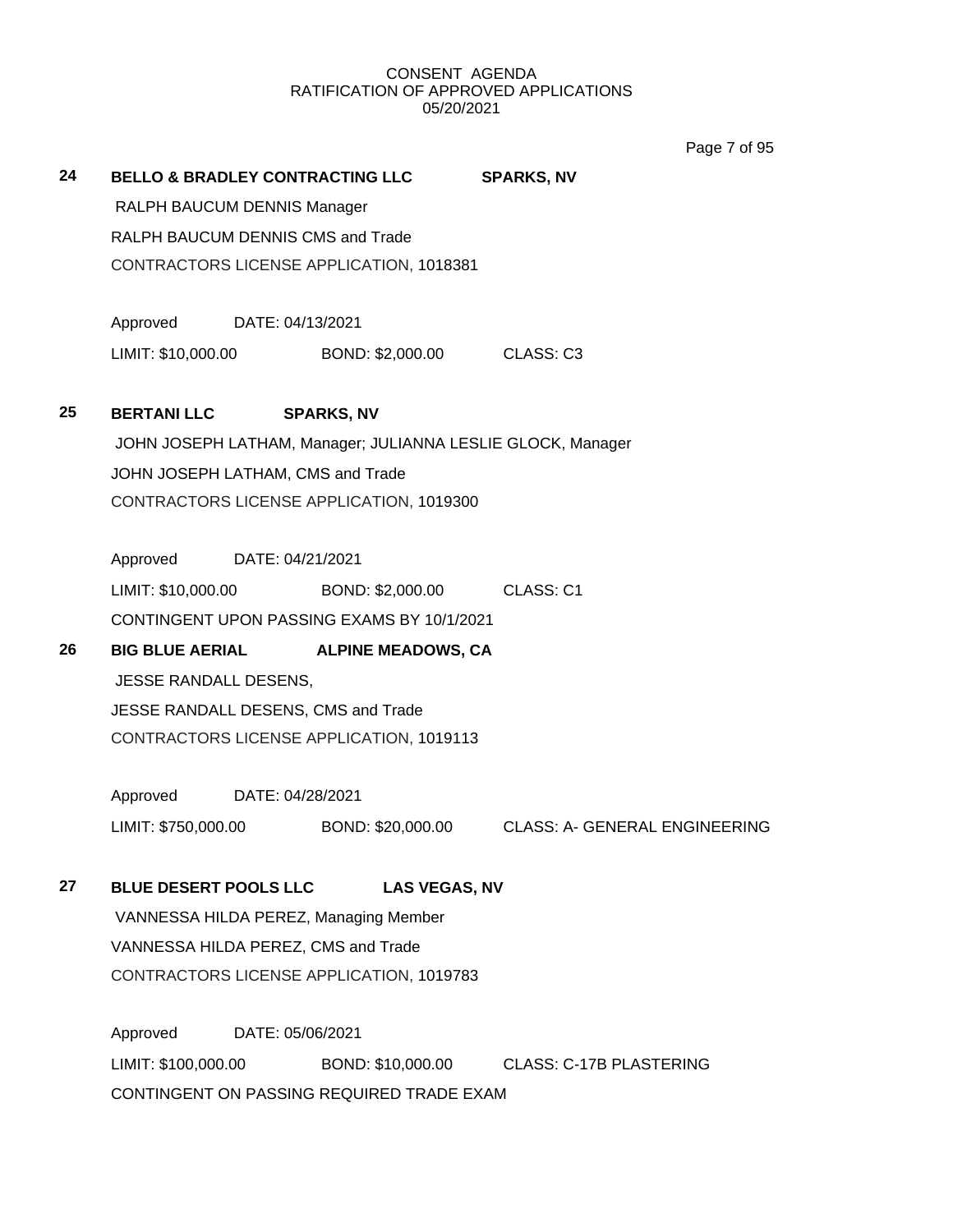CONSENT AGENDA
RATIFICATION OF APPROVED APPLICATIONS
05/20/2021

**24 BELLO & BRADLEY CONTRACTING LLC SPARKS, NV**

RALPH BAUCUM DENNIS Manager
RALPH BAUCUM DENNIS CMS and Trade
CONTRACTORS LICENSE APPLICATION, 1018381

Approved DATE: 04/13/2021
LIMIT: $10,000.00 BOND: $2,000.00 CLASS: C3

**25 BERTANI LLC SPARKS, NV**

JOHN JOSEPH LATHAM, Manager; JULIANNA LESLIE GLOCK, Manager
JOHN JOSEPH LATHAM, CMS and Trade
CONTRACTORS LICENSE APPLICATION, 1019300

Approved DATE: 04/21/2021
LIMIT: $10,000.00 BOND: $2,000.00 CLASS: C1
CONTINGENT UPON PASSING EXAMS BY 10/1/2021

**26 BIG BLUE AERIAL ALPINE MEADOWS, CA**

JESSE RANDALL DESENS,
JESSE RANDALL DESENS, CMS and Trade
CONTRACTORS LICENSE APPLICATION, 1019113

Approved DATE: 04/28/2021
LIMIT: $750,000.00 BOND: $20,000.00 CLASS: A- GENERAL ENGINEERING

**27 BLUE DESERT POOLS LLC LAS VEGAS, NV**

VANNESSA HILDA PEREZ, Managing Member
VANNESSA HILDA PEREZ, CMS and Trade
CONTRACTORS LICENSE APPLICATION, 1019783

Approved DATE: 05/06/2021
LIMIT: $100,000.00 BOND: $10,000.00 CLASS: C-17B PLASTERING
CONTINGENT ON PASSING REQUIRED TRADE EXAM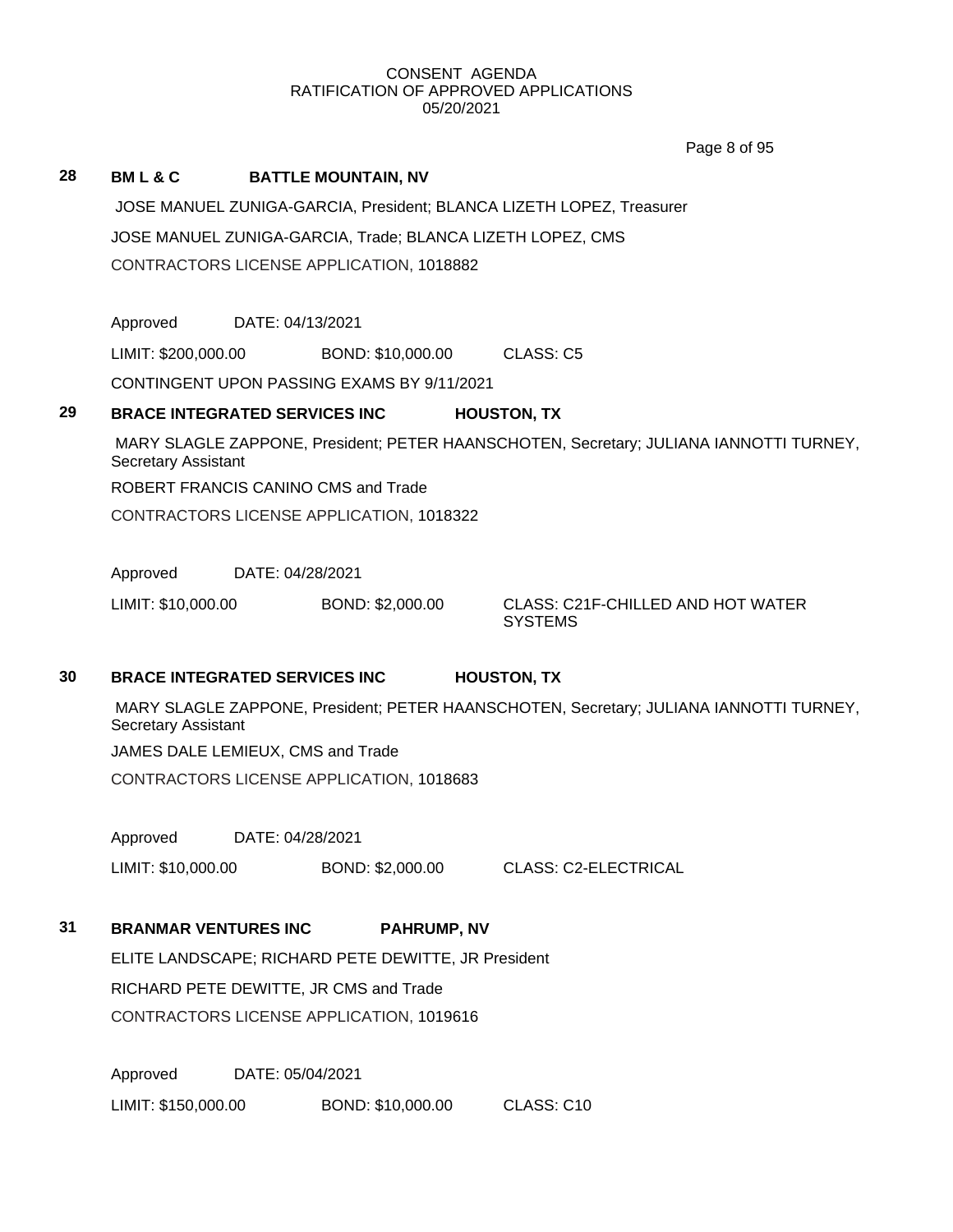CONSENT AGENDA
RATIFICATION OF APPROVED APPLICATIONS
05/20/2021

**28** **BM L & C** **BATTLE MOUNTAIN, NV**

JOSE MANUEL ZUNIGA-GARCIA, President; BLANCA LIZETH LOPEZ, Treasurer

JOSE MANUEL ZUNIGA-GARCIA, Trade; BLANCA LIZETH LOPEZ, CMS

CONTRACTORS LICENSE APPLICATION, 1018882

Approved DATE: 04/13/2021

LIMIT: $200,000.00 BOND: $10,000.00 CLASS: C5

CONTINGENT UPON PASSING EXAMS BY 9/11/2021

**29** **BRACE INTEGRATED SERVICES INC** **HOUSTON, TX**

MARY SLAGLE ZAPPONE, President; PETER HAANSCHOTEN, Secretary; JULIANA IANNOTTI TURNEY, Secretary Assistant

ROBERT FRANCIS CANINO CMS and Trade

CONTRACTORS LICENSE APPLICATION, 1018322

Approved DATE: 04/28/2021

LIMIT: $10,000.00 BOND: $2,000.00 CLASS: C21F-CHILLED AND HOT WATER SYSTEMS

**30** **BRACE INTEGRATED SERVICES INC** **HOUSTON, TX**

MARY SLAGLE ZAPPONE, President; PETER HAANSCHOTEN, Secretary; JULIANA IANNOTTI TURNEY, Secretary Assistant

JAMES DALE LEMIEUX, CMS and Trade

CONTRACTORS LICENSE APPLICATION, 1018683

Approved DATE: 04/28/2021

LIMIT: $10,000.00 BOND: $2,000.00 CLASS: C2-ELECTRICAL

**31** **BRANMAR VENTURES INC** **PAHRUMP, NV**

ELITE LANDSCAPE; RICHARD PETE DEWITTE, JR President

RICHARD PETE DEWITTE, JR CMS and Trade

CONTRACTORS LICENSE APPLICATION, 1019616

Approved DATE: 05/04/2021

LIMIT: $150,000.00 BOND: $10,000.00 CLASS: C10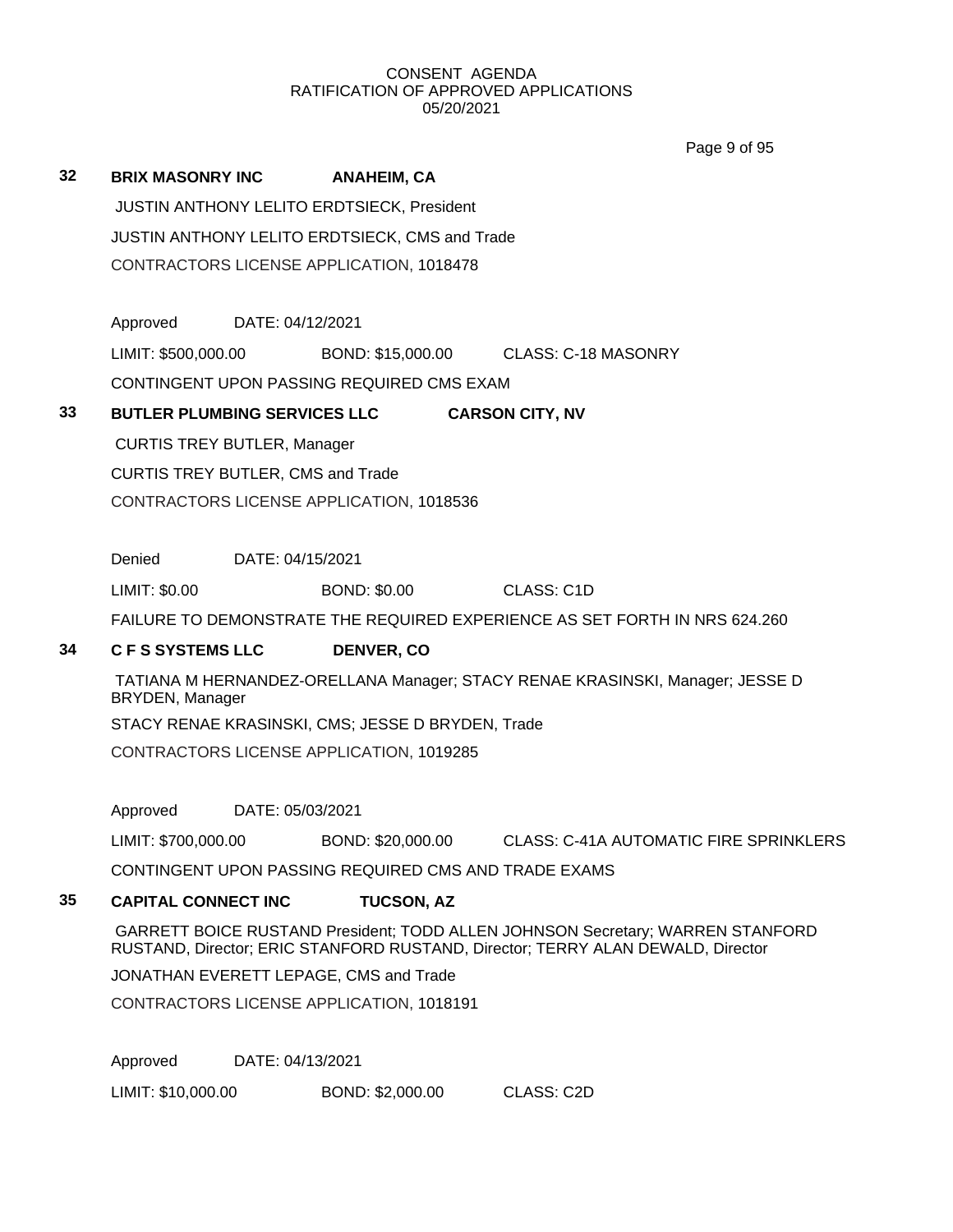CONSENT AGENDA
RATIFICATION OF APPROVED APPLICATIONS
05/20/2021

**32 BRIX MASONRY INC ANAHEIM, CA**

JUSTIN ANTHONY LELITO ERDTSIECK, President

JUSTIN ANTHONY LELITO ERDTSIECK, CMS and Trade

CONTRACTORS LICENSE APPLICATION, 1018478

Approved DATE: 04/12/2021

LIMIT: $500,000.00 BOND: $15,000.00 CLASS: C-18 MASONRY

CONTINGENT UPON PASSING REQUIRED CMS EXAM

**33 BUTLER PLUMBING SERVICES LLC CARSON CITY, NV**

CURTIS TREY BUTLER, Manager

CURTIS TREY BUTLER, CMS and Trade

CONTRACTORS LICENSE APPLICATION, 1018536

Denied DATE: 04/15/2021

LIMIT: $0.00 BOND: $0.00 CLASS: C1D

FAILURE TO DEMONSTRATE THE REQUIRED EXPERIENCE AS SET FORTH IN NRS 624.260

**34 C F S SYSTEMS LLC DENVER, CO**

TATIANA M HERNANDEZ-ORELLANA Manager; STACY RENAE KRASINSKI, Manager; JESSE D BRYDEN, Manager

STACY RENAE KRASINSKI, CMS; JESSE D BRYDEN, Trade

CONTRACTORS LICENSE APPLICATION, 1019285

Approved DATE: 05/03/2021

LIMIT: $700,000.00 BOND: $20,000.00 CLASS: C-41A AUTOMATIC FIRE SPRINKLERS

CONTINGENT UPON PASSING REQUIRED CMS AND TRADE EXAMS

**35 CAPITAL CONNECT INC TUCSON, AZ**

GARRETT BOICE RUSTAND President; TODD ALLEN JOHNSON Secretary; WARREN STANFORD RUSTAND, Director; ERIC STANFORD RUSTAND, Director; TERRY ALAN DEWALD, Director

JONATHAN EVERETT LEPAGE, CMS and Trade

CONTRACTORS LICENSE APPLICATION, 1018191

Approved DATE: 04/13/2021

LIMIT: $10,000.00 BOND: $2,000.00 CLASS: C2D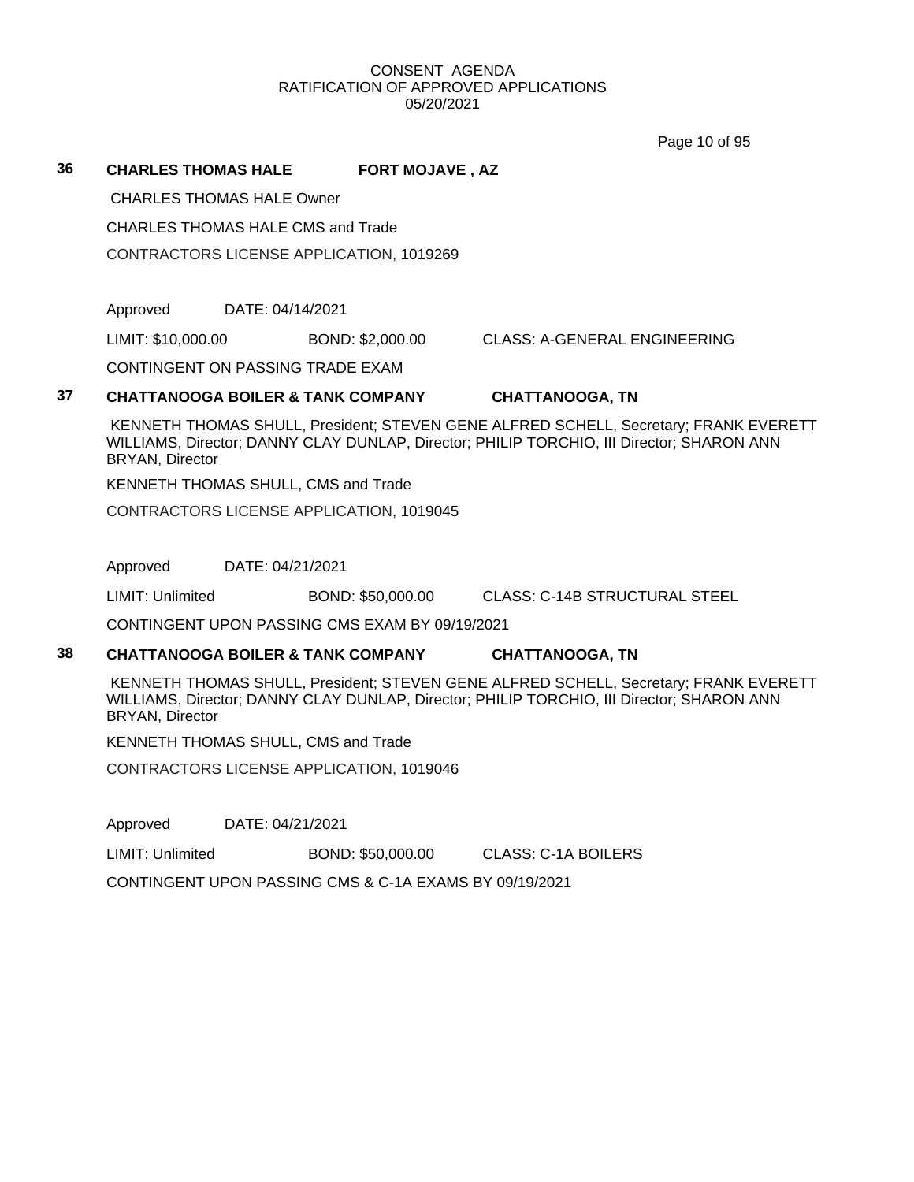CONSENT AGENDA
RATIFICATION OF APPROVED APPLICATIONS
05/20/2021

**36 CHARLES THOMAS HALE FORT MOJAVE , AZ**

CHARLES THOMAS HALE Owner

CHARLES THOMAS HALE CMS and Trade

CONTRACTORS LICENSE APPLICATION, 1019269

Approved DATE: 04/14/2021

LIMIT: $10,000.00 BOND: $2,000.00 CLASS: A-GENERAL ENGINEERING

CONTINGENT ON PASSING TRADE EXAM

**37 CHATTANOOGA BOILER & TANK COMPANY CHATTANOOGA, TN**

KENNETH THOMAS SHULL, President; STEVEN GENE ALFRED SCHELL, Secretary; FRANK EVERETT WILLIAMS, Director; DANNY CLAY DUNLAP, Director; PHILIP TORCHIO, III Director; SHARON ANN BRYAN, Director

KENNETH THOMAS SHULL, CMS and Trade

CONTRACTORS LICENSE APPLICATION, 1019045

Approved DATE: 04/21/2021

LIMIT: Unlimited BOND: $50,000.00 CLASS: C-14B STRUCTURAL STEEL

CONTINGENT UPON PASSING CMS EXAM BY 09/19/2021

**38 CHATTANOOGA BOILER & TANK COMPANY CHATTANOOGA, TN**

KENNETH THOMAS SHULL, President; STEVEN GENE ALFRED SCHELL, Secretary; FRANK EVERETT WILLIAMS, Director; DANNY CLAY DUNLAP, Director; PHILIP TORCHIO, III Director; SHARON ANN BRYAN, Director

KENNETH THOMAS SHULL, CMS and Trade

CONTRACTORS LICENSE APPLICATION, 1019046

Approved DATE: 04/21/2021

LIMIT: Unlimited BOND: $50,000.00 CLASS: C-1A BOILERS

CONTINGENT UPON PASSING CMS & C-1A EXAMS BY 09/19/2021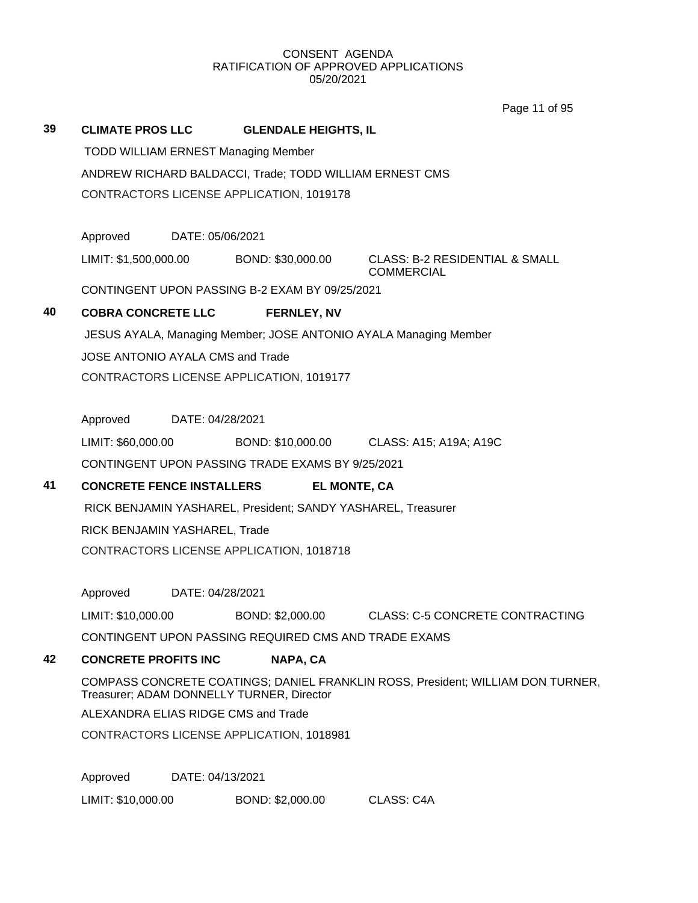CONSENT AGENDA
RATIFICATION OF APPROVED APPLICATIONS
05/20/2021

**39 CLIMATE PROS LLC GLENDALE HEIGHTS, IL**

TODD WILLIAM ERNEST Managing Member

ANDREW RICHARD BALDACCI, Trade; TODD WILLIAM ERNEST CMS

CONTRACTORS LICENSE APPLICATION, 1019178

Approved DATE: 05/06/2021

LIMIT: $1,500,000.00 BOND: $30,000.00 CLASS: B-2 RESIDENTIAL & SMALL COMMERCIAL

CONTINGENT UPON PASSING B-2 EXAM BY 09/25/2021

**40 COBRA CONCRETE LLC FERNLEY, NV**

JESUS AYALA, Managing Member; JOSE ANTONIO AYALA Managing Member

JOSE ANTONIO AYALA CMS and Trade

CONTRACTORS LICENSE APPLICATION, 1019177

Approved DATE: 04/28/2021

LIMIT: $60,000.00 BOND: $10,000.00 CLASS: A15; A19A; A19C

CONTINGENT UPON PASSING TRADE EXAMS BY 9/25/2021

**41 CONCRETE FENCE INSTALLERS EL MONTE, CA**

RICK BENJAMIN YASHAREL, President; SANDY YASHAREL, Treasurer

RICK BENJAMIN YASHAREL, Trade

CONTRACTORS LICENSE APPLICATION, 1018718

Approved DATE: 04/28/2021

LIMIT: $10,000.00 BOND: $2,000.00 CLASS: C-5 CONCRETE CONTRACTING

CONTINGENT UPON PASSING REQUIRED CMS AND TRADE EXAMS

**42 CONCRETE PROFITS INC NAPA, CA**

COMPASS CONCRETE COATINGS; DANIEL FRANKLIN ROSS, President; WILLIAM DON TURNER, Treasurer; ADAM DONNELLY TURNER, Director

ALEXANDRA ELIAS RIDGE CMS and Trade

CONTRACTORS LICENSE APPLICATION, 1018981

Approved DATE: 04/13/2021

LIMIT: $10,000.00 BOND: $2,000.00 CLASS: C4A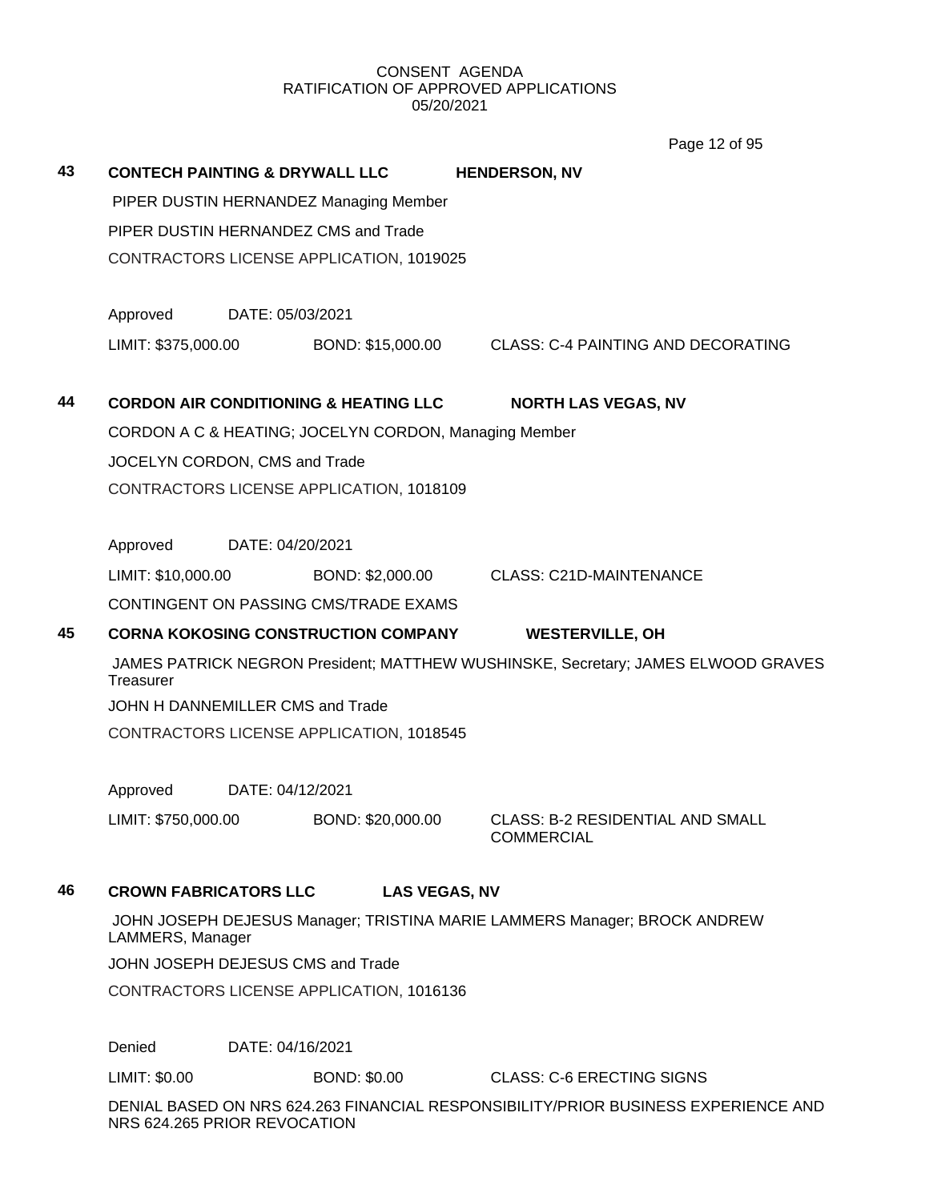CONSENT AGENDA
RATIFICATION OF APPROVED APPLICATIONS
05/20/2021

**43 CONTECH PAINTING & DRYWALL LLC HENDERSON, NV**

PIPER DUSTIN HERNANDEZ Managing Member

PIPER DUSTIN HERNANDEZ CMS and Trade

CONTRACTORS LICENSE APPLICATION, 1019025

Approved DATE: 05/03/2021

LIMIT: $375,000.00 BOND: $15,000.00 CLASS: C-4 PAINTING AND DECORATING

**44 CORDON AIR CONDITIONING & HEATING LLC NORTH LAS VEGAS, NV**

CORDON A C & HEATING; JOCELYN CORDON, Managing Member

JOCELYN CORDON, CMS and Trade

CONTRACTORS LICENSE APPLICATION, 1018109

Approved DATE: 04/20/2021

LIMIT: $10,000.00 BOND: $2,000.00 CLASS: C21D-MAINTENANCE

CONTINGENT ON PASSING CMS/TRADE EXAMS

**45 CORNA KOKOSING CONSTRUCTION COMPANY WESTERVILLE, OH**

JAMES PATRICK NEGRON President; MATTHEW WUSHINSKE, Secretary; JAMES ELWOOD GRAVES Treasurer

JOHN H DANNEMILLER CMS and Trade

CONTRACTORS LICENSE APPLICATION, 1018545

Approved DATE: 04/12/2021

LIMIT: $750,000.00 BOND: $20,000.00 CLASS: B-2 RESIDENTIAL AND SMALL COMMERCIAL

**46 CROWN FABRICATORS LLC LAS VEGAS, NV**

JOHN JOSEPH DEJESUS Manager; TRISTINA MARIE LAMMERS Manager; BROCK ANDREW LAMMERS, Manager

JOHN JOSEPH DEJESUS CMS and Trade

CONTRACTORS LICENSE APPLICATION, 1016136

Denied DATE: 04/16/2021

LIMIT: $0.00 BOND: $0.00 CLASS: C-6 ERECTING SIGNS

DENIAL BASED ON NRS 624.263 FINANCIAL RESPONSIBILITY/PRIOR BUSINESS EXPERIENCE AND NRS 624.265 PRIOR REVOCATION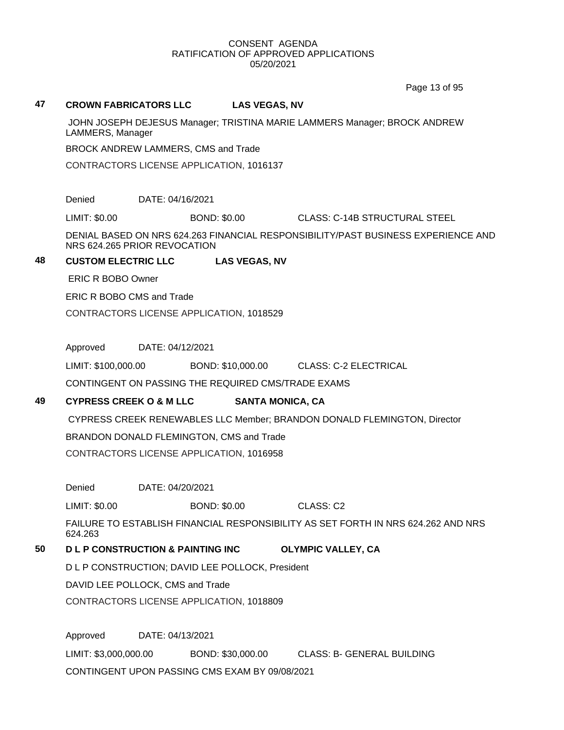CONSENT AGENDA
RATIFICATION OF APPROVED APPLICATIONS
05/20/2021

**47 CROWN FABRICATORS LLC LAS VEGAS, NV**

JOHN JOSEPH DEJESUS Manager; TRISTINA MARIE LAMMERS Manager; BROCK ANDREW LAMMERS, Manager

BROCK ANDREW LAMMERS, CMS and Trade

CONTRACTORS LICENSE APPLICATION, 1016137

Denied DATE: 04/16/2021

LIMIT: $0.00 BOND: $0.00 CLASS: C-14B STRUCTURAL STEEL

DENIAL BASED ON NRS 624.263 FINANCIAL RESPONSIBILITY/PAST BUSINESS EXPERIENCE AND NRS 624.265 PRIOR REVOCATION

**48 CUSTOM ELECTRIC LLC LAS VEGAS, NV**

ERIC R BOBO Owner

ERIC R BOBO CMS and Trade

CONTRACTORS LICENSE APPLICATION, 1018529

Approved DATE: 04/12/2021

LIMIT: $100,000.00 BOND: $10,000.00 CLASS: C-2 ELECTRICAL

CONTINGENT ON PASSING THE REQUIRED CMS/TRADE EXAMS

**49 CYPRESS CREEK O & M LLC SANTA MONICA, CA**

CYPRESS CREEK RENEWABLES LLC Member; BRANDON DONALD FLEMINGTON, Director

BRANDON DONALD FLEMINGTON, CMS and Trade

CONTRACTORS LICENSE APPLICATION, 1016958

Denied DATE: 04/20/2021

LIMIT: $0.00 BOND: $0.00 CLASS: C2

FAILURE TO ESTABLISH FINANCIAL RESPONSIBILITY AS SET FORTH IN NRS 624.262 AND NRS 624.263

**50 D L P CONSTRUCTION & PAINTING INC OLYMPIC VALLEY, CA**

D L P CONSTRUCTION; DAVID LEE POLLOCK, President

DAVID LEE POLLOCK, CMS and Trade

CONTRACTORS LICENSE APPLICATION, 1018809

Approved DATE: 04/13/2021

LIMIT: $3,000,000.00 BOND: $30,000.00 CLASS: B- GENERAL BUILDING

CONTINGENT UPON PASSING CMS EXAM BY 09/08/2021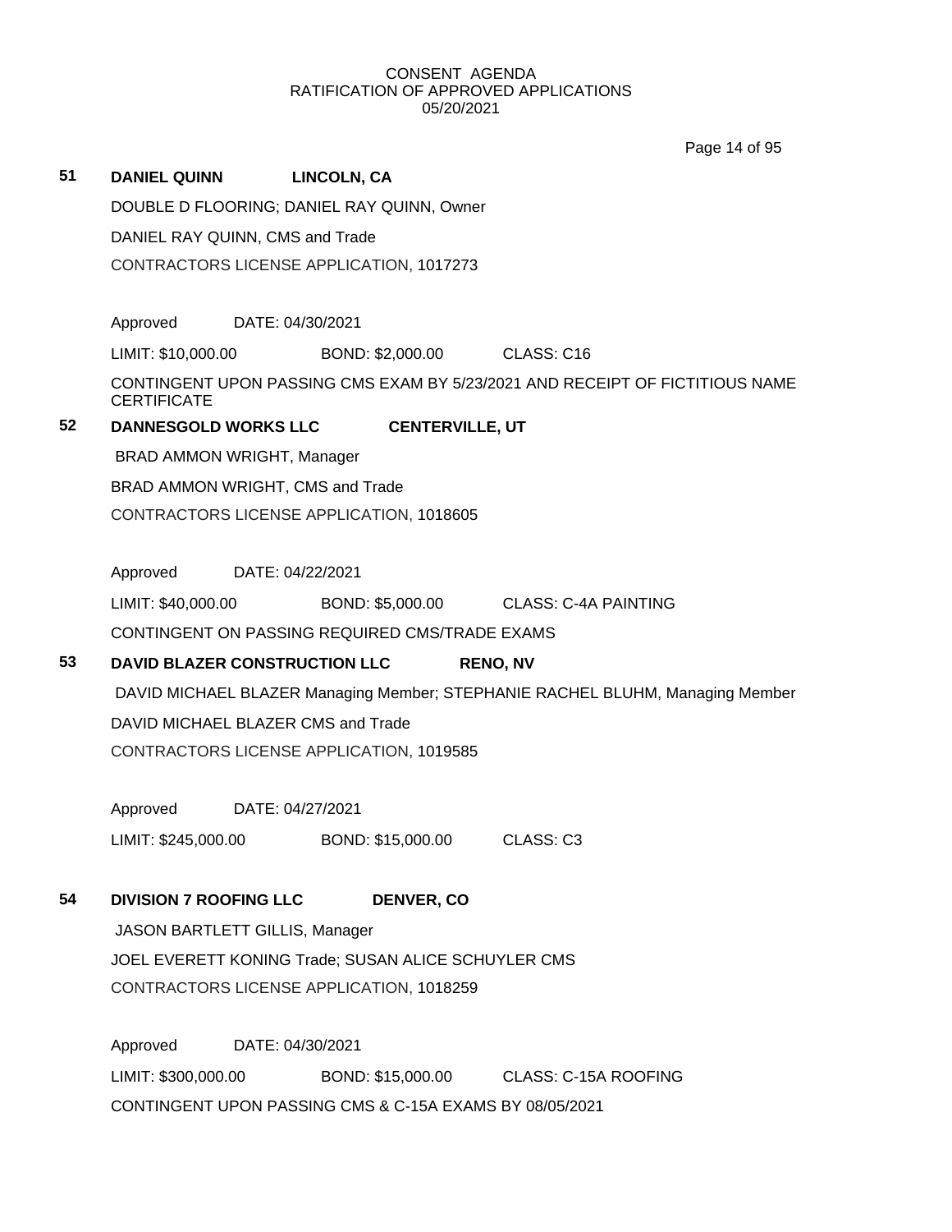CONSENT AGENDA
RATIFICATION OF APPROVED APPLICATIONS
05/20/2021

**51 DANIEL QUINN LINCOLN, CA**

DOUBLE D FLOORING; DANIEL RAY QUINN, Owner

DANIEL RAY QUINN, CMS and Trade

CONTRACTORS LICENSE APPLICATION, 1017273

Approved DATE: 04/30/2021

LIMIT: $10,000.00 BOND: $2,000.00 CLASS: C16

CONTINGENT UPON PASSING CMS EXAM BY 5/23/2021 AND RECEIPT OF FICTITIOUS NAME CERTIFICATE

**52 DANNESGOLD WORKS LLC CENTERVILLE, UT**

BRAD AMMON WRIGHT, Manager

BRAD AMMON WRIGHT, CMS and Trade

CONTRACTORS LICENSE APPLICATION, 1018605

Approved DATE: 04/22/2021

LIMIT: $40,000.00 BOND: $5,000.00 CLASS: C-4A PAINTING

CONTINGENT ON PASSING REQUIRED CMS/TRADE EXAMS

**53 DAVID BLAZER CONSTRUCTION LLC RENO, NV**

DAVID MICHAEL BLAZER Managing Member; STEPHANIE RACHEL BLUHM, Managing Member

DAVID MICHAEL BLAZER CMS and Trade

CONTRACTORS LICENSE APPLICATION, 1019585

Approved DATE: 04/27/2021

LIMIT: $245,000.00 BOND: $15,000.00 CLASS: C3

**54 DIVISION 7 ROOFING LLC DENVER, CO**

JASON BARTLETT GILLIS, Manager

JOEL EVERETT KONING Trade; SUSAN ALICE SCHUYLER CMS

CONTRACTORS LICENSE APPLICATION, 1018259

Approved DATE: 04/30/2021

LIMIT: $300,000.00 BOND: $15,000.00 CLASS: C-15A ROOFING

CONTINGENT UPON PASSING CMS & C-15A EXAMS BY 08/05/2021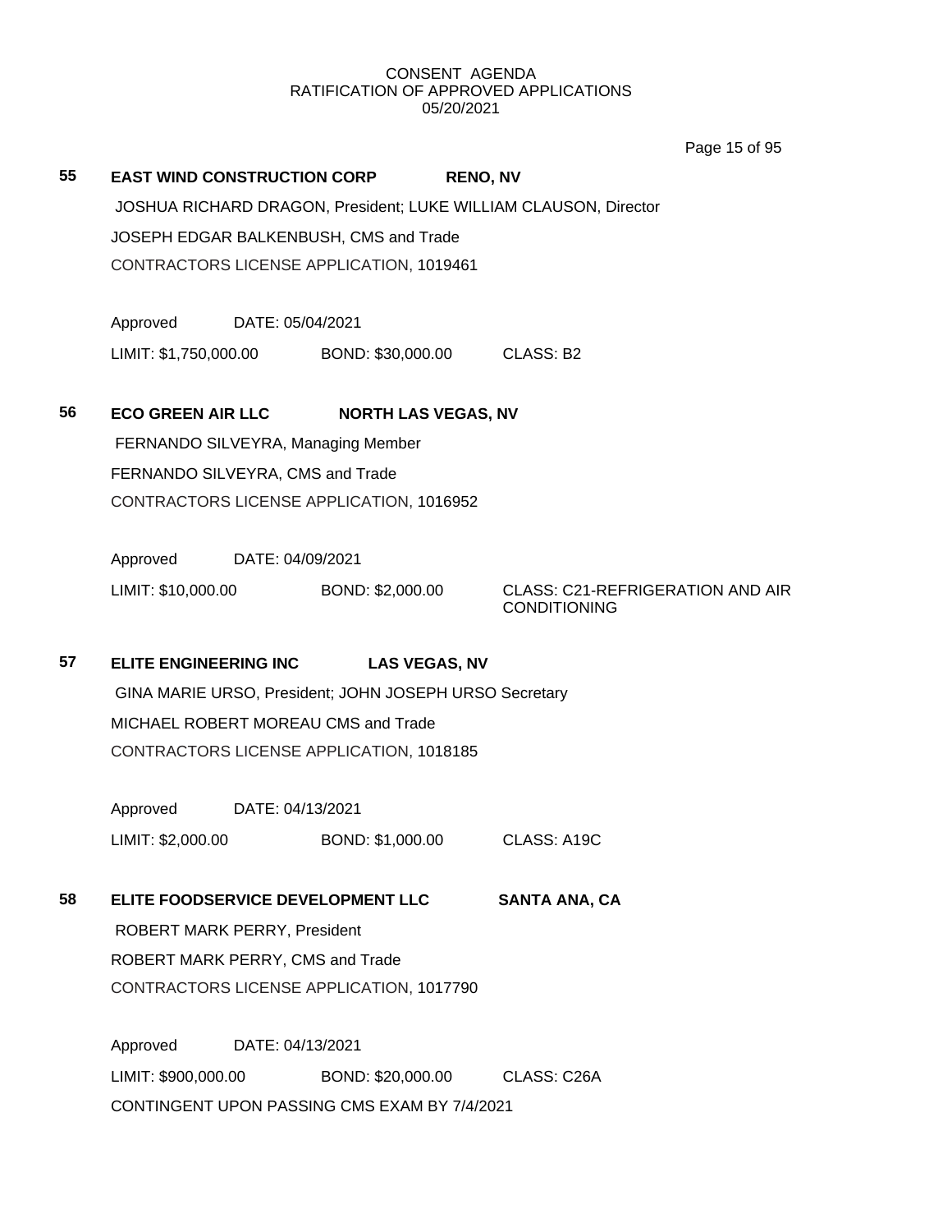CONSENT AGENDA
RATIFICATION OF APPROVED APPLICATIONS
05/20/2021

**55 EAST WIND CONSTRUCTION CORP RENO, NV**

JOSHUA RICHARD DRAGON, President; LUKE WILLIAM CLAUSON, Director

JOSEPH EDGAR BALKENBUSH, CMS and Trade

CONTRACTORS LICENSE APPLICATION, 1019461

Approved DATE: 05/04/2021

LIMIT: $1,750,000.00 BOND: $30,000.00 CLASS: B2

**56 ECO GREEN AIR LLC NORTH LAS VEGAS, NV**

FERNANDO SILVEYRA, Managing Member

FERNANDO SILVEYRA, CMS and Trade

CONTRACTORS LICENSE APPLICATION, 1016952

Approved DATE: 04/09/2021

LIMIT: $10,000.00 BOND: $2,000.00 CLASS: C21-REFRIGERATION AND AIR CONDITIONING

**57 ELITE ENGINEERING INC LAS VEGAS, NV**

GINA MARIE URSO, President; JOHN JOSEPH URSO Secretary

MICHAEL ROBERT MOREAU CMS and Trade

CONTRACTORS LICENSE APPLICATION, 1018185

Approved DATE: 04/13/2021

LIMIT: $2,000.00 BOND: $1,000.00 CLASS: A19C

**58 ELITE FOODSERVICE DEVELOPMENT LLC SANTA ANA, CA**

ROBERT MARK PERRY, President

ROBERT MARK PERRY, CMS and Trade

CONTRACTORS LICENSE APPLICATION, 1017790

Approved DATE: 04/13/2021

LIMIT: $900,000.00 BOND: $20,000.00 CLASS: C26A

CONTINGENT UPON PASSING CMS EXAM BY 7/4/2021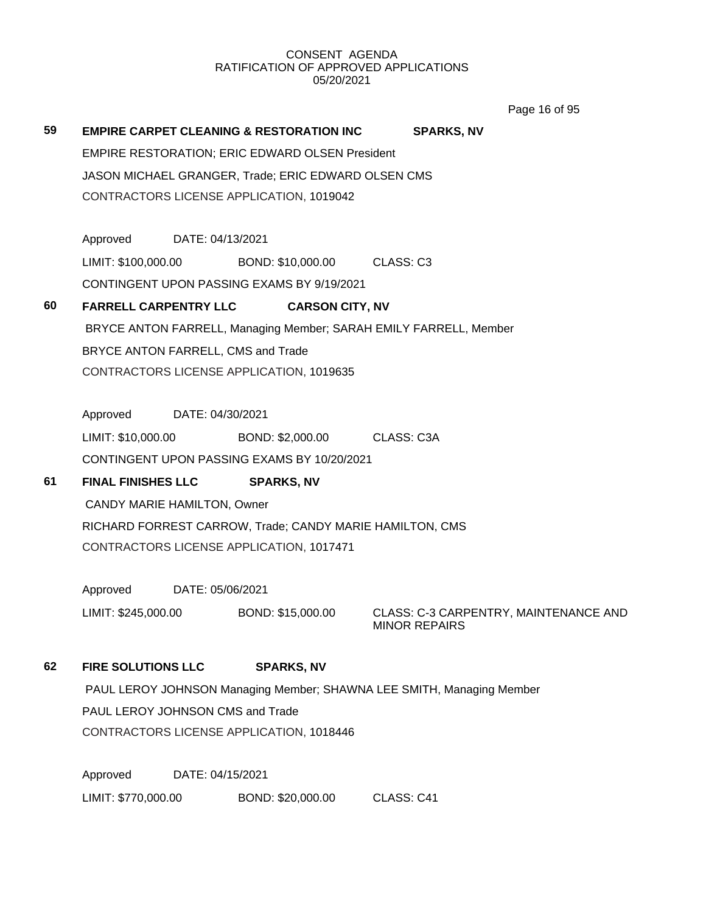CONSENT AGENDA
RATIFICATION OF APPROVED APPLICATIONS
05/20/2021

**59 EMPIRE CARPET CLEANING & RESTORATION INC SPARKS, NV**

EMPIRE RESTORATION; ERIC EDWARD OLSEN President

JASON MICHAEL GRANGER, Trade; ERIC EDWARD OLSEN CMS

CONTRACTORS LICENSE APPLICATION, 1019042

Approved DATE: 04/13/2021

LIMIT: $100,000.00 BOND: $10,000.00 CLASS: C3

CONTINGENT UPON PASSING EXAMS BY 9/19/2021

**60 FARRELL CARPENTRY LLC CARSON CITY, NV**

BRYCE ANTON FARRELL, Managing Member; SARAH EMILY FARRELL, Member

BRYCE ANTON FARRELL, CMS and Trade

CONTRACTORS LICENSE APPLICATION, 1019635

Approved DATE: 04/30/2021

LIMIT: $10,000.00 BOND: $2,000.00 CLASS: C3A

CONTINGENT UPON PASSING EXAMS BY 10/20/2021

**61 FINAL FINISHES LLC SPARKS, NV**

CANDY MARIE HAMILTON, Owner

RICHARD FORREST CARROW, Trade; CANDY MARIE HAMILTON, CMS

CONTRACTORS LICENSE APPLICATION, 1017471

Approved DATE: 05/06/2021

LIMIT: $245,000.00 BOND: $15,000.00 CLASS: C-3 CARPENTRY, MAINTENANCE AND MINOR REPAIRS

**62 FIRE SOLUTIONS LLC SPARKS, NV**

PAUL LEROY JOHNSON Managing Member; SHAWNA LEE SMITH, Managing Member

PAUL LEROY JOHNSON CMS and Trade

CONTRACTORS LICENSE APPLICATION, 1018446

Approved DATE: 04/15/2021

LIMIT: $770,000.00 BOND: $20,000.00 CLASS: C41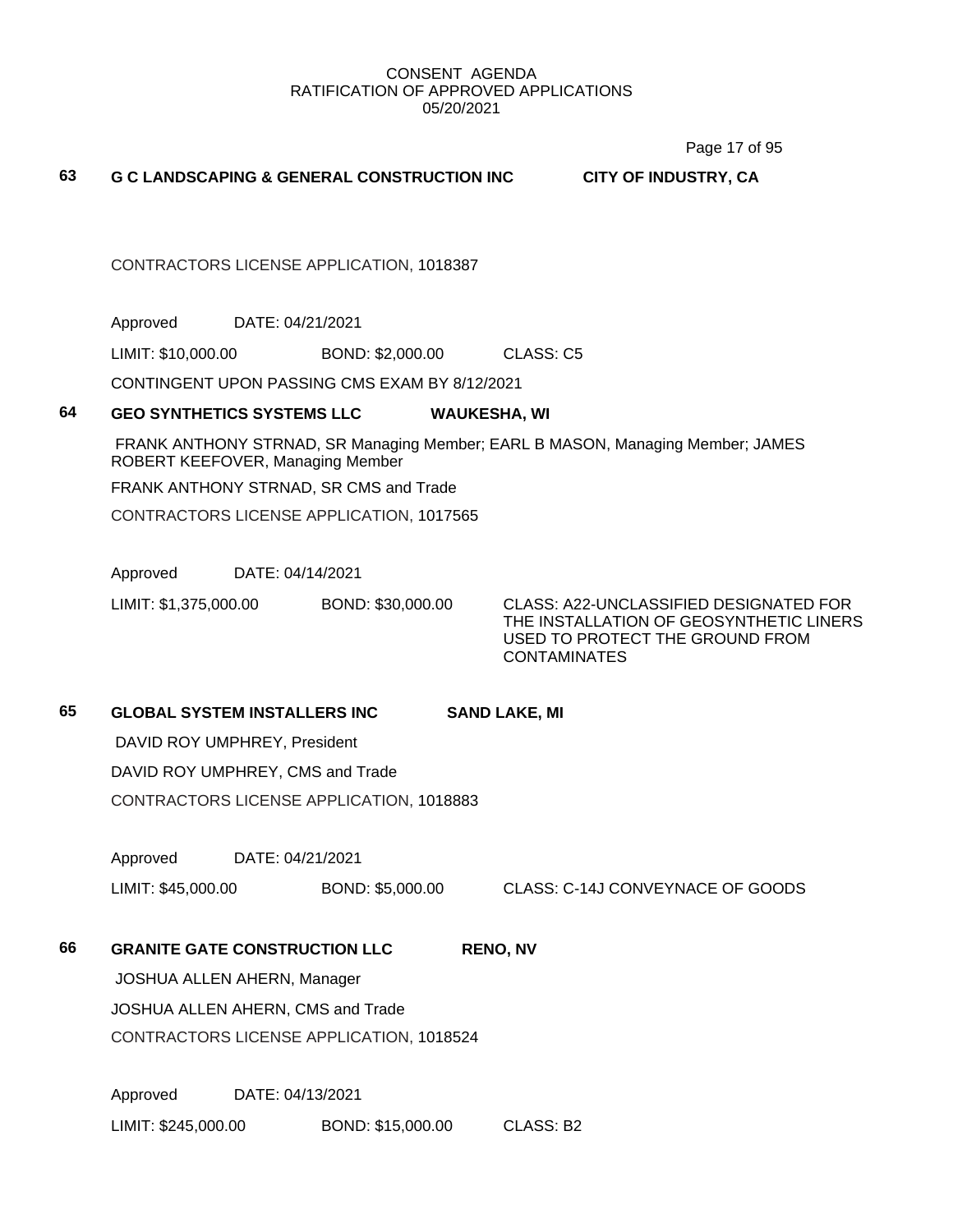CONSENT AGENDA
RATIFICATION OF APPROVED APPLICATIONS
05/20/2021

**63 G C LANDSCAPING & GENERAL CONSTRUCTION INC CITY OF INDUSTRY, CA**

CONTRACTORS LICENSE APPLICATION, 1018387

Approved DATE: 04/21/2021

LIMIT: $10,000.00 BOND: $2,000.00 CLASS: C5

CONTINGENT UPON PASSING CMS EXAM BY 8/12/2021

**64 GEO SYNTHETICS SYSTEMS LLC WAUKESHA, WI**

FRANK ANTHONY STRNAD, SR Managing Member; EARL B MASON, Managing Member; JAMES ROBERT KEEFOVER, Managing Member

FRANK ANTHONY STRNAD, SR CMS and Trade

CONTRACTORS LICENSE APPLICATION, 1017565

Approved DATE: 04/14/2021

LIMIT: $1,375,000.00 BOND: $30,000.00 CLASS: A22-UNCLASSIFIED DESIGNATED FOR THE INSTALLATION OF GEOSYNTHETIC LINERS USED TO PROTECT THE GROUND FROM CONTAMINATES

**65 GLOBAL SYSTEM INSTALLERS INC SAND LAKE, MI**

DAVID ROY UMPHREY, President

DAVID ROY UMPHREY, CMS and Trade

CONTRACTORS LICENSE APPLICATION, 1018883

Approved DATE: 04/21/2021

LIMIT: $45,000.00 BOND: $5,000.00 CLASS: C-14J CONVEYNACE OF GOODS

**66 GRANITE GATE CONSTRUCTION LLC RENO, NV**

JOSHUA ALLEN AHERN, Manager

JOSHUA ALLEN AHERN, CMS and Trade

CONTRACTORS LICENSE APPLICATION, 1018524

Approved DATE: 04/13/2021

LIMIT: $245,000.00 BOND: $15,000.00 CLASS: B2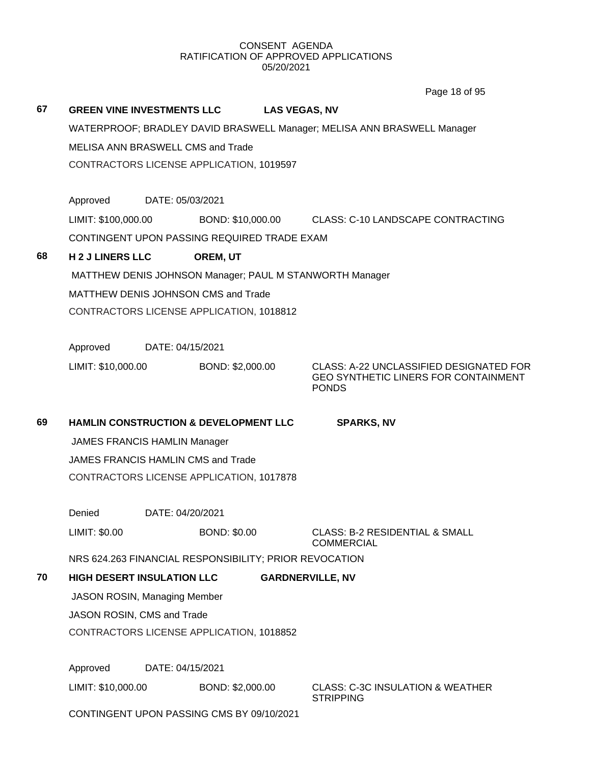CONSENT AGENDA
RATIFICATION OF APPROVED APPLICATIONS
05/20/2021

**67 GREEN VINE INVESTMENTS LLC — LAS VEGAS, NV**

WATERPROOF; BRADLEY DAVID BRASWELL Manager; MELISA ANN BRASWELL Manager

MELISA ANN BRASWELL CMS and Trade

CONTRACTORS LICENSE APPLICATION, 1019597

Approved DATE: 05/03/2021

LIMIT: $100,000.00 BOND: $10,000.00 CLASS: C-10 LANDSCAPE CONTRACTING

CONTINGENT UPON PASSING REQUIRED TRADE EXAM

**68 H 2 J LINERS LLC — OREM, UT**

MATTHEW DENIS JOHNSON Manager; PAUL M STANWORTH Manager

MATTHEW DENIS JOHNSON CMS and Trade

CONTRACTORS LICENSE APPLICATION, 1018812

Approved DATE: 04/15/2021

LIMIT: $10,000.00 BOND: $2,000.00 CLASS: A-22 UNCLASSIFIED DESIGNATED FOR GEO SYNTHETIC LINERS FOR CONTAINMENT PONDS

**69 HAMLIN CONSTRUCTION & DEVELOPMENT LLC — SPARKS, NV**

JAMES FRANCIS HAMLIN Manager

JAMES FRANCIS HAMLIN CMS and Trade

CONTRACTORS LICENSE APPLICATION, 1017878

Denied DATE: 04/20/2021

LIMIT: $0.00 BOND: $0.00 CLASS: B-2 RESIDENTIAL & SMALL COMMERCIAL

NRS 624.263 FINANCIAL RESPONSIBILITY; PRIOR REVOCATION

**70 HIGH DESERT INSULATION LLC — GARDNERVILLE, NV**

JASON ROSIN, Managing Member

JASON ROSIN, CMS and Trade

CONTRACTORS LICENSE APPLICATION, 1018852

Approved DATE: 04/15/2021

LIMIT: $10,000.00 BOND: $2,000.00 CLASS: C-3C INSULATION & WEATHER STRIPPING

CONTINGENT UPON PASSING CMS BY 09/10/2021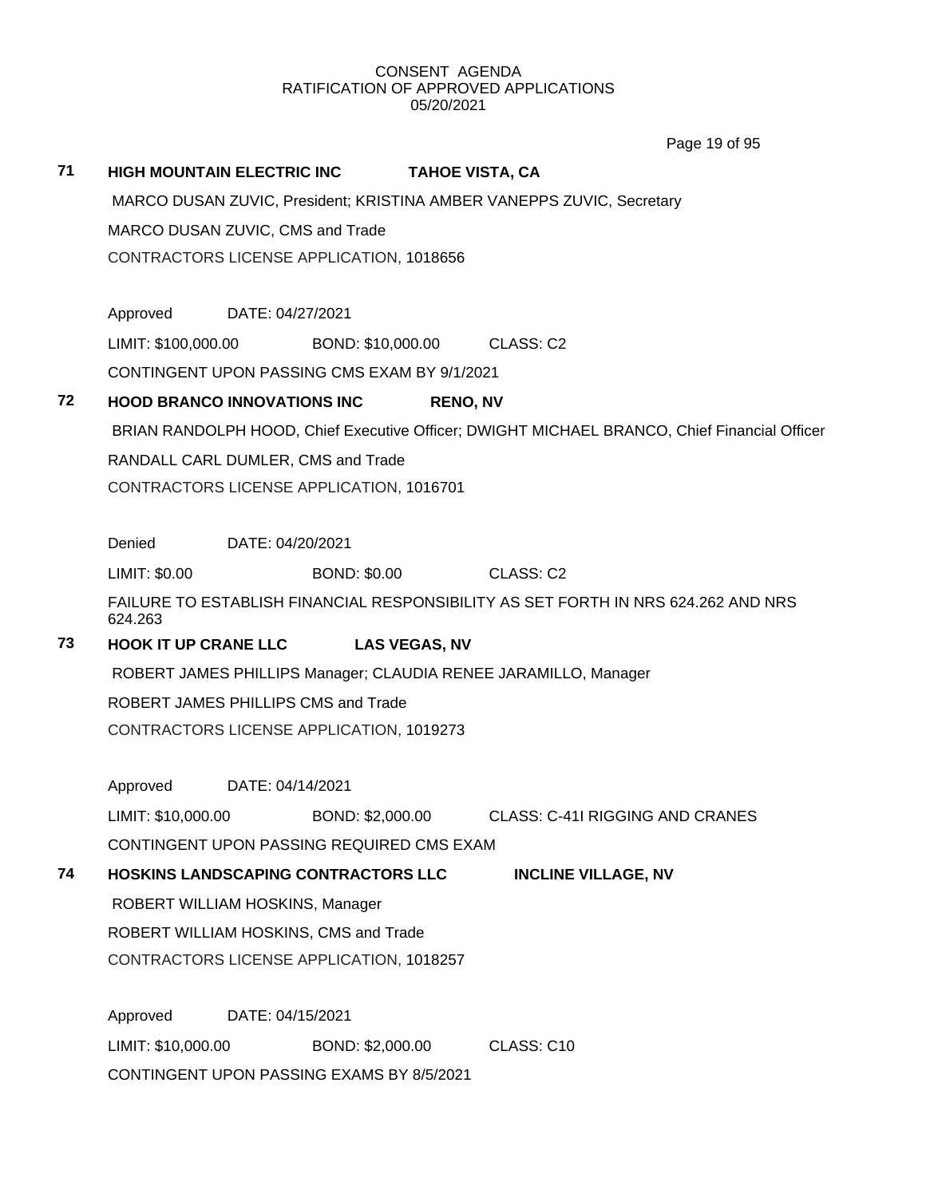CONSENT AGENDA
RATIFICATION OF APPROVED APPLICATIONS
05/20/2021

**71 HIGH MOUNTAIN ELECTRIC INC TAHOE VISTA, CA**

MARCO DUSAN ZUVIC, President; KRISTINA AMBER VANEPPS ZUVIC, Secretary

MARCO DUSAN ZUVIC, CMS and Trade

CONTRACTORS LICENSE APPLICATION, 1018656

Approved DATE: 04/27/2021

LIMIT: $100,000.00 BOND: $10,000.00 CLASS: C2

CONTINGENT UPON PASSING CMS EXAM BY 9/1/2021

**72 HOOD BRANCO INNOVATIONS INC RENO, NV**

BRIAN RANDOLPH HOOD, Chief Executive Officer; DWIGHT MICHAEL BRANCO, Chief Financial Officer

RANDALL CARL DUMLER, CMS and Trade

CONTRACTORS LICENSE APPLICATION, 1016701

Denied DATE: 04/20/2021

LIMIT: $0.00 BOND: $0.00 CLASS: C2

FAILURE TO ESTABLISH FINANCIAL RESPONSIBILITY AS SET FORTH IN NRS 624.262 AND NRS 624.263

**73 HOOK IT UP CRANE LLC LAS VEGAS, NV**

ROBERT JAMES PHILLIPS Manager; CLAUDIA RENEE JARAMILLO, Manager

ROBERT JAMES PHILLIPS CMS and Trade

CONTRACTORS LICENSE APPLICATION, 1019273

Approved DATE: 04/14/2021

LIMIT: $10,000.00 BOND: $2,000.00 CLASS: C-41I RIGGING AND CRANES

CONTINGENT UPON PASSING REQUIRED CMS EXAM

**74 HOSKINS LANDSCAPING CONTRACTORS LLC INCLINE VILLAGE, NV**

ROBERT WILLIAM HOSKINS, Manager

ROBERT WILLIAM HOSKINS, CMS and Trade

CONTRACTORS LICENSE APPLICATION, 1018257

Approved DATE: 04/15/2021

LIMIT: $10,000.00 BOND: $2,000.00 CLASS: C10

CONTINGENT UPON PASSING EXAMS BY 8/5/2021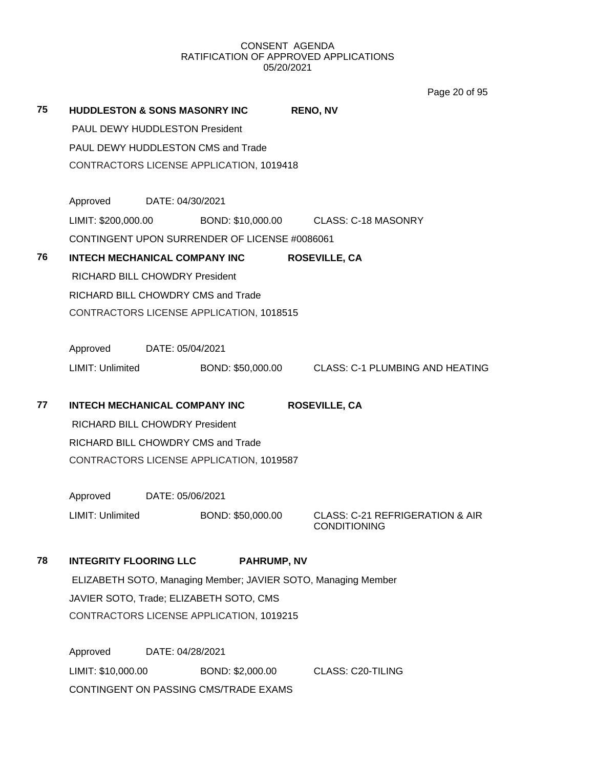CONSENT AGENDA
RATIFICATION OF APPROVED APPLICATIONS
05/20/2021

**75** **HUDDLESTON & SONS MASONRY INC** **RENO, NV**

PAUL DEWY HUDDLESTON President

PAUL DEWY HUDDLESTON CMS and Trade

CONTRACTORS LICENSE APPLICATION, 1019418

Approved DATE: 04/30/2021

LIMIT: $200,000.00 BOND: $10,000.00 CLASS: C-18 MASONRY

CONTINGENT UPON SURRENDER OF LICENSE #0086061

**76** **INTECH MECHANICAL COMPANY INC** **ROSEVILLE, CA**

RICHARD BILL CHOWDRY President

RICHARD BILL CHOWDRY CMS and Trade

CONTRACTORS LICENSE APPLICATION, 1018515

Approved DATE: 05/04/2021

LIMIT: Unlimited BOND: $50,000.00 CLASS: C-1 PLUMBING AND HEATING

**77** **INTECH MECHANICAL COMPANY INC** **ROSEVILLE, CA**

RICHARD BILL CHOWDRY President

RICHARD BILL CHOWDRY CMS and Trade

CONTRACTORS LICENSE APPLICATION, 1019587

Approved DATE: 05/06/2021

LIMIT: Unlimited BOND: $50,000.00 CLASS: C-21 REFRIGERATION & AIR CONDITIONING

**78** **INTEGRITY FLOORING LLC** **PAHRUMP, NV**

ELIZABETH SOTO, Managing Member; JAVIER SOTO, Managing Member

JAVIER SOTO, Trade; ELIZABETH SOTO, CMS

CONTRACTORS LICENSE APPLICATION, 1019215

Approved DATE: 04/28/2021

LIMIT: $10,000.00 BOND: $2,000.00 CLASS: C20-TILING

CONTINGENT ON PASSING CMS/TRADE EXAMS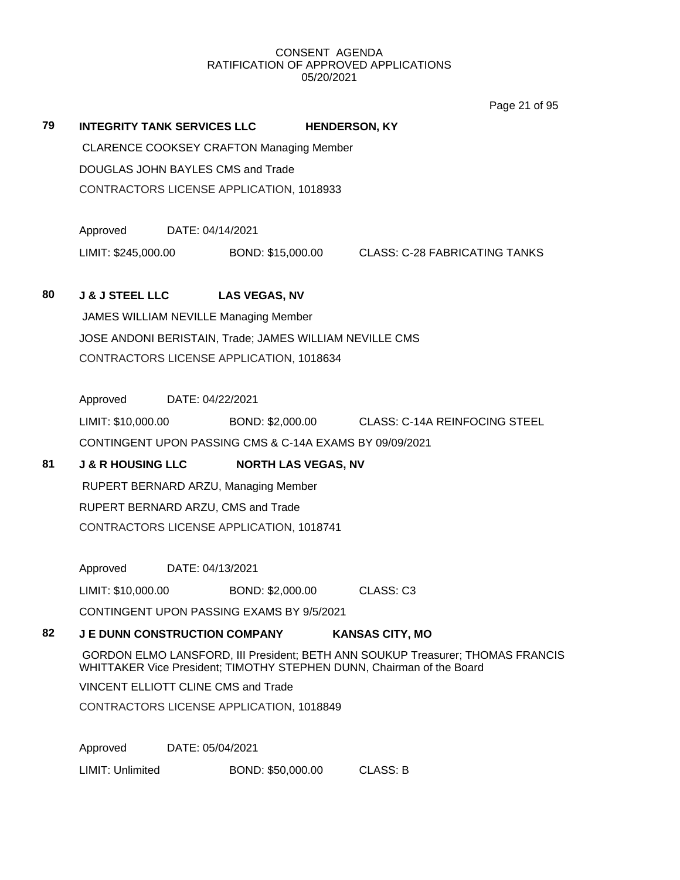CONSENT AGENDA
RATIFICATION OF APPROVED APPLICATIONS
05/20/2021

**79 INTEGRITY TANK SERVICES LLC HENDERSON, KY**

CLARENCE COOKSEY CRAFTON Managing Member

DOUGLAS JOHN BAYLES CMS and Trade

CONTRACTORS LICENSE APPLICATION, 1018933

Approved DATE: 04/14/2021

LIMIT: $245,000.00 BOND: $15,000.00 CLASS: C-28 FABRICATING TANKS

**80 J & J STEEL LLC LAS VEGAS, NV**

JAMES WILLIAM NEVILLE Managing Member

JOSE ANDONI BERISTAIN, Trade; JAMES WILLIAM NEVILLE CMS

CONTRACTORS LICENSE APPLICATION, 1018634

Approved DATE: 04/22/2021

LIMIT: $10,000.00 BOND: $2,000.00 CLASS: C-14A REINFOCING STEEL

CONTINGENT UPON PASSING CMS & C-14A EXAMS BY 09/09/2021

**81 J & R HOUSING LLC NORTH LAS VEGAS, NV**

RUPERT BERNARD ARZU, Managing Member

RUPERT BERNARD ARZU, CMS and Trade

CONTRACTORS LICENSE APPLICATION, 1018741

Approved DATE: 04/13/2021

LIMIT: $10,000.00 BOND: $2,000.00 CLASS: C3

CONTINGENT UPON PASSING EXAMS BY 9/5/2021

**82 J E DUNN CONSTRUCTION COMPANY KANSAS CITY, MO**

GORDON ELMO LANSFORD, III President; BETH ANN SOUKUP Treasurer; THOMAS FRANCIS WHITTAKER Vice President; TIMOTHY STEPHEN DUNN, Chairman of the Board

VINCENT ELLIOTT CLINE CMS and Trade

CONTRACTORS LICENSE APPLICATION, 1018849

Approved DATE: 05/04/2021

LIMIT: Unlimited BOND: $50,000.00 CLASS: B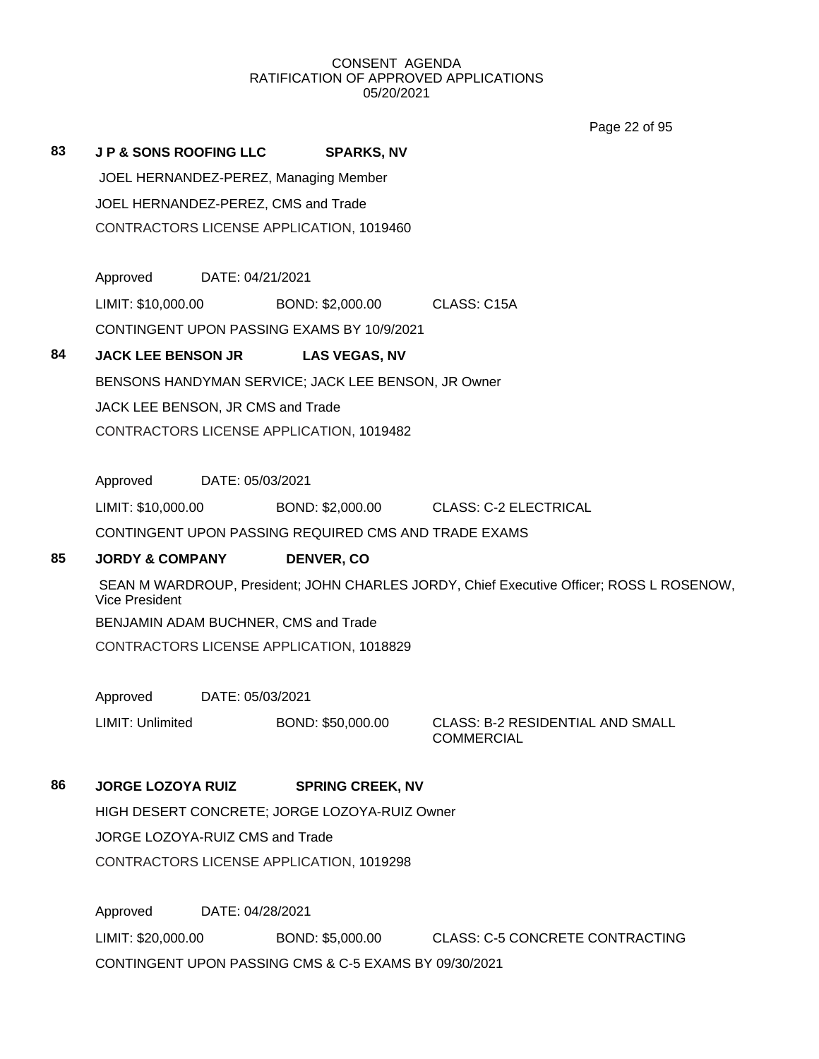CONSENT AGENDA
RATIFICATION OF APPROVED APPLICATIONS
05/20/2021

**83 J P & SONS ROOFING LLC SPARKS, NV**

JOEL HERNANDEZ-PEREZ, Managing Member

JOEL HERNANDEZ-PEREZ, CMS and Trade

CONTRACTORS LICENSE APPLICATION, 1019460

Approved DATE: 04/21/2021

LIMIT: $10,000.00 BOND: $2,000.00 CLASS: C15A

CONTINGENT UPON PASSING EXAMS BY 10/9/2021

**84 JACK LEE BENSON JR LAS VEGAS, NV**

BENSONS HANDYMAN SERVICE; JACK LEE BENSON, JR Owner

JACK LEE BENSON, JR CMS and Trade

CONTRACTORS LICENSE APPLICATION, 1019482

Approved DATE: 05/03/2021

LIMIT: $10,000.00 BOND: $2,000.00 CLASS: C-2 ELECTRICAL

CONTINGENT UPON PASSING REQUIRED CMS AND TRADE EXAMS

**85 JORDY & COMPANY DENVER, CO**

SEAN M WARDROUP, President; JOHN CHARLES JORDY, Chief Executive Officer; ROSS L ROSENOW, Vice President

BENJAMIN ADAM BUCHNER, CMS and Trade

CONTRACTORS LICENSE APPLICATION, 1018829

Approved DATE: 05/03/2021

LIMIT: Unlimited BOND: $50,000.00 CLASS: B-2 RESIDENTIAL AND SMALL COMMERCIAL

**86 JORGE LOZOYA RUIZ SPRING CREEK, NV**

HIGH DESERT CONCRETE; JORGE LOZOYA-RUIZ Owner

JORGE LOZOYA-RUIZ CMS and Trade

CONTRACTORS LICENSE APPLICATION, 1019298

Approved DATE: 04/28/2021

LIMIT: $20,000.00 BOND: $5,000.00 CLASS: C-5 CONCRETE CONTRACTING

CONTINGENT UPON PASSING CMS & C-5 EXAMS BY 09/30/2021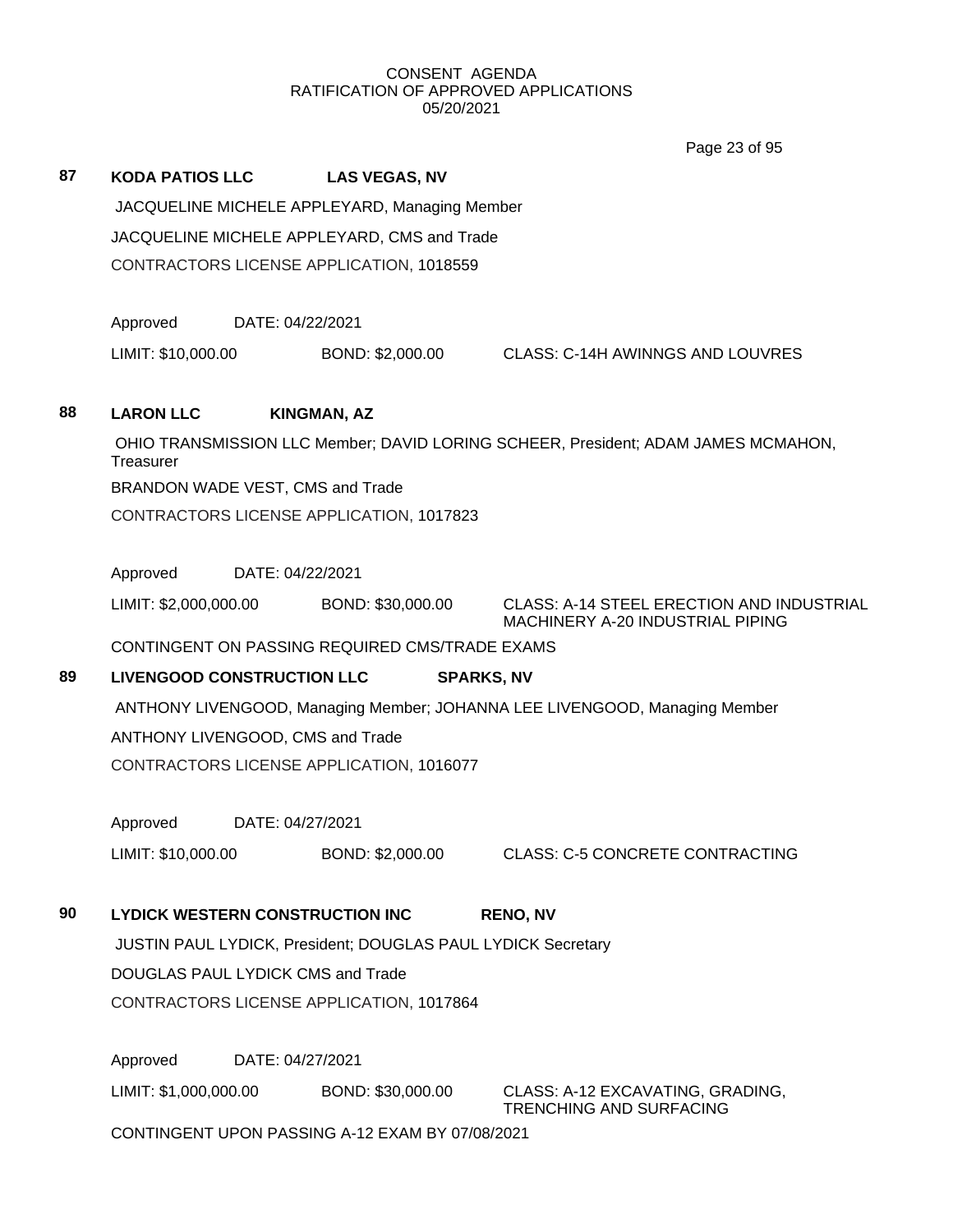CONSENT AGENDA
RATIFICATION OF APPROVED APPLICATIONS
05/20/2021

**87 KODA PATIOS LLC LAS VEGAS, NV**

JACQUELINE MICHELE APPLEYARD, Managing Member

JACQUELINE MICHELE APPLEYARD, CMS and Trade

CONTRACTORS LICENSE APPLICATION, 1018559

Approved DATE: 04/22/2021

LIMIT: $10,000.00 BOND: $2,000.00 CLASS: C-14H AWINNGS AND LOUVRES

**88 LARON LLC KINGMAN, AZ**

OHIO TRANSMISSION LLC Member; DAVID LORING SCHEER, President; ADAM JAMES MCMAHON, Treasurer

BRANDON WADE VEST, CMS and Trade

CONTRACTORS LICENSE APPLICATION, 1017823

Approved DATE: 04/22/2021

LIMIT: $2,000,000.00 BOND: $30,000.00 CLASS: A-14 STEEL ERECTION AND INDUSTRIAL MACHINERY A-20 INDUSTRIAL PIPING

CONTINGENT ON PASSING REQUIRED CMS/TRADE EXAMS

**89 LIVENGOOD CONSTRUCTION LLC SPARKS, NV**

ANTHONY LIVENGOOD, Managing Member; JOHANNA LEE LIVENGOOD, Managing Member

ANTHONY LIVENGOOD, CMS and Trade

CONTRACTORS LICENSE APPLICATION, 1016077

Approved DATE: 04/27/2021

LIMIT: $10,000.00 BOND: $2,000.00 CLASS: C-5 CONCRETE CONTRACTING

**90 LYDICK WESTERN CONSTRUCTION INC RENO, NV**

JUSTIN PAUL LYDICK, President; DOUGLAS PAUL LYDICK Secretary

DOUGLAS PAUL LYDICK CMS and Trade

CONTRACTORS LICENSE APPLICATION, 1017864

Approved DATE: 04/27/2021

LIMIT: $1,000,000.00 BOND: $30,000.00 CLASS: A-12 EXCAVATING, GRADING, TRENCHING AND SURFACING

CONTINGENT UPON PASSING A-12 EXAM BY 07/08/2021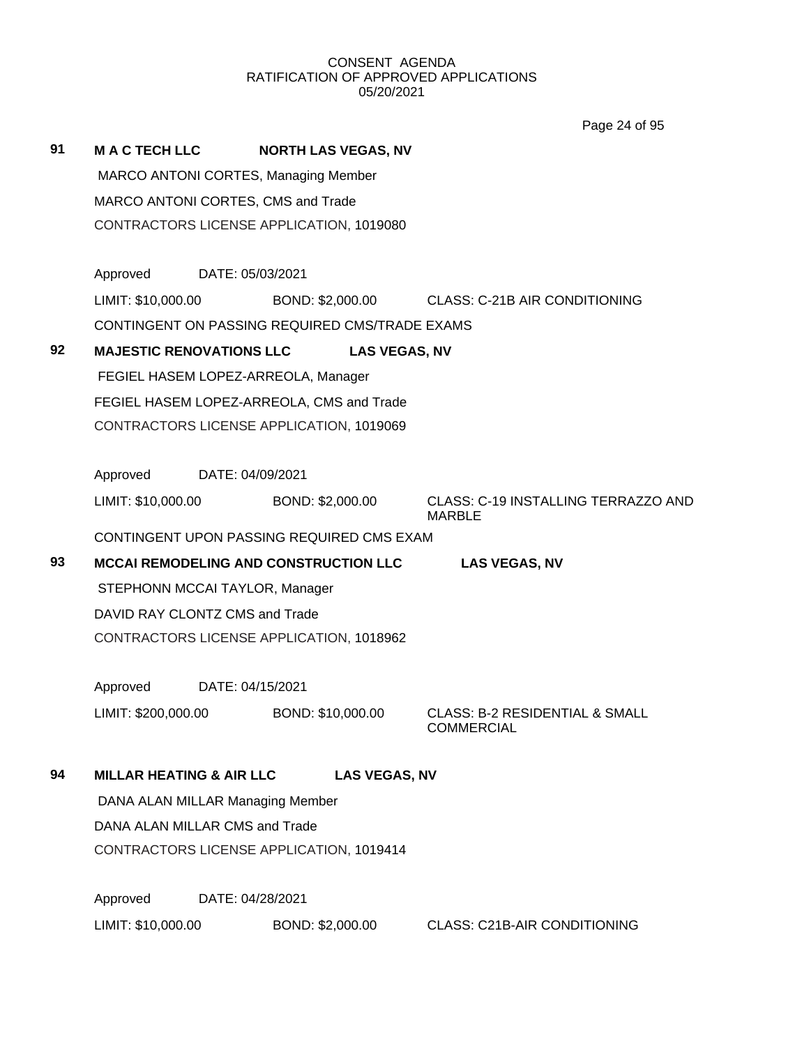CONSENT AGENDA
RATIFICATION OF APPROVED APPLICATIONS
05/20/2021

**91** **M A C TECH LLC** **NORTH LAS VEGAS, NV**

MARCO ANTONI CORTES, Managing Member

MARCO ANTONI CORTES, CMS and Trade

CONTRACTORS LICENSE APPLICATION, 1019080

Approved DATE: 05/03/2021

LIMIT: $10,000.00 BOND: $2,000.00 CLASS: C-21B AIR CONDITIONING

CONTINGENT ON PASSING REQUIRED CMS/TRADE EXAMS

**92** **MAJESTIC RENOVATIONS LLC** **LAS VEGAS, NV**

FEGIEL HASEM LOPEZ-ARREOLA, Manager

FEGIEL HASEM LOPEZ-ARREOLA, CMS and Trade

CONTRACTORS LICENSE APPLICATION, 1019069

Approved DATE: 04/09/2021

LIMIT: $10,000.00 BOND: $2,000.00 CLASS: C-19 INSTALLING TERRAZZO AND MARBLE

CONTINGENT UPON PASSING REQUIRED CMS EXAM

**93** **MCCAI REMODELING AND CONSTRUCTION LLC** **LAS VEGAS, NV**

STEPHONN MCCAI TAYLOR, Manager

DAVID RAY CLONTZ CMS and Trade

CONTRACTORS LICENSE APPLICATION, 1018962

Approved DATE: 04/15/2021

LIMIT: $200,000.00 BOND: $10,000.00 CLASS: B-2 RESIDENTIAL & SMALL COMMERCIAL

**94** **MILLAR HEATING & AIR LLC** **LAS VEGAS, NV**

DANA ALAN MILLAR Managing Member

DANA ALAN MILLAR CMS and Trade

CONTRACTORS LICENSE APPLICATION, 1019414

Approved DATE: 04/28/2021

LIMIT: $10,000.00 BOND: $2,000.00 CLASS: C21B-AIR CONDITIONING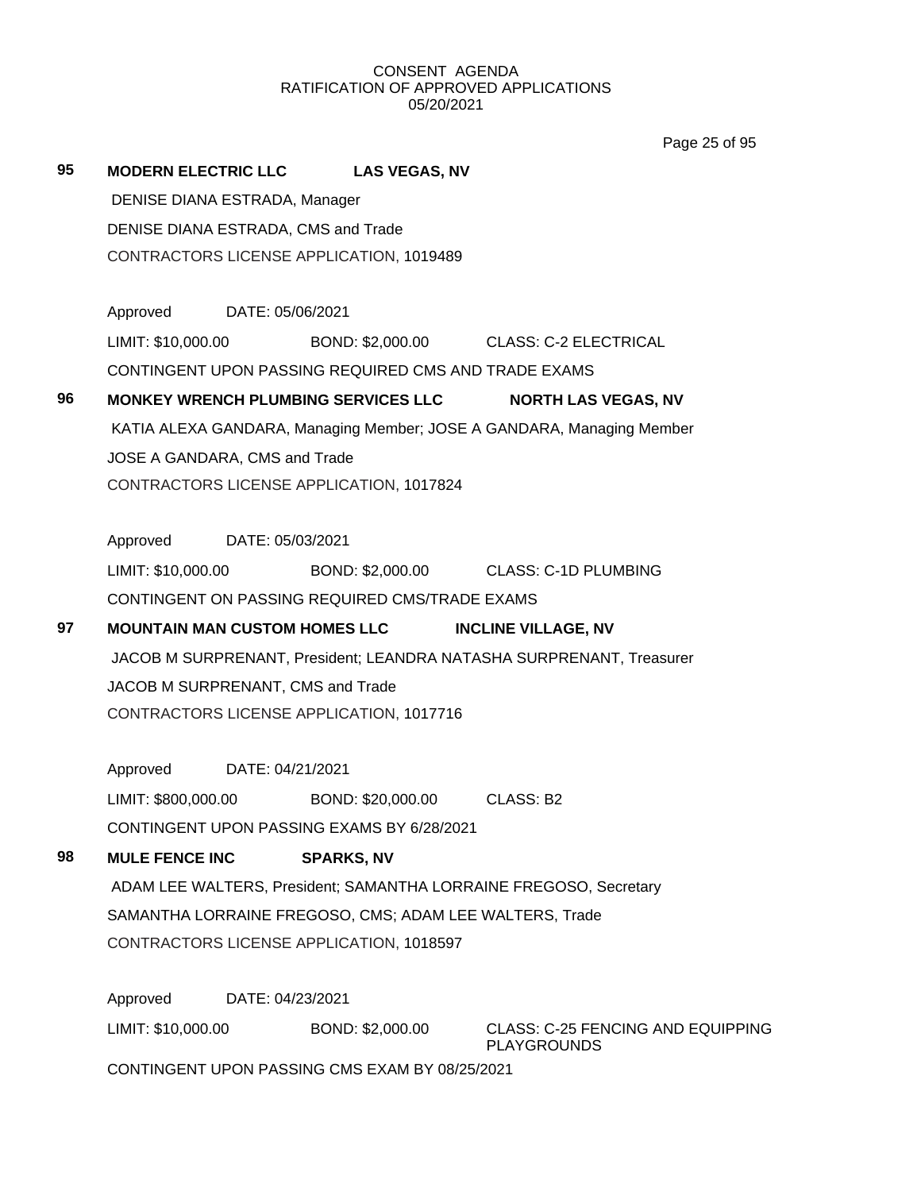CONSENT AGENDA
RATIFICATION OF APPROVED APPLICATIONS
05/20/2021

**95** **MODERN ELECTRIC LLC** **LAS VEGAS, NV**

DENISE DIANA ESTRADA, Manager

DENISE DIANA ESTRADA, CMS and Trade

CONTRACTORS LICENSE APPLICATION, 1019489

Approved DATE: 05/06/2021

LIMIT: $10,000.00 BOND: $2,000.00 CLASS: C-2 ELECTRICAL

CONTINGENT UPON PASSING REQUIRED CMS AND TRADE EXAMS

**96** **MONKEY WRENCH PLUMBING SERVICES LLC** **NORTH LAS VEGAS, NV**

KATIA ALEXA GANDARA, Managing Member; JOSE A GANDARA, Managing Member

JOSE A GANDARA, CMS and Trade

CONTRACTORS LICENSE APPLICATION, 1017824

Approved DATE: 05/03/2021

LIMIT: $10,000.00 BOND: $2,000.00 CLASS: C-1D PLUMBING

CONTINGENT ON PASSING REQUIRED CMS/TRADE EXAMS

**97** **MOUNTAIN MAN CUSTOM HOMES LLC** **INCLINE VILLAGE, NV**

JACOB M SURPRENANT, President; LEANDRA NATASHA SURPRENANT, Treasurer

JACOB M SURPRENANT, CMS and Trade

CONTRACTORS LICENSE APPLICATION, 1017716

Approved DATE: 04/21/2021

LIMIT: $800,000.00 BOND: $20,000.00 CLASS: B2

CONTINGENT UPON PASSING EXAMS BY 6/28/2021

**98** **MULE FENCE INC** **SPARKS, NV**

ADAM LEE WALTERS, President; SAMANTHA LORRAINE FREGOSO, Secretary

SAMANTHA LORRAINE FREGOSO, CMS; ADAM LEE WALTERS, Trade

CONTRACTORS LICENSE APPLICATION, 1018597

Approved DATE: 04/23/2021

LIMIT: $10,000.00 BOND: $2,000.00 CLASS: C-25 FENCING AND EQUIPPING PLAYGROUNDS

CONTINGENT UPON PASSING CMS EXAM BY 08/25/2021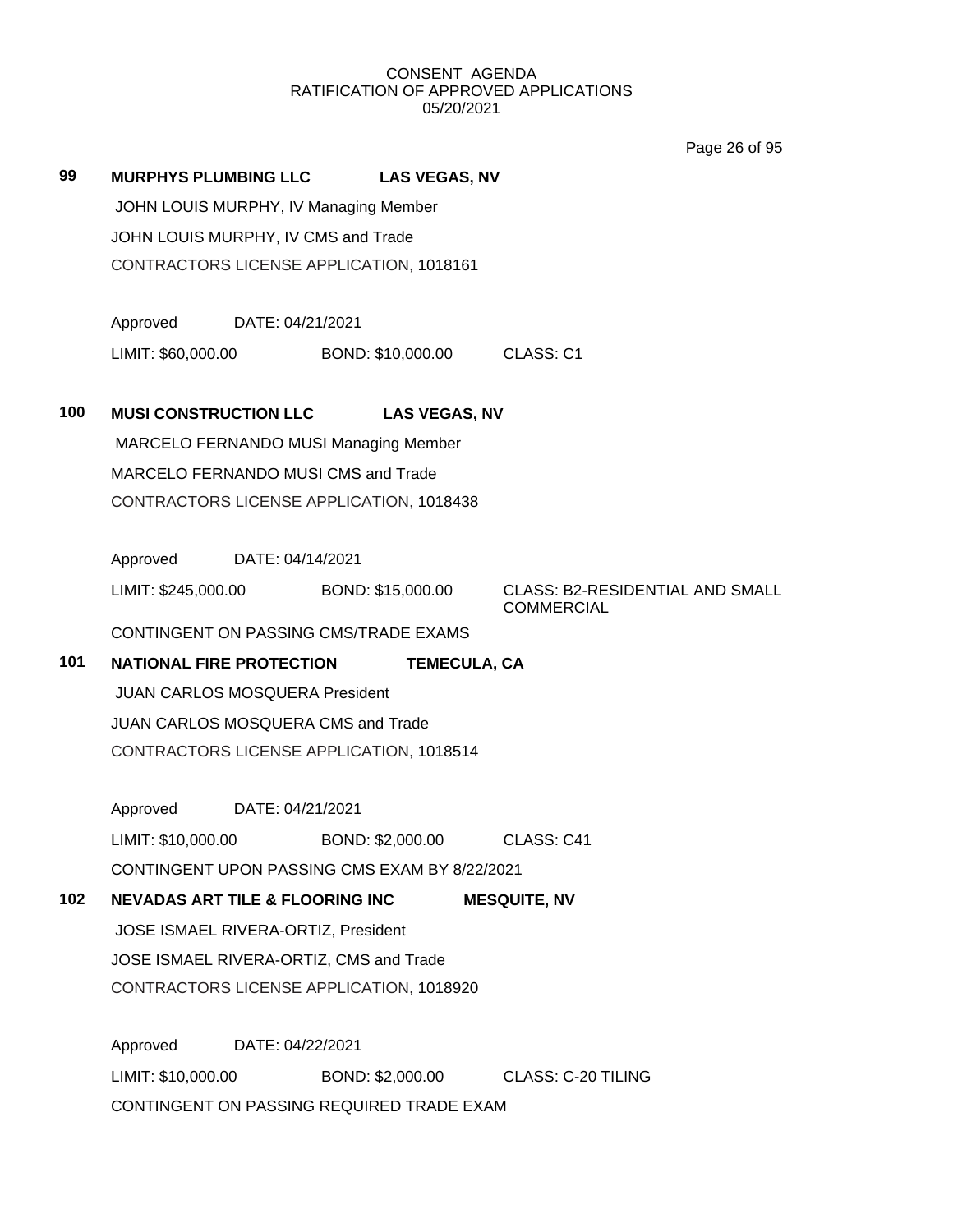CONSENT AGENDA
RATIFICATION OF APPROVED APPLICATIONS
05/20/2021

**99 MURPHYS PLUMBING LLC LAS VEGAS, NV**

JOHN LOUIS MURPHY, IV Managing Member
JOHN LOUIS MURPHY, IV CMS and Trade
CONTRACTORS LICENSE APPLICATION, 1018161

Approved DATE: 04/21/2021
LIMIT: $60,000.00 BOND: $10,000.00 CLASS: C1

**100 MUSI CONSTRUCTION LLC LAS VEGAS, NV**

MARCELO FERNANDO MUSI Managing Member
MARCELO FERNANDO MUSI CMS and Trade
CONTRACTORS LICENSE APPLICATION, 1018438

Approved DATE: 04/14/2021
LIMIT: $245,000.00 BOND: $15,000.00 CLASS: B2-RESIDENTIAL AND SMALL COMMERCIAL
CONTINGENT ON PASSING CMS/TRADE EXAMS

**101 NATIONAL FIRE PROTECTION TEMECULA, CA**

JUAN CARLOS MOSQUERA President
JUAN CARLOS MOSQUERA CMS and Trade
CONTRACTORS LICENSE APPLICATION, 1018514

Approved DATE: 04/21/2021
LIMIT: $10,000.00 BOND: $2,000.00 CLASS: C41
CONTINGENT UPON PASSING CMS EXAM BY 8/22/2021

**102 NEVADAS ART TILE & FLOORING INC MESQUITE, NV**

JOSE ISMAEL RIVERA-ORTIZ, President
JOSE ISMAEL RIVERA-ORTIZ, CMS and Trade
CONTRACTORS LICENSE APPLICATION, 1018920

Approved DATE: 04/22/2021
LIMIT: $10,000.00 BOND: $2,000.00 CLASS: C-20 TILING
CONTINGENT ON PASSING REQUIRED TRADE EXAM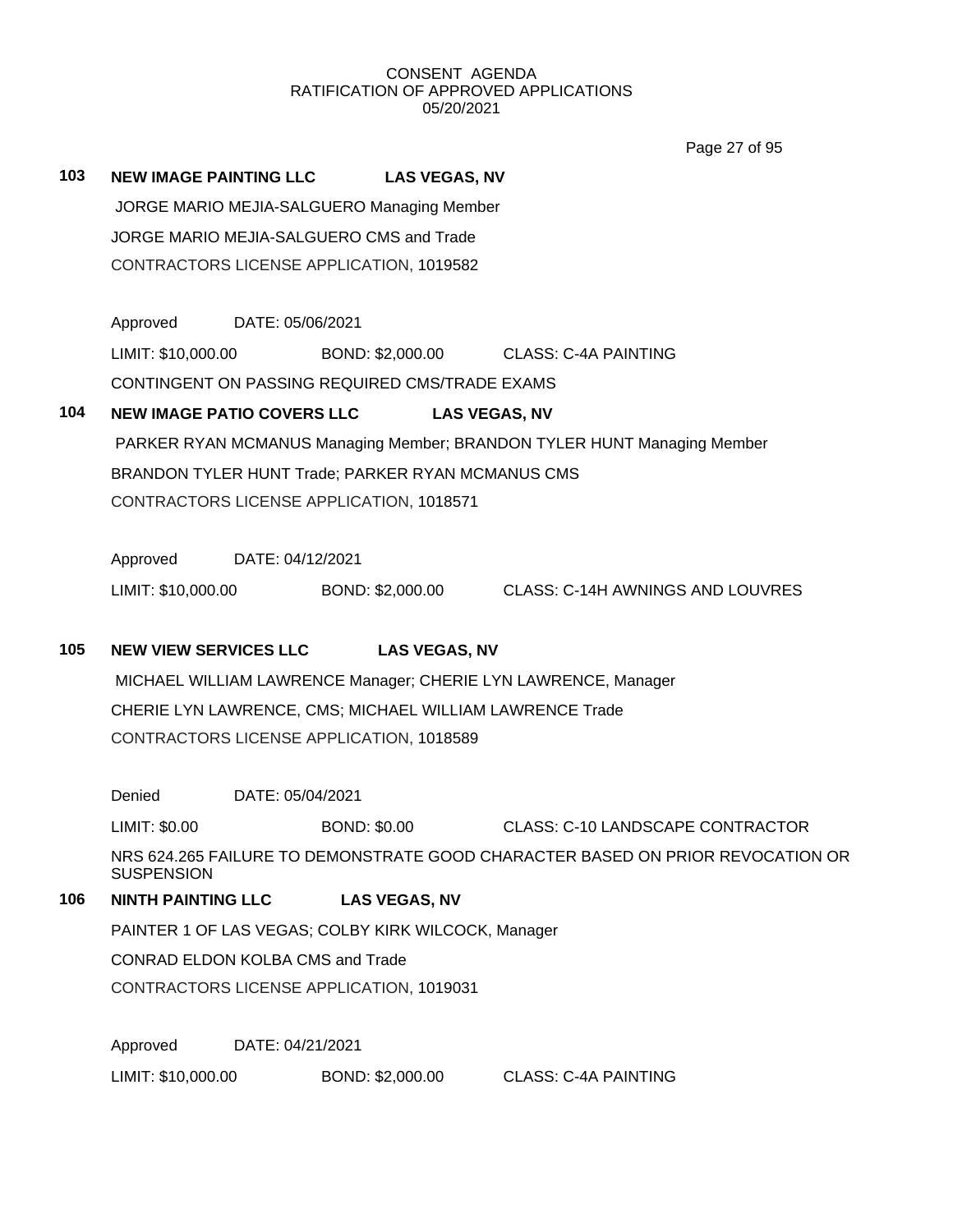CONSENT AGENDA
RATIFICATION OF APPROVED APPLICATIONS
05/20/2021

**103 NEW IMAGE PAINTING LLC LAS VEGAS, NV**

JORGE MARIO MEJIA-SALGUERO Managing Member

JORGE MARIO MEJIA-SALGUERO CMS and Trade

CONTRACTORS LICENSE APPLICATION, 1019582

Approved DATE: 05/06/2021

LIMIT: $10,000.00 BOND: $2,000.00 CLASS: C-4A PAINTING

CONTINGENT ON PASSING REQUIRED CMS/TRADE EXAMS

**104 NEW IMAGE PATIO COVERS LLC LAS VEGAS, NV**

PARKER RYAN MCMANUS Managing Member; BRANDON TYLER HUNT Managing Member

BRANDON TYLER HUNT Trade; PARKER RYAN MCMANUS CMS

CONTRACTORS LICENSE APPLICATION, 1018571

Approved DATE: 04/12/2021

LIMIT: $10,000.00 BOND: $2,000.00 CLASS: C-14H AWNINGS AND LOUVRES

**105 NEW VIEW SERVICES LLC LAS VEGAS, NV**

MICHAEL WILLIAM LAWRENCE Manager; CHERIE LYN LAWRENCE, Manager

CHERIE LYN LAWRENCE, CMS; MICHAEL WILLIAM LAWRENCE Trade

CONTRACTORS LICENSE APPLICATION, 1018589

Denied DATE: 05/04/2021

LIMIT: $0.00 BOND: $0.00 CLASS: C-10 LANDSCAPE CONTRACTOR

NRS 624.265 FAILURE TO DEMONSTRATE GOOD CHARACTER BASED ON PRIOR REVOCATION OR SUSPENSION

**106 NINTH PAINTING LLC LAS VEGAS, NV**

PAINTER 1 OF LAS VEGAS; COLBY KIRK WILCOCK, Manager

CONRAD ELDON KOLBA CMS and Trade

CONTRACTORS LICENSE APPLICATION, 1019031

Approved DATE: 04/21/2021

LIMIT: $10,000.00 BOND: $2,000.00 CLASS: C-4A PAINTING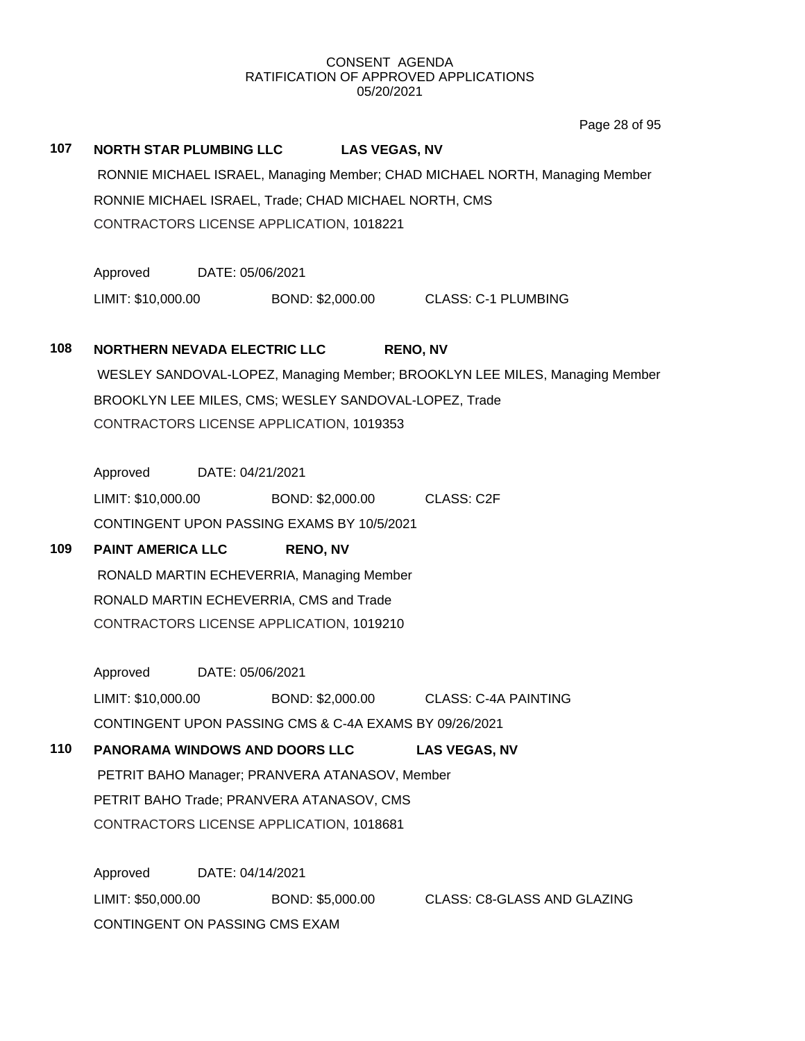CONSENT AGENDA
RATIFICATION OF APPROVED APPLICATIONS
05/20/2021

**107 NORTH STAR PLUMBING LLC LAS VEGAS, NV**

RONNIE MICHAEL ISRAEL, Managing Member; CHAD MICHAEL NORTH, Managing Member
RONNIE MICHAEL ISRAEL, Trade; CHAD MICHAEL NORTH, CMS
CONTRACTORS LICENSE APPLICATION, 1018221

Approved DATE: 05/06/2021
LIMIT: $10,000.00 BOND: $2,000.00 CLASS: C-1 PLUMBING

**108 NORTHERN NEVADA ELECTRIC LLC RENO, NV**

WESLEY SANDOVAL-LOPEZ, Managing Member; BROOKLYN LEE MILES, Managing Member
BROOKLYN LEE MILES, CMS; WESLEY SANDOVAL-LOPEZ, Trade
CONTRACTORS LICENSE APPLICATION, 1019353

Approved DATE: 04/21/2021
LIMIT: $10,000.00 BOND: $2,000.00 CLASS: C2F
CONTINGENT UPON PASSING EXAMS BY 10/5/2021

**109 PAINT AMERICA LLC RENO, NV**

RONALD MARTIN ECHEVERRIA, Managing Member
RONALD MARTIN ECHEVERRIA, CMS and Trade
CONTRACTORS LICENSE APPLICATION, 1019210

Approved DATE: 05/06/2021
LIMIT: $10,000.00 BOND: $2,000.00 CLASS: C-4A PAINTING
CONTINGENT UPON PASSING CMS & C-4A EXAMS BY 09/26/2021

**110 PANORAMA WINDOWS AND DOORS LLC LAS VEGAS, NV**

PETRIT BAHO Manager; PRANVERA ATANASOV, Member
PETRIT BAHO Trade; PRANVERA ATANASOV, CMS
CONTRACTORS LICENSE APPLICATION, 1018681

Approved DATE: 04/14/2021
LIMIT: $50,000.00 BOND: $5,000.00 CLASS: C8-GLASS AND GLAZING
CONTINGENT ON PASSING CMS EXAM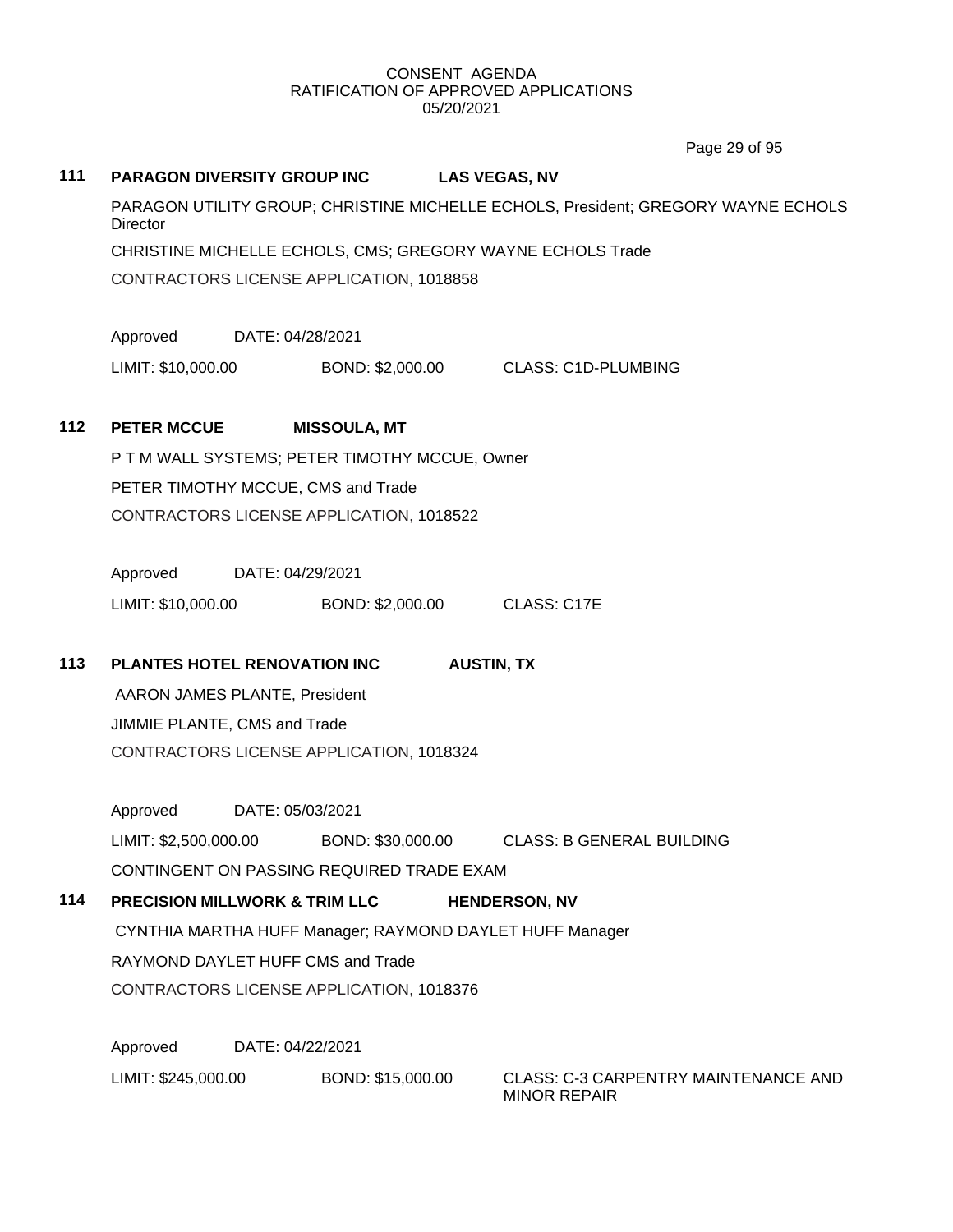CONSENT AGENDA
RATIFICATION OF APPROVED APPLICATIONS
05/20/2021

**111 PARAGON DIVERSITY GROUP INC LAS VEGAS, NV**

PARAGON UTILITY GROUP; CHRISTINE MICHELLE ECHOLS, President; GREGORY WAYNE ECHOLS Director

CHRISTINE MICHELLE ECHOLS, CMS; GREGORY WAYNE ECHOLS Trade

CONTRACTORS LICENSE APPLICATION, 1018858

Approved DATE: 04/28/2021

LIMIT: $10,000.00 BOND: $2,000.00 CLASS: C1D-PLUMBING

**112 PETER MCCUE MISSOULA, MT**

P T M WALL SYSTEMS; PETER TIMOTHY MCCUE, Owner

PETER TIMOTHY MCCUE, CMS and Trade

CONTRACTORS LICENSE APPLICATION, 1018522

Approved DATE: 04/29/2021

LIMIT: $10,000.00 BOND: $2,000.00 CLASS: C17E

**113 PLANTES HOTEL RENOVATION INC AUSTIN, TX**

AARON JAMES PLANTE, President

JIMMIE PLANTE, CMS and Trade

CONTRACTORS LICENSE APPLICATION, 1018324

Approved DATE: 05/03/2021

LIMIT: $2,500,000.00 BOND: $30,000.00 CLASS: B GENERAL BUILDING

CONTINGENT ON PASSING REQUIRED TRADE EXAM

**114 PRECISION MILLWORK & TRIM LLC HENDERSON, NV**

CYNTHIA MARTHA HUFF Manager; RAYMOND DAYLET HUFF Manager

RAYMOND DAYLET HUFF CMS and Trade

CONTRACTORS LICENSE APPLICATION, 1018376

Approved DATE: 04/22/2021

LIMIT: $245,000.00 BOND: $15,000.00 CLASS: C-3 CARPENTRY MAINTENANCE AND MINOR REPAIR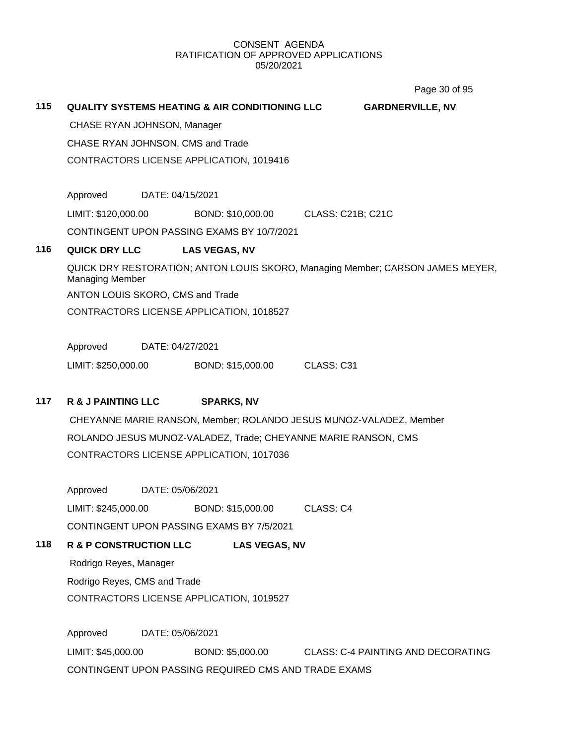CONSENT AGENDA
RATIFICATION OF APPROVED APPLICATIONS
05/20/2021

**115 QUALITY SYSTEMS HEATING & AIR CONDITIONING LLC GARDNERVILLE, NV**

CHASE RYAN JOHNSON, Manager

CHASE RYAN JOHNSON, CMS and Trade

CONTRACTORS LICENSE APPLICATION, 1019416

Approved DATE: 04/15/2021

LIMIT: $120,000.00 BOND: $10,000.00 CLASS: C21B; C21C

CONTINGENT UPON PASSING EXAMS BY 10/7/2021

**116 QUICK DRY LLC LAS VEGAS, NV**

QUICK DRY RESTORATION; ANTON LOUIS SKORO, Managing Member; CARSON JAMES MEYER, Managing Member

ANTON LOUIS SKORO, CMS and Trade

CONTRACTORS LICENSE APPLICATION, 1018527

Approved DATE: 04/27/2021

LIMIT: $250,000.00 BOND: $15,000.00 CLASS: C31

**117 R & J PAINTING LLC SPARKS, NV**

CHEYANNE MARIE RANSON, Member; ROLANDO JESUS MUNOZ-VALADEZ, Member

ROLANDO JESUS MUNOZ-VALADEZ, Trade; CHEYANNE MARIE RANSON, CMS

CONTRACTORS LICENSE APPLICATION, 1017036

Approved DATE: 05/06/2021

LIMIT: $245,000.00 BOND: $15,000.00 CLASS: C4

CONTINGENT UPON PASSING EXAMS BY 7/5/2021

**118 R & P CONSTRUCTION LLC LAS VEGAS, NV**

Rodrigo Reyes, Manager

Rodrigo Reyes, CMS and Trade

CONTRACTORS LICENSE APPLICATION, 1019527

Approved DATE: 05/06/2021

LIMIT: $45,000.00 BOND: $5,000.00 CLASS: C-4 PAINTING AND DECORATING

CONTINGENT UPON PASSING REQUIRED CMS AND TRADE EXAMS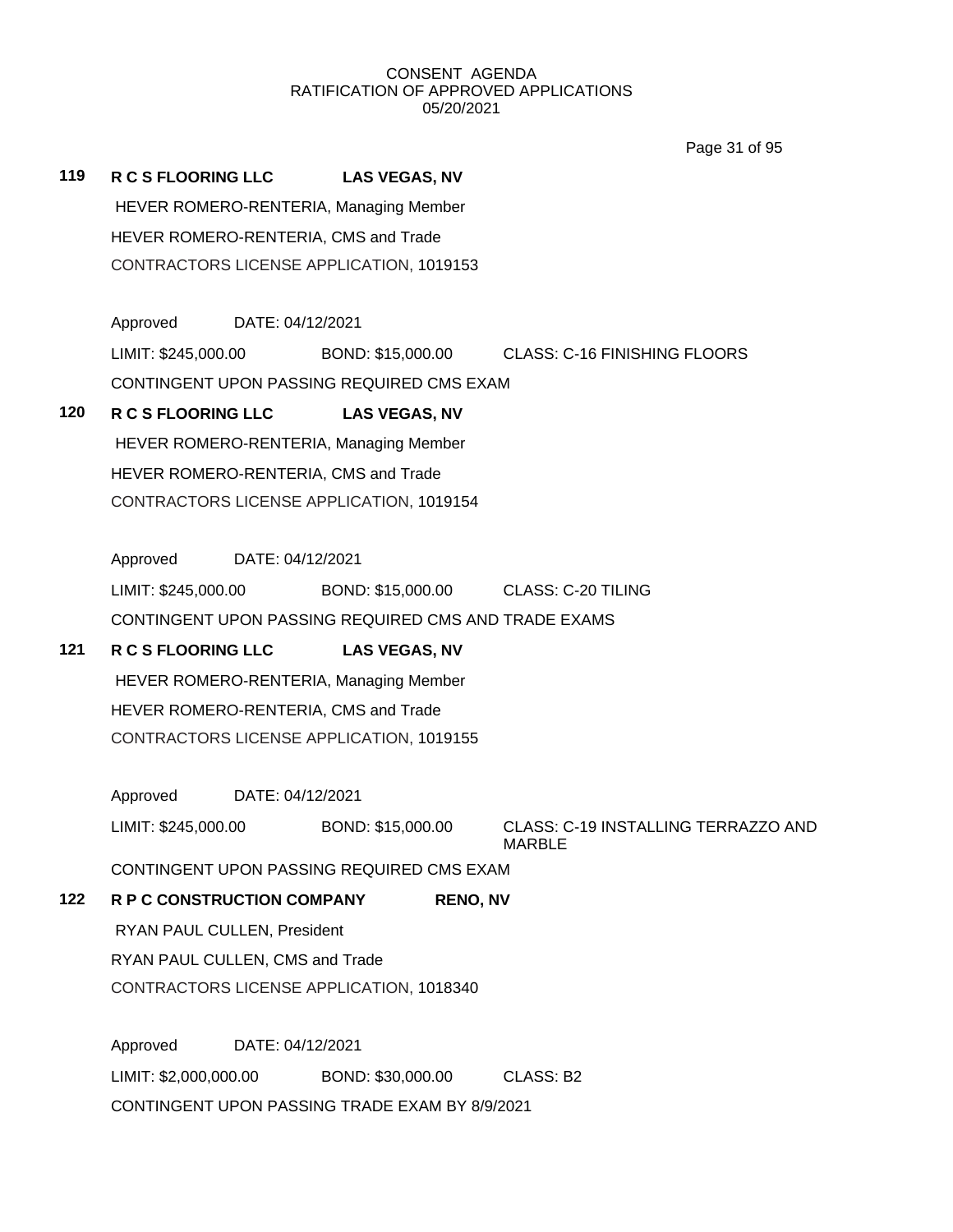CONSENT AGENDA
RATIFICATION OF APPROVED APPLICATIONS
05/20/2021

**119 R C S FLOORING LLC LAS VEGAS, NV**

HEVER ROMERO-RENTERIA, Managing Member

HEVER ROMERO-RENTERIA, CMS and Trade

CONTRACTORS LICENSE APPLICATION, 1019153

Approved DATE: 04/12/2021

LIMIT: $245,000.00 BOND: $15,000.00 CLASS: C-16 FINISHING FLOORS

CONTINGENT UPON PASSING REQUIRED CMS EXAM

**120 R C S FLOORING LLC LAS VEGAS, NV**

HEVER ROMERO-RENTERIA, Managing Member

HEVER ROMERO-RENTERIA, CMS and Trade

CONTRACTORS LICENSE APPLICATION, 1019154

Approved DATE: 04/12/2021

LIMIT: $245,000.00 BOND: $15,000.00 CLASS: C-20 TILING

CONTINGENT UPON PASSING REQUIRED CMS AND TRADE EXAMS

**121 R C S FLOORING LLC LAS VEGAS, NV**

HEVER ROMERO-RENTERIA, Managing Member

HEVER ROMERO-RENTERIA, CMS and Trade

CONTRACTORS LICENSE APPLICATION, 1019155

Approved DATE: 04/12/2021

LIMIT: $245,000.00 BOND: $15,000.00 CLASS: C-19 INSTALLING TERRAZZO AND MARBLE

CONTINGENT UPON PASSING REQUIRED CMS EXAM

**122 R P C CONSTRUCTION COMPANY RENO, NV**

RYAN PAUL CULLEN, President

RYAN PAUL CULLEN, CMS and Trade

CONTRACTORS LICENSE APPLICATION, 1018340

Approved DATE: 04/12/2021

LIMIT: $2,000,000.00 BOND: $30,000.00 CLASS: B2

CONTINGENT UPON PASSING TRADE EXAM BY 8/9/2021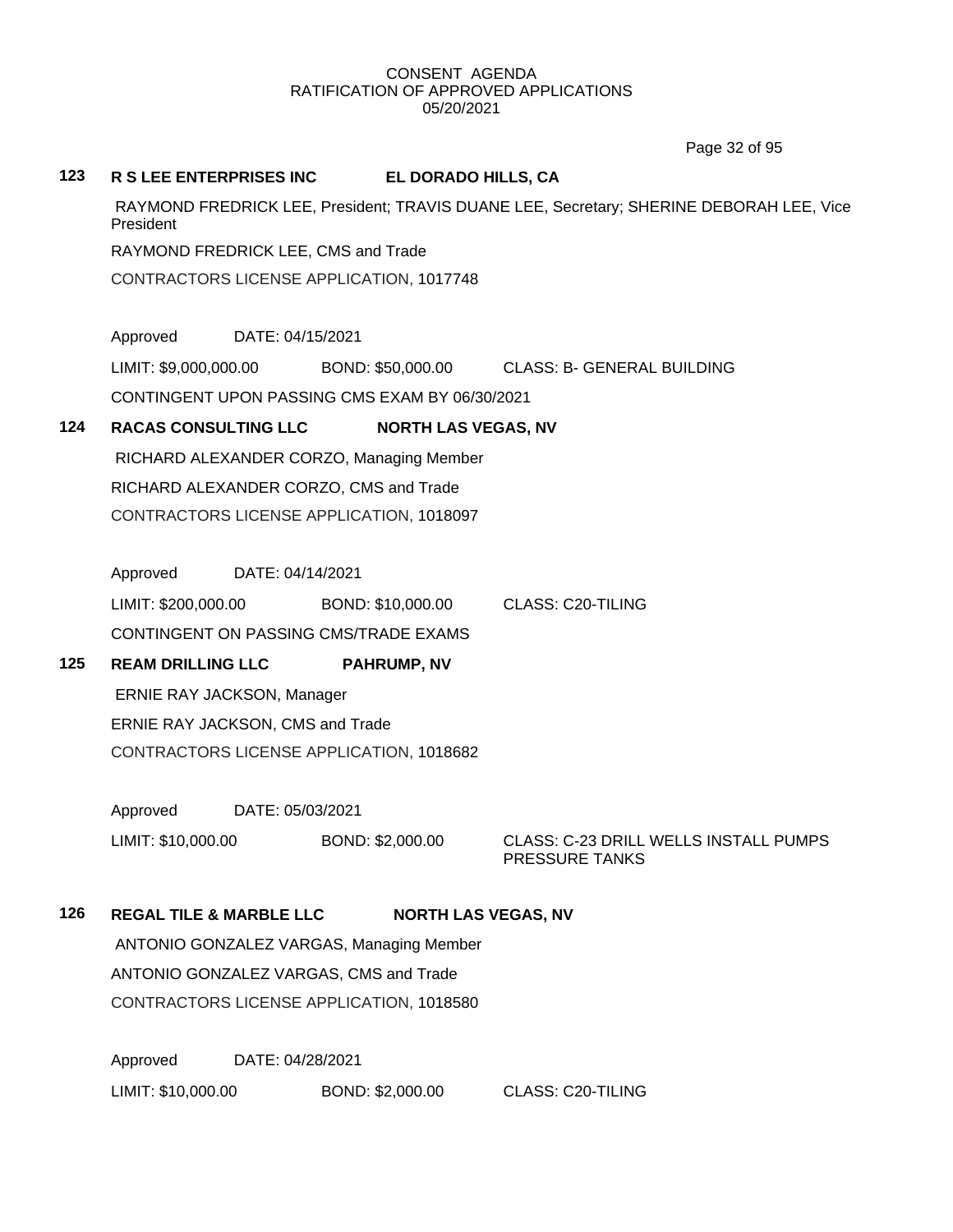CONSENT AGENDA
RATIFICATION OF APPROVED APPLICATIONS
05/20/2021

**123 R S LEE ENTERPRISES INC EL DORADO HILLS, CA**

RAYMOND FREDRICK LEE, President; TRAVIS DUANE LEE, Secretary; SHERINE DEBORAH LEE, Vice President

RAYMOND FREDRICK LEE, CMS and Trade

CONTRACTORS LICENSE APPLICATION, 1017748

Approved DATE: 04/15/2021

LIMIT: $9,000,000.00 BOND: $50,000.00 CLASS: B- GENERAL BUILDING

CONTINGENT UPON PASSING CMS EXAM BY 06/30/2021

**124 RACAS CONSULTING LLC NORTH LAS VEGAS, NV**

RICHARD ALEXANDER CORZO, Managing Member

RICHARD ALEXANDER CORZO, CMS and Trade

CONTRACTORS LICENSE APPLICATION, 1018097

Approved DATE: 04/14/2021

LIMIT: $200,000.00 BOND: $10,000.00 CLASS: C20-TILING

CONTINGENT ON PASSING CMS/TRADE EXAMS

**125 REAM DRILLING LLC PAHRUMP, NV**

ERNIE RAY JACKSON, Manager

ERNIE RAY JACKSON, CMS and Trade

CONTRACTORS LICENSE APPLICATION, 1018682

Approved DATE: 05/03/2021

LIMIT: $10,000.00 BOND: $2,000.00 CLASS: C-23 DRILL WELLS INSTALL PUMPS PRESSURE TANKS

**126 REGAL TILE & MARBLE LLC NORTH LAS VEGAS, NV**

ANTONIO GONZALEZ VARGAS, Managing Member

ANTONIO GONZALEZ VARGAS, CMS and Trade

CONTRACTORS LICENSE APPLICATION, 1018580

Approved DATE: 04/28/2021

LIMIT: $10,000.00 BOND: $2,000.00 CLASS: C20-TILING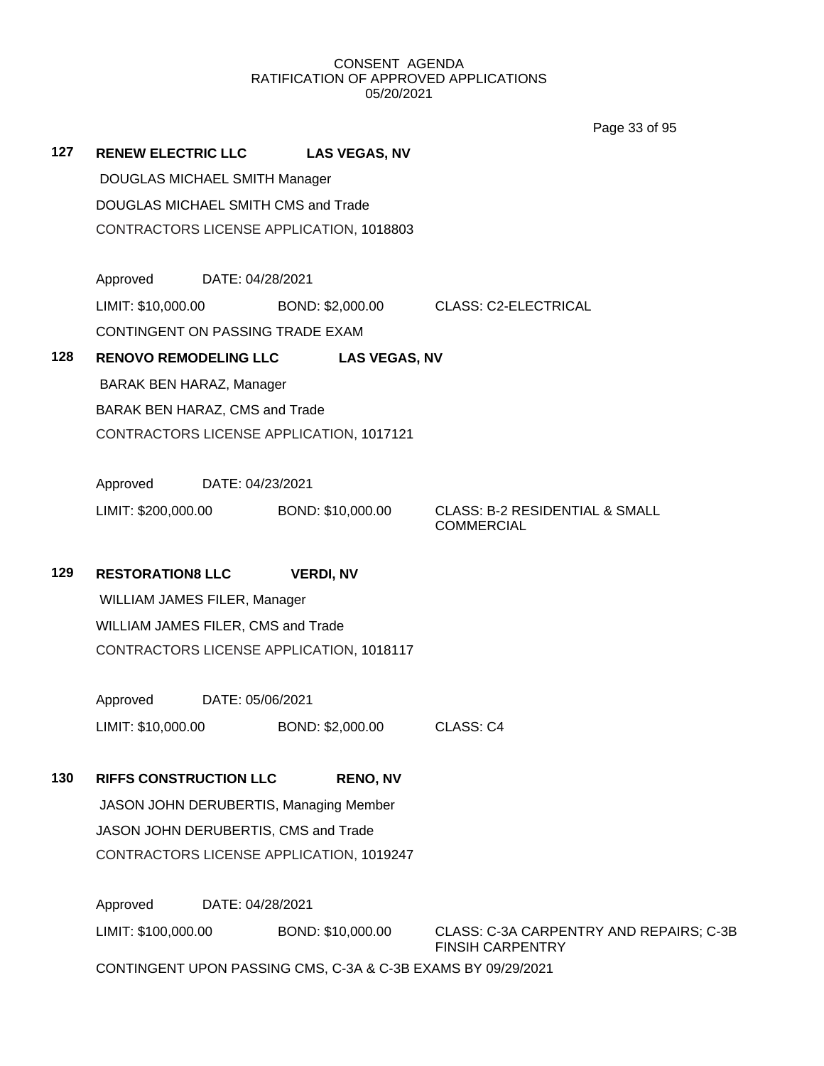CONSENT AGENDA
RATIFICATION OF APPROVED APPLICATIONS
05/20/2021

**127 RENEW ELECTRIC LLC — LAS VEGAS, NV**

DOUGLAS MICHAEL SMITH Manager

DOUGLAS MICHAEL SMITH CMS and Trade

CONTRACTORS LICENSE APPLICATION, 1018803

Approved DATE: 04/28/2021

LIMIT: $10,000.00 BOND: $2,000.00 CLASS: C2-ELECTRICAL

CONTINGENT ON PASSING TRADE EXAM

**128 RENOVO REMODELING LLC — LAS VEGAS, NV**

BARAK BEN HARAZ, Manager

BARAK BEN HARAZ, CMS and Trade

CONTRACTORS LICENSE APPLICATION, 1017121

Approved DATE: 04/23/2021

LIMIT: $200,000.00 BOND: $10,000.00 CLASS: B-2 RESIDENTIAL & SMALL COMMERCIAL

**129 RESTORATION8 LLC — VERDI, NV**

WILLIAM JAMES FILER, Manager

WILLIAM JAMES FILER, CMS and Trade

CONTRACTORS LICENSE APPLICATION, 1018117

Approved DATE: 05/06/2021

LIMIT: $10,000.00 BOND: $2,000.00 CLASS: C4

**130 RIFFS CONSTRUCTION LLC — RENO, NV**

JASON JOHN DERUBERTIS, Managing Member

JASON JOHN DERUBERTIS, CMS and Trade

CONTRACTORS LICENSE APPLICATION, 1019247

Approved DATE: 04/28/2021

LIMIT: $100,000.00 BOND: $10,000.00 CLASS: C-3A CARPENTRY AND REPAIRS; C-3B FINSIH CARPENTRY

CONTINGENT UPON PASSING CMS, C-3A & C-3B EXAMS BY 09/29/2021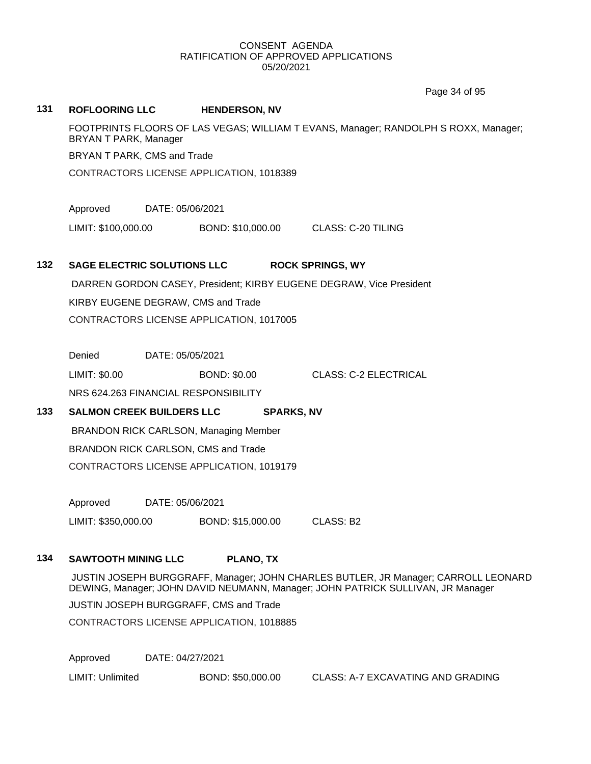CONSENT AGENDA
RATIFICATION OF APPROVED APPLICATIONS
05/20/2021

**131 ROFLOORING LLC HENDERSON, NV**

FOOTPRINTS FLOORS OF LAS VEGAS; WILLIAM T EVANS, Manager; RANDOLPH S ROXX, Manager; BRYAN T PARK, Manager

BRYAN T PARK, CMS and Trade

CONTRACTORS LICENSE APPLICATION, 1018389

Approved DATE: 05/06/2021

LIMIT: $100,000.00 BOND: $10,000.00 CLASS: C-20 TILING

**132 SAGE ELECTRIC SOLUTIONS LLC ROCK SPRINGS, WY**

DARREN GORDON CASEY, President; KIRBY EUGENE DEGRAW, Vice President

KIRBY EUGENE DEGRAW, CMS and Trade

CONTRACTORS LICENSE APPLICATION, 1017005

Denied DATE: 05/05/2021

LIMIT: $0.00 BOND: $0.00 CLASS: C-2 ELECTRICAL

NRS 624.263 FINANCIAL RESPONSIBILITY

**133 SALMON CREEK BUILDERS LLC SPARKS, NV**

BRANDON RICK CARLSON, Managing Member

BRANDON RICK CARLSON, CMS and Trade

CONTRACTORS LICENSE APPLICATION, 1019179

Approved DATE: 05/06/2021

LIMIT: $350,000.00 BOND: $15,000.00 CLASS: B2

**134 SAWTOOTH MINING LLC PLANO, TX**

JUSTIN JOSEPH BURGGRAFF, Manager; JOHN CHARLES BUTLER, JR Manager; CARROLL LEONARD DEWING, Manager; JOHN DAVID NEUMANN, Manager; JOHN PATRICK SULLIVAN, JR Manager

JUSTIN JOSEPH BURGGRAFF, CMS and Trade

CONTRACTORS LICENSE APPLICATION, 1018885

Approved DATE: 04/27/2021

LIMIT: Unlimited BOND: $50,000.00 CLASS: A-7 EXCAVATING AND GRADING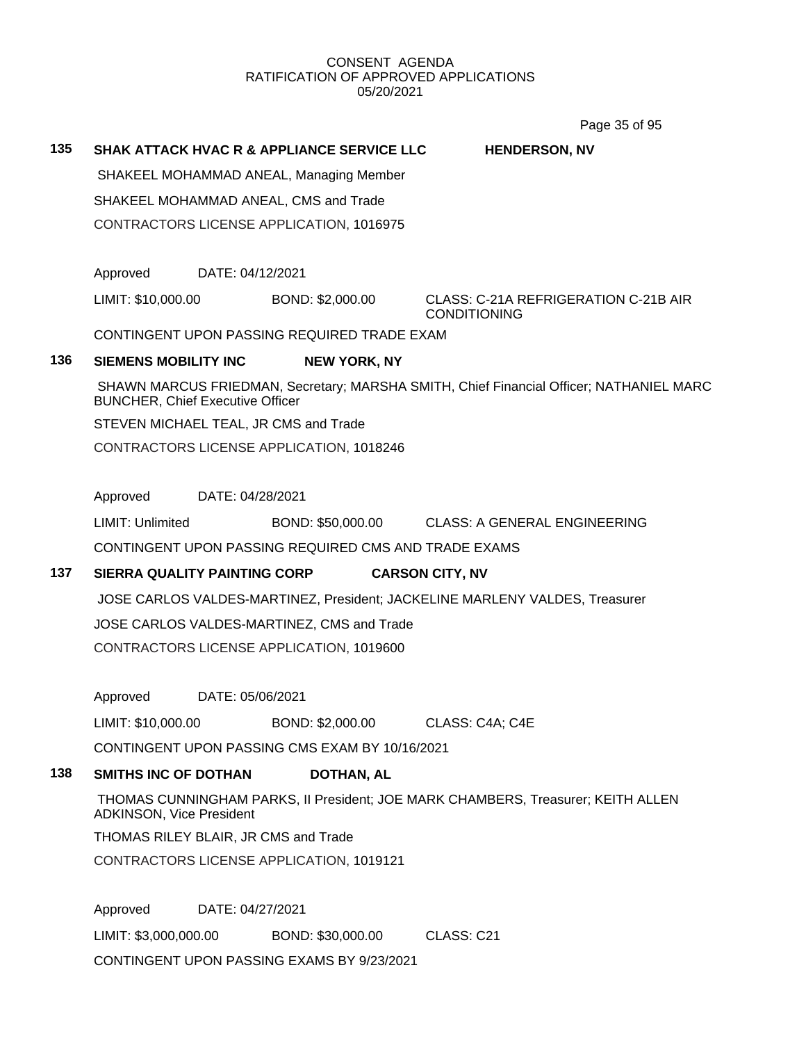CONSENT AGENDA
RATIFICATION OF APPROVED APPLICATIONS
05/20/2021

**135 SHAK ATTACK HVAC R & APPLIANCE SERVICE LLC HENDERSON, NV**

SHAKEEL MOHAMMAD ANEAL, Managing Member

SHAKEEL MOHAMMAD ANEAL, CMS and Trade

CONTRACTORS LICENSE APPLICATION, 1016975

Approved DATE: 04/12/2021

LIMIT: $10,000.00 BOND: $2,000.00 CLASS: C-21A REFRIGERATION C-21B AIR CONDITIONING

CONTINGENT UPON PASSING REQUIRED TRADE EXAM

**136 SIEMENS MOBILITY INC NEW YORK, NY**

SHAWN MARCUS FRIEDMAN, Secretary; MARSHA SMITH, Chief Financial Officer; NATHANIEL MARC BUNCHER, Chief Executive Officer

STEVEN MICHAEL TEAL, JR CMS and Trade

CONTRACTORS LICENSE APPLICATION, 1018246

Approved DATE: 04/28/2021

LIMIT: Unlimited BOND: $50,000.00 CLASS: A GENERAL ENGINEERING

CONTINGENT UPON PASSING REQUIRED CMS AND TRADE EXAMS

**137 SIERRA QUALITY PAINTING CORP CARSON CITY, NV**

JOSE CARLOS VALDES-MARTINEZ, President; JACKELINE MARLENY VALDES, Treasurer

JOSE CARLOS VALDES-MARTINEZ, CMS and Trade

CONTRACTORS LICENSE APPLICATION, 1019600

Approved DATE: 05/06/2021

LIMIT: $10,000.00 BOND: $2,000.00 CLASS: C4A; C4E

CONTINGENT UPON PASSING CMS EXAM BY 10/16/2021

**138 SMITHS INC OF DOTHAN DOTHAN, AL**

THOMAS CUNNINGHAM PARKS, II President; JOE MARK CHAMBERS, Treasurer; KEITH ALLEN ADKINSON, Vice President

THOMAS RILEY BLAIR, JR CMS and Trade

CONTRACTORS LICENSE APPLICATION, 1019121

Approved DATE: 04/27/2021

LIMIT: $3,000,000.00 BOND: $30,000.00 CLASS: C21

CONTINGENT UPON PASSING EXAMS BY 9/23/2021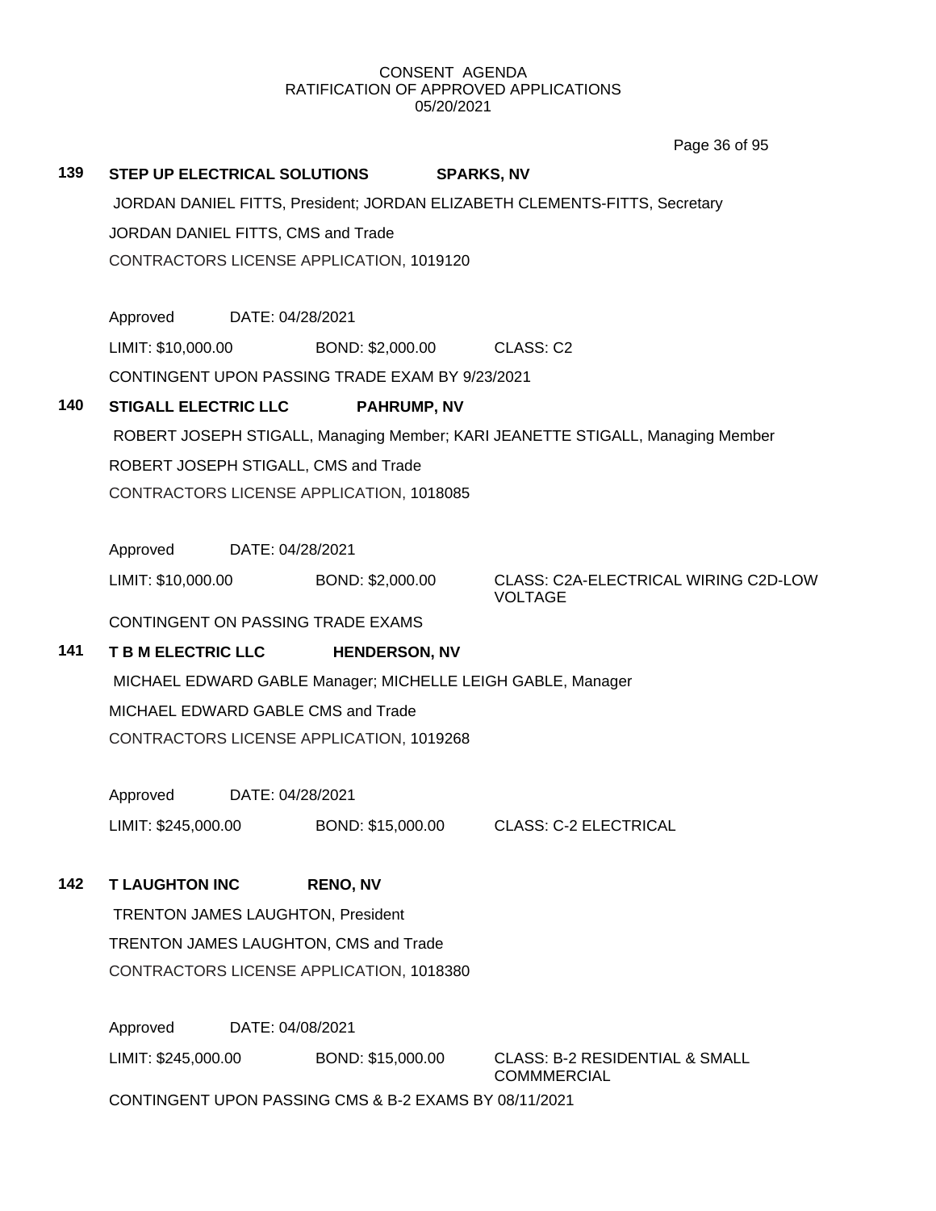CONSENT AGENDA
RATIFICATION OF APPROVED APPLICATIONS
05/20/2021

**139 STEP UP ELECTRICAL SOLUTIONS SPARKS, NV**

JORDAN DANIEL FITTS, President; JORDAN ELIZABETH CLEMENTS-FITTS, Secretary

JORDAN DANIEL FITTS, CMS and Trade

CONTRACTORS LICENSE APPLICATION, 1019120

Approved DATE: 04/28/2021

LIMIT: $10,000.00 BOND: $2,000.00 CLASS: C2

CONTINGENT UPON PASSING TRADE EXAM BY 9/23/2021

**140 STIGALL ELECTRIC LLC PAHRUMP, NV**

ROBERT JOSEPH STIGALL, Managing Member; KARI JEANETTE STIGALL, Managing Member

ROBERT JOSEPH STIGALL, CMS and Trade

CONTRACTORS LICENSE APPLICATION, 1018085

Approved DATE: 04/28/2021

LIMIT: $10,000.00 BOND: $2,000.00 CLASS: C2A-ELECTRICAL WIRING C2D-LOW VOLTAGE

CONTINGENT ON PASSING TRADE EXAMS

**141 T B M ELECTRIC LLC HENDERSON, NV**

MICHAEL EDWARD GABLE Manager; MICHELLE LEIGH GABLE, Manager

MICHAEL EDWARD GABLE CMS and Trade

CONTRACTORS LICENSE APPLICATION, 1019268

Approved DATE: 04/28/2021

LIMIT: $245,000.00 BOND: $15,000.00 CLASS: C-2 ELECTRICAL

**142 T LAUGHTON INC RENO, NV**

TRENTON JAMES LAUGHTON, President

TRENTON JAMES LAUGHTON, CMS and Trade

CONTRACTORS LICENSE APPLICATION, 1018380

Approved DATE: 04/08/2021

LIMIT: $245,000.00 BOND: $15,000.00 CLASS: B-2 RESIDENTIAL & SMALL COMMMERCIAL

CONTINGENT UPON PASSING CMS & B-2 EXAMS BY 08/11/2021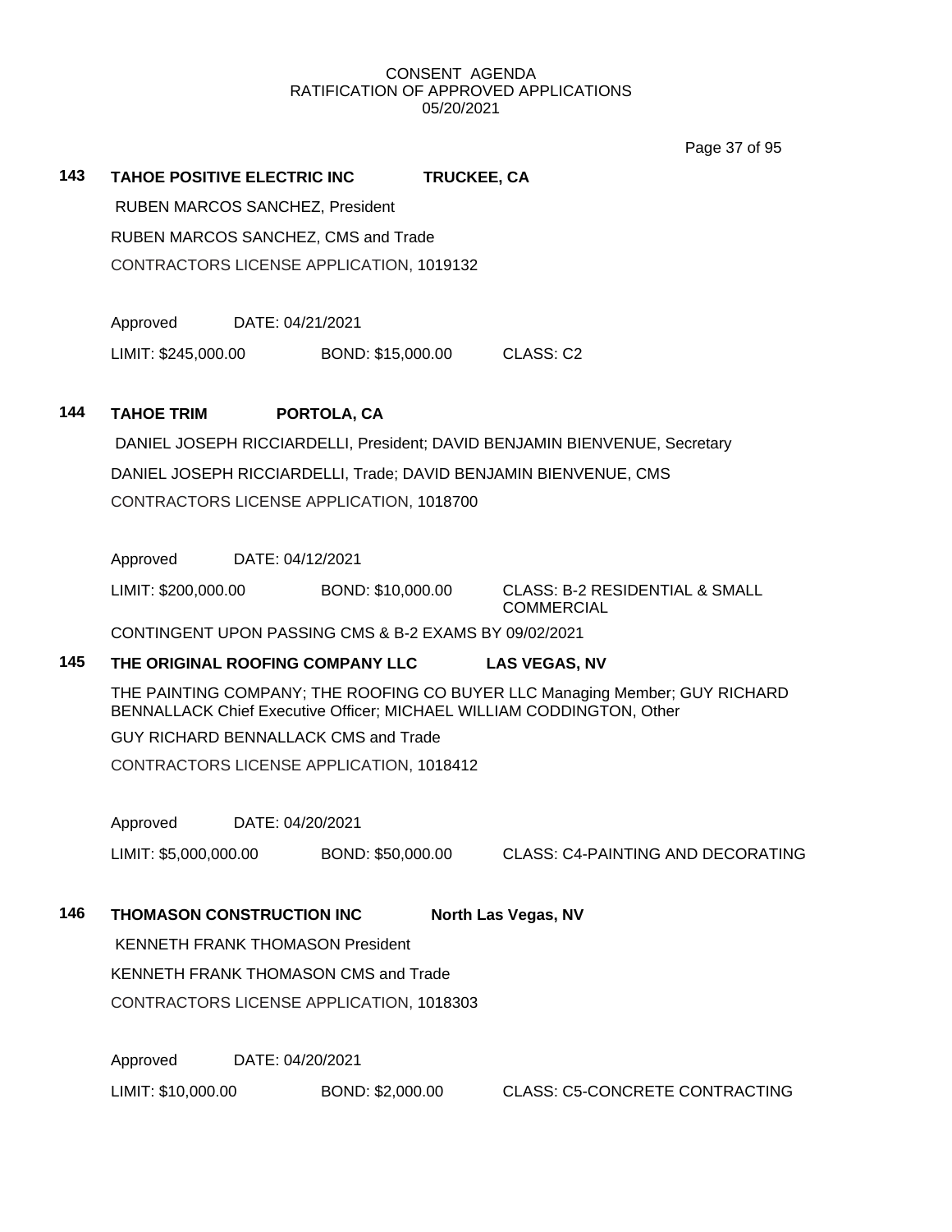CONSENT AGENDA
RATIFICATION OF APPROVED APPLICATIONS
05/20/2021

**143 TAHOE POSITIVE ELECTRIC INC TRUCKEE, CA**

RUBEN MARCOS SANCHEZ, President

RUBEN MARCOS SANCHEZ, CMS and Trade

CONTRACTORS LICENSE APPLICATION, 1019132

Approved DATE: 04/21/2021

LIMIT: $245,000.00 BOND: $15,000.00 CLASS: C2

**144 TAHOE TRIM PORTOLA, CA**

DANIEL JOSEPH RICCIARDELLI, President; DAVID BENJAMIN BIENVENUE, Secretary

DANIEL JOSEPH RICCIARDELLI, Trade; DAVID BENJAMIN BIENVENUE, CMS

CONTRACTORS LICENSE APPLICATION, 1018700

Approved DATE: 04/12/2021

LIMIT: $200,000.00 BOND: $10,000.00 CLASS: B-2 RESIDENTIAL & SMALL COMMERCIAL

CONTINGENT UPON PASSING CMS & B-2 EXAMS BY 09/02/2021

**145 THE ORIGINAL ROOFING COMPANY LLC LAS VEGAS, NV**

THE PAINTING COMPANY; THE ROOFING CO BUYER LLC Managing Member; GUY RICHARD BENNALLACK Chief Executive Officer; MICHAEL WILLIAM CODDINGTON, Other

GUY RICHARD BENNALLACK CMS and Trade

CONTRACTORS LICENSE APPLICATION, 1018412

Approved DATE: 04/20/2021

LIMIT: $5,000,000.00 BOND: $50,000.00 CLASS: C4-PAINTING AND DECORATING

**146 THOMASON CONSTRUCTION INC North Las Vegas, NV**

KENNETH FRANK THOMASON President

KENNETH FRANK THOMASON CMS and Trade

CONTRACTORS LICENSE APPLICATION, 1018303

Approved DATE: 04/20/2021

LIMIT: $10,000.00 BOND: $2,000.00 CLASS: C5-CONCRETE CONTRACTING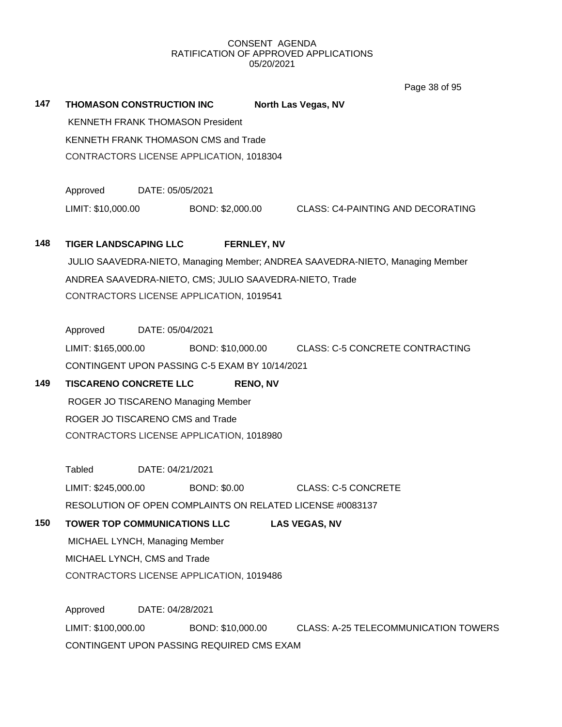CONSENT AGENDA
RATIFICATION OF APPROVED APPLICATIONS
05/20/2021

**147 THOMASON CONSTRUCTION INC** **North Las Vegas, NV**

KENNETH FRANK THOMASON President
KENNETH FRANK THOMASON CMS and Trade
CONTRACTORS LICENSE APPLICATION, 1018304

Approved DATE: 05/05/2021
LIMIT: $10,000.00 BOND: $2,000.00 CLASS: C4-PAINTING AND DECORATING

**148 TIGER LANDSCAPING LLC** **FERNLEY, NV**

JULIO SAAVEDRA-NIETO, Managing Member; ANDREA SAAVEDRA-NIETO, Managing Member
ANDREA SAAVEDRA-NIETO, CMS; JULIO SAAVEDRA-NIETO, Trade
CONTRACTORS LICENSE APPLICATION, 1019541

Approved DATE: 05/04/2021
LIMIT: $165,000.00 BOND: $10,000.00 CLASS: C-5 CONCRETE CONTRACTING
CONTINGENT UPON PASSING C-5 EXAM BY 10/14/2021

**149 TISCARENO CONCRETE LLC** **RENO, NV**

ROGER JO TISCARENO Managing Member
ROGER JO TISCARENO CMS and Trade
CONTRACTORS LICENSE APPLICATION, 1018980

Tabled DATE: 04/21/2021
LIMIT: $245,000.00 BOND: $0.00 CLASS: C-5 CONCRETE
RESOLUTION OF OPEN COMPLAINTS ON RELATED LICENSE #0083137

**150 TOWER TOP COMMUNICATIONS LLC** **LAS VEGAS, NV**

MICHAEL LYNCH, Managing Member
MICHAEL LYNCH, CMS and Trade
CONTRACTORS LICENSE APPLICATION, 1019486

Approved DATE: 04/28/2021
LIMIT: $100,000.00 BOND: $10,000.00 CLASS: A-25 TELECOMMUNICATION TOWERS
CONTINGENT UPON PASSING REQUIRED CMS EXAM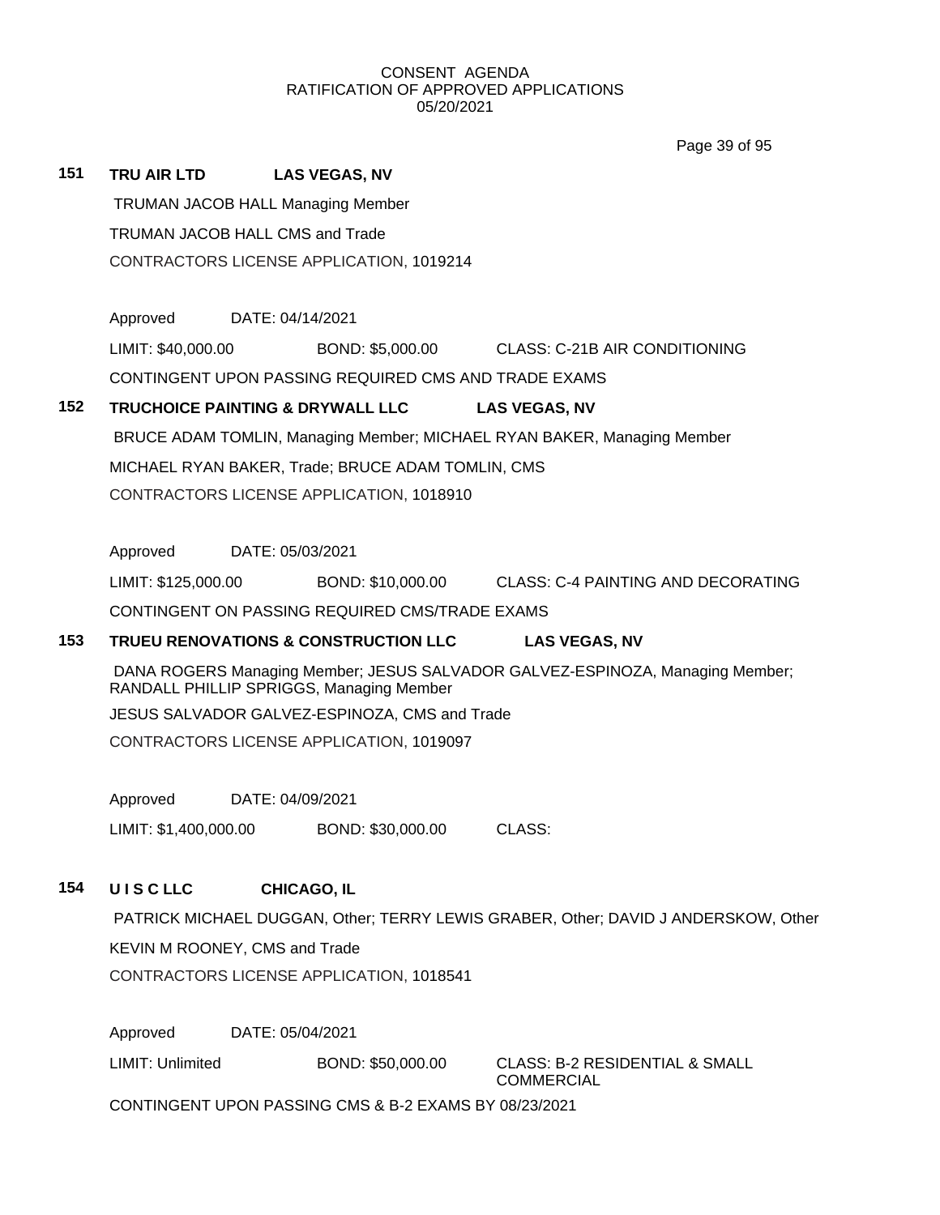CONSENT AGENDA
RATIFICATION OF APPROVED APPLICATIONS
05/20/2021

**151 TRU AIR LTD LAS VEGAS, NV**

TRUMAN JACOB HALL Managing Member

TRUMAN JACOB HALL CMS and Trade

CONTRACTORS LICENSE APPLICATION, 1019214

Approved DATE: 04/14/2021

LIMIT: $40,000.00 BOND: $5,000.00 CLASS: C-21B AIR CONDITIONING

CONTINGENT UPON PASSING REQUIRED CMS AND TRADE EXAMS

**152 TRUCHOICE PAINTING & DRYWALL LLC LAS VEGAS, NV**

BRUCE ADAM TOMLIN, Managing Member; MICHAEL RYAN BAKER, Managing Member

MICHAEL RYAN BAKER, Trade; BRUCE ADAM TOMLIN, CMS

CONTRACTORS LICENSE APPLICATION, 1018910

Approved DATE: 05/03/2021

LIMIT: $125,000.00 BOND: $10,000.00 CLASS: C-4 PAINTING AND DECORATING

CONTINGENT ON PASSING REQUIRED CMS/TRADE EXAMS

**153 TRUEU RENOVATIONS & CONSTRUCTION LLC LAS VEGAS, NV**

DANA ROGERS Managing Member; JESUS SALVADOR GALVEZ-ESPINOZA, Managing Member; RANDALL PHILLIP SPRIGGS, Managing Member

JESUS SALVADOR GALVEZ-ESPINOZA, CMS and Trade

CONTRACTORS LICENSE APPLICATION, 1019097

Approved DATE: 04/09/2021

LIMIT: $1,400,000.00 BOND: $30,000.00 CLASS:

**154 U I S C LLC CHICAGO, IL**

PATRICK MICHAEL DUGGAN, Other; TERRY LEWIS GRABER, Other; DAVID J ANDERSKOW, Other

KEVIN M ROONEY, CMS and Trade

CONTRACTORS LICENSE APPLICATION, 1018541

Approved DATE: 05/04/2021

LIMIT: Unlimited BOND: $50,000.00 CLASS: B-2 RESIDENTIAL & SMALL COMMERCIAL

CONTINGENT UPON PASSING CMS & B-2 EXAMS BY 08/23/2021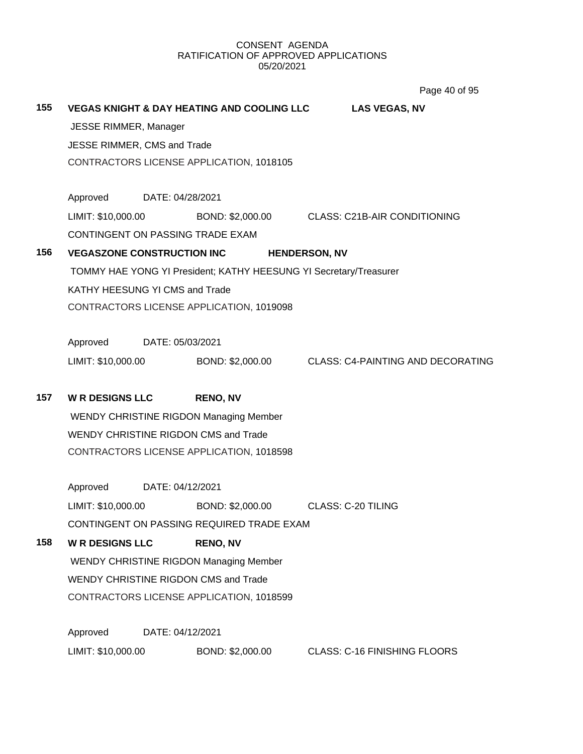CONSENT AGENDA
RATIFICATION OF APPROVED APPLICATIONS
05/20/2021

**155 VEGAS KNIGHT & DAY HEATING AND COOLING LLC** **LAS VEGAS, NV**

JESSE RIMMER, Manager

JESSE RIMMER, CMS and Trade

CONTRACTORS LICENSE APPLICATION, 1018105

Approved DATE: 04/28/2021

LIMIT: $10,000.00 BOND: $2,000.00 CLASS: C21B-AIR CONDITIONING

CONTINGENT ON PASSING TRADE EXAM

**156 VEGASZONE CONSTRUCTION INC** **HENDERSON, NV**

TOMMY HAE YONG YI President; KATHY HEESUNG YI Secretary/Treasurer

KATHY HEESUNG YI CMS and Trade

CONTRACTORS LICENSE APPLICATION, 1019098

Approved DATE: 05/03/2021

LIMIT: $10,000.00 BOND: $2,000.00 CLASS: C4-PAINTING AND DECORATING

**157 W R DESIGNS LLC** **RENO, NV**

WENDY CHRISTINE RIGDON Managing Member

WENDY CHRISTINE RIGDON CMS and Trade

CONTRACTORS LICENSE APPLICATION, 1018598

Approved DATE: 04/12/2021

LIMIT: $10,000.00 BOND: $2,000.00 CLASS: C-20 TILING

CONTINGENT ON PASSING REQUIRED TRADE EXAM

**158 W R DESIGNS LLC** **RENO, NV**

WENDY CHRISTINE RIGDON Managing Member

WENDY CHRISTINE RIGDON CMS and Trade

CONTRACTORS LICENSE APPLICATION, 1018599

Approved DATE: 04/12/2021

LIMIT: $10,000.00 BOND: $2,000.00 CLASS: C-16 FINISHING FLOORS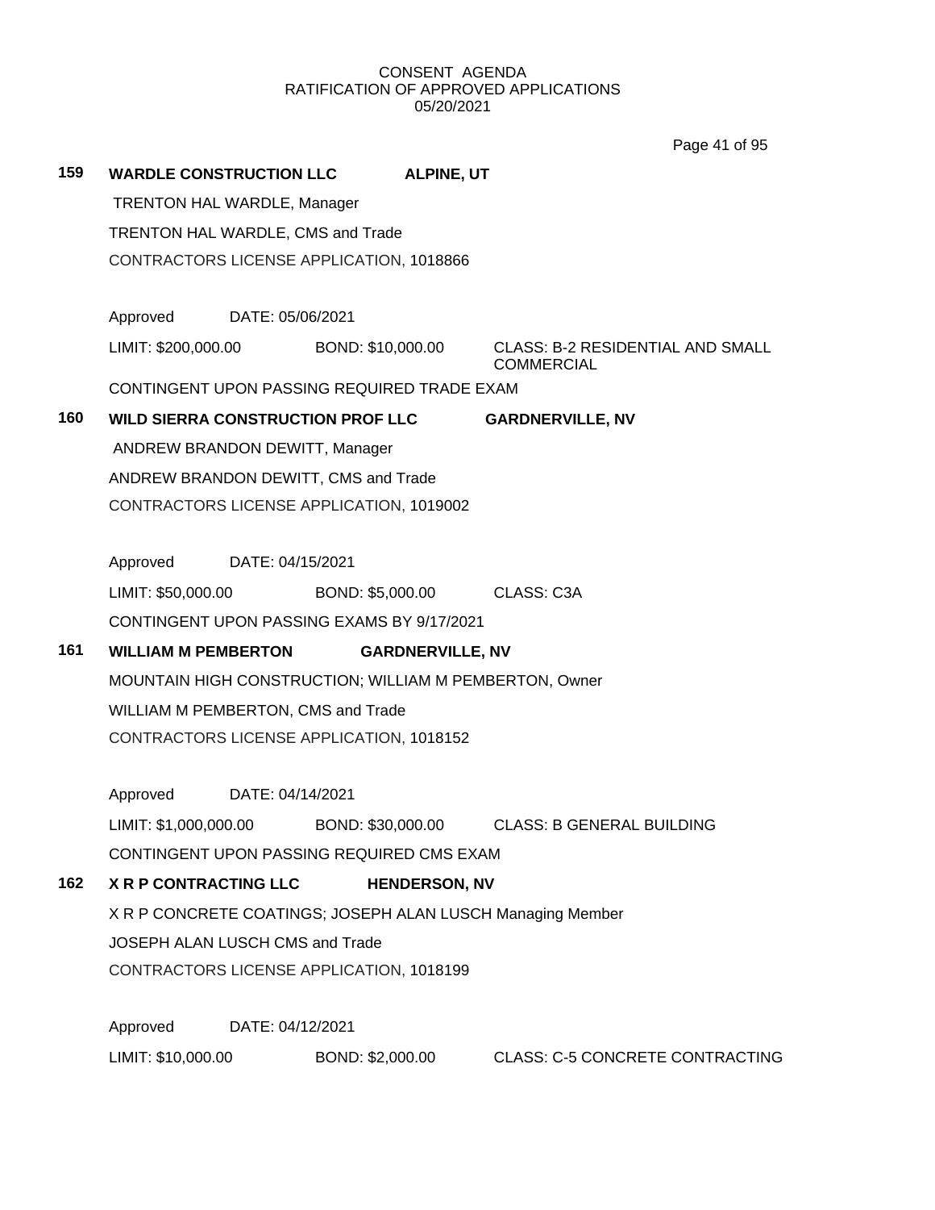CONSENT AGENDA
RATIFICATION OF APPROVED APPLICATIONS
05/20/2021

**159 WARDLE CONSTRUCTION LLC ALPINE, UT**

TRENTON HAL WARDLE, Manager

TRENTON HAL WARDLE, CMS and Trade

CONTRACTORS LICENSE APPLICATION, 1018866

Approved DATE: 05/06/2021

LIMIT: $200,000.00 BOND: $10,000.00 CLASS: B-2 RESIDENTIAL AND SMALL COMMERCIAL

CONTINGENT UPON PASSING REQUIRED TRADE EXAM

**160 WILD SIERRA CONSTRUCTION PROF LLC GARDNERVILLE, NV**

ANDREW BRANDON DEWITT, Manager

ANDREW BRANDON DEWITT, CMS and Trade

CONTRACTORS LICENSE APPLICATION, 1019002

Approved DATE: 04/15/2021

LIMIT: $50,000.00 BOND: $5,000.00 CLASS: C3A

CONTINGENT UPON PASSING EXAMS BY 9/17/2021

**161 WILLIAM M PEMBERTON GARDNERVILLE, NV**

MOUNTAIN HIGH CONSTRUCTION; WILLIAM M PEMBERTON, Owner

WILLIAM M PEMBERTON, CMS and Trade

CONTRACTORS LICENSE APPLICATION, 1018152

Approved DATE: 04/14/2021

LIMIT: $1,000,000.00 BOND: $30,000.00 CLASS: B GENERAL BUILDING

CONTINGENT UPON PASSING REQUIRED CMS EXAM

**162 X R P CONTRACTING LLC HENDERSON, NV**

X R P CONCRETE COATINGS; JOSEPH ALAN LUSCH Managing Member

JOSEPH ALAN LUSCH CMS and Trade

CONTRACTORS LICENSE APPLICATION, 1018199

Approved DATE: 04/12/2021

LIMIT: $10,000.00 BOND: $2,000.00 CLASS: C-5 CONCRETE CONTRACTING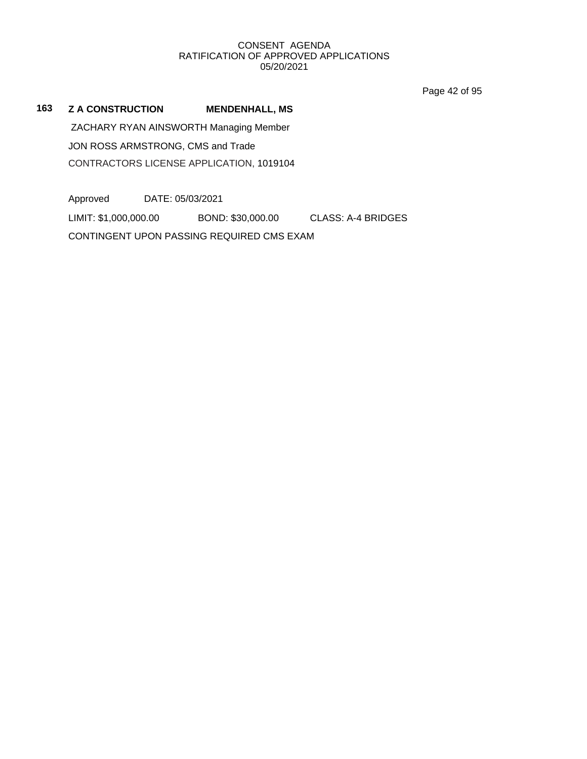CONSENT AGENDA
RATIFICATION OF APPROVED APPLICATIONS
05/20/2021

**163 Z A CONSTRUCTION MENDENHALL, MS**

ZACHARY RYAN AINSWORTH Managing Member

JON ROSS ARMSTRONG, CMS and Trade

CONTRACTORS LICENSE APPLICATION, 1019104

Approved DATE: 05/03/2021

LIMIT: $1,000,000.00 BOND: $30,000.00 CLASS: A-4 BRIDGES

CONTINGENT UPON PASSING REQUIRED CMS EXAM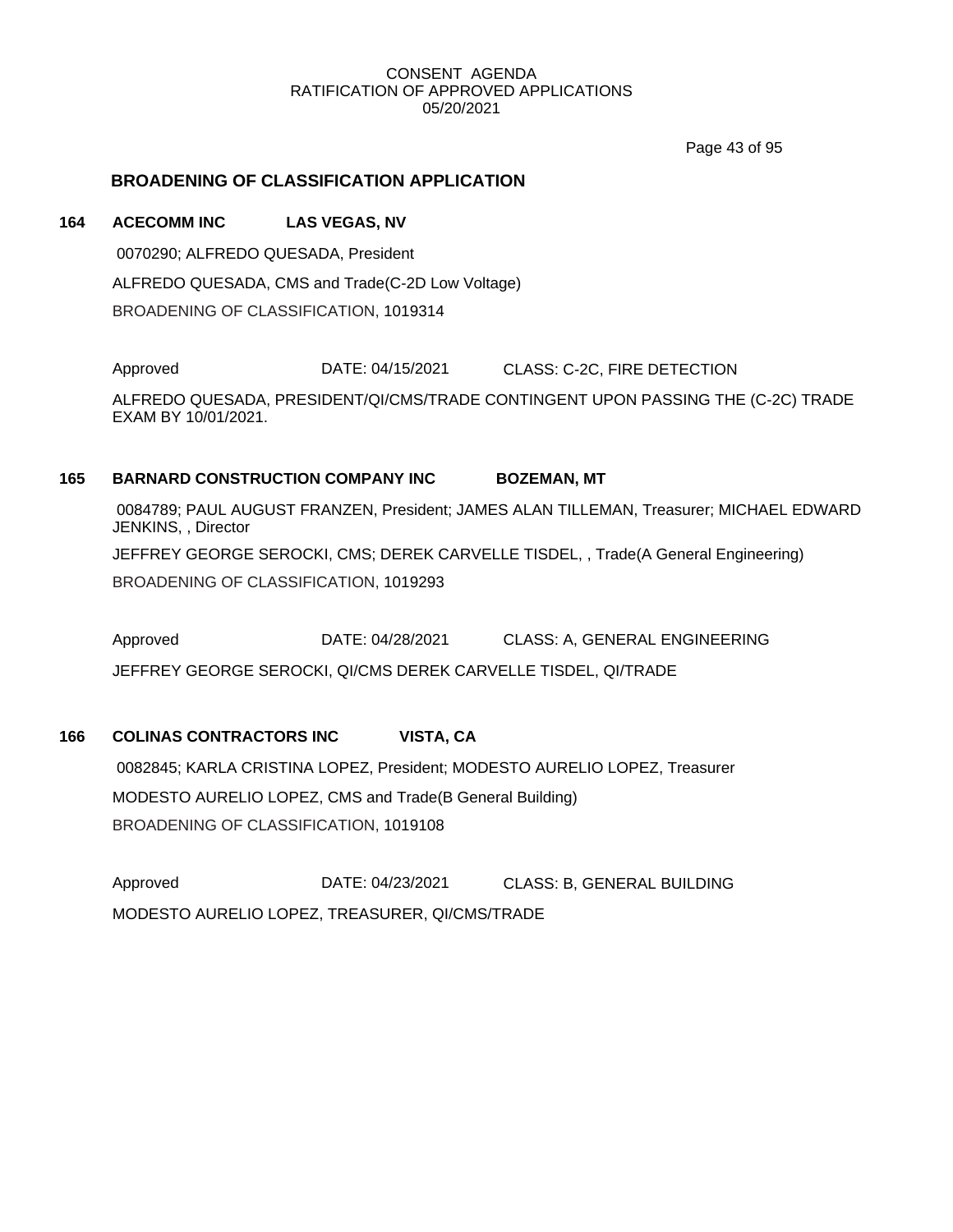## BROADENING OF CLASSIFICATION APPLICATION

**164 ACECOMM INC LAS VEGAS, NV**

0070290; ALFREDO QUESADA, President

ALFREDO QUESADA, CMS and Trade(C-2D Low Voltage)

BROADENING OF CLASSIFICATION, 1019314

Approved DATE: 04/15/2021 CLASS: C-2C, FIRE DETECTION

ALFREDO QUESADA, PRESIDENT/QI/CMS/TRADE CONTINGENT UPON PASSING THE (C-2C) TRADE EXAM BY 10/01/2021.

**165 BARNARD CONSTRUCTION COMPANY INC BOZEMAN, MT**

0084789; PAUL AUGUST FRANZEN, President; JAMES ALAN TILLEMAN, Treasurer; MICHAEL EDWARD JENKINS, , Director

JEFFREY GEORGE SEROCKI, CMS; DEREK CARVELLE TISDEL, , Trade(A General Engineering)

BROADENING OF CLASSIFICATION, 1019293

Approved DATE: 04/28/2021 CLASS: A, GENERAL ENGINEERING

JEFFREY GEORGE SEROCKI, QI/CMS DEREK CARVELLE TISDEL, QI/TRADE

**166 COLINAS CONTRACTORS INC VISTA, CA**

0082845; KARLA CRISTINA LOPEZ, President; MODESTO AURELIO LOPEZ, Treasurer

MODESTO AURELIO LOPEZ, CMS and Trade(B General Building)

BROADENING OF CLASSIFICATION, 1019108

Approved DATE: 04/23/2021 CLASS: B, GENERAL BUILDING

MODESTO AURELIO LOPEZ, TREASURER, QI/CMS/TRADE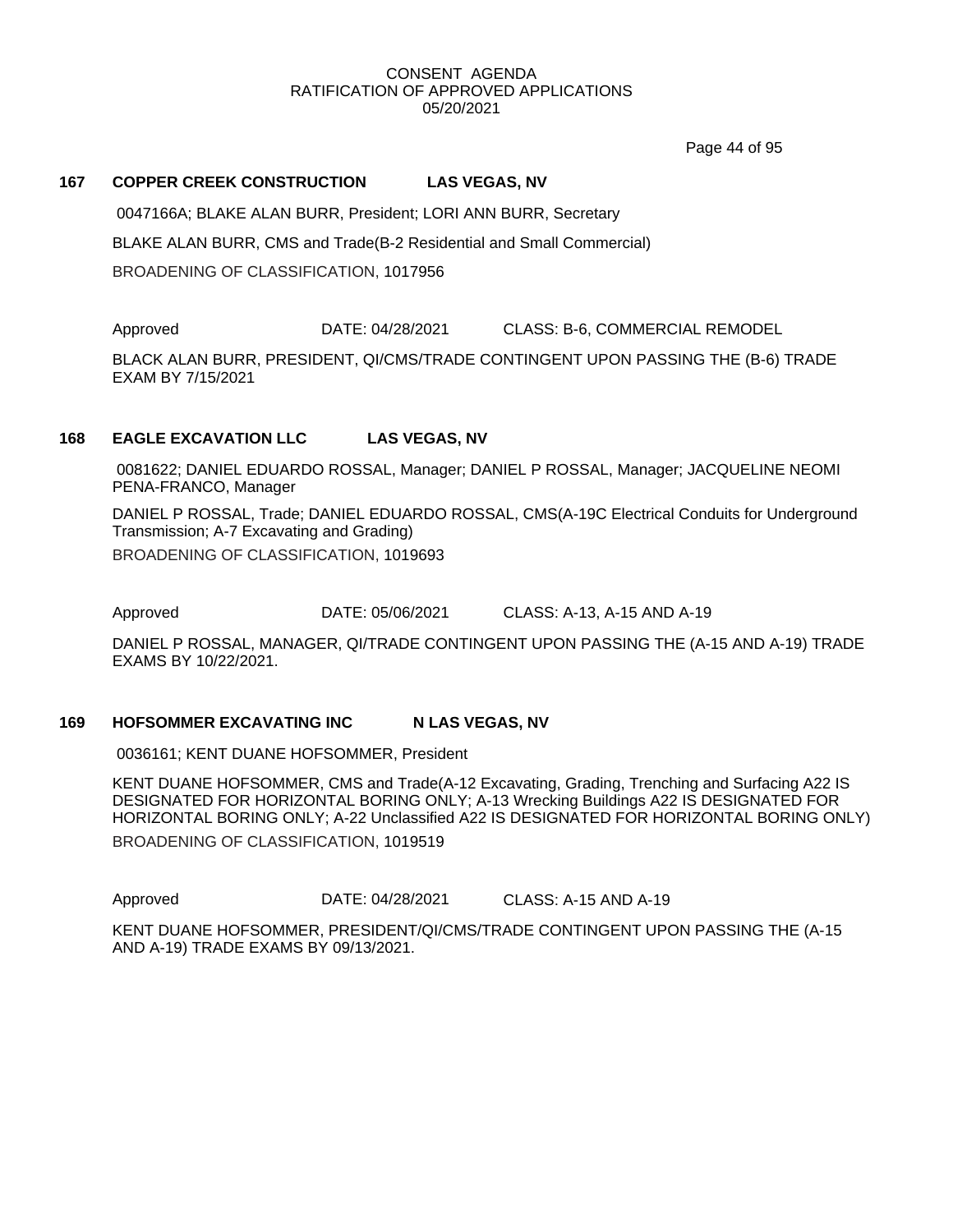CONSENT AGENDA
RATIFICATION OF APPROVED APPLICATIONS
05/20/2021

**167 COPPER CREEK CONSTRUCTION LAS VEGAS, NV**

0047166A; BLAKE ALAN BURR, President; LORI ANN BURR, Secretary

BLAKE ALAN BURR, CMS and Trade(B-2 Residential and Small Commercial)

BROADENING OF CLASSIFICATION, 1017956

Approved DATE: 04/28/2021 CLASS: B-6, COMMERCIAL REMODEL

BLACK ALAN BURR, PRESIDENT, QI/CMS/TRADE CONTINGENT UPON PASSING THE (B-6) TRADE EXAM BY 7/15/2021

**168 EAGLE EXCAVATION LLC LAS VEGAS, NV**

0081622; DANIEL EDUARDO ROSSAL, Manager; DANIEL P ROSSAL, Manager; JACQUELINE NEOMI PENA-FRANCO, Manager

DANIEL P ROSSAL, Trade; DANIEL EDUARDO ROSSAL, CMS(A-19C Electrical Conduits for Underground Transmission; A-7 Excavating and Grading)

BROADENING OF CLASSIFICATION, 1019693

Approved DATE: 05/06/2021 CLASS: A-13, A-15 AND A-19

DANIEL P ROSSAL, MANAGER, QI/TRADE CONTINGENT UPON PASSING THE (A-15 AND A-19) TRADE EXAMS BY 10/22/2021.

**169 HOFSOMMER EXCAVATING INC N LAS VEGAS, NV**

0036161; KENT DUANE HOFSOMMER, President

KENT DUANE HOFSOMMER, CMS and Trade(A-12 Excavating, Grading, Trenching and Surfacing A22 IS DESIGNATED FOR HORIZONTAL BORING ONLY; A-13 Wrecking Buildings A22 IS DESIGNATED FOR HORIZONTAL BORING ONLY; A-22 Unclassified A22 IS DESIGNATED FOR HORIZONTAL BORING ONLY)

BROADENING OF CLASSIFICATION, 1019519

Approved DATE: 04/28/2021 CLASS: A-15 AND A-19

KENT DUANE HOFSOMMER, PRESIDENT/QI/CMS/TRADE CONTINGENT UPON PASSING THE (A-15 AND A-19) TRADE EXAMS BY 09/13/2021.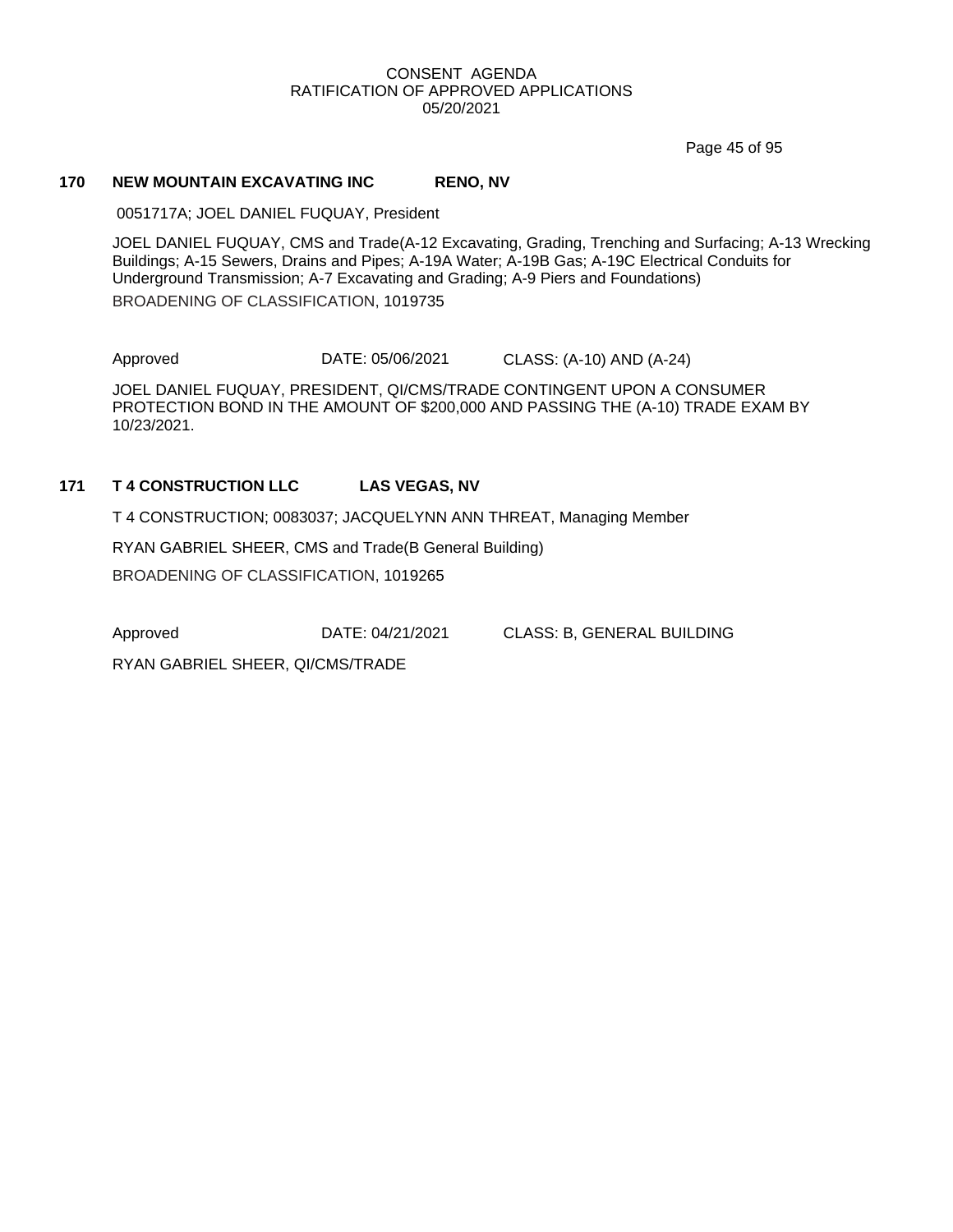CONSENT AGENDA
RATIFICATION OF APPROVED APPLICATIONS
05/20/2021

**170 NEW MOUNTAIN EXCAVATING INC RENO, NV**

0051717A; JOEL DANIEL FUQUAY, President

JOEL DANIEL FUQUAY, CMS and Trade(A-12 Excavating, Grading, Trenching and Surfacing; A-13 Wrecking Buildings; A-15 Sewers, Drains and Pipes; A-19A Water; A-19B Gas; A-19C Electrical Conduits for Underground Transmission; A-7 Excavating and Grading; A-9 Piers and Foundations)

BROADENING OF CLASSIFICATION, 1019735

Approved DATE: 05/06/2021 CLASS: (A-10) AND (A-24)

JOEL DANIEL FUQUAY, PRESIDENT, QI/CMS/TRADE CONTINGENT UPON A CONSUMER PROTECTION BOND IN THE AMOUNT OF $200,000 AND PASSING THE (A-10) TRADE EXAM BY 10/23/2021.

**171 T 4 CONSTRUCTION LLC LAS VEGAS, NV**

T 4 CONSTRUCTION; 0083037; JACQUELYNN ANN THREAT, Managing Member

RYAN GABRIEL SHEER, CMS and Trade(B General Building)

BROADENING OF CLASSIFICATION, 1019265

Approved DATE: 04/21/2021 CLASS: B, GENERAL BUILDING

RYAN GABRIEL SHEER, QI/CMS/TRADE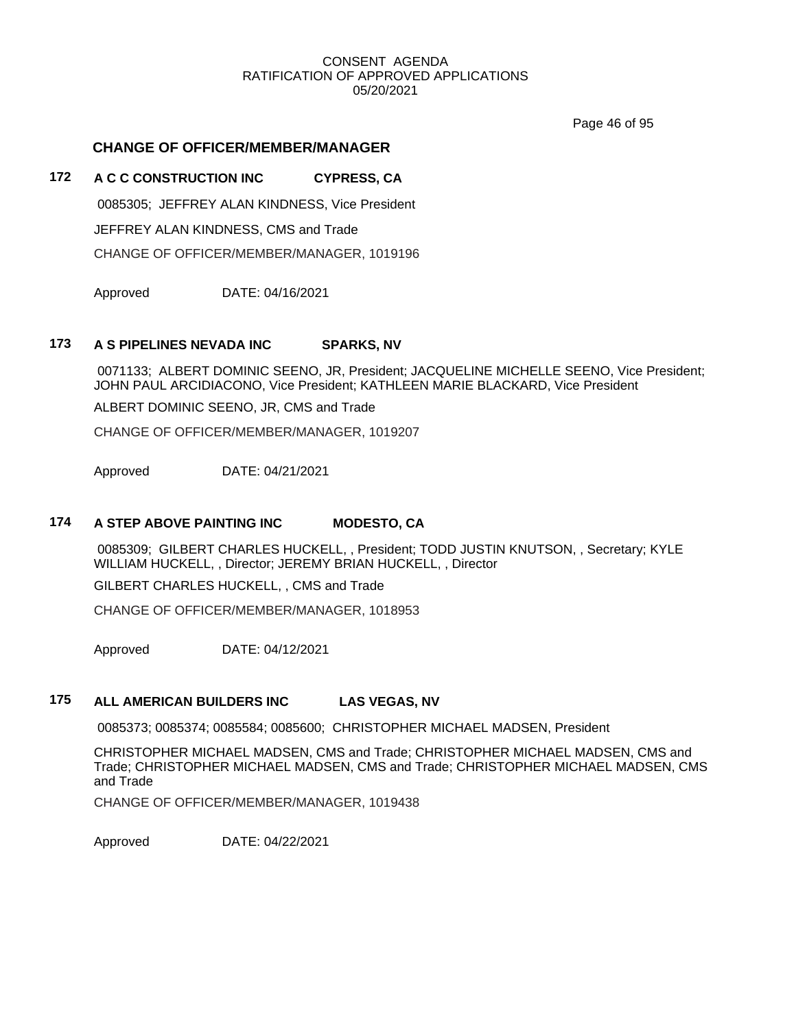CONSENT AGENDA
RATIFICATION OF APPROVED APPLICATIONS
05/20/2021

## CHANGE OF OFFICER/MEMBER/MANAGER

### 172 A C C CONSTRUCTION INC CYPRESS, CA

0085305; JEFFREY ALAN KINDNESS, Vice President

JEFFREY ALAN KINDNESS, CMS and Trade

CHANGE OF OFFICER/MEMBER/MANAGER, 1019196

Approved DATE: 04/16/2021

### 173 A S PIPELINES NEVADA INC SPARKS, NV

0071133; ALBERT DOMINIC SEENO, JR, President; JACQUELINE MICHELLE SEENO, Vice President; JOHN PAUL ARCIDIACONO, Vice President; KATHLEEN MARIE BLACKARD, Vice President

ALBERT DOMINIC SEENO, JR, CMS and Trade

CHANGE OF OFFICER/MEMBER/MANAGER, 1019207

Approved DATE: 04/21/2021

### 174 A STEP ABOVE PAINTING INC MODESTO, CA

0085309; GILBERT CHARLES HUCKELL, , President; TODD JUSTIN KNUTSON, , Secretary; KYLE WILLIAM HUCKELL, , Director; JEREMY BRIAN HUCKELL, , Director

GILBERT CHARLES HUCKELL, , CMS and Trade

CHANGE OF OFFICER/MEMBER/MANAGER, 1018953

Approved DATE: 04/12/2021

### 175 ALL AMERICAN BUILDERS INC LAS VEGAS, NV

0085373; 0085374; 0085584; 0085600; CHRISTOPHER MICHAEL MADSEN, President

CHRISTOPHER MICHAEL MADSEN, CMS and Trade; CHRISTOPHER MICHAEL MADSEN, CMS and Trade; CHRISTOPHER MICHAEL MADSEN, CMS and Trade; CHRISTOPHER MICHAEL MADSEN, CMS and Trade

CHANGE OF OFFICER/MEMBER/MANAGER, 1019438

Approved DATE: 04/22/2021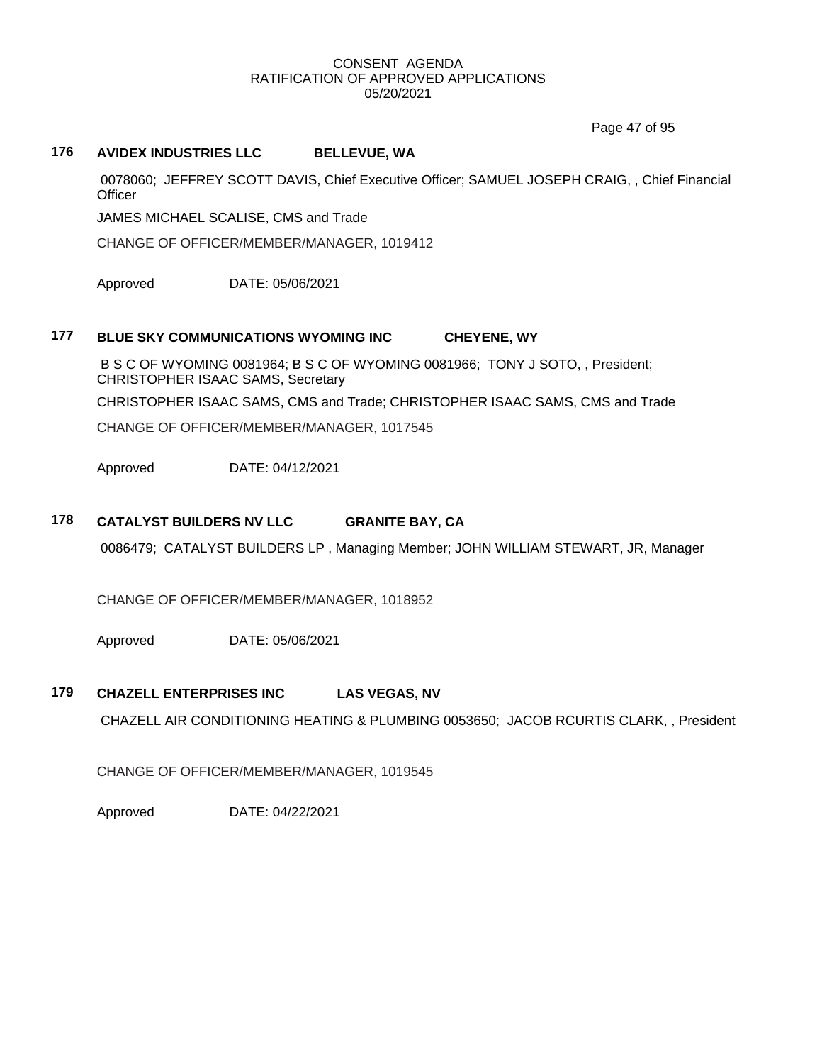CONSENT AGENDA
RATIFICATION OF APPROVED APPLICATIONS
05/20/2021

**176 AVIDEX INDUSTRIES LLC BELLEVUE, WA**

0078060; JEFFREY SCOTT DAVIS, Chief Executive Officer; SAMUEL JOSEPH CRAIG, , Chief Financial Officer

JAMES MICHAEL SCALISE, CMS and Trade

CHANGE OF OFFICER/MEMBER/MANAGER, 1019412

Approved DATE: 05/06/2021

**177 BLUE SKY COMMUNICATIONS WYOMING INC CHEYENE, WY**

B S C OF WYOMING 0081964; B S C OF WYOMING 0081966; TONY J SOTO, , President; CHRISTOPHER ISAAC SAMS, Secretary

CHRISTOPHER ISAAC SAMS, CMS and Trade; CHRISTOPHER ISAAC SAMS, CMS and Trade

CHANGE OF OFFICER/MEMBER/MANAGER, 1017545

Approved DATE: 04/12/2021

**178 CATALYST BUILDERS NV LLC GRANITE BAY, CA**

0086479; CATALYST BUILDERS LP , Managing Member; JOHN WILLIAM STEWART, JR, Manager

CHANGE OF OFFICER/MEMBER/MANAGER, 1018952

Approved DATE: 05/06/2021

**179 CHAZELL ENTERPRISES INC LAS VEGAS, NV**

CHAZELL AIR CONDITIONING HEATING & PLUMBING 0053650; JACOB RCURTIS CLARK, , President

CHANGE OF OFFICER/MEMBER/MANAGER, 1019545

Approved DATE: 04/22/2021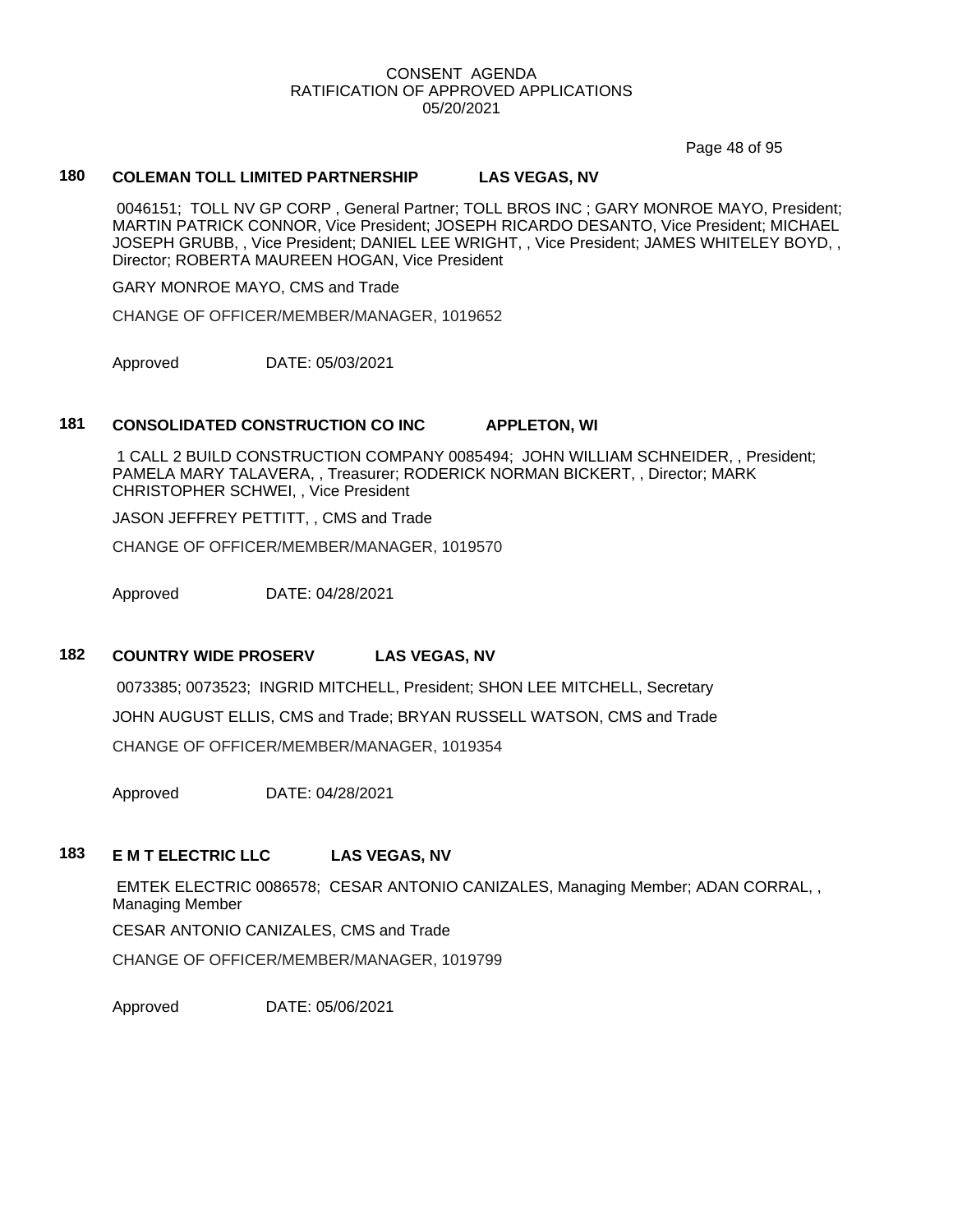CONSENT AGENDA
RATIFICATION OF APPROVED APPLICATIONS
05/20/2021

### 180 COLEMAN TOLL LIMITED PARTNERSHIP LAS VEGAS, NV

0046151; TOLL NV GP CORP , General Partner; TOLL BROS INC ; GARY MONROE MAYO, President; MARTIN PATRICK CONNOR, Vice President; JOSEPH RICARDO DESANTO, Vice President; MICHAEL JOSEPH GRUBB, , Vice President; DANIEL LEE WRIGHT, , Vice President; JAMES WHITELEY BOYD, , Director; ROBERTA MAUREEN HOGAN, Vice President

GARY MONROE MAYO, CMS and Trade

CHANGE OF OFFICER/MEMBER/MANAGER, 1019652

Approved DATE: 05/03/2021

### 181 CONSOLIDATED CONSTRUCTION CO INC APPLETON, WI

1 CALL 2 BUILD CONSTRUCTION COMPANY 0085494; JOHN WILLIAM SCHNEIDER, , President; PAMELA MARY TALAVERA, , Treasurer; RODERICK NORMAN BICKERT, , Director; MARK CHRISTOPHER SCHWEI, , Vice President

JASON JEFFREY PETTITT, , CMS and Trade

CHANGE OF OFFICER/MEMBER/MANAGER, 1019570

Approved DATE: 04/28/2021

### 182 COUNTRY WIDE PROSERV LAS VEGAS, NV

0073385; 0073523; INGRID MITCHELL, President; SHON LEE MITCHELL, Secretary

JOHN AUGUST ELLIS, CMS and Trade; BRYAN RUSSELL WATSON, CMS and Trade

CHANGE OF OFFICER/MEMBER/MANAGER, 1019354

Approved DATE: 04/28/2021

### 183 E M T ELECTRIC LLC LAS VEGAS, NV

EMTEK ELECTRIC 0086578; CESAR ANTONIO CANIZALES, Managing Member; ADAN CORRAL, , Managing Member

CESAR ANTONIO CANIZALES, CMS and Trade

CHANGE OF OFFICER/MEMBER/MANAGER, 1019799

Approved DATE: 05/06/2021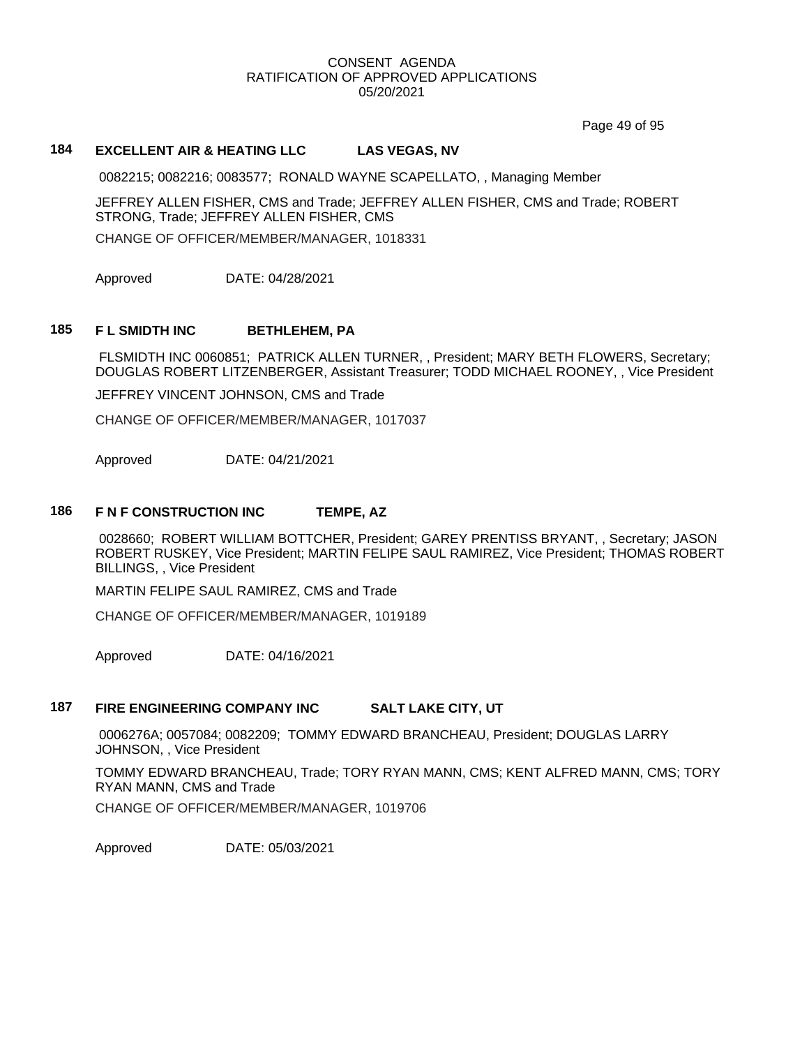CONSENT AGENDA
RATIFICATION OF APPROVED APPLICATIONS
05/20/2021

### 184 EXCELLENT AIR & HEATING LLC LAS VEGAS, NV

0082215; 0082216; 0083577; RONALD WAYNE SCAPELLATO, , Managing Member

JEFFREY ALLEN FISHER, CMS and Trade; JEFFREY ALLEN FISHER, CMS and Trade; ROBERT STRONG, Trade; JEFFREY ALLEN FISHER, CMS

CHANGE OF OFFICER/MEMBER/MANAGER, 1018331

Approved DATE: 04/28/2021

### 185 F L SMIDTH INC BETHLEHEM, PA

FLSMIDTH INC 0060851; PATRICK ALLEN TURNER, , President; MARY BETH FLOWERS, Secretary; DOUGLAS ROBERT LITZENBERGER, Assistant Treasurer; TODD MICHAEL ROONEY, , Vice President

JEFFREY VINCENT JOHNSON, CMS and Trade

CHANGE OF OFFICER/MEMBER/MANAGER, 1017037

Approved DATE: 04/21/2021

### 186 F N F CONSTRUCTION INC TEMPE, AZ

0028660; ROBERT WILLIAM BOTTCHER, President; GAREY PRENTISS BRYANT, , Secretary; JASON ROBERT RUSKEY, Vice President; MARTIN FELIPE SAUL RAMIREZ, Vice President; THOMAS ROBERT BILLINGS, , Vice President

MARTIN FELIPE SAUL RAMIREZ, CMS and Trade

CHANGE OF OFFICER/MEMBER/MANAGER, 1019189

Approved DATE: 04/16/2021

### 187 FIRE ENGINEERING COMPANY INC SALT LAKE CITY, UT

0006276A; 0057084; 0082209; TOMMY EDWARD BRANCHEAU, President; DOUGLAS LARRY JOHNSON, , Vice President

TOMMY EDWARD BRANCHEAU, Trade; TORY RYAN MANN, CMS; KENT ALFRED MANN, CMS; TORY RYAN MANN, CMS and Trade

CHANGE OF OFFICER/MEMBER/MANAGER, 1019706

Approved DATE: 05/03/2021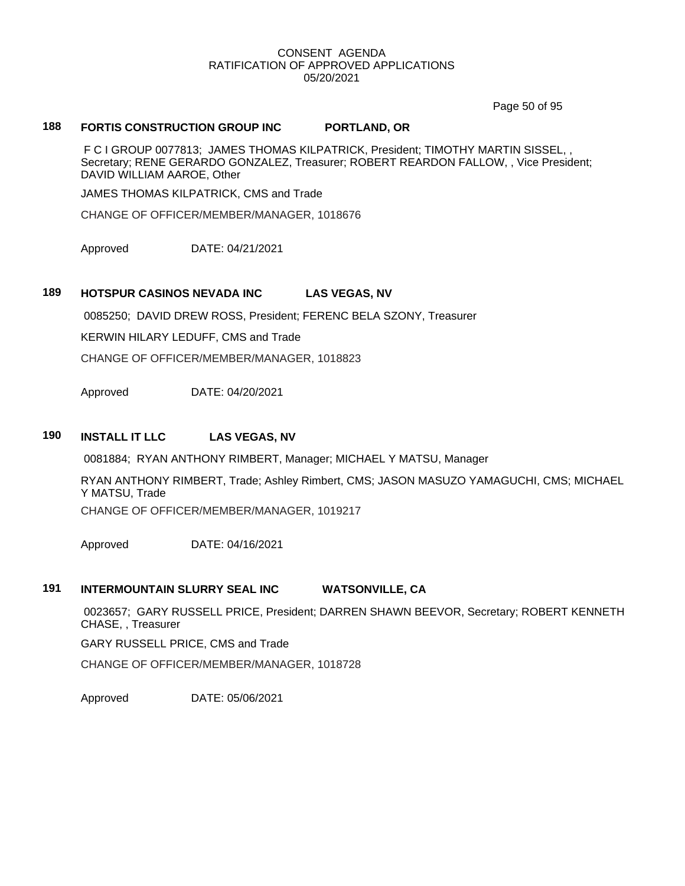CONSENT AGENDA
RATIFICATION OF APPROVED APPLICATIONS
05/20/2021

### 188 FORTIS CONSTRUCTION GROUP INC PORTLAND, OR

F C I GROUP 0077813; JAMES THOMAS KILPATRICK, President; TIMOTHY MARTIN SISSEL, , Secretary; RENE GERARDO GONZALEZ, Treasurer; ROBERT REARDON FALLOW, , Vice President; DAVID WILLIAM AAROE, Other

JAMES THOMAS KILPATRICK, CMS and Trade

CHANGE OF OFFICER/MEMBER/MANAGER, 1018676

Approved DATE: 04/21/2021

### 189 HOTSPUR CASINOS NEVADA INC LAS VEGAS, NV

0085250; DAVID DREW ROSS, President; FERENC BELA SZONY, Treasurer

KERWIN HILARY LEDUFF, CMS and Trade

CHANGE OF OFFICER/MEMBER/MANAGER, 1018823

Approved DATE: 04/20/2021

### 190 INSTALL IT LLC LAS VEGAS, NV

0081884; RYAN ANTHONY RIMBERT, Manager; MICHAEL Y MATSU, Manager

RYAN ANTHONY RIMBERT, Trade; Ashley Rimbert, CMS; JASON MASUZO YAMAGUCHI, CMS; MICHAEL Y MATSU, Trade

CHANGE OF OFFICER/MEMBER/MANAGER, 1019217

Approved DATE: 04/16/2021

### 191 INTERMOUNTAIN SLURRY SEAL INC WATSONVILLE, CA

0023657; GARY RUSSELL PRICE, President; DARREN SHAWN BEEVOR, Secretary; ROBERT KENNETH CHASE, , Treasurer

GARY RUSSELL PRICE, CMS and Trade

CHANGE OF OFFICER/MEMBER/MANAGER, 1018728

Approved DATE: 05/06/2021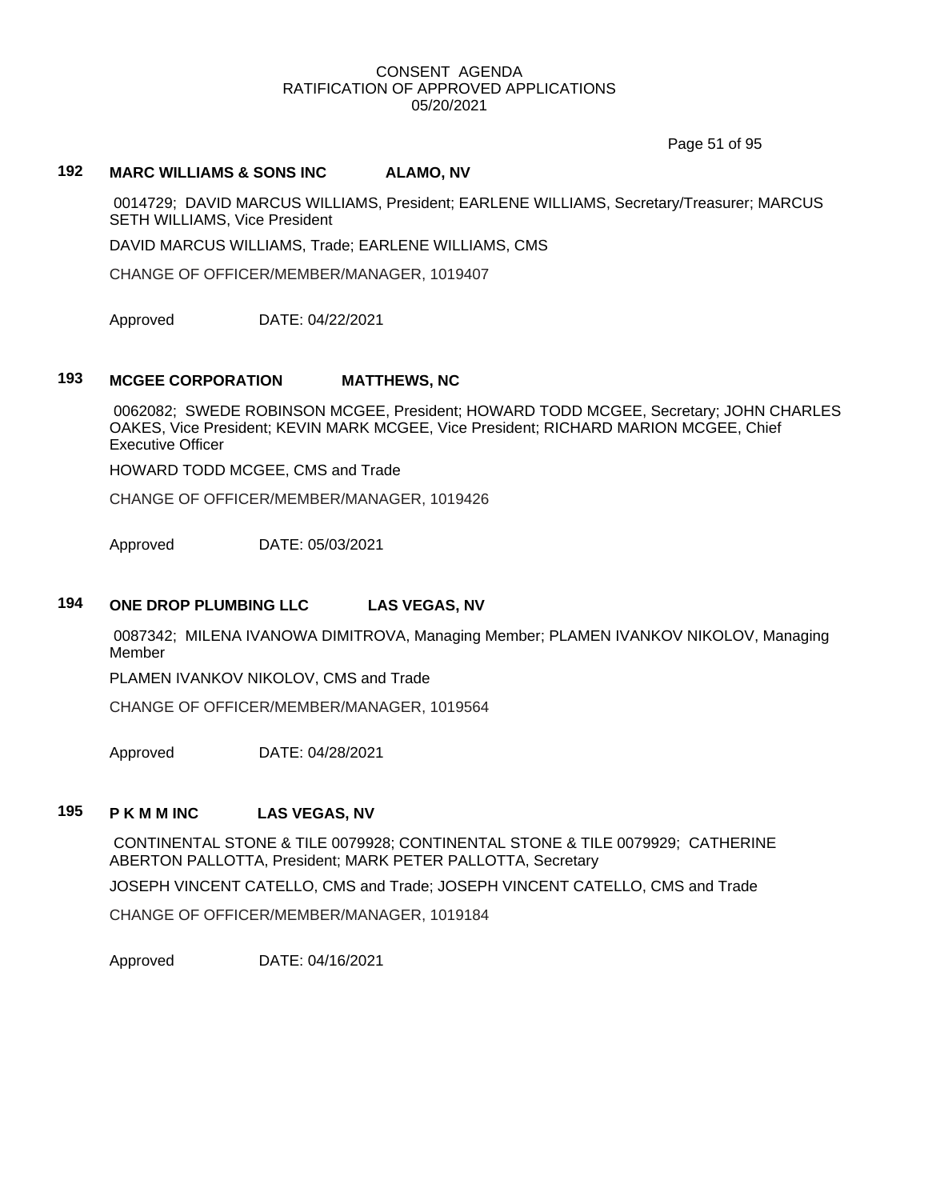CONSENT AGENDA
RATIFICATION OF APPROVED APPLICATIONS
05/20/2021

### 192 MARC WILLIAMS & SONS INC ALAMO, NV

0014729; DAVID MARCUS WILLIAMS, President; EARLENE WILLIAMS, Secretary/Treasurer; MARCUS SETH WILLIAMS, Vice President

DAVID MARCUS WILLIAMS, Trade; EARLENE WILLIAMS, CMS

CHANGE OF OFFICER/MEMBER/MANAGER, 1019407

Approved DATE: 04/22/2021

### 193 MCGEE CORPORATION MATTHEWS, NC

0062082; SWEDE ROBINSON MCGEE, President; HOWARD TODD MCGEE, Secretary; JOHN CHARLES OAKES, Vice President; KEVIN MARK MCGEE, Vice President; RICHARD MARION MCGEE, Chief Executive Officer

HOWARD TODD MCGEE, CMS and Trade

CHANGE OF OFFICER/MEMBER/MANAGER, 1019426

Approved DATE: 05/03/2021

### 194 ONE DROP PLUMBING LLC LAS VEGAS, NV

0087342; MILENA IVANOWA DIMITROVA, Managing Member; PLAMEN IVANKOV NIKOLOV, Managing Member

PLAMEN IVANKOV NIKOLOV, CMS and Trade

CHANGE OF OFFICER/MEMBER/MANAGER, 1019564

Approved DATE: 04/28/2021

### 195 P K M M INC LAS VEGAS, NV

CONTINENTAL STONE & TILE 0079928; CONTINENTAL STONE & TILE 0079929; CATHERINE ABERTON PALLOTTA, President; MARK PETER PALLOTTA, Secretary

JOSEPH VINCENT CATELLO, CMS and Trade; JOSEPH VINCENT CATELLO, CMS and Trade

CHANGE OF OFFICER/MEMBER/MANAGER, 1019184

Approved DATE: 04/16/2021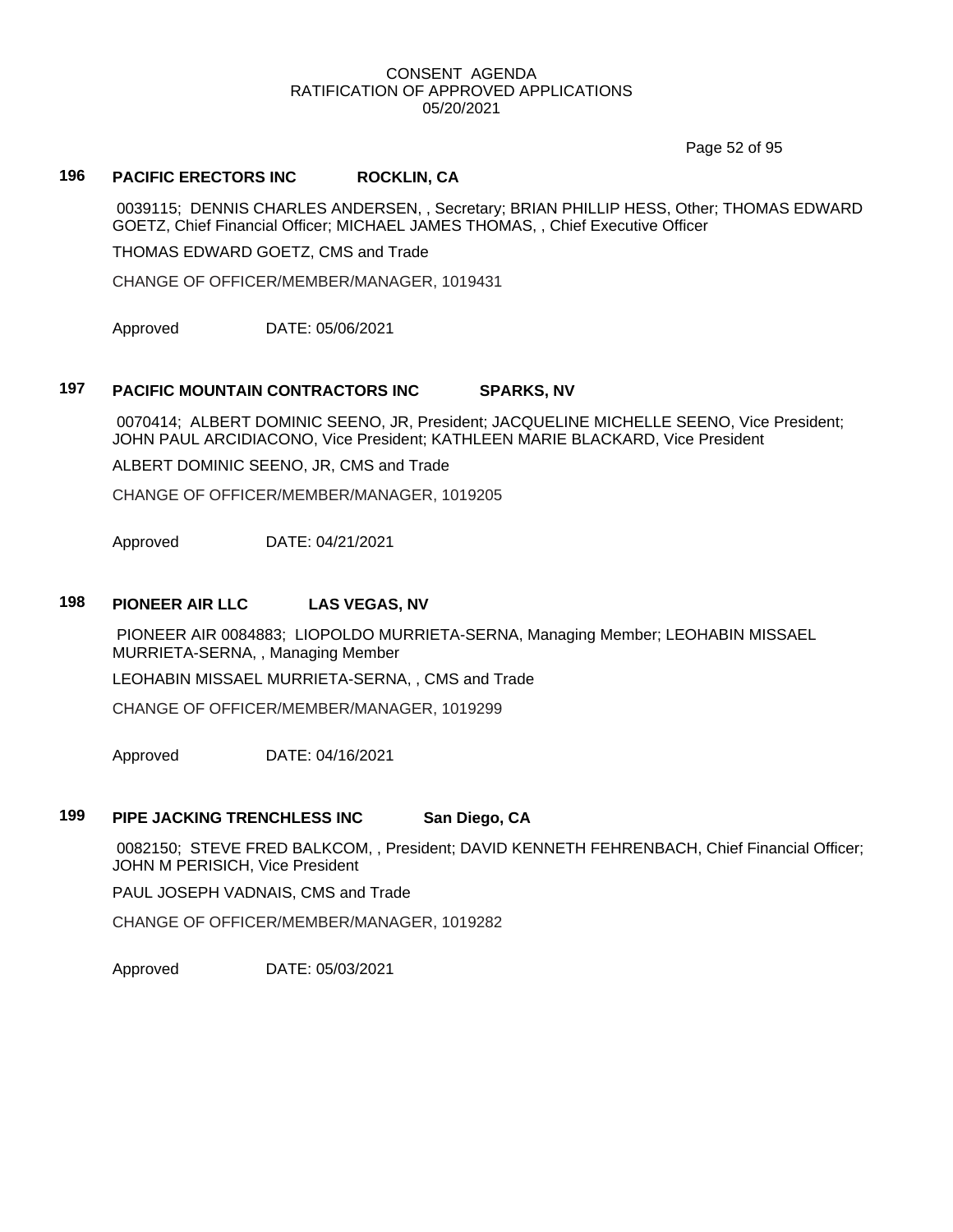CONSENT AGENDA
RATIFICATION OF APPROVED APPLICATIONS
05/20/2021

### 196 PACIFIC ERECTORS INC ROCKLIN, CA

0039115; DENNIS CHARLES ANDERSEN, , Secretary; BRIAN PHILLIP HESS, Other; THOMAS EDWARD GOETZ, Chief Financial Officer; MICHAEL JAMES THOMAS, , Chief Executive Officer

THOMAS EDWARD GOETZ, CMS and Trade

CHANGE OF OFFICER/MEMBER/MANAGER, 1019431

Approved DATE: 05/06/2021

### 197 PACIFIC MOUNTAIN CONTRACTORS INC SPARKS, NV

0070414; ALBERT DOMINIC SEENO, JR, President; JACQUELINE MICHELLE SEENO, Vice President; JOHN PAUL ARCIDIACONO, Vice President; KATHLEEN MARIE BLACKARD, Vice President

ALBERT DOMINIC SEENO, JR, CMS and Trade

CHANGE OF OFFICER/MEMBER/MANAGER, 1019205

Approved DATE: 04/21/2021

### 198 PIONEER AIR LLC LAS VEGAS, NV

PIONEER AIR 0084883; LIOPOLDO MURRIETA-SERNA, Managing Member; LEOHABIN MISSAEL MURRIETA-SERNA, , Managing Member

LEOHABIN MISSAEL MURRIETA-SERNA, , CMS and Trade

CHANGE OF OFFICER/MEMBER/MANAGER, 1019299

Approved DATE: 04/16/2021

### 199 PIPE JACKING TRENCHLESS INC San Diego, CA

0082150; STEVE FRED BALKCOM, , President; DAVID KENNETH FEHRENBACH, Chief Financial Officer; JOHN M PERISICH, Vice President

PAUL JOSEPH VADNAIS, CMS and Trade

CHANGE OF OFFICER/MEMBER/MANAGER, 1019282

Approved DATE: 05/03/2021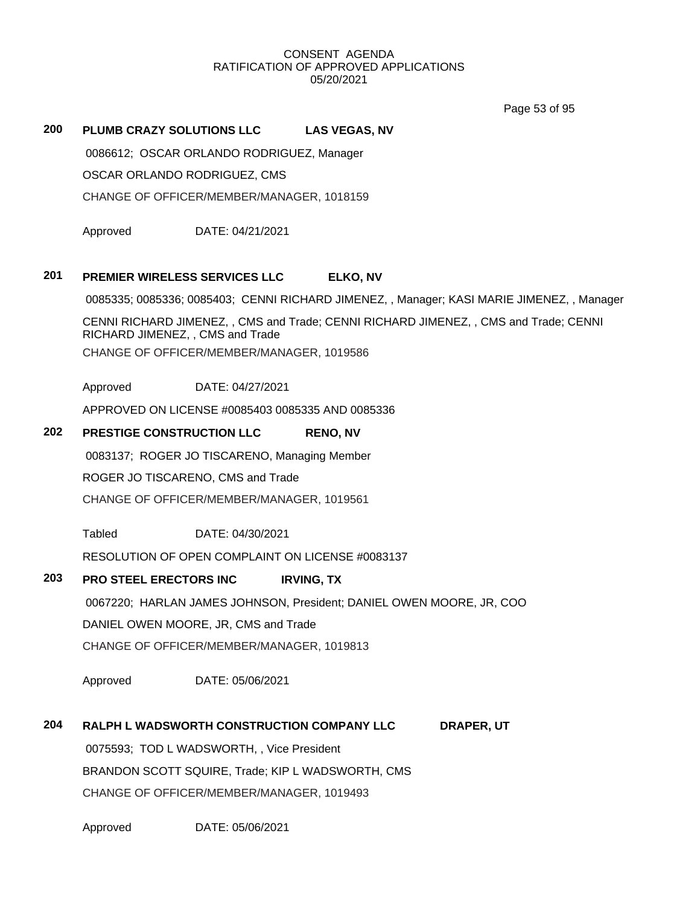CONSENT AGENDA
RATIFICATION OF APPROVED APPLICATIONS
05/20/2021

**200 PLUMB CRAZY SOLUTIONS LLC LAS VEGAS, NV**

0086612; OSCAR ORLANDO RODRIGUEZ, Manager

OSCAR ORLANDO RODRIGUEZ, CMS

CHANGE OF OFFICER/MEMBER/MANAGER, 1018159

Approved DATE: 04/21/2021

**201 PREMIER WIRELESS SERVICES LLC ELKO, NV**

0085335; 0085336; 0085403; CENNI RICHARD JIMENEZ, , Manager; KASI MARIE JIMENEZ, , Manager

CENNI RICHARD JIMENEZ, , CMS and Trade; CENNI RICHARD JIMENEZ, , CMS and Trade; CENNI RICHARD JIMENEZ, , CMS and Trade

CHANGE OF OFFICER/MEMBER/MANAGER, 1019586

Approved DATE: 04/27/2021

APPROVED ON LICENSE #0085403 0085335 AND 0085336

**202 PRESTIGE CONSTRUCTION LLC RENO, NV**

0083137; ROGER JO TISCARENO, Managing Member

ROGER JO TISCARENO, CMS and Trade

CHANGE OF OFFICER/MEMBER/MANAGER, 1019561

Tabled DATE: 04/30/2021

RESOLUTION OF OPEN COMPLAINT ON LICENSE #0083137

**203 PRO STEEL ERECTORS INC IRVING, TX**

0067220; HARLAN JAMES JOHNSON, President; DANIEL OWEN MOORE, JR, COO

DANIEL OWEN MOORE, JR, CMS and Trade

CHANGE OF OFFICER/MEMBER/MANAGER, 1019813

Approved DATE: 05/06/2021

**204 RALPH L WADSWORTH CONSTRUCTION COMPANY LLC DRAPER, UT**

0075593; TOD L WADSWORTH, , Vice President

BRANDON SCOTT SQUIRE, Trade; KIP L WADSWORTH, CMS

CHANGE OF OFFICER/MEMBER/MANAGER, 1019493

Approved DATE: 05/06/2021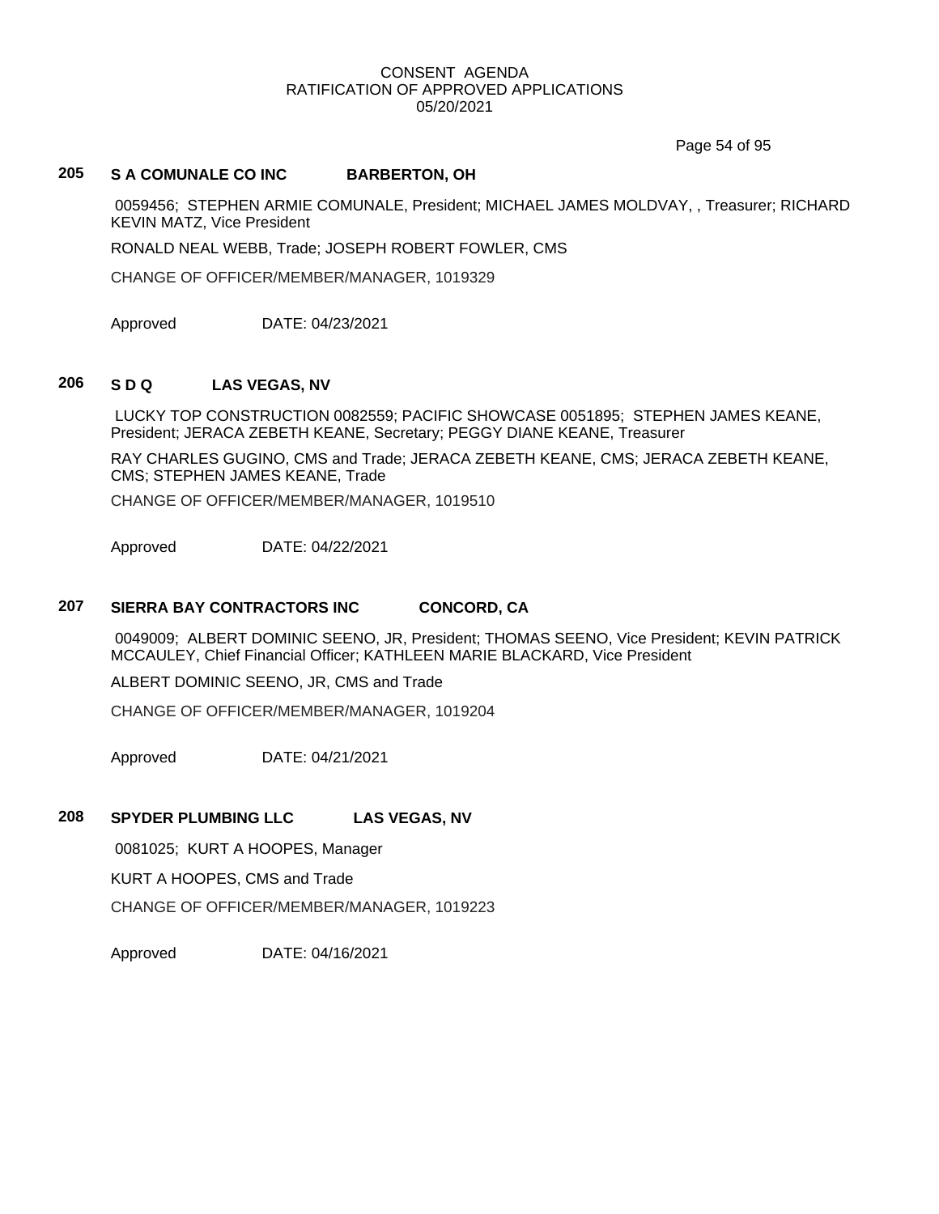CONSENT AGENDA
RATIFICATION OF APPROVED APPLICATIONS
05/20/2021

## 205 S A COMUNALE CO INC BARBERTON, OH

0059456; STEPHEN ARMIE COMUNALE, President; MICHAEL JAMES MOLDVAY, , Treasurer; RICHARD KEVIN MATZ, Vice President

RONALD NEAL WEBB, Trade; JOSEPH ROBERT FOWLER, CMS

CHANGE OF OFFICER/MEMBER/MANAGER, 1019329

Approved DATE: 04/23/2021

## 206 S D Q LAS VEGAS, NV

LUCKY TOP CONSTRUCTION 0082559; PACIFIC SHOWCASE 0051895; STEPHEN JAMES KEANE, President; JERACA ZEBETH KEANE, Secretary; PEGGY DIANE KEANE, Treasurer

RAY CHARLES GUGINO, CMS and Trade; JERACA ZEBETH KEANE, CMS; JERACA ZEBETH KEANE, CMS; STEPHEN JAMES KEANE, Trade

CHANGE OF OFFICER/MEMBER/MANAGER, 1019510

Approved DATE: 04/22/2021

## 207 SIERRA BAY CONTRACTORS INC CONCORD, CA

0049009; ALBERT DOMINIC SEENO, JR, President; THOMAS SEENO, Vice President; KEVIN PATRICK MCCAULEY, Chief Financial Officer; KATHLEEN MARIE BLACKARD, Vice President

ALBERT DOMINIC SEENO, JR, CMS and Trade

CHANGE OF OFFICER/MEMBER/MANAGER, 1019204

Approved DATE: 04/21/2021

## 208 SPYDER PLUMBING LLC LAS VEGAS, NV

0081025; KURT A HOOPES, Manager

KURT A HOOPES, CMS and Trade

CHANGE OF OFFICER/MEMBER/MANAGER, 1019223

Approved DATE: 04/16/2021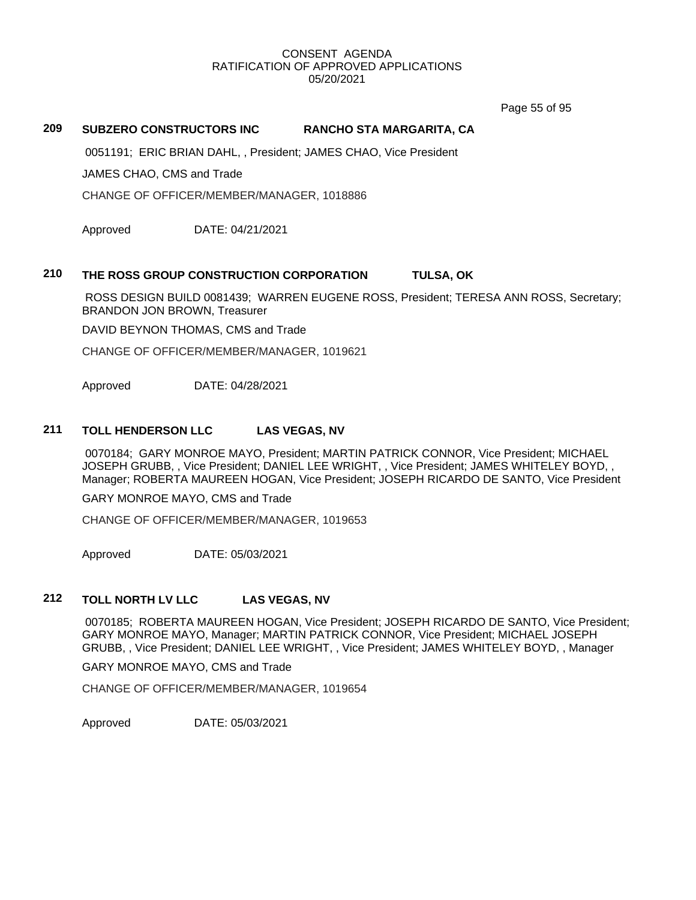CONSENT AGENDA
RATIFICATION OF APPROVED APPLICATIONS
05/20/2021

**209 SUBZERO CONSTRUCTORS INC RANCHO STA MARGARITA, CA**

0051191; ERIC BRIAN DAHL, , President; JAMES CHAO, Vice President

JAMES CHAO, CMS and Trade

CHANGE OF OFFICER/MEMBER/MANAGER, 1018886

Approved DATE: 04/21/2021

**210 THE ROSS GROUP CONSTRUCTION CORPORATION TULSA, OK**

ROSS DESIGN BUILD 0081439; WARREN EUGENE ROSS, President; TERESA ANN ROSS, Secretary; BRANDON JON BROWN, Treasurer

DAVID BEYNON THOMAS, CMS and Trade

CHANGE OF OFFICER/MEMBER/MANAGER, 1019621

Approved DATE: 04/28/2021

**211 TOLL HENDERSON LLC LAS VEGAS, NV**

0070184; GARY MONROE MAYO, President; MARTIN PATRICK CONNOR, Vice President; MICHAEL JOSEPH GRUBB, , Vice President; DANIEL LEE WRIGHT, , Vice President; JAMES WHITELEY BOYD, , Manager; ROBERTA MAUREEN HOGAN, Vice President; JOSEPH RICARDO DE SANTO, Vice President

GARY MONROE MAYO, CMS and Trade

CHANGE OF OFFICER/MEMBER/MANAGER, 1019653

Approved DATE: 05/03/2021

**212 TOLL NORTH LV LLC LAS VEGAS, NV**

0070185; ROBERTA MAUREEN HOGAN, Vice President; JOSEPH RICARDO DE SANTO, Vice President; GARY MONROE MAYO, Manager; MARTIN PATRICK CONNOR, Vice President; MICHAEL JOSEPH GRUBB, , Vice President; DANIEL LEE WRIGHT, , Vice President; JAMES WHITELEY BOYD, , Manager

GARY MONROE MAYO, CMS and Trade

CHANGE OF OFFICER/MEMBER/MANAGER, 1019654

Approved DATE: 05/03/2021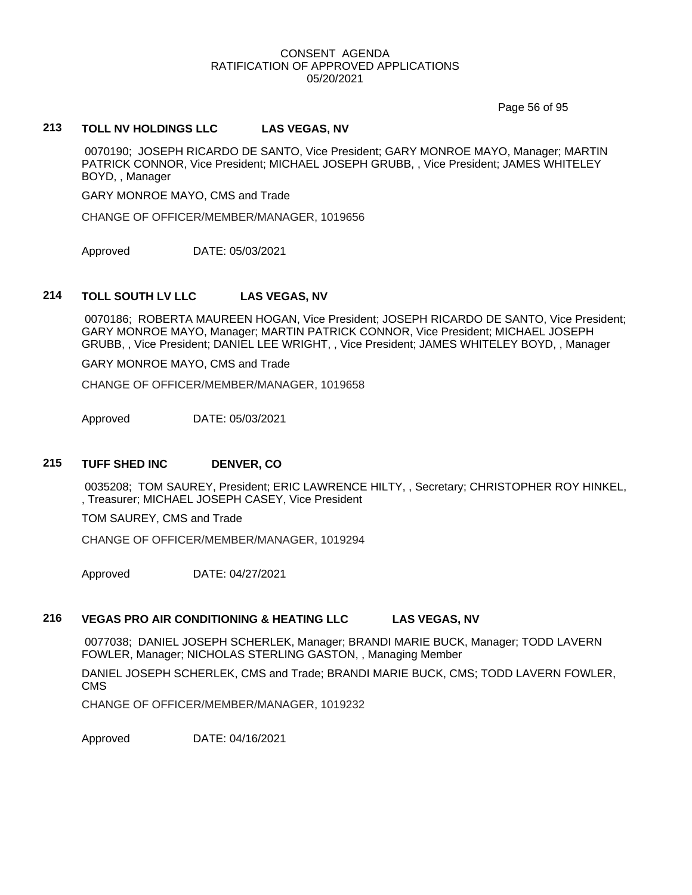## 213 TOLL NV HOLDINGS LLC LAS VEGAS, NV

0070190; JOSEPH RICARDO DE SANTO, Vice President; GARY MONROE MAYO, Manager; MARTIN PATRICK CONNOR, Vice President; MICHAEL JOSEPH GRUBB, , Vice President; JAMES WHITELEY BOYD, , Manager

GARY MONROE MAYO, CMS and Trade

CHANGE OF OFFICER/MEMBER/MANAGER, 1019656

Approved DATE: 05/03/2021

## 214 TOLL SOUTH LV LLC LAS VEGAS, NV

0070186; ROBERTA MAUREEN HOGAN, Vice President; JOSEPH RICARDO DE SANTO, Vice President; GARY MONROE MAYO, Manager; MARTIN PATRICK CONNOR, Vice President; MICHAEL JOSEPH GRUBB, , Vice President; DANIEL LEE WRIGHT, , Vice President; JAMES WHITELEY BOYD, , Manager

GARY MONROE MAYO, CMS and Trade

CHANGE OF OFFICER/MEMBER/MANAGER, 1019658

Approved DATE: 05/03/2021

## 215 TUFF SHED INC DENVER, CO

0035208; TOM SAUREY, President; ERIC LAWRENCE HILTY, , Secretary; CHRISTOPHER ROY HINKEL, , Treasurer; MICHAEL JOSEPH CASEY, Vice President

TOM SAUREY, CMS and Trade

CHANGE OF OFFICER/MEMBER/MANAGER, 1019294

Approved DATE: 04/27/2021

## 216 VEGAS PRO AIR CONDITIONING & HEATING LLC LAS VEGAS, NV

0077038; DANIEL JOSEPH SCHERLEK, Manager; BRANDI MARIE BUCK, Manager; TODD LAVERN FOWLER, Manager; NICHOLAS STERLING GASTON, , Managing Member

DANIEL JOSEPH SCHERLEK, CMS and Trade; BRANDI MARIE BUCK, CMS; TODD LAVERN FOWLER, CMS

CHANGE OF OFFICER/MEMBER/MANAGER, 1019232

Approved DATE: 04/16/2021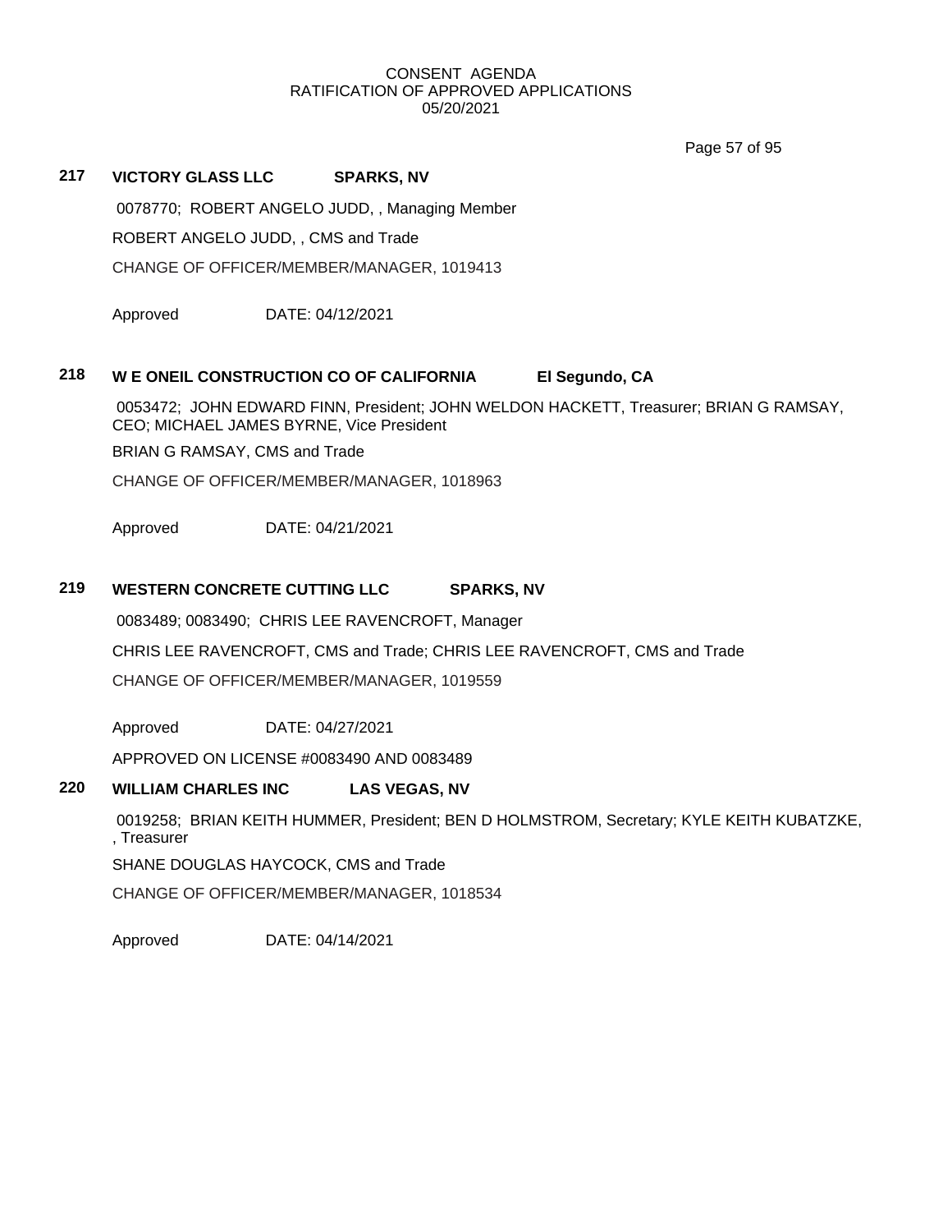CONSENT AGENDA
RATIFICATION OF APPROVED APPLICATIONS
05/20/2021

**217 VICTORY GLASS LLC SPARKS, NV**

0078770; ROBERT ANGELO JUDD, , Managing Member

ROBERT ANGELO JUDD, , CMS and Trade

CHANGE OF OFFICER/MEMBER/MANAGER, 1019413

Approved DATE: 04/12/2021

**218 W E ONEIL CONSTRUCTION CO OF CALIFORNIA El Segundo, CA**

0053472; JOHN EDWARD FINN, President; JOHN WELDON HACKETT, Treasurer; BRIAN G RAMSAY, CEO; MICHAEL JAMES BYRNE, Vice President

BRIAN G RAMSAY, CMS and Trade

CHANGE OF OFFICER/MEMBER/MANAGER, 1018963

Approved DATE: 04/21/2021

**219 WESTERN CONCRETE CUTTING LLC SPARKS, NV**

0083489; 0083490; CHRIS LEE RAVENCROFT, Manager

CHRIS LEE RAVENCROFT, CMS and Trade; CHRIS LEE RAVENCROFT, CMS and Trade

CHANGE OF OFFICER/MEMBER/MANAGER, 1019559

Approved DATE: 04/27/2021

APPROVED ON LICENSE #0083490 AND 0083489

**220 WILLIAM CHARLES INC LAS VEGAS, NV**

0019258; BRIAN KEITH HUMMER, President; BEN D HOLMSTROM, Secretary; KYLE KEITH KUBATZKE, , Treasurer

SHANE DOUGLAS HAYCOCK, CMS and Trade

CHANGE OF OFFICER/MEMBER/MANAGER, 1018534

Approved DATE: 04/14/2021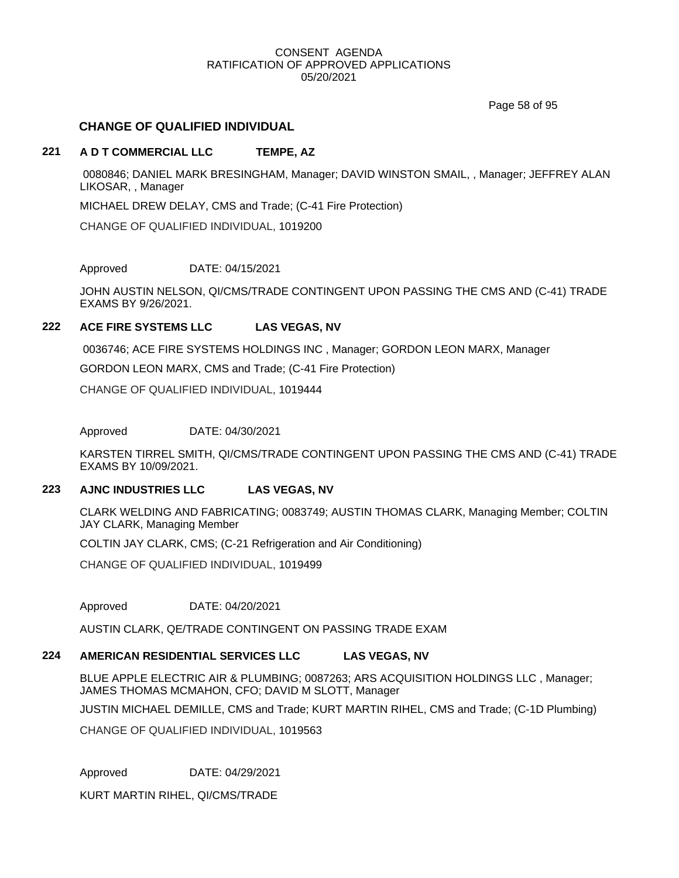## CHANGE OF QUALIFIED INDIVIDUAL

### 221 A D T COMMERCIAL LLC TEMPE, AZ

0080846; DANIEL MARK BRESINGHAM, Manager; DAVID WINSTON SMAIL, , Manager; JEFFREY ALAN LIKOSAR, , Manager

MICHAEL DREW DELAY, CMS and Trade; (C-41 Fire Protection)

CHANGE OF QUALIFIED INDIVIDUAL, 1019200

Approved DATE: 04/15/2021

JOHN AUSTIN NELSON, QI/CMS/TRADE CONTINGENT UPON PASSING THE CMS AND (C-41) TRADE EXAMS BY 9/26/2021.

### 222 ACE FIRE SYSTEMS LLC LAS VEGAS, NV

0036746; ACE FIRE SYSTEMS HOLDINGS INC , Manager; GORDON LEON MARX, Manager

GORDON LEON MARX, CMS and Trade; (C-41 Fire Protection)

CHANGE OF QUALIFIED INDIVIDUAL, 1019444

Approved DATE: 04/30/2021

KARSTEN TIRREL SMITH, QI/CMS/TRADE CONTINGENT UPON PASSING THE CMS AND (C-41) TRADE EXAMS BY 10/09/2021.

### 223 AJNC INDUSTRIES LLC LAS VEGAS, NV

CLARK WELDING AND FABRICATING; 0083749; AUSTIN THOMAS CLARK, Managing Member; COLTIN JAY CLARK, Managing Member

COLTIN JAY CLARK, CMS; (C-21 Refrigeration and Air Conditioning)

CHANGE OF QUALIFIED INDIVIDUAL, 1019499

Approved DATE: 04/20/2021

AUSTIN CLARK, QE/TRADE CONTINGENT ON PASSING TRADE EXAM

### 224 AMERICAN RESIDENTIAL SERVICES LLC LAS VEGAS, NV

BLUE APPLE ELECTRIC AIR & PLUMBING; 0087263; ARS ACQUISITION HOLDINGS LLC , Manager; JAMES THOMAS MCMAHON, CFO; DAVID M SLOTT, Manager

JUSTIN MICHAEL DEMILLE, CMS and Trade; KURT MARTIN RIHEL, CMS and Trade; (C-1D Plumbing)

CHANGE OF QUALIFIED INDIVIDUAL, 1019563

Approved DATE: 04/29/2021

KURT MARTIN RIHEL, QI/CMS/TRADE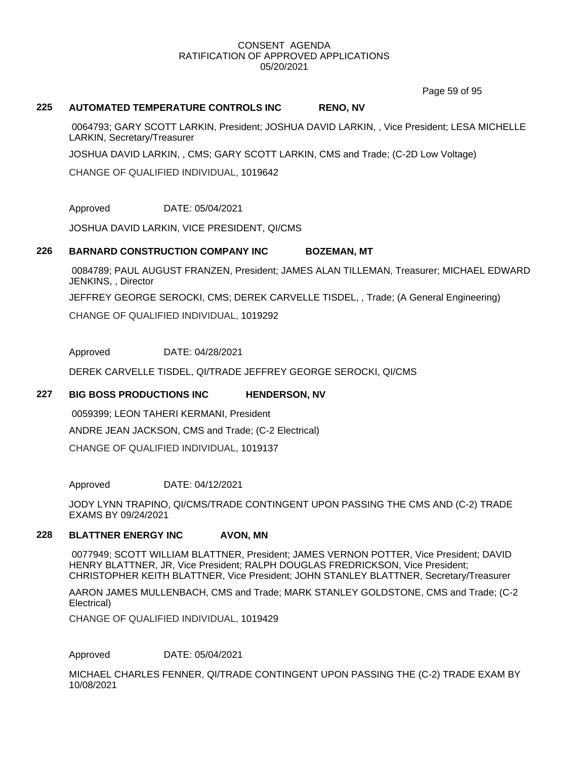CONSENT AGENDA
RATIFICATION OF APPROVED APPLICATIONS
05/20/2021

### 225 AUTOMATED TEMPERATURE CONTROLS INC RENO, NV

0064793; GARY SCOTT LARKIN, President; JOSHUA DAVID LARKIN, , Vice President; LESA MICHELLE LARKIN, Secretary/Treasurer

JOSHUA DAVID LARKIN, , CMS; GARY SCOTT LARKIN, CMS and Trade; (C-2D Low Voltage)

CHANGE OF QUALIFIED INDIVIDUAL, 1019642

Approved DATE: 05/04/2021

JOSHUA DAVID LARKIN, VICE PRESIDENT, QI/CMS

### 226 BARNARD CONSTRUCTION COMPANY INC BOZEMAN, MT

0084789; PAUL AUGUST FRANZEN, President; JAMES ALAN TILLEMAN, Treasurer; MICHAEL EDWARD JENKINS, , Director

JEFFREY GEORGE SEROCKI, CMS; DEREK CARVELLE TISDEL, , Trade; (A General Engineering)

CHANGE OF QUALIFIED INDIVIDUAL, 1019292

Approved DATE: 04/28/2021

DEREK CARVELLE TISDEL, QI/TRADE JEFFREY GEORGE SEROCKI, QI/CMS

### 227 BIG BOSS PRODUCTIONS INC HENDERSON, NV

0059399; LEON TAHERI KERMANI, President

ANDRE JEAN JACKSON, CMS and Trade; (C-2 Electrical)

CHANGE OF QUALIFIED INDIVIDUAL, 1019137

Approved DATE: 04/12/2021

JODY LYNN TRAPINO, QI/CMS/TRADE CONTINGENT UPON PASSING THE CMS AND (C-2) TRADE EXAMS BY 09/24/2021

### 228 BLATTNER ENERGY INC AVON, MN

0077949; SCOTT WILLIAM BLATTNER, President; JAMES VERNON POTTER, Vice President; DAVID HENRY BLATTNER, JR, Vice President; RALPH DOUGLAS FREDRICKSON, Vice President; CHRISTOPHER KEITH BLATTNER, Vice President; JOHN STANLEY BLATTNER, Secretary/Treasurer

AARON JAMES MULLENBACH, CMS and Trade; MARK STANLEY GOLDSTONE, CMS and Trade; (C-2 Electrical)

CHANGE OF QUALIFIED INDIVIDUAL, 1019429

Approved DATE: 05/04/2021

MICHAEL CHARLES FENNER, QI/TRADE CONTINGENT UPON PASSING THE (C-2) TRADE EXAM BY 10/08/2021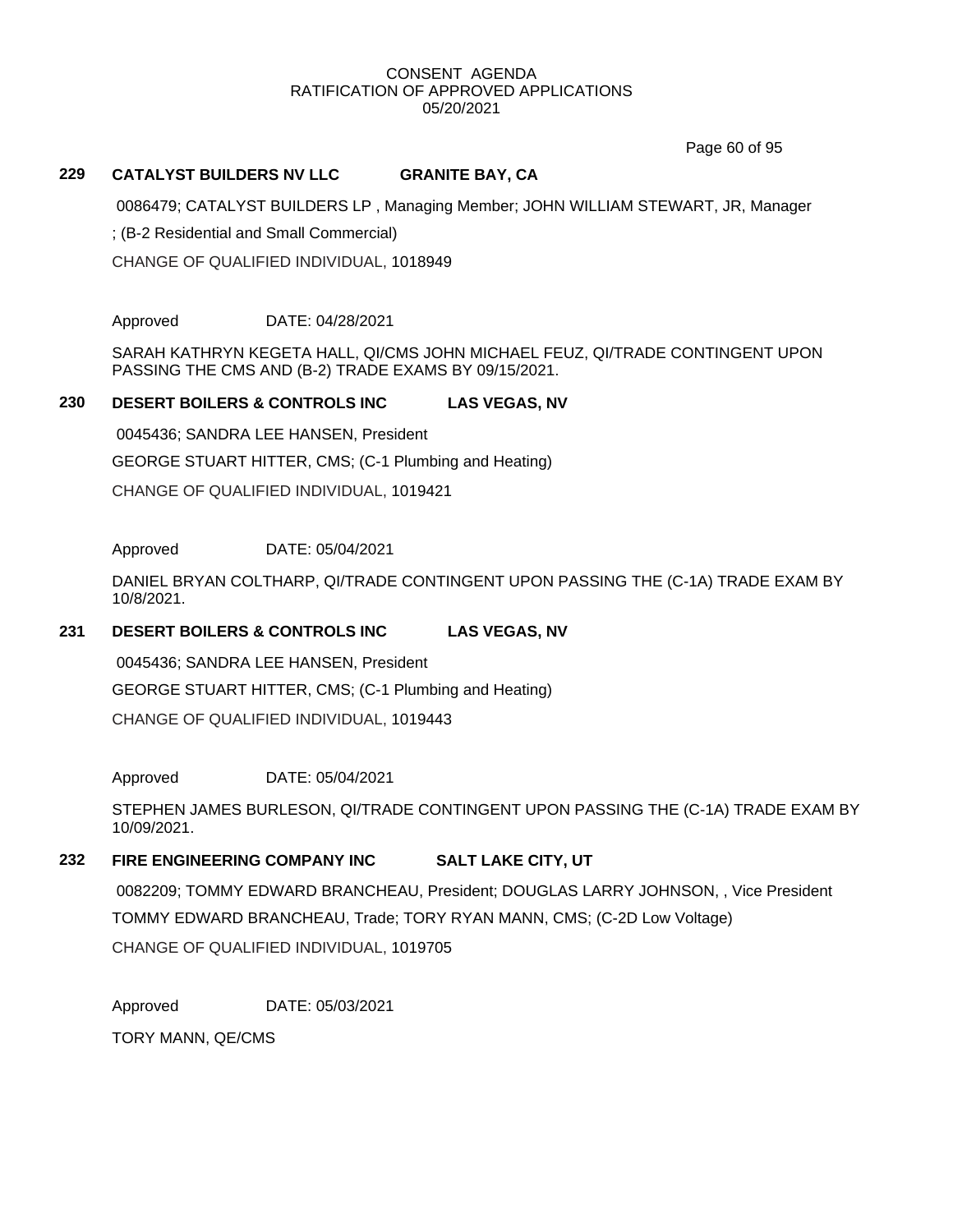CONSENT AGENDA
RATIFICATION OF APPROVED APPLICATIONS
05/20/2021

**229 CATALYST BUILDERS NV LLC GRANITE BAY, CA**

0086479; CATALYST BUILDERS LP , Managing Member; JOHN WILLIAM STEWART, JR, Manager

; (B-2 Residential and Small Commercial)

CHANGE OF QUALIFIED INDIVIDUAL, 1018949

Approved DATE: 04/28/2021

SARAH KATHRYN KEGETA HALL, QI/CMS JOHN MICHAEL FEUZ, QI/TRADE CONTINGENT UPON PASSING THE CMS AND (B-2) TRADE EXAMS BY 09/15/2021.

**230 DESERT BOILERS & CONTROLS INC LAS VEGAS, NV**

0045436; SANDRA LEE HANSEN, President

GEORGE STUART HITTER, CMS; (C-1 Plumbing and Heating)

CHANGE OF QUALIFIED INDIVIDUAL, 1019421

Approved DATE: 05/04/2021

DANIEL BRYAN COLTHARP, QI/TRADE CONTINGENT UPON PASSING THE (C-1A) TRADE EXAM BY 10/8/2021.

**231 DESERT BOILERS & CONTROLS INC LAS VEGAS, NV**

0045436; SANDRA LEE HANSEN, President

GEORGE STUART HITTER, CMS; (C-1 Plumbing and Heating)

CHANGE OF QUALIFIED INDIVIDUAL, 1019443

Approved DATE: 05/04/2021

STEPHEN JAMES BURLESON, QI/TRADE CONTINGENT UPON PASSING THE (C-1A) TRADE EXAM BY 10/09/2021.

**232 FIRE ENGINEERING COMPANY INC SALT LAKE CITY, UT**

0082209; TOMMY EDWARD BRANCHEAU, President; DOUGLAS LARRY JOHNSON, , Vice President

TOMMY EDWARD BRANCHEAU, Trade; TORY RYAN MANN, CMS; (C-2D Low Voltage)

CHANGE OF QUALIFIED INDIVIDUAL, 1019705

Approved DATE: 05/03/2021

TORY MANN, QE/CMS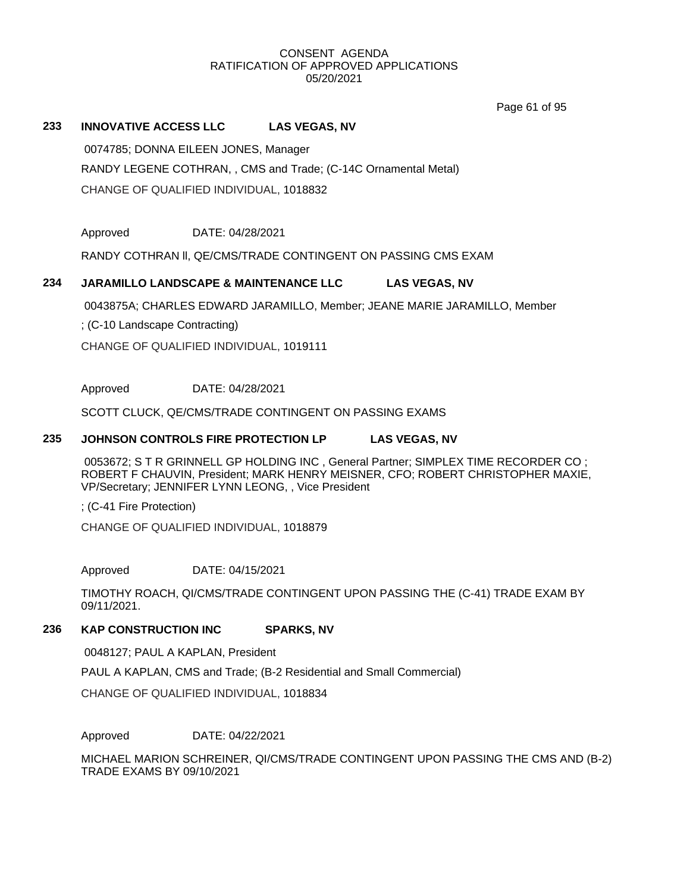CONSENT AGENDA
RATIFICATION OF APPROVED APPLICATIONS
05/20/2021

## 233 INNOVATIVE ACCESS LLC LAS VEGAS, NV

0074785; DONNA EILEEN JONES, Manager

RANDY LEGENE COTHRAN, , CMS and Trade; (C-14C Ornamental Metal)

CHANGE OF QUALIFIED INDIVIDUAL, 1018832

Approved DATE: 04/28/2021

RANDY COTHRAN ll, QE/CMS/TRADE CONTINGENT ON PASSING CMS EXAM

## 234 JARAMILLO LANDSCAPE & MAINTENANCE LLC LAS VEGAS, NV

0043875A; CHARLES EDWARD JARAMILLO, Member; JEANE MARIE JARAMILLO, Member

; (C-10 Landscape Contracting)

CHANGE OF QUALIFIED INDIVIDUAL, 1019111

Approved DATE: 04/28/2021

SCOTT CLUCK, QE/CMS/TRADE CONTINGENT ON PASSING EXAMS

## 235 JOHNSON CONTROLS FIRE PROTECTION LP LAS VEGAS, NV

0053672; S T R GRINNELL GP HOLDING INC , General Partner; SIMPLEX TIME RECORDER CO ; ROBERT F CHAUVIN, President; MARK HENRY MEISNER, CFO; ROBERT CHRISTOPHER MAXIE, VP/Secretary; JENNIFER LYNN LEONG, , Vice President

; (C-41 Fire Protection)

CHANGE OF QUALIFIED INDIVIDUAL, 1018879

Approved DATE: 04/15/2021

TIMOTHY ROACH, QI/CMS/TRADE CONTINGENT UPON PASSING THE (C-41) TRADE EXAM BY 09/11/2021.

## 236 KAP CONSTRUCTION INC SPARKS, NV

0048127; PAUL A KAPLAN, President

PAUL A KAPLAN, CMS and Trade; (B-2 Residential and Small Commercial)

CHANGE OF QUALIFIED INDIVIDUAL, 1018834

Approved DATE: 04/22/2021

MICHAEL MARION SCHREINER, QI/CMS/TRADE CONTINGENT UPON PASSING THE CMS AND (B-2) TRADE EXAMS BY 09/10/2021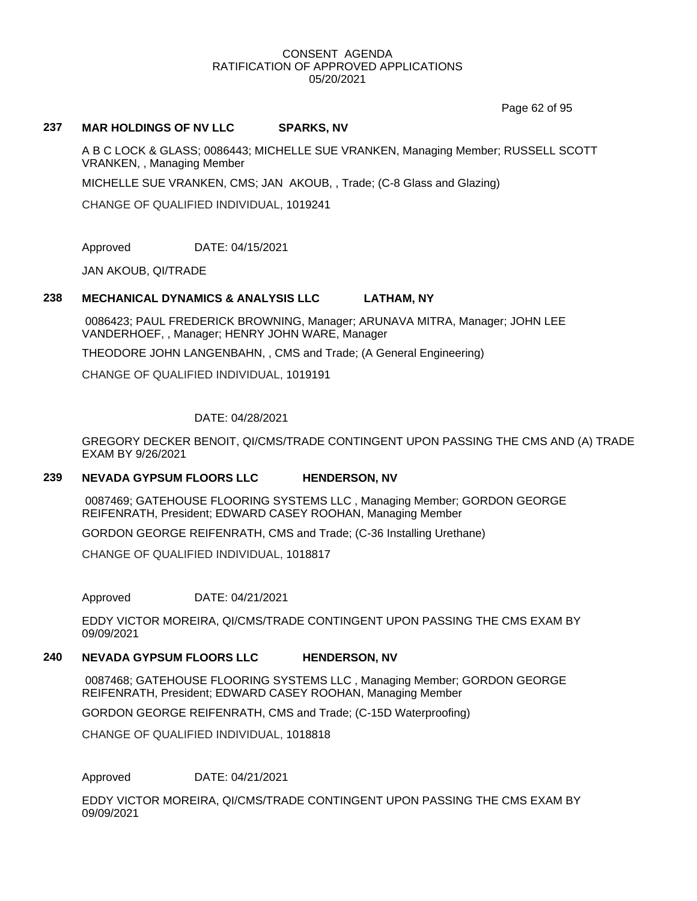### 237 MAR HOLDINGS OF NV LLC SPARKS, NV

A B C LOCK & GLASS; 0086443; MICHELLE SUE VRANKEN, Managing Member; RUSSELL SCOTT VRANKEN, , Managing Member

MICHELLE SUE VRANKEN, CMS; JAN AKOUB, , Trade; (C-8 Glass and Glazing)

CHANGE OF QUALIFIED INDIVIDUAL, 1019241

Approved DATE: 04/15/2021

JAN AKOUB, QI/TRADE

### 238 MECHANICAL DYNAMICS & ANALYSIS LLC LATHAM, NY

0086423; PAUL FREDERICK BROWNING, Manager; ARUNAVA MITRA, Manager; JOHN LEE VANDERHOEF, , Manager; HENRY JOHN WARE, Manager

THEODORE JOHN LANGENBAHN, , CMS and Trade; (A General Engineering)

CHANGE OF QUALIFIED INDIVIDUAL, 1019191

DATE: 04/28/2021

GREGORY DECKER BENOIT, QI/CMS/TRADE CONTINGENT UPON PASSING THE CMS AND (A) TRADE EXAM BY 9/26/2021

### 239 NEVADA GYPSUM FLOORS LLC HENDERSON, NV

0087469; GATEHOUSE FLOORING SYSTEMS LLC , Managing Member; GORDON GEORGE REIFENRATH, President; EDWARD CASEY ROOHAN, Managing Member

GORDON GEORGE REIFENRATH, CMS and Trade; (C-36 Installing Urethane)

CHANGE OF QUALIFIED INDIVIDUAL, 1018817

Approved DATE: 04/21/2021

EDDY VICTOR MOREIRA, QI/CMS/TRADE CONTINGENT UPON PASSING THE CMS EXAM BY 09/09/2021

### 240 NEVADA GYPSUM FLOORS LLC HENDERSON, NV

0087468; GATEHOUSE FLOORING SYSTEMS LLC , Managing Member; GORDON GEORGE REIFENRATH, President; EDWARD CASEY ROOHAN, Managing Member

GORDON GEORGE REIFENRATH, CMS and Trade; (C-15D Waterproofing)

CHANGE OF QUALIFIED INDIVIDUAL, 1018818

Approved DATE: 04/21/2021

EDDY VICTOR MOREIRA, QI/CMS/TRADE CONTINGENT UPON PASSING THE CMS EXAM BY 09/09/2021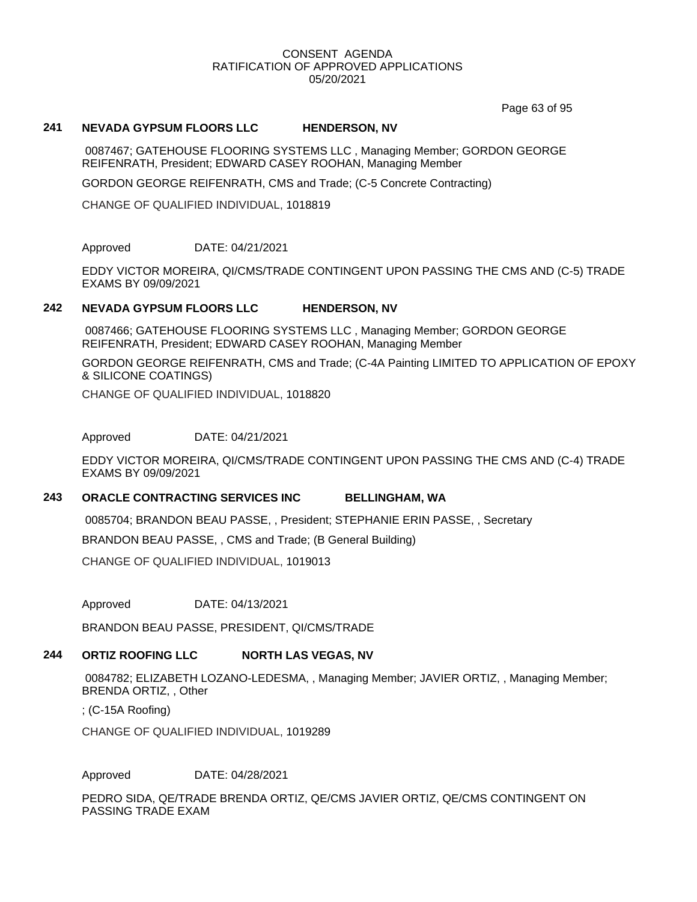### 241 NEVADA GYPSUM FLOORS LLC HENDERSON, NV

0087467; GATEHOUSE FLOORING SYSTEMS LLC , Managing Member; GORDON GEORGE REIFENRATH, President; EDWARD CASEY ROOHAN, Managing Member

GORDON GEORGE REIFENRATH, CMS and Trade; (C-5 Concrete Contracting)

CHANGE OF QUALIFIED INDIVIDUAL, 1018819

Approved DATE: 04/21/2021

EDDY VICTOR MOREIRA, QI/CMS/TRADE CONTINGENT UPON PASSING THE CMS AND (C-5) TRADE EXAMS BY 09/09/2021

### 242 NEVADA GYPSUM FLOORS LLC HENDERSON, NV

0087466; GATEHOUSE FLOORING SYSTEMS LLC , Managing Member; GORDON GEORGE REIFENRATH, President; EDWARD CASEY ROOHAN, Managing Member

GORDON GEORGE REIFENRATH, CMS and Trade; (C-4A Painting LIMITED TO APPLICATION OF EPOXY & SILICONE COATINGS)

CHANGE OF QUALIFIED INDIVIDUAL, 1018820

Approved DATE: 04/21/2021

EDDY VICTOR MOREIRA, QI/CMS/TRADE CONTINGENT UPON PASSING THE CMS AND (C-4) TRADE EXAMS BY 09/09/2021

### 243 ORACLE CONTRACTING SERVICES INC BELLINGHAM, WA

0085704; BRANDON BEAU PASSE, , President; STEPHANIE ERIN PASSE, , Secretary

BRANDON BEAU PASSE, , CMS and Trade; (B General Building)

CHANGE OF QUALIFIED INDIVIDUAL, 1019013

Approved DATE: 04/13/2021

BRANDON BEAU PASSE, PRESIDENT, QI/CMS/TRADE

### 244 ORTIZ ROOFING LLC NORTH LAS VEGAS, NV

0084782; ELIZABETH LOZANO-LEDESMA, , Managing Member; JAVIER ORTIZ, , Managing Member; BRENDA ORTIZ, , Other

; (C-15A Roofing)

CHANGE OF QUALIFIED INDIVIDUAL, 1019289

Approved DATE: 04/28/2021

PEDRO SIDA, QE/TRADE BRENDA ORTIZ, QE/CMS JAVIER ORTIZ, QE/CMS CONTINGENT ON PASSING TRADE EXAM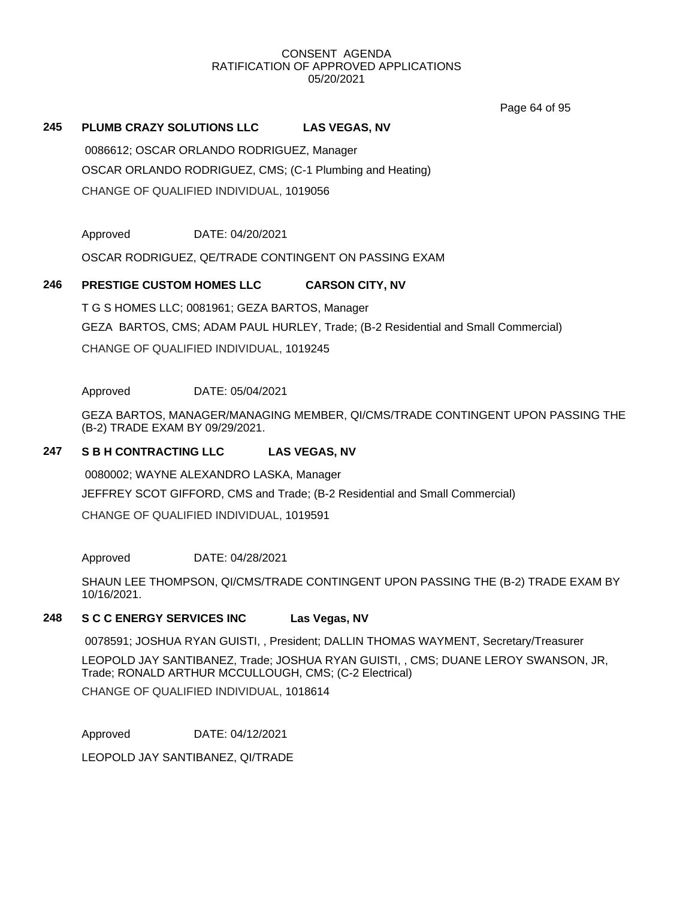CONSENT AGENDA
RATIFICATION OF APPROVED APPLICATIONS
05/20/2021

**245 PLUMB CRAZY SOLUTIONS LLC LAS VEGAS, NV**

0086612; OSCAR ORLANDO RODRIGUEZ, Manager

OSCAR ORLANDO RODRIGUEZ, CMS; (C-1 Plumbing and Heating)

CHANGE OF QUALIFIED INDIVIDUAL, 1019056

Approved DATE: 04/20/2021

OSCAR RODRIGUEZ, QE/TRADE CONTINGENT ON PASSING EXAM

**246 PRESTIGE CUSTOM HOMES LLC CARSON CITY, NV**

T G S HOMES LLC; 0081961; GEZA BARTOS, Manager

GEZA BARTOS, CMS; ADAM PAUL HURLEY, Trade; (B-2 Residential and Small Commercial)

CHANGE OF QUALIFIED INDIVIDUAL, 1019245

Approved DATE: 05/04/2021

GEZA BARTOS, MANAGER/MANAGING MEMBER, QI/CMS/TRADE CONTINGENT UPON PASSING THE (B-2) TRADE EXAM BY 09/29/2021.

**247 S B H CONTRACTING LLC LAS VEGAS, NV**

0080002; WAYNE ALEXANDRO LASKA, Manager

JEFFREY SCOT GIFFORD, CMS and Trade; (B-2 Residential and Small Commercial)

CHANGE OF QUALIFIED INDIVIDUAL, 1019591

Approved DATE: 04/28/2021

SHAUN LEE THOMPSON, QI/CMS/TRADE CONTINGENT UPON PASSING THE (B-2) TRADE EXAM BY 10/16/2021.

**248 S C C ENERGY SERVICES INC Las Vegas, NV**

0078591; JOSHUA RYAN GUISTI, , President; DALLIN THOMAS WAYMENT, Secretary/Treasurer

LEOPOLD JAY SANTIBANEZ, Trade; JOSHUA RYAN GUISTI, , CMS; DUANE LEROY SWANSON, JR, Trade; RONALD ARTHUR MCCULLOUGH, CMS; (C-2 Electrical)

CHANGE OF QUALIFIED INDIVIDUAL, 1018614

Approved DATE: 04/12/2021

LEOPOLD JAY SANTIBANEZ, QI/TRADE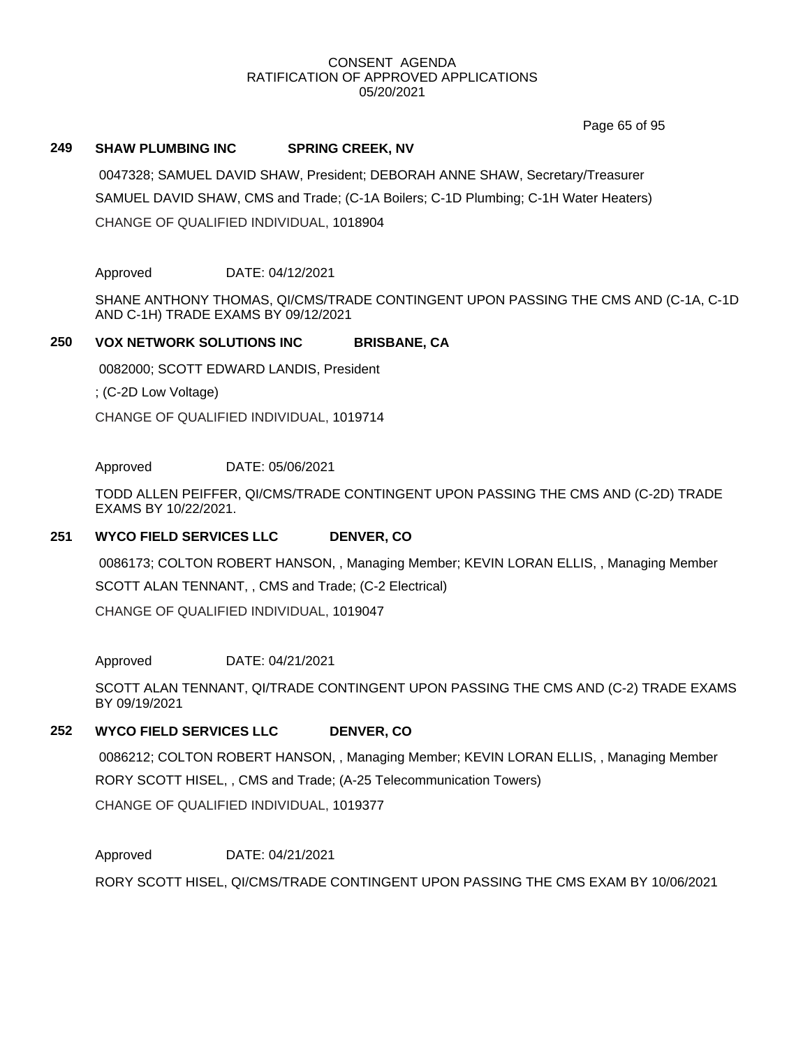CONSENT AGENDA
RATIFICATION OF APPROVED APPLICATIONS
05/20/2021

**249 SHAW PLUMBING INC SPRING CREEK, NV**

0047328; SAMUEL DAVID SHAW, President; DEBORAH ANNE SHAW, Secretary/Treasurer

SAMUEL DAVID SHAW, CMS and Trade; (C-1A Boilers; C-1D Plumbing; C-1H Water Heaters)

CHANGE OF QUALIFIED INDIVIDUAL, 1018904

Approved DATE: 04/12/2021

SHANE ANTHONY THOMAS, QI/CMS/TRADE CONTINGENT UPON PASSING THE CMS AND (C-1A, C-1D AND C-1H) TRADE EXAMS BY 09/12/2021

**250 VOX NETWORK SOLUTIONS INC BRISBANE, CA**

0082000; SCOTT EDWARD LANDIS, President

; (C-2D Low Voltage)

CHANGE OF QUALIFIED INDIVIDUAL, 1019714

Approved DATE: 05/06/2021

TODD ALLEN PEIFFER, QI/CMS/TRADE CONTINGENT UPON PASSING THE CMS AND (C-2D) TRADE EXAMS BY 10/22/2021.

**251 WYCO FIELD SERVICES LLC DENVER, CO**

0086173; COLTON ROBERT HANSON, , Managing Member; KEVIN LORAN ELLIS, , Managing Member

SCOTT ALAN TENNANT, , CMS and Trade; (C-2 Electrical)

CHANGE OF QUALIFIED INDIVIDUAL, 1019047

Approved DATE: 04/21/2021

SCOTT ALAN TENNANT, QI/TRADE CONTINGENT UPON PASSING THE CMS AND (C-2) TRADE EXAMS BY 09/19/2021

**252 WYCO FIELD SERVICES LLC DENVER, CO**

0086212; COLTON ROBERT HANSON, , Managing Member; KEVIN LORAN ELLIS, , Managing Member

RORY SCOTT HISEL, , CMS and Trade; (A-25 Telecommunication Towers)

CHANGE OF QUALIFIED INDIVIDUAL, 1019377

Approved DATE: 04/21/2021

RORY SCOTT HISEL, QI/CMS/TRADE CONTINGENT UPON PASSING THE CMS EXAM BY 10/06/2021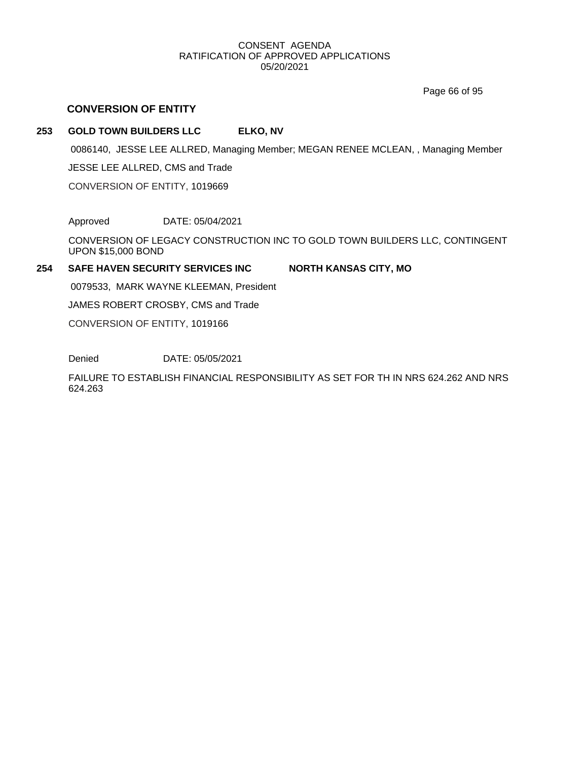## CONVERSION OF ENTITY

**253 GOLD TOWN BUILDERS LLC ELKO, NV**

0086140, JESSE LEE ALLRED, Managing Member; MEGAN RENEE MCLEAN, , Managing Member

JESSE LEE ALLRED, CMS and Trade

CONVERSION OF ENTITY, 1019669

Approved DATE: 05/04/2021

CONVERSION OF LEGACY CONSTRUCTION INC TO GOLD TOWN BUILDERS LLC, CONTINGENT UPON $15,000 BOND

**254 SAFE HAVEN SECURITY SERVICES INC NORTH KANSAS CITY, MO**

0079533, MARK WAYNE KLEEMAN, President

JAMES ROBERT CROSBY, CMS and Trade

CONVERSION OF ENTITY, 1019166

Denied DATE: 05/05/2021

FAILURE TO ESTABLISH FINANCIAL RESPONSIBILITY AS SET FOR TH IN NRS 624.262 AND NRS 624.263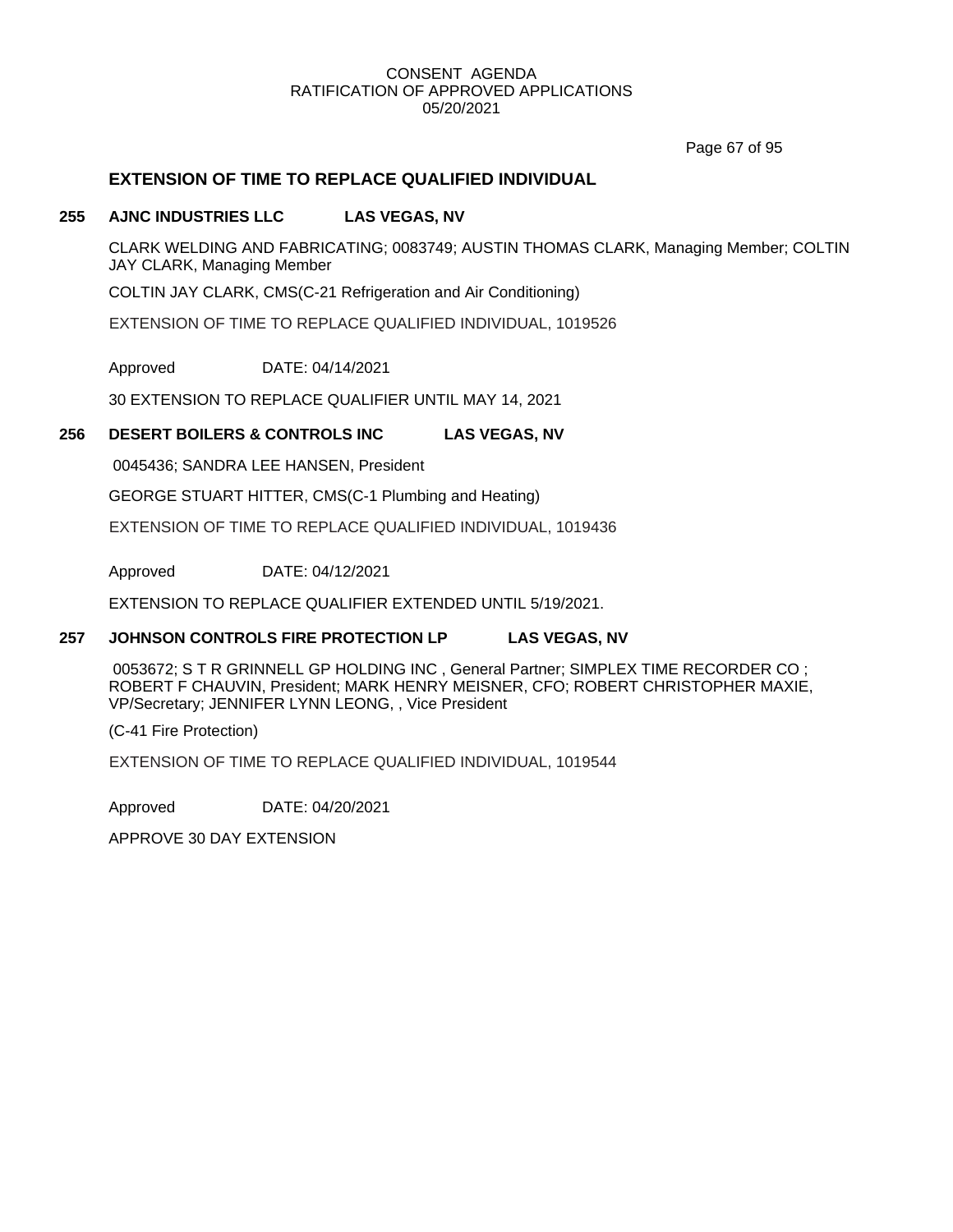## EXTENSION OF TIME TO REPLACE QUALIFIED INDIVIDUAL

### 255 AJNC INDUSTRIES LLC LAS VEGAS, NV

CLARK WELDING AND FABRICATING; 0083749; AUSTIN THOMAS CLARK, Managing Member; COLTIN JAY CLARK, Managing Member

COLTIN JAY CLARK, CMS(C-21 Refrigeration and Air Conditioning)

EXTENSION OF TIME TO REPLACE QUALIFIED INDIVIDUAL, 1019526

Approved DATE: 04/14/2021

30 EXTENSION TO REPLACE QUALIFIER UNTIL MAY 14, 2021

### 256 DESERT BOILERS & CONTROLS INC LAS VEGAS, NV

0045436; SANDRA LEE HANSEN, President

GEORGE STUART HITTER, CMS(C-1 Plumbing and Heating)

EXTENSION OF TIME TO REPLACE QUALIFIED INDIVIDUAL, 1019436

Approved DATE: 04/12/2021

EXTENSION TO REPLACE QUALIFIER EXTENDED UNTIL 5/19/2021.

### 257 JOHNSON CONTROLS FIRE PROTECTION LP LAS VEGAS, NV

0053672; S T R GRINNELL GP HOLDING INC , General Partner; SIMPLEX TIME RECORDER CO ; ROBERT F CHAUVIN, President; MARK HENRY MEISNER, CFO; ROBERT CHRISTOPHER MAXIE, VP/Secretary; JENNIFER LYNN LEONG, , Vice President

(C-41 Fire Protection)

EXTENSION OF TIME TO REPLACE QUALIFIED INDIVIDUAL, 1019544

Approved DATE: 04/20/2021

APPROVE 30 DAY EXTENSION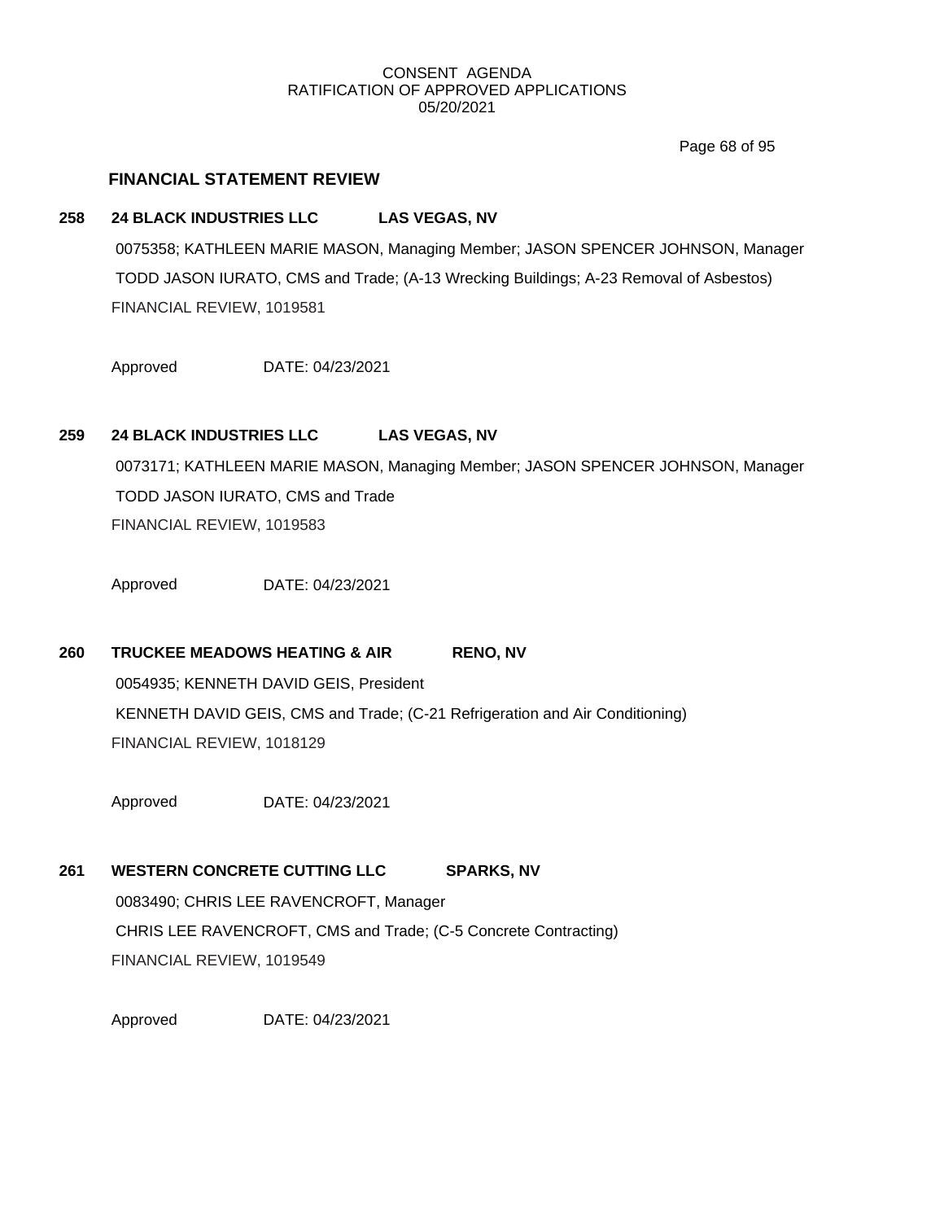## FINANCIAL STATEMENT REVIEW

**258 24 BLACK INDUSTRIES LLC LAS VEGAS, NV**

0075358; KATHLEEN MARIE MASON, Managing Member; JASON SPENCER JOHNSON, Manager
TODD JASON IURATO, CMS and Trade; (A-13 Wrecking Buildings; A-23 Removal of Asbestos)
FINANCIAL REVIEW, 1019581

Approved DATE: 04/23/2021

**259 24 BLACK INDUSTRIES LLC LAS VEGAS, NV**

0073171; KATHLEEN MARIE MASON, Managing Member; JASON SPENCER JOHNSON, Manager
TODD JASON IURATO, CMS and Trade
FINANCIAL REVIEW, 1019583

Approved DATE: 04/23/2021

**260 TRUCKEE MEADOWS HEATING & AIR RENO, NV**

0054935; KENNETH DAVID GEIS, President
KENNETH DAVID GEIS, CMS and Trade; (C-21 Refrigeration and Air Conditioning)
FINANCIAL REVIEW, 1018129

Approved DATE: 04/23/2021

**261 WESTERN CONCRETE CUTTING LLC SPARKS, NV**

0083490; CHRIS LEE RAVENCROFT, Manager
CHRIS LEE RAVENCROFT, CMS and Trade; (C-5 Concrete Contracting)
FINANCIAL REVIEW, 1019549

Approved DATE: 04/23/2021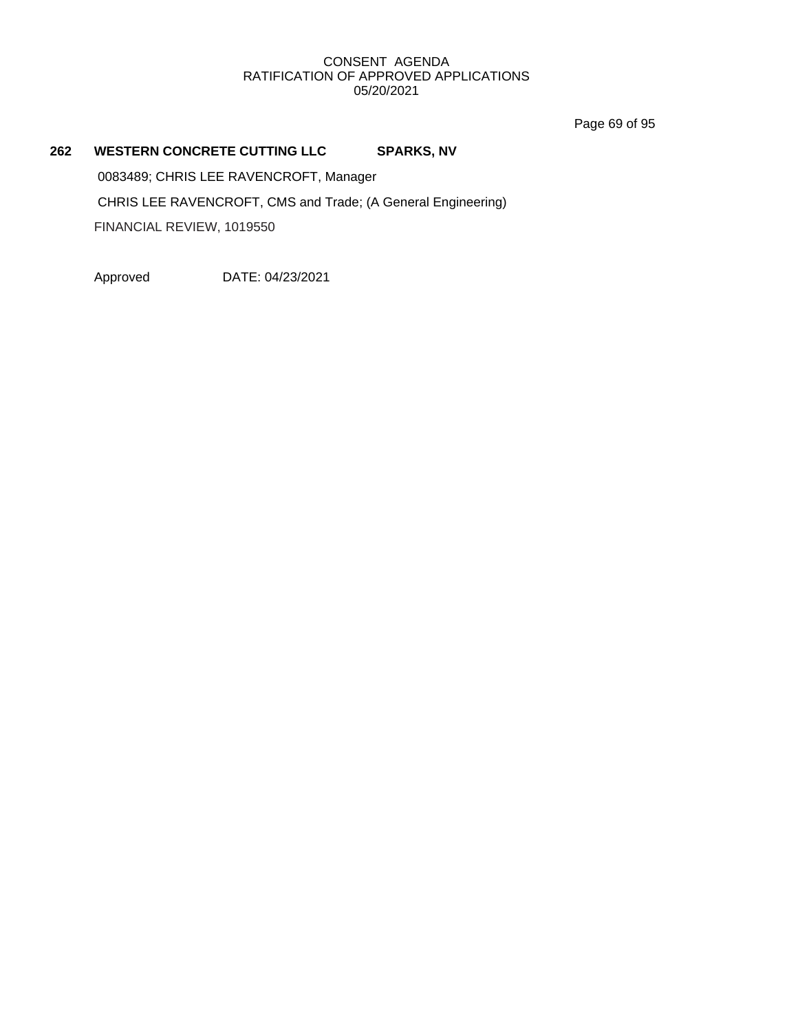**262 WESTERN CONCRETE CUTTING LLC SPARKS, NV**

0083489; CHRIS LEE RAVENCROFT, Manager

CHRIS LEE RAVENCROFT, CMS and Trade; (A General Engineering)

FINANCIAL REVIEW, 1019550

Approved DATE: 04/23/2021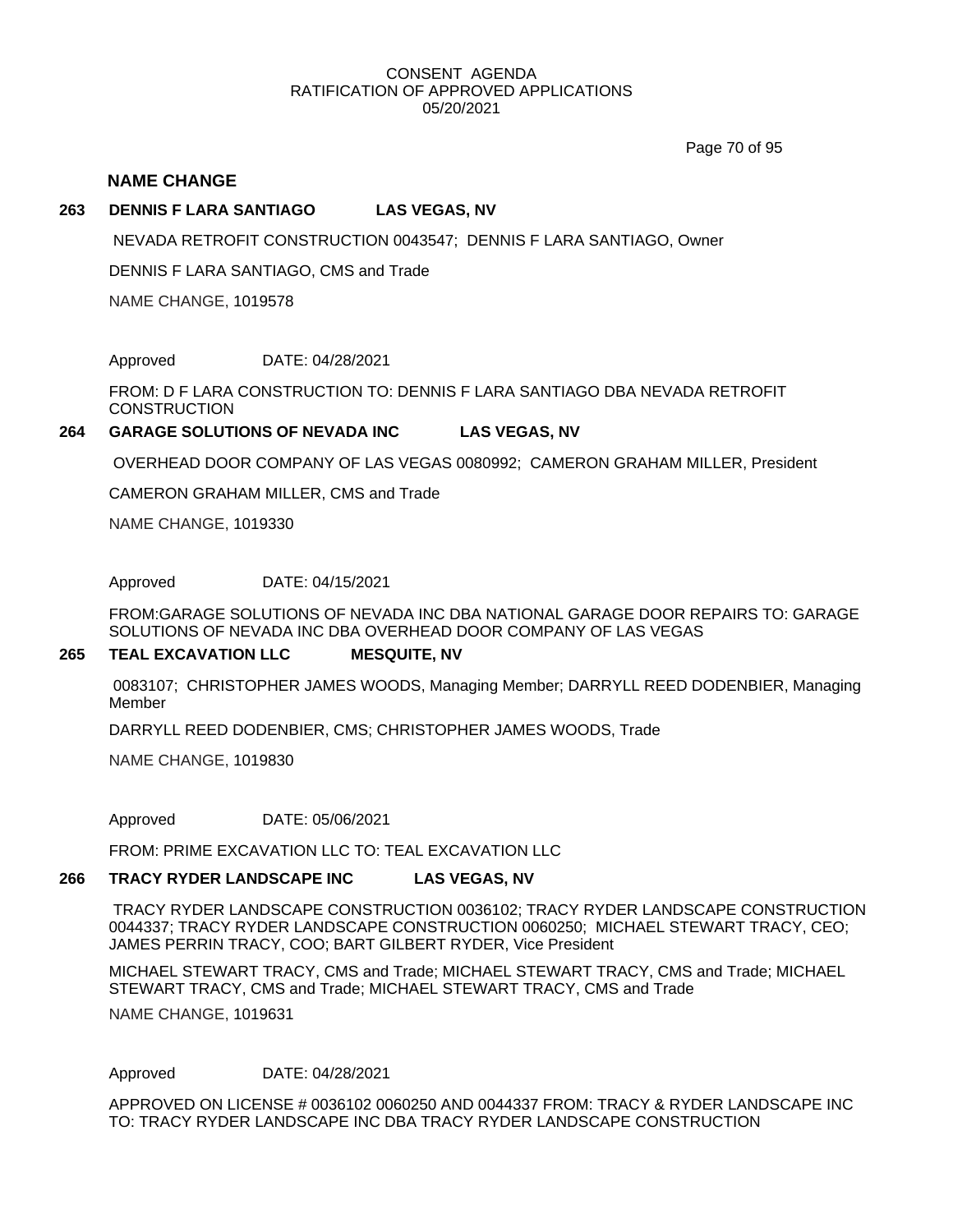CONSENT AGENDA
RATIFICATION OF APPROVED APPLICATIONS
05/20/2021

## NAME CHANGE

**263 DENNIS F LARA SANTIAGO LAS VEGAS, NV**

NEVADA RETROFIT CONSTRUCTION 0043547; DENNIS F LARA SANTIAGO, Owner

DENNIS F LARA SANTIAGO, CMS and Trade

NAME CHANGE, 1019578

Approved DATE: 04/28/2021

FROM: D F LARA CONSTRUCTION TO: DENNIS F LARA SANTIAGO DBA NEVADA RETROFIT CONSTRUCTION

**264 GARAGE SOLUTIONS OF NEVADA INC LAS VEGAS, NV**

OVERHEAD DOOR COMPANY OF LAS VEGAS 0080992; CAMERON GRAHAM MILLER, President

CAMERON GRAHAM MILLER, CMS and Trade

NAME CHANGE, 1019330

Approved DATE: 04/15/2021

FROM:GARAGE SOLUTIONS OF NEVADA INC DBA NATIONAL GARAGE DOOR REPAIRS TO: GARAGE SOLUTIONS OF NEVADA INC DBA OVERHEAD DOOR COMPANY OF LAS VEGAS

**265 TEAL EXCAVATION LLC MESQUITE, NV**

0083107; CHRISTOPHER JAMES WOODS, Managing Member; DARRYLL REED DODENBIER, Managing Member

DARRYLL REED DODENBIER, CMS; CHRISTOPHER JAMES WOODS, Trade

NAME CHANGE, 1019830

Approved DATE: 05/06/2021

FROM: PRIME EXCAVATION LLC TO: TEAL EXCAVATION LLC

**266 TRACY RYDER LANDSCAPE INC LAS VEGAS, NV**

TRACY RYDER LANDSCAPE CONSTRUCTION 0036102; TRACY RYDER LANDSCAPE CONSTRUCTION 0044337; TRACY RYDER LANDSCAPE CONSTRUCTION 0060250; MICHAEL STEWART TRACY, CEO; JAMES PERRIN TRACY, COO; BART GILBERT RYDER, Vice President

MICHAEL STEWART TRACY, CMS and Trade; MICHAEL STEWART TRACY, CMS and Trade; MICHAEL STEWART TRACY, CMS and Trade; MICHAEL STEWART TRACY, CMS and Trade

NAME CHANGE, 1019631

Approved DATE: 04/28/2021

APPROVED ON LICENSE # 0036102 0060250 AND 0044337 FROM: TRACY & RYDER LANDSCAPE INC TO: TRACY RYDER LANDSCAPE INC DBA TRACY RYDER LANDSCAPE CONSTRUCTION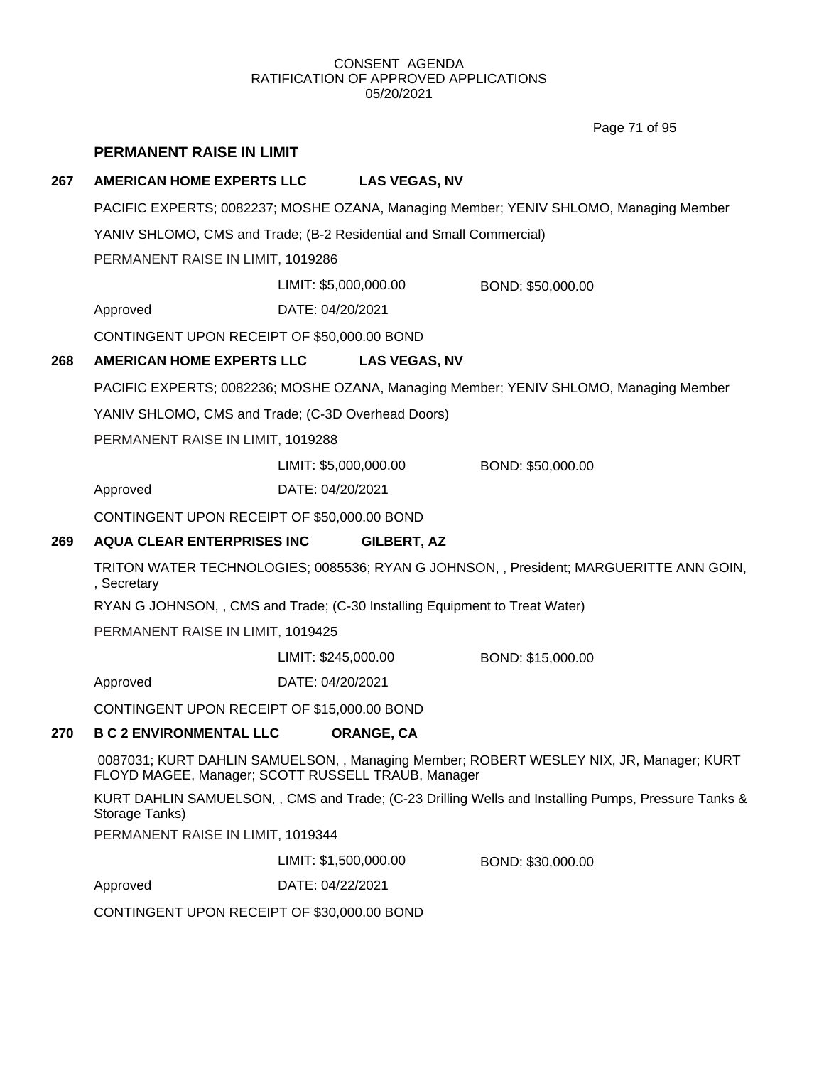CONSENT AGENDA
RATIFICATION OF APPROVED APPLICATIONS
05/20/2021

## PERMANENT RAISE IN LIMIT

**267 AMERICAN HOME EXPERTS LLC LAS VEGAS, NV**

PACIFIC EXPERTS; 0082237; MOSHE OZANA, Managing Member; YENIV SHLOMO, Managing Member

YANIV SHLOMO, CMS and Trade; (B-2 Residential and Small Commercial)

PERMANENT RAISE IN LIMIT, 1019286

LIMIT: $5,000,000.00 BOND: $50,000.00

Approved DATE: 04/20/2021

CONTINGENT UPON RECEIPT OF $50,000.00 BOND

**268 AMERICAN HOME EXPERTS LLC LAS VEGAS, NV**

PACIFIC EXPERTS; 0082236; MOSHE OZANA, Managing Member; YENIV SHLOMO, Managing Member

YANIV SHLOMO, CMS and Trade; (C-3D Overhead Doors)

PERMANENT RAISE IN LIMIT, 1019288

LIMIT: $5,000,000.00 BOND: $50,000.00

Approved DATE: 04/20/2021

CONTINGENT UPON RECEIPT OF $50,000.00 BOND

**269 AQUA CLEAR ENTERPRISES INC GILBERT, AZ**

TRITON WATER TECHNOLOGIES; 0085536; RYAN G JOHNSON, , President; MARGUERITTE ANN GOIN, , Secretary

RYAN G JOHNSON, , CMS and Trade; (C-30 Installing Equipment to Treat Water)

PERMANENT RAISE IN LIMIT, 1019425

LIMIT: $245,000.00 BOND: $15,000.00

Approved DATE: 04/20/2021

CONTINGENT UPON RECEIPT OF $15,000.00 BOND

**270 B C 2 ENVIRONMENTAL LLC ORANGE, CA**

0087031; KURT DAHLIN SAMUELSON, , Managing Member; ROBERT WESLEY NIX, JR, Manager; KURT FLOYD MAGEE, Manager; SCOTT RUSSELL TRAUB, Manager

KURT DAHLIN SAMUELSON, , CMS and Trade; (C-23 Drilling Wells and Installing Pumps, Pressure Tanks & Storage Tanks)

PERMANENT RAISE IN LIMIT, 1019344

LIMIT: $1,500,000.00 BOND: $30,000.00

Approved DATE: 04/22/2021

CONTINGENT UPON RECEIPT OF $30,000.00 BOND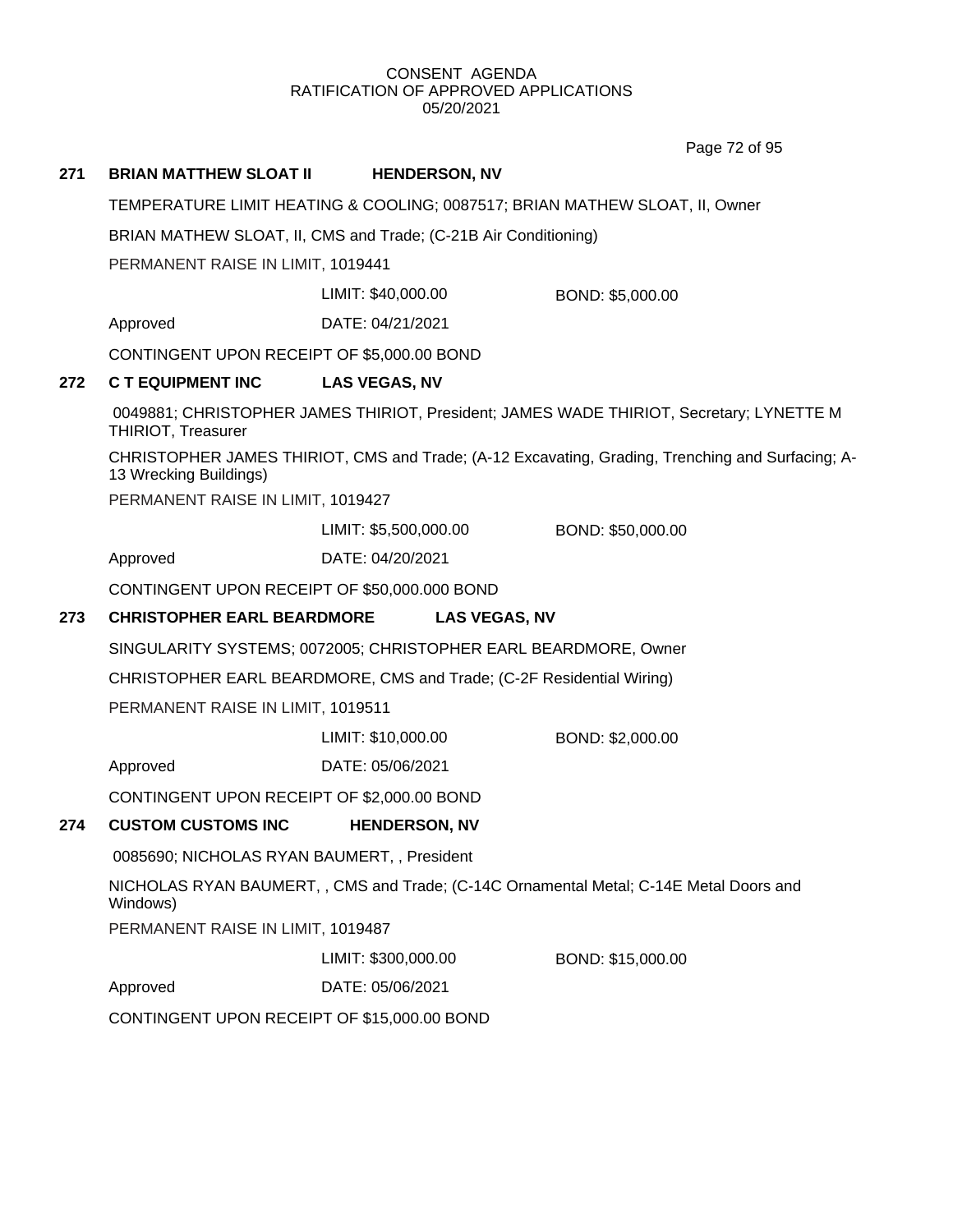CONSENT AGENDA
RATIFICATION OF APPROVED APPLICATIONS
05/20/2021

**271 BRIAN MATTHEW SLOAT II HENDERSON, NV**

TEMPERATURE LIMIT HEATING & COOLING; 0087517; BRIAN MATHEW SLOAT, II, Owner

BRIAN MATHEW SLOAT, II, CMS and Trade; (C-21B Air Conditioning)

PERMANENT RAISE IN LIMIT, 1019441

LIMIT: $40,000.00 BOND: $5,000.00

Approved DATE: 04/21/2021

CONTINGENT UPON RECEIPT OF $5,000.00 BOND

**272 C T EQUIPMENT INC LAS VEGAS, NV**

0049881; CHRISTOPHER JAMES THIRIOT, President; JAMES WADE THIRIOT, Secretary; LYNETTE M THIRIOT, Treasurer

CHRISTOPHER JAMES THIRIOT, CMS and Trade; (A-12 Excavating, Grading, Trenching and Surfacing; A-13 Wrecking Buildings)

PERMANENT RAISE IN LIMIT, 1019427

LIMIT: $5,500,000.00 BOND: $50,000.00

Approved DATE: 04/20/2021

CONTINGENT UPON RECEIPT OF $50,000.000 BOND

**273 CHRISTOPHER EARL BEARDMORE LAS VEGAS, NV**

SINGULARITY SYSTEMS; 0072005; CHRISTOPHER EARL BEARDMORE, Owner

CHRISTOPHER EARL BEARDMORE, CMS and Trade; (C-2F Residential Wiring)

PERMANENT RAISE IN LIMIT, 1019511

LIMIT: $10,000.00 BOND: $2,000.00

Approved DATE: 05/06/2021

CONTINGENT UPON RECEIPT OF $2,000.00 BOND

**274 CUSTOM CUSTOMS INC HENDERSON, NV**

0085690; NICHOLAS RYAN BAUMERT, , President

NICHOLAS RYAN BAUMERT, , CMS and Trade; (C-14C Ornamental Metal; C-14E Metal Doors and Windows)

PERMANENT RAISE IN LIMIT, 1019487

LIMIT: $300,000.00 BOND: $15,000.00

Approved DATE: 05/06/2021

CONTINGENT UPON RECEIPT OF $15,000.00 BOND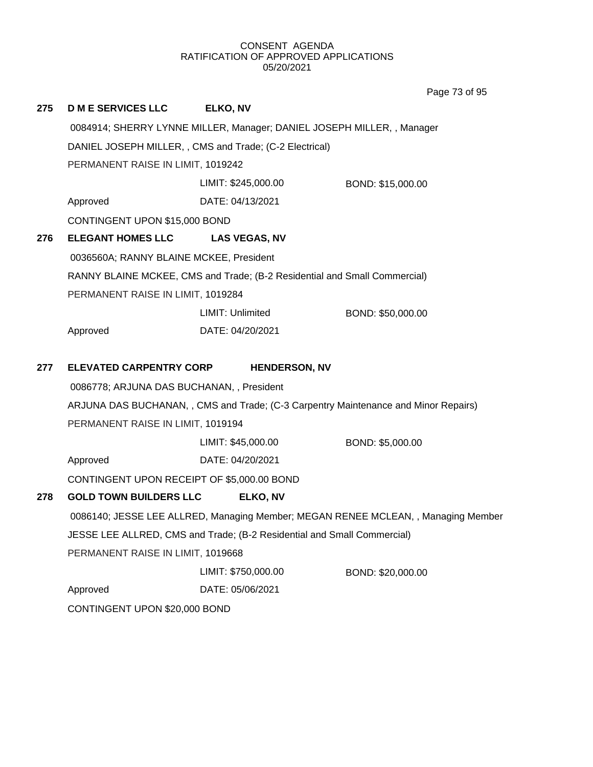CONSENT AGENDA
RATIFICATION OF APPROVED APPLICATIONS
05/20/2021

**275 D M E SERVICES LLC ELKO, NV**

0084914; SHERRY LYNNE MILLER, Manager; DANIEL JOSEPH MILLER, , Manager

DANIEL JOSEPH MILLER, , CMS and Trade; (C-2 Electrical)

PERMANENT RAISE IN LIMIT, 1019242

LIMIT: $245,000.00 BOND: $15,000.00

Approved DATE: 04/13/2021

CONTINGENT UPON $15,000 BOND

**276 ELEGANT HOMES LLC LAS VEGAS, NV**

0036560A; RANNY BLAINE MCKEE, President

RANNY BLAINE MCKEE, CMS and Trade; (B-2 Residential and Small Commercial)

PERMANENT RAISE IN LIMIT, 1019284

LIMIT: Unlimited BOND: $50,000.00

Approved DATE: 04/20/2021

**277 ELEVATED CARPENTRY CORP HENDERSON, NV**

0086778; ARJUNA DAS BUCHANAN, , President

ARJUNA DAS BUCHANAN, , CMS and Trade; (C-3 Carpentry Maintenance and Minor Repairs)

PERMANENT RAISE IN LIMIT, 1019194

LIMIT: $45,000.00 BOND: $5,000.00

Approved DATE: 04/20/2021

CONTINGENT UPON RECEIPT OF $5,000.00 BOND

**278 GOLD TOWN BUILDERS LLC ELKO, NV**

0086140; JESSE LEE ALLRED, Managing Member; MEGAN RENEE MCLEAN, , Managing Member

JESSE LEE ALLRED, CMS and Trade; (B-2 Residential and Small Commercial)

PERMANENT RAISE IN LIMIT, 1019668

LIMIT: $750,000.00 BOND: $20,000.00

Approved DATE: 05/06/2021

CONTINGENT UPON $20,000 BOND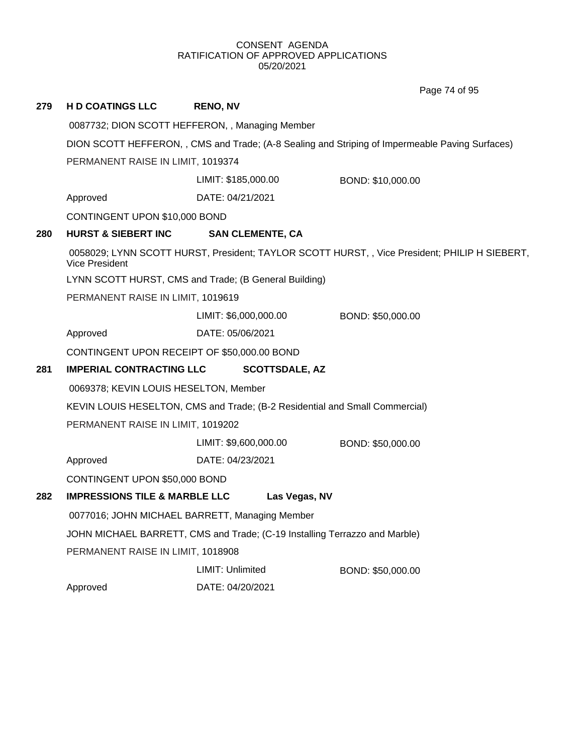CONSENT AGENDA
RATIFICATION OF APPROVED APPLICATIONS
05/20/2021

**279 H D COATINGS LLC RENO, NV**

0087732; DION SCOTT HEFFERON, , Managing Member

DION SCOTT HEFFERON, , CMS and Trade; (A-8 Sealing and Striping of Impermeable Paving Surfaces)

PERMANENT RAISE IN LIMIT, 1019374

LIMIT: $185,000.00 BOND: $10,000.00

Approved DATE: 04/21/2021

CONTINGENT UPON $10,000 BOND

**280 HURST & SIEBERT INC SAN CLEMENTE, CA**

0058029; LYNN SCOTT HURST, President; TAYLOR SCOTT HURST, , Vice President; PHILIP H SIEBERT, Vice President

LYNN SCOTT HURST, CMS and Trade; (B General Building)

PERMANENT RAISE IN LIMIT, 1019619

LIMIT: $6,000,000.00 BOND: $50,000.00

Approved DATE: 05/06/2021

CONTINGENT UPON RECEIPT OF $50,000.00 BOND

**281 IMPERIAL CONTRACTING LLC SCOTTSDALE, AZ**

0069378; KEVIN LOUIS HESELTON, Member

KEVIN LOUIS HESELTON, CMS and Trade; (B-2 Residential and Small Commercial)

PERMANENT RAISE IN LIMIT, 1019202

LIMIT: $9,600,000.00 BOND: $50,000.00

Approved DATE: 04/23/2021

CONTINGENT UPON $50,000 BOND

**282 IMPRESSIONS TILE & MARBLE LLC Las Vegas, NV**

0077016; JOHN MICHAEL BARRETT, Managing Member

JOHN MICHAEL BARRETT, CMS and Trade; (C-19 Installing Terrazzo and Marble)

PERMANENT RAISE IN LIMIT, 1018908

LIMIT: Unlimited BOND: $50,000.00

Approved DATE: 04/20/2021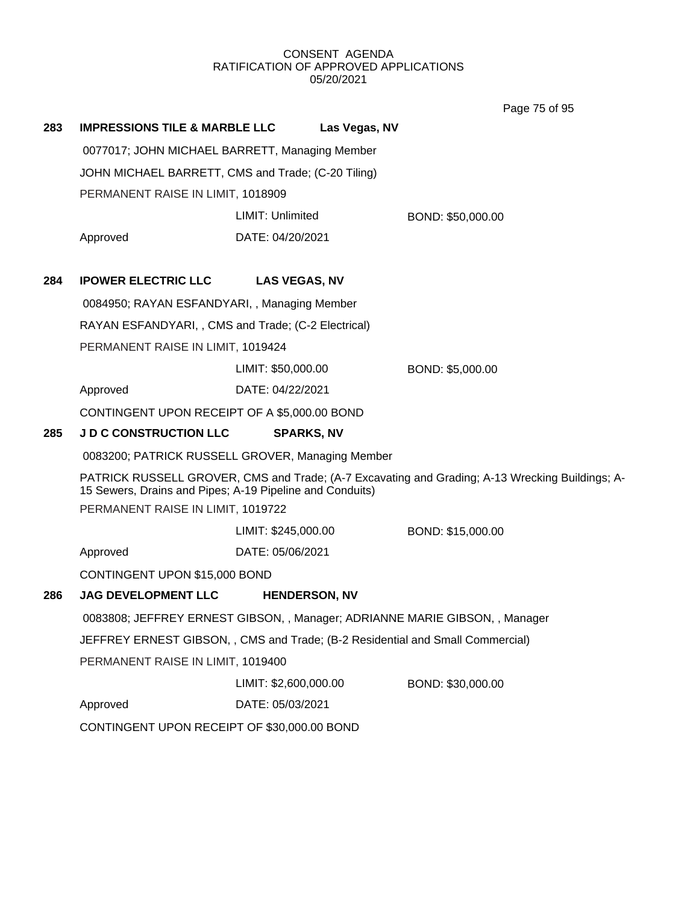CONSENT AGENDA
RATIFICATION OF APPROVED APPLICATIONS
05/20/2021

**283 IMPRESSIONS TILE & MARBLE LLC Las Vegas, NV**

0077017; JOHN MICHAEL BARRETT, Managing Member

JOHN MICHAEL BARRETT, CMS and Trade; (C-20 Tiling)

PERMANENT RAISE IN LIMIT, 1018909

LIMIT: Unlimited BOND: $50,000.00

Approved DATE: 04/20/2021

**284 IPOWER ELECTRIC LLC LAS VEGAS, NV**

0084950; RAYAN ESFANDYARI, , Managing Member

RAYAN ESFANDYARI, , CMS and Trade; (C-2 Electrical)

PERMANENT RAISE IN LIMIT, 1019424

LIMIT: $50,000.00 BOND: $5,000.00

Approved DATE: 04/22/2021

CONTINGENT UPON RECEIPT OF A $5,000.00 BOND

**285 J D C CONSTRUCTION LLC SPARKS, NV**

0083200; PATRICK RUSSELL GROVER, Managing Member

PATRICK RUSSELL GROVER, CMS and Trade; (A-7 Excavating and Grading; A-13 Wrecking Buildings; A-15 Sewers, Drains and Pipes; A-19 Pipeline and Conduits)

PERMANENT RAISE IN LIMIT, 1019722

LIMIT: $245,000.00 BOND: $15,000.00

Approved DATE: 05/06/2021

CONTINGENT UPON $15,000 BOND

**286 JAG DEVELOPMENT LLC HENDERSON, NV**

0083808; JEFFREY ERNEST GIBSON, , Manager; ADRIANNE MARIE GIBSON, , Manager

JEFFREY ERNEST GIBSON, , CMS and Trade; (B-2 Residential and Small Commercial)

PERMANENT RAISE IN LIMIT, 1019400

LIMIT: $2,600,000.00 BOND: $30,000.00

Approved DATE: 05/03/2021

CONTINGENT UPON RECEIPT OF $30,000.00 BOND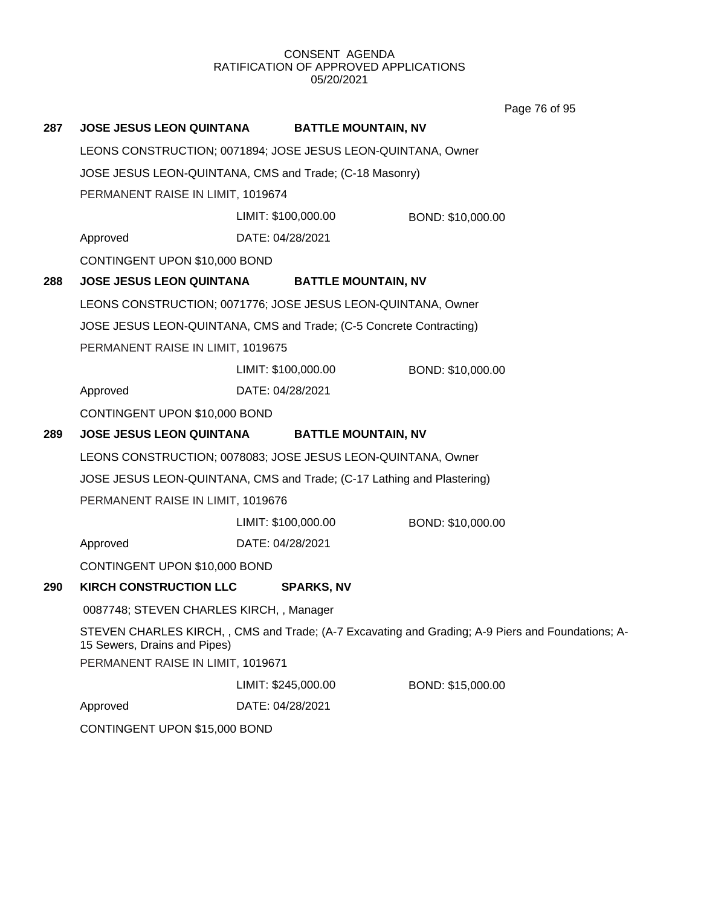CONSENT AGENDA
RATIFICATION OF APPROVED APPLICATIONS
05/20/2021

**287 JOSE JESUS LEON QUINTANA BATTLE MOUNTAIN, NV**

LEONS CONSTRUCTION; 0071894; JOSE JESUS LEON-QUINTANA, Owner

JOSE JESUS LEON-QUINTANA, CMS and Trade; (C-18 Masonry)

PERMANENT RAISE IN LIMIT, 1019674

LIMIT: $100,000.00 BOND: $10,000.00

Approved DATE: 04/28/2021

CONTINGENT UPON $10,000 BOND

**288 JOSE JESUS LEON QUINTANA BATTLE MOUNTAIN, NV**

LEONS CONSTRUCTION; 0071776; JOSE JESUS LEON-QUINTANA, Owner

JOSE JESUS LEON-QUINTANA, CMS and Trade; (C-5 Concrete Contracting)

PERMANENT RAISE IN LIMIT, 1019675

LIMIT: $100,000.00 BOND: $10,000.00

Approved DATE: 04/28/2021

CONTINGENT UPON $10,000 BOND

**289 JOSE JESUS LEON QUINTANA BATTLE MOUNTAIN, NV**

LEONS CONSTRUCTION; 0078083; JOSE JESUS LEON-QUINTANA, Owner

JOSE JESUS LEON-QUINTANA, CMS and Trade; (C-17 Lathing and Plastering)

PERMANENT RAISE IN LIMIT, 1019676

LIMIT: $100,000.00 BOND: $10,000.00

Approved DATE: 04/28/2021

CONTINGENT UPON $10,000 BOND

**290 KIRCH CONSTRUCTION LLC SPARKS, NV**

0087748; STEVEN CHARLES KIRCH, , Manager

STEVEN CHARLES KIRCH, , CMS and Trade; (A-7 Excavating and Grading; A-9 Piers and Foundations; A-15 Sewers, Drains and Pipes)

PERMANENT RAISE IN LIMIT, 1019671

LIMIT: $245,000.00 BOND: $15,000.00

Approved DATE: 04/28/2021

CONTINGENT UPON $15,000 BOND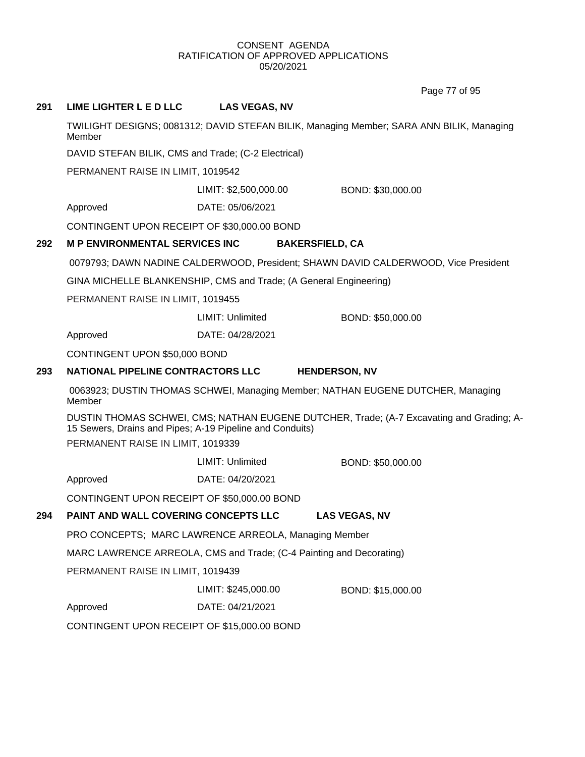CONSENT AGENDA
RATIFICATION OF APPROVED APPLICATIONS
05/20/2021

**291 LIME LIGHTER L E D LLC LAS VEGAS, NV**

TWILIGHT DESIGNS; 0081312; DAVID STEFAN BILIK, Managing Member; SARA ANN BILIK, Managing Member

DAVID STEFAN BILIK, CMS and Trade; (C-2 Electrical)

PERMANENT RAISE IN LIMIT, 1019542

LIMIT: $2,500,000.00 BOND: $30,000.00

Approved DATE: 05/06/2021

CONTINGENT UPON RECEIPT OF $30,000.00 BOND

**292 M P ENVIRONMENTAL SERVICES INC BAKERSFIELD, CA**

0079793; DAWN NADINE CALDERWOOD, President; SHAWN DAVID CALDERWOOD, Vice President

GINA MICHELLE BLANKENSHIP, CMS and Trade; (A General Engineering)

PERMANENT RAISE IN LIMIT, 1019455

LIMIT: Unlimited BOND: $50,000.00

Approved DATE: 04/28/2021

CONTINGENT UPON $50,000 BOND

**293 NATIONAL PIPELINE CONTRACTORS LLC HENDERSON, NV**

0063923; DUSTIN THOMAS SCHWEI, Managing Member; NATHAN EUGENE DUTCHER, Managing Member

DUSTIN THOMAS SCHWEI, CMS; NATHAN EUGENE DUTCHER, Trade; (A-7 Excavating and Grading; A-15 Sewers, Drains and Pipes; A-19 Pipeline and Conduits)

PERMANENT RAISE IN LIMIT, 1019339

LIMIT: Unlimited BOND: $50,000.00

Approved DATE: 04/20/2021

CONTINGENT UPON RECEIPT OF $50,000.00 BOND

**294 PAINT AND WALL COVERING CONCEPTS LLC LAS VEGAS, NV**

PRO CONCEPTS; MARC LAWRENCE ARREOLA, Managing Member

MARC LAWRENCE ARREOLA, CMS and Trade; (C-4 Painting and Decorating)

PERMANENT RAISE IN LIMIT, 1019439

LIMIT: $245,000.00 BOND: $15,000.00

Approved DATE: 04/21/2021

CONTINGENT UPON RECEIPT OF $15,000.00 BOND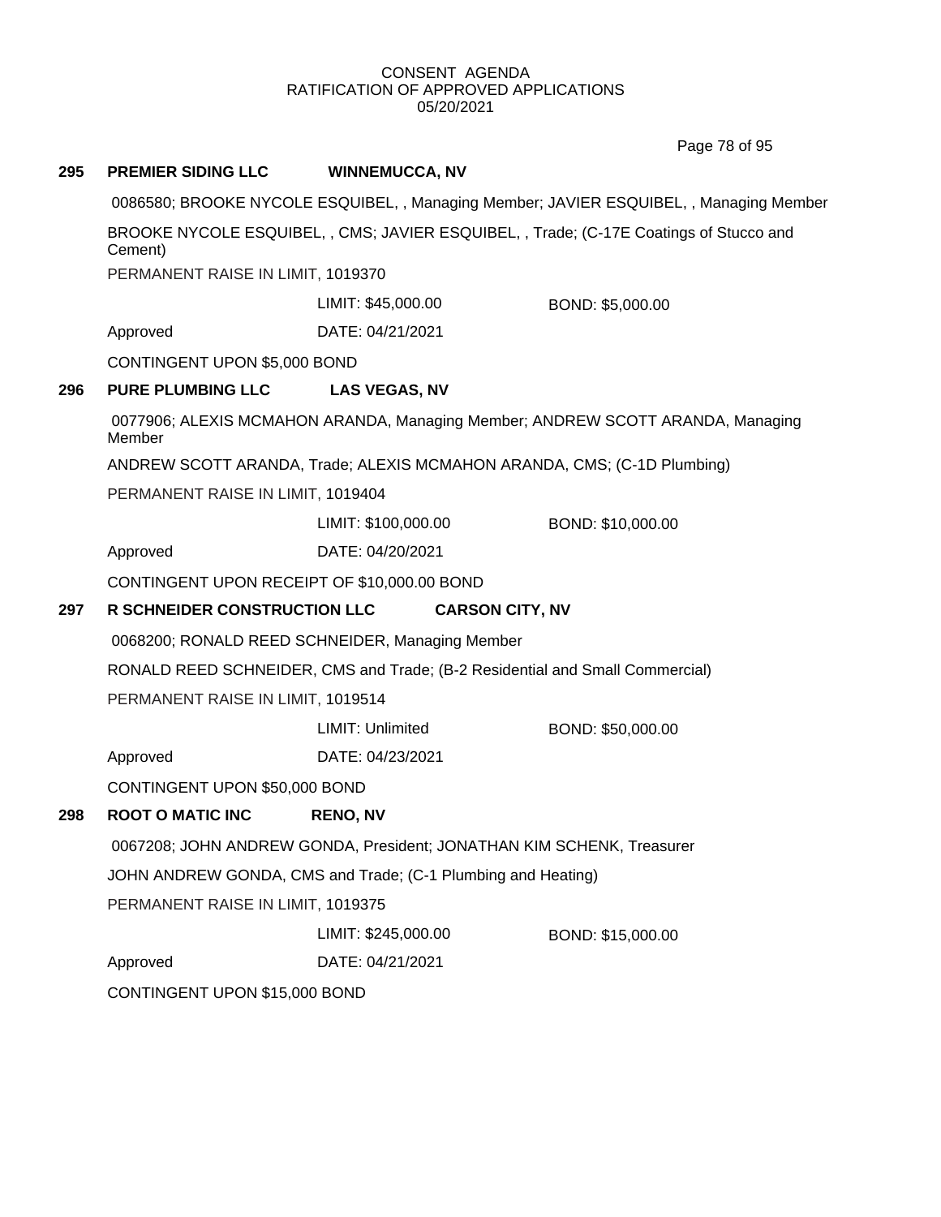CONSENT AGENDA
RATIFICATION OF APPROVED APPLICATIONS
05/20/2021

**295 PREMIER SIDING LLC WINNEMUCCA, NV**

0086580; BROOKE NYCOLE ESQUIBEL, , Managing Member; JAVIER ESQUIBEL, , Managing Member

BROOKE NYCOLE ESQUIBEL, , CMS; JAVIER ESQUIBEL, , Trade; (C-17E Coatings of Stucco and Cement)

PERMANENT RAISE IN LIMIT, 1019370

LIMIT: $45,000.00 BOND: $5,000.00

Approved DATE: 04/21/2021

CONTINGENT UPON $5,000 BOND

**296 PURE PLUMBING LLC LAS VEGAS, NV**

0077906; ALEXIS MCMAHON ARANDA, Managing Member; ANDREW SCOTT ARANDA, Managing Member

ANDREW SCOTT ARANDA, Trade; ALEXIS MCMAHON ARANDA, CMS; (C-1D Plumbing)

PERMANENT RAISE IN LIMIT, 1019404

LIMIT: $100,000.00 BOND: $10,000.00

Approved DATE: 04/20/2021

CONTINGENT UPON RECEIPT OF $10,000.00 BOND

**297 R SCHNEIDER CONSTRUCTION LLC CARSON CITY, NV**

0068200; RONALD REED SCHNEIDER, Managing Member

RONALD REED SCHNEIDER, CMS and Trade; (B-2 Residential and Small Commercial)

PERMANENT RAISE IN LIMIT, 1019514

LIMIT: Unlimited BOND: $50,000.00

Approved DATE: 04/23/2021

CONTINGENT UPON $50,000 BOND

**298 ROOT O MATIC INC RENO, NV**

0067208; JOHN ANDREW GONDA, President; JONATHAN KIM SCHENK, Treasurer

JOHN ANDREW GONDA, CMS and Trade; (C-1 Plumbing and Heating)

PERMANENT RAISE IN LIMIT, 1019375

LIMIT: $245,000.00 BOND: $15,000.00

Approved DATE: 04/21/2021

CONTINGENT UPON $15,000 BOND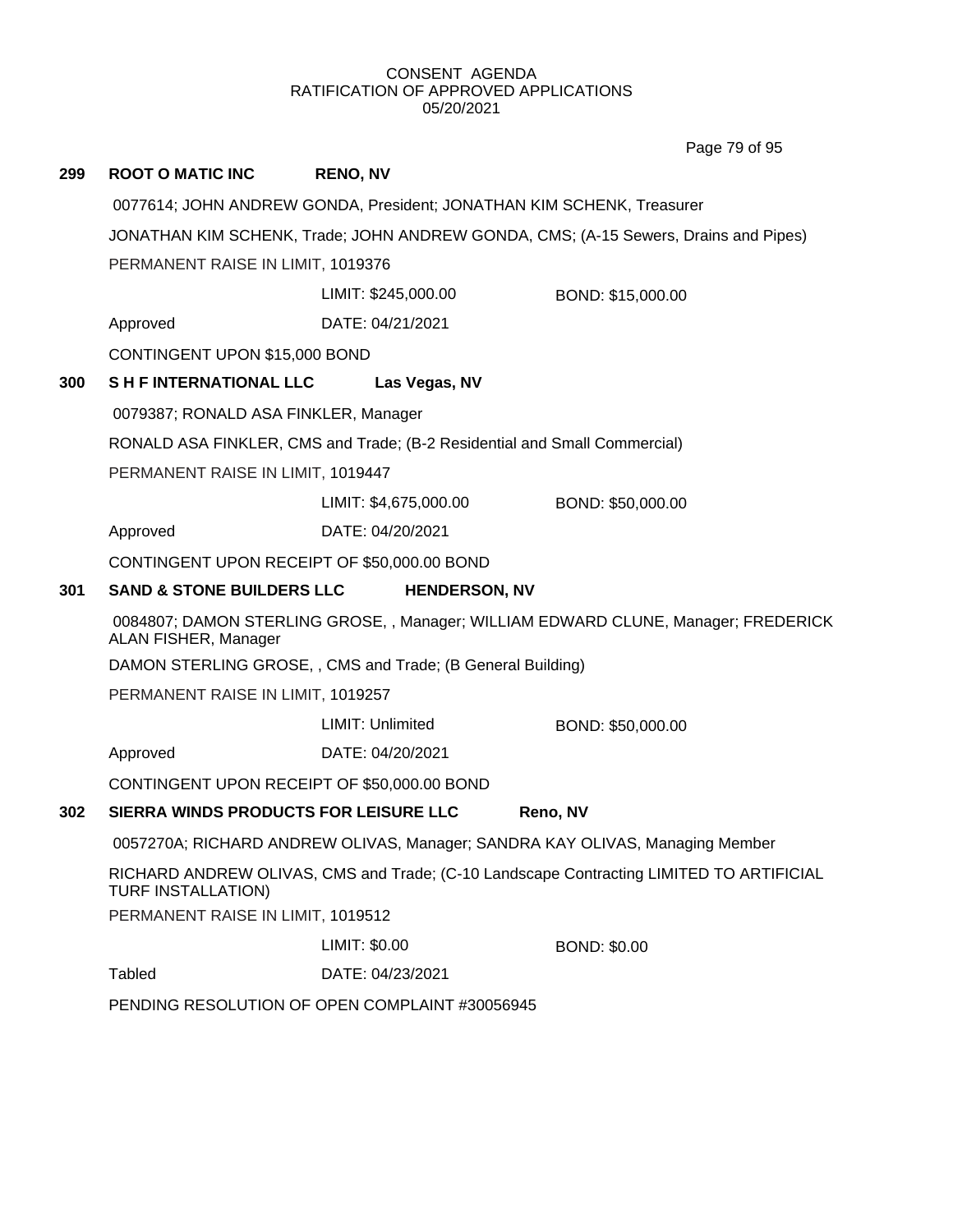CONSENT AGENDA
RATIFICATION OF APPROVED APPLICATIONS
05/20/2021

**299 ROOT O MATIC INC RENO, NV**

0077614; JOHN ANDREW GONDA, President; JONATHAN KIM SCHENK, Treasurer

JONATHAN KIM SCHENK, Trade; JOHN ANDREW GONDA, CMS; (A-15 Sewers, Drains and Pipes)

PERMANENT RAISE IN LIMIT, 1019376

LIMIT: $245,000.00 BOND: $15,000.00

Approved DATE: 04/21/2021

CONTINGENT UPON $15,000 BOND

**300 S H F INTERNATIONAL LLC Las Vegas, NV**

0079387; RONALD ASA FINKLER, Manager

RONALD ASA FINKLER, CMS and Trade; (B-2 Residential and Small Commercial)

PERMANENT RAISE IN LIMIT, 1019447

LIMIT: $4,675,000.00 BOND: $50,000.00

Approved DATE: 04/20/2021

CONTINGENT UPON RECEIPT OF $50,000.00 BOND

**301 SAND & STONE BUILDERS LLC HENDERSON, NV**

0084807; DAMON STERLING GROSE, , Manager; WILLIAM EDWARD CLUNE, Manager; FREDERICK ALAN FISHER, Manager

DAMON STERLING GROSE, , CMS and Trade; (B General Building)

PERMANENT RAISE IN LIMIT, 1019257

LIMIT: Unlimited BOND: $50,000.00

Approved DATE: 04/20/2021

CONTINGENT UPON RECEIPT OF $50,000.00 BOND

**302 SIERRA WINDS PRODUCTS FOR LEISURE LLC Reno, NV**

0057270A; RICHARD ANDREW OLIVAS, Manager; SANDRA KAY OLIVAS, Managing Member

RICHARD ANDREW OLIVAS, CMS and Trade; (C-10 Landscape Contracting LIMITED TO ARTIFICIAL TURF INSTALLATION)

PERMANENT RAISE IN LIMIT, 1019512

LIMIT: $0.00 BOND: $0.00

Tabled DATE: 04/23/2021

PENDING RESOLUTION OF OPEN COMPLAINT #30056945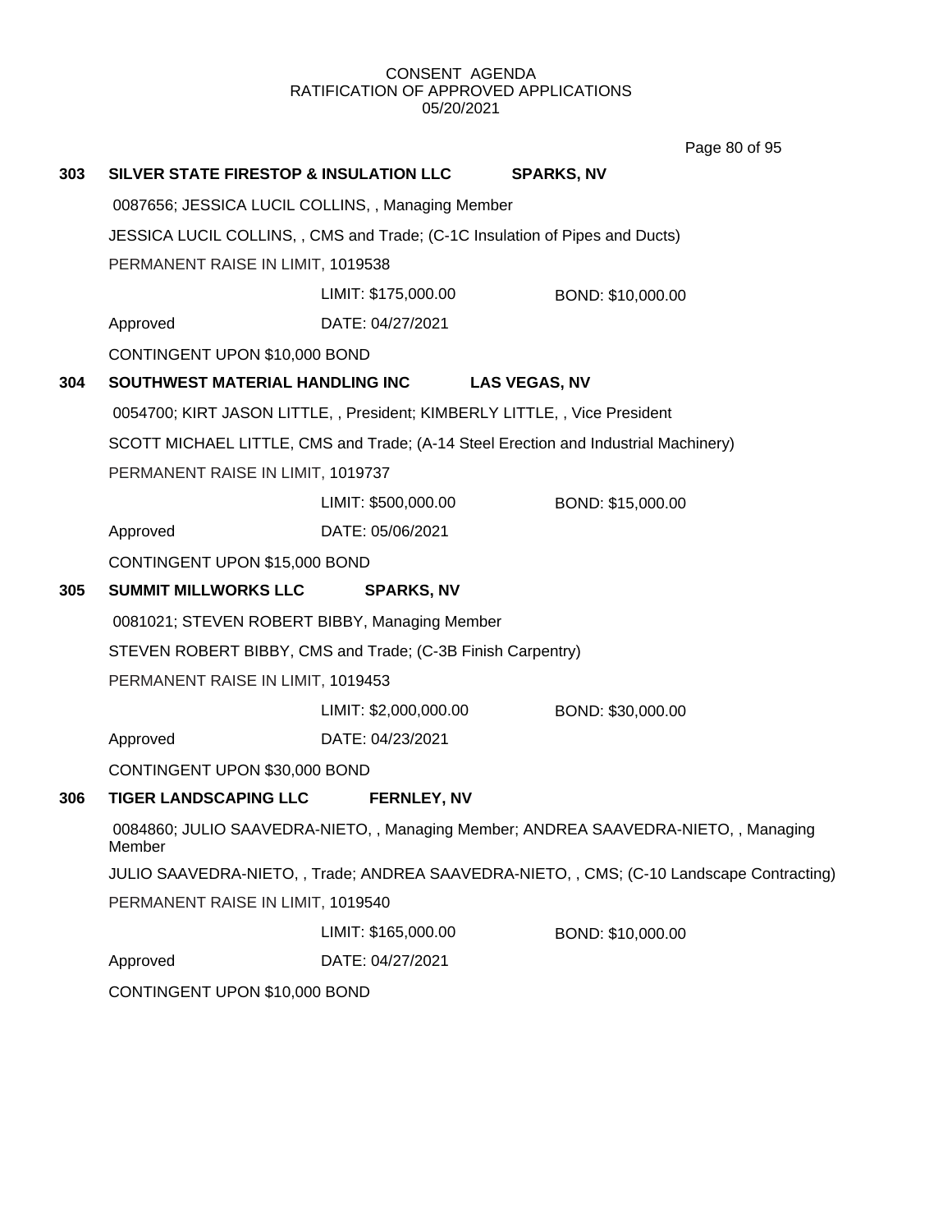CONSENT AGENDA
RATIFICATION OF APPROVED APPLICATIONS
05/20/2021

**303 SILVER STATE FIRESTOP & INSULATION LLC SPARKS, NV**

0087656; JESSICA LUCIL COLLINS, , Managing Member

JESSICA LUCIL COLLINS, , CMS and Trade; (C-1C Insulation of Pipes and Ducts)

PERMANENT RAISE IN LIMIT, 1019538

LIMIT: $175,000.00 BOND: $10,000.00

Approved DATE: 04/27/2021

CONTINGENT UPON $10,000 BOND

**304 SOUTHWEST MATERIAL HANDLING INC LAS VEGAS, NV**

0054700; KIRT JASON LITTLE, , President; KIMBERLY LITTLE, , Vice President

SCOTT MICHAEL LITTLE, CMS and Trade; (A-14 Steel Erection and Industrial Machinery)

PERMANENT RAISE IN LIMIT, 1019737

LIMIT: $500,000.00 BOND: $15,000.00

Approved DATE: 05/06/2021

CONTINGENT UPON $15,000 BOND

**305 SUMMIT MILLWORKS LLC SPARKS, NV**

0081021; STEVEN ROBERT BIBBY, Managing Member

STEVEN ROBERT BIBBY, CMS and Trade; (C-3B Finish Carpentry)

PERMANENT RAISE IN LIMIT, 1019453

LIMIT: $2,000,000.00 BOND: $30,000.00

Approved DATE: 04/23/2021

CONTINGENT UPON $30,000 BOND

**306 TIGER LANDSCAPING LLC FERNLEY, NV**

0084860; JULIO SAAVEDRA-NIETO, , Managing Member; ANDREA SAAVEDRA-NIETO, , Managing Member

JULIO SAAVEDRA-NIETO, , Trade; ANDREA SAAVEDRA-NIETO, , CMS; (C-10 Landscape Contracting)

PERMANENT RAISE IN LIMIT, 1019540

LIMIT: $165,000.00 BOND: $10,000.00

Approved DATE: 04/27/2021

CONTINGENT UPON $10,000 BOND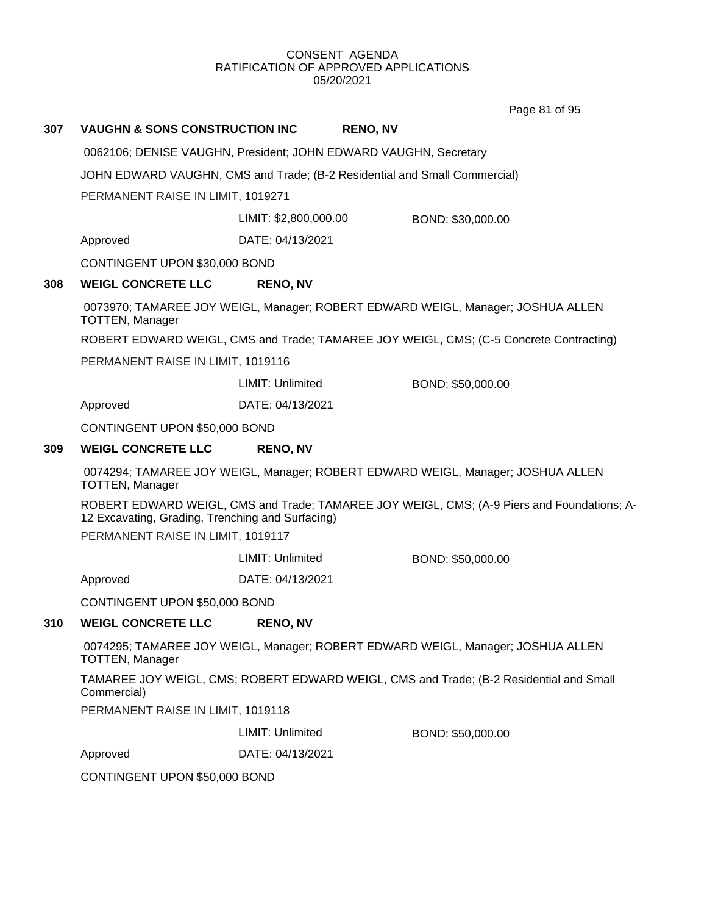CONSENT AGENDA
RATIFICATION OF APPROVED APPLICATIONS
05/20/2021

**307 VAUGHN & SONS CONSTRUCTION INC RENO, NV**

0062106; DENISE VAUGHN, President; JOHN EDWARD VAUGHN, Secretary

JOHN EDWARD VAUGHN, CMS and Trade; (B-2 Residential and Small Commercial)

PERMANENT RAISE IN LIMIT, 1019271

LIMIT: $2,800,000.00 BOND: $30,000.00

Approved DATE: 04/13/2021

CONTINGENT UPON $30,000 BOND

**308 WEIGL CONCRETE LLC RENO, NV**

0073970; TAMAREE JOY WEIGL, Manager; ROBERT EDWARD WEIGL, Manager; JOSHUA ALLEN TOTTEN, Manager

ROBERT EDWARD WEIGL, CMS and Trade; TAMAREE JOY WEIGL, CMS; (C-5 Concrete Contracting)

PERMANENT RAISE IN LIMIT, 1019116

LIMIT: Unlimited BOND: $50,000.00

Approved DATE: 04/13/2021

CONTINGENT UPON $50,000 BOND

**309 WEIGL CONCRETE LLC RENO, NV**

0074294; TAMAREE JOY WEIGL, Manager; ROBERT EDWARD WEIGL, Manager; JOSHUA ALLEN TOTTEN, Manager

ROBERT EDWARD WEIGL, CMS and Trade; TAMAREE JOY WEIGL, CMS; (A-9 Piers and Foundations; A-12 Excavating, Grading, Trenching and Surfacing)

PERMANENT RAISE IN LIMIT, 1019117

LIMIT: Unlimited BOND: $50,000.00

Approved DATE: 04/13/2021

CONTINGENT UPON $50,000 BOND

**310 WEIGL CONCRETE LLC RENO, NV**

0074295; TAMAREE JOY WEIGL, Manager; ROBERT EDWARD WEIGL, Manager; JOSHUA ALLEN TOTTEN, Manager

TAMAREE JOY WEIGL, CMS; ROBERT EDWARD WEIGL, CMS and Trade; (B-2 Residential and Small Commercial)

PERMANENT RAISE IN LIMIT, 1019118

LIMIT: Unlimited BOND: $50,000.00

Approved DATE: 04/13/2021

CONTINGENT UPON $50,000 BOND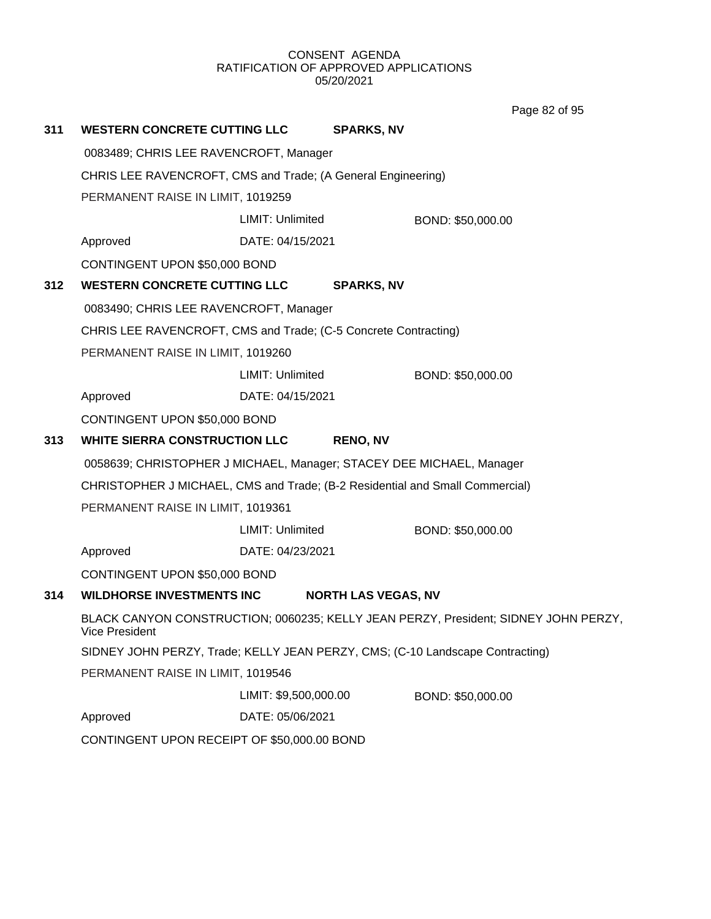CONSENT AGENDA
RATIFICATION OF APPROVED APPLICATIONS
05/20/2021

**311 WESTERN CONCRETE CUTTING LLC SPARKS, NV**

0083489; CHRIS LEE RAVENCROFT, Manager

CHRIS LEE RAVENCROFT, CMS and Trade; (A General Engineering)

PERMANENT RAISE IN LIMIT, 1019259

LIMIT: Unlimited BOND: $50,000.00

Approved DATE: 04/15/2021

CONTINGENT UPON $50,000 BOND

**312 WESTERN CONCRETE CUTTING LLC SPARKS, NV**

0083490; CHRIS LEE RAVENCROFT, Manager

CHRIS LEE RAVENCROFT, CMS and Trade; (C-5 Concrete Contracting)

PERMANENT RAISE IN LIMIT, 1019260

LIMIT: Unlimited BOND: $50,000.00

Approved DATE: 04/15/2021

CONTINGENT UPON $50,000 BOND

**313 WHITE SIERRA CONSTRUCTION LLC RENO, NV**

0058639; CHRISTOPHER J MICHAEL, Manager; STACEY DEE MICHAEL, Manager

CHRISTOPHER J MICHAEL, CMS and Trade; (B-2 Residential and Small Commercial)

PERMANENT RAISE IN LIMIT, 1019361

LIMIT: Unlimited BOND: $50,000.00

Approved DATE: 04/23/2021

CONTINGENT UPON $50,000 BOND

**314 WILDHORSE INVESTMENTS INC NORTH LAS VEGAS, NV**

BLACK CANYON CONSTRUCTION; 0060235; KELLY JEAN PERZY, President; SIDNEY JOHN PERZY, Vice President

SIDNEY JOHN PERZY, Trade; KELLY JEAN PERZY, CMS; (C-10 Landscape Contracting)

PERMANENT RAISE IN LIMIT, 1019546

LIMIT: $9,500,000.00 BOND: $50,000.00

Approved DATE: 05/06/2021

CONTINGENT UPON RECEIPT OF $50,000.00 BOND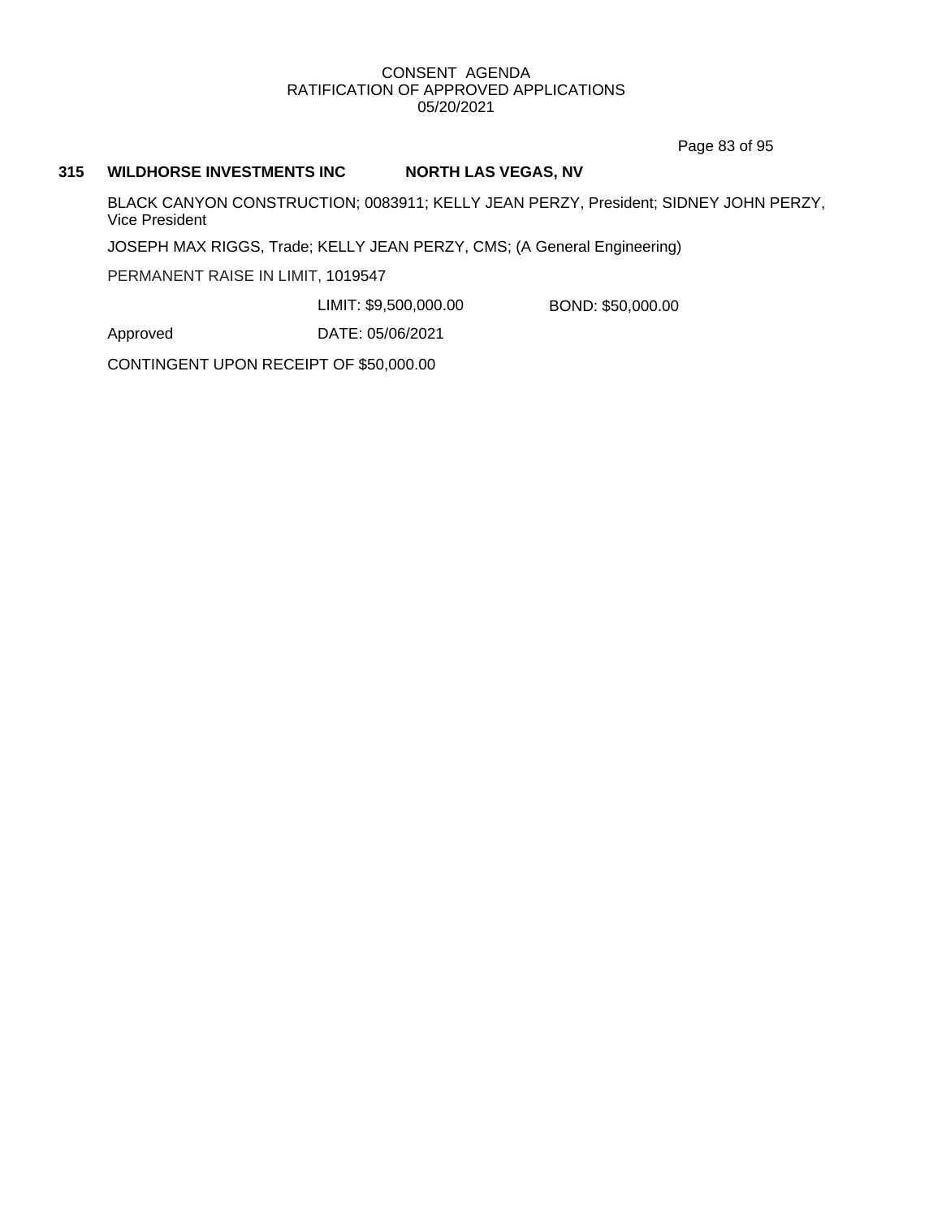**315 WILDHORSE INVESTMENTS INC NORTH LAS VEGAS, NV**

BLACK CANYON CONSTRUCTION; 0083911; KELLY JEAN PERZY, President; SIDNEY JOHN PERZY, Vice President

JOSEPH MAX RIGGS, Trade; KELLY JEAN PERZY, CMS; (A General Engineering)

PERMANENT RAISE IN LIMIT, 1019547

LIMIT: $9,500,000.00 BOND: $50,000.00

Approved DATE: 05/06/2021

CONTINGENT UPON RECEIPT OF $50,000.00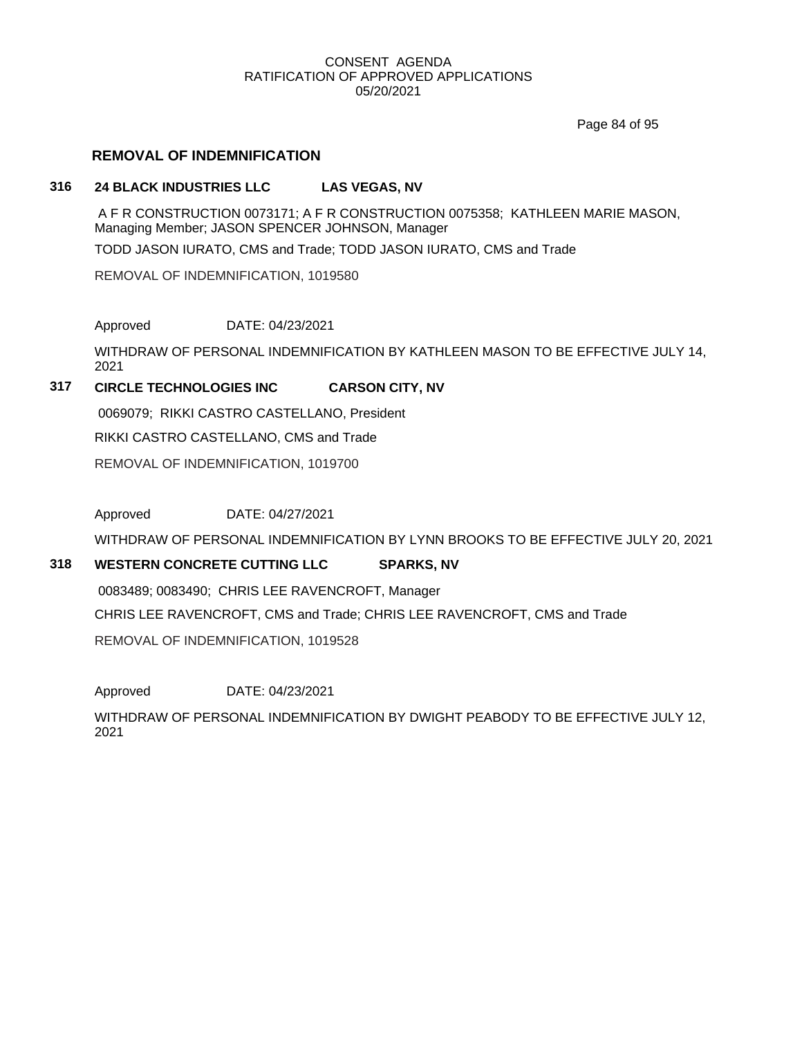## REMOVAL OF INDEMNIFICATION

**316 24 BLACK INDUSTRIES LLC LAS VEGAS, NV**

A F R CONSTRUCTION 0073171; A F R CONSTRUCTION 0075358; KATHLEEN MARIE MASON, Managing Member; JASON SPENCER JOHNSON, Manager

TODD JASON IURATO, CMS and Trade; TODD JASON IURATO, CMS and Trade

REMOVAL OF INDEMNIFICATION, 1019580

Approved DATE: 04/23/2021

WITHDRAW OF PERSONAL INDEMNIFICATION BY KATHLEEN MASON TO BE EFFECTIVE JULY 14, 2021

**317 CIRCLE TECHNOLOGIES INC CARSON CITY, NV**

0069079; RIKKI CASTRO CASTELLANO, President

RIKKI CASTRO CASTELLANO, CMS and Trade

REMOVAL OF INDEMNIFICATION, 1019700

Approved DATE: 04/27/2021

WITHDRAW OF PERSONAL INDEMNIFICATION BY LYNN BROOKS TO BE EFFECTIVE JULY 20, 2021

**318 WESTERN CONCRETE CUTTING LLC SPARKS, NV**

0083489; 0083490; CHRIS LEE RAVENCROFT, Manager

CHRIS LEE RAVENCROFT, CMS and Trade; CHRIS LEE RAVENCROFT, CMS and Trade

REMOVAL OF INDEMNIFICATION, 1019528

Approved DATE: 04/23/2021

WITHDRAW OF PERSONAL INDEMNIFICATION BY DWIGHT PEABODY TO BE EFFECTIVE JULY 12, 2021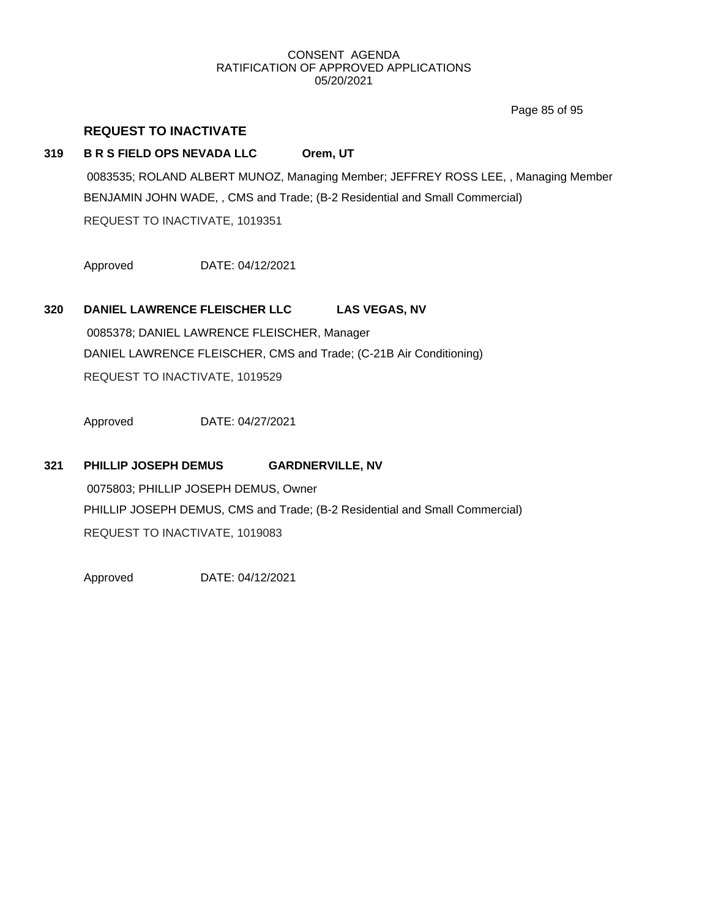## REQUEST TO INACTIVATE

**319 B R S FIELD OPS NEVADA LLC Orem, UT**

0083535; ROLAND ALBERT MUNOZ, Managing Member; JEFFREY ROSS LEE, , Managing Member
BENJAMIN JOHN WADE, , CMS and Trade; (B-2 Residential and Small Commercial)
REQUEST TO INACTIVATE, 1019351

Approved DATE: 04/12/2021

**320 DANIEL LAWRENCE FLEISCHER LLC LAS VEGAS, NV**

0085378; DANIEL LAWRENCE FLEISCHER, Manager
DANIEL LAWRENCE FLEISCHER, CMS and Trade; (C-21B Air Conditioning)
REQUEST TO INACTIVATE, 1019529

Approved DATE: 04/27/2021

**321 PHILLIP JOSEPH DEMUS GARDNERVILLE, NV**

0075803; PHILLIP JOSEPH DEMUS, Owner
PHILLIP JOSEPH DEMUS, CMS and Trade; (B-2 Residential and Small Commercial)
REQUEST TO INACTIVATE, 1019083

Approved DATE: 04/12/2021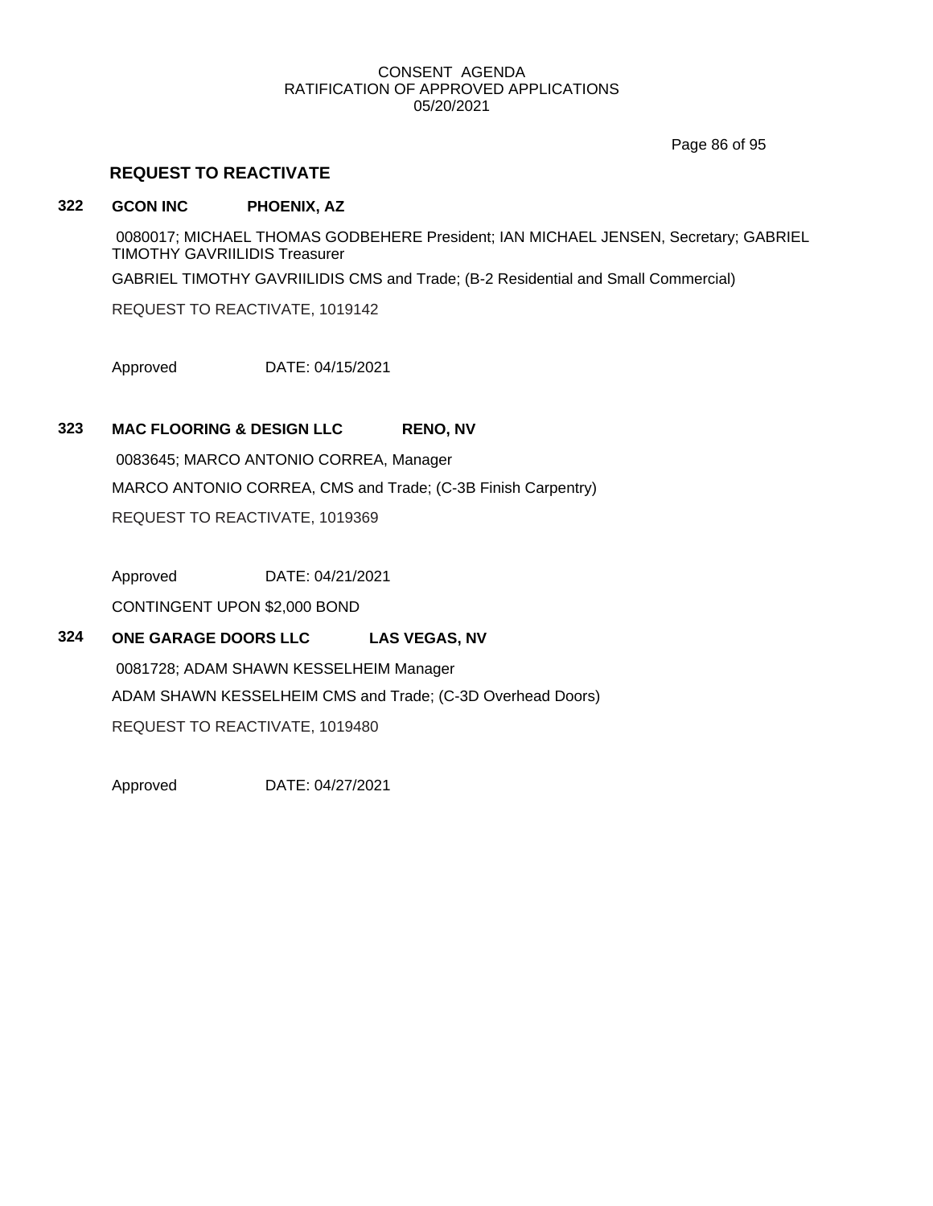CONSENT AGENDA
RATIFICATION OF APPROVED APPLICATIONS
05/20/2021

## REQUEST TO REACTIVATE

**322 GCON INC PHOENIX, AZ**

0080017; MICHAEL THOMAS GODBEHERE President; IAN MICHAEL JENSEN, Secretary; GABRIEL TIMOTHY GAVRIILIDIS Treasurer

GABRIEL TIMOTHY GAVRIILIDIS CMS and Trade; (B-2 Residential and Small Commercial)

REQUEST TO REACTIVATE, 1019142

Approved DATE: 04/15/2021

**323 MAC FLOORING & DESIGN LLC RENO, NV**

0083645; MARCO ANTONIO CORREA, Manager

MARCO ANTONIO CORREA, CMS and Trade; (C-3B Finish Carpentry)

REQUEST TO REACTIVATE, 1019369

Approved DATE: 04/21/2021

CONTINGENT UPON $2,000 BOND

**324 ONE GARAGE DOORS LLC LAS VEGAS, NV**

0081728; ADAM SHAWN KESSELHEIM Manager

ADAM SHAWN KESSELHEIM CMS and Trade; (C-3D Overhead Doors)

REQUEST TO REACTIVATE, 1019480

Approved DATE: 04/27/2021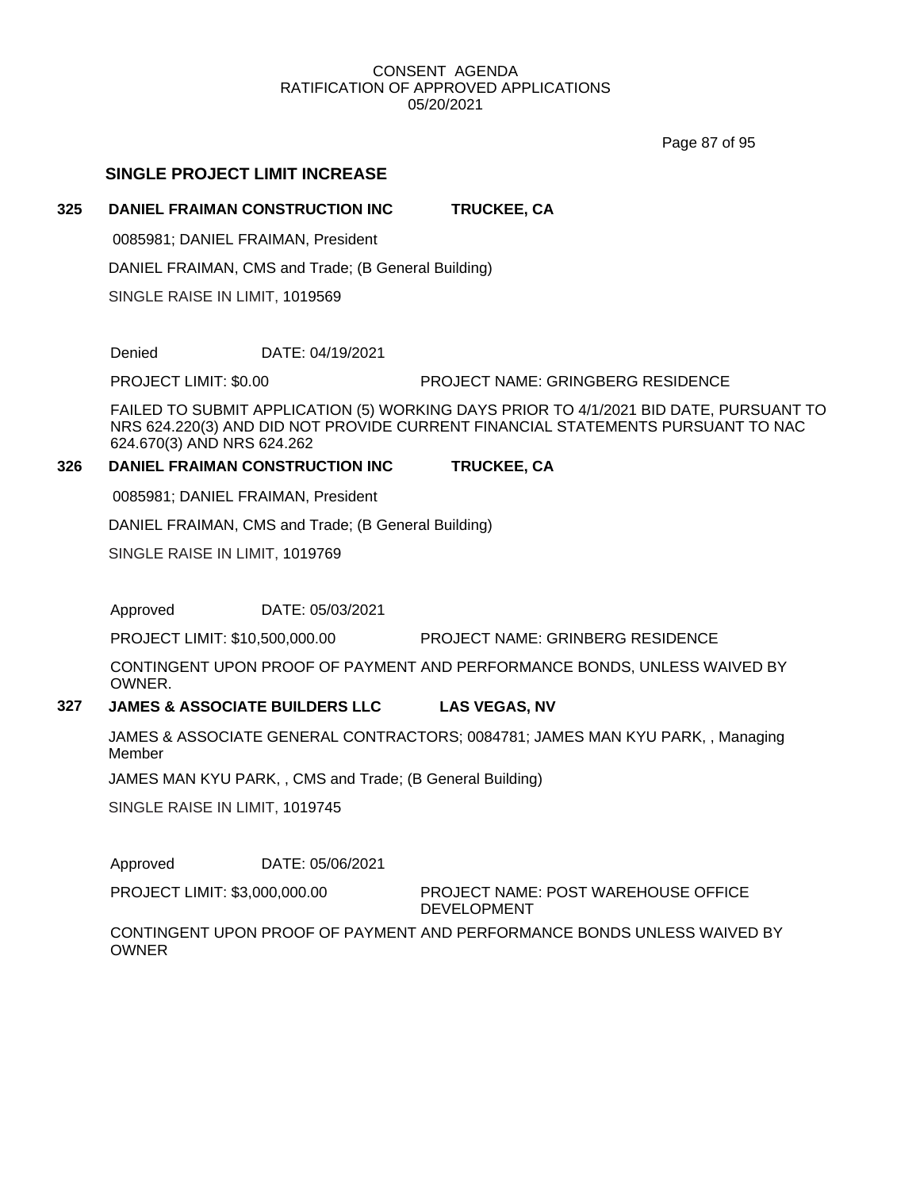## SINGLE PROJECT LIMIT INCREASE

**325 DANIEL FRAIMAN CONSTRUCTION INC TRUCKEE, CA**

0085981; DANIEL FRAIMAN, President

DANIEL FRAIMAN, CMS and Trade; (B General Building)

SINGLE RAISE IN LIMIT, 1019569

Denied DATE: 04/19/2021

PROJECT LIMIT: $0.00 PROJECT NAME: GRINGBERG RESIDENCE

FAILED TO SUBMIT APPLICATION (5) WORKING DAYS PRIOR TO 4/1/2021 BID DATE, PURSUANT TO NRS 624.220(3) AND DID NOT PROVIDE CURRENT FINANCIAL STATEMENTS PURSUANT TO NAC 624.670(3) AND NRS 624.262

**326 DANIEL FRAIMAN CONSTRUCTION INC TRUCKEE, CA**

0085981; DANIEL FRAIMAN, President

DANIEL FRAIMAN, CMS and Trade; (B General Building)

SINGLE RAISE IN LIMIT, 1019769

Approved DATE: 05/03/2021

PROJECT LIMIT: $10,500,000.00 PROJECT NAME: GRINBERG RESIDENCE

CONTINGENT UPON PROOF OF PAYMENT AND PERFORMANCE BONDS, UNLESS WAIVED BY OWNER.

**327 JAMES & ASSOCIATE BUILDERS LLC LAS VEGAS, NV**

JAMES & ASSOCIATE GENERAL CONTRACTORS; 0084781; JAMES MAN KYU PARK, , Managing Member

JAMES MAN KYU PARK, , CMS and Trade; (B General Building)

SINGLE RAISE IN LIMIT, 1019745

Approved DATE: 05/06/2021

PROJECT LIMIT: $3,000,000.00 PROJECT NAME: POST WAREHOUSE OFFICE DEVELOPMENT

CONTINGENT UPON PROOF OF PAYMENT AND PERFORMANCE BONDS UNLESS WAIVED BY OWNER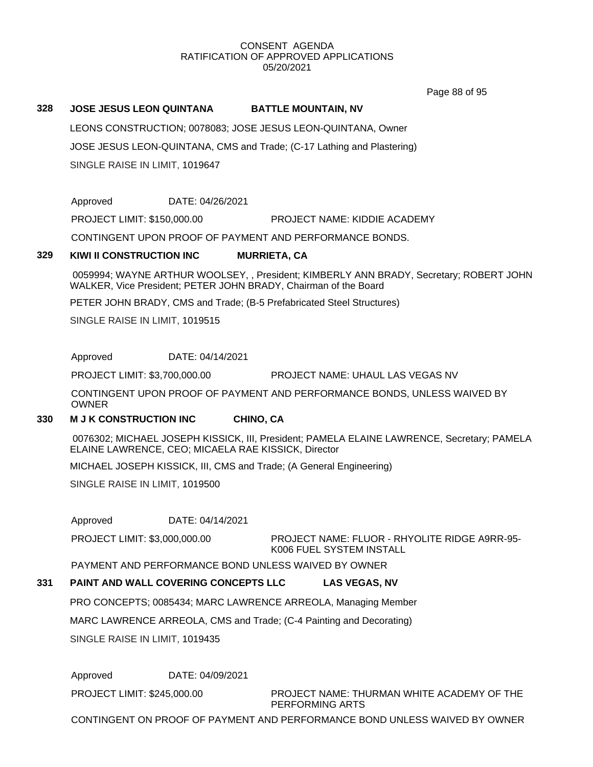CONSENT AGENDA
RATIFICATION OF APPROVED APPLICATIONS
05/20/2021

**328 JOSE JESUS LEON QUINTANA BATTLE MOUNTAIN, NV**

LEONS CONSTRUCTION; 0078083; JOSE JESUS LEON-QUINTANA, Owner

JOSE JESUS LEON-QUINTANA, CMS and Trade; (C-17 Lathing and Plastering)

SINGLE RAISE IN LIMIT, 1019647

Approved DATE: 04/26/2021

PROJECT LIMIT: $150,000.00 PROJECT NAME: KIDDIE ACADEMY

CONTINGENT UPON PROOF OF PAYMENT AND PERFORMANCE BONDS.

**329 KIWI II CONSTRUCTION INC MURRIETA, CA**

0059994; WAYNE ARTHUR WOOLSEY, , President; KIMBERLY ANN BRADY, Secretary; ROBERT JOHN WALKER, Vice President; PETER JOHN BRADY, Chairman of the Board

PETER JOHN BRADY, CMS and Trade; (B-5 Prefabricated Steel Structures)

SINGLE RAISE IN LIMIT, 1019515

Approved DATE: 04/14/2021

PROJECT LIMIT: $3,700,000.00 PROJECT NAME: UHAUL LAS VEGAS NV

CONTINGENT UPON PROOF OF PAYMENT AND PERFORMANCE BONDS, UNLESS WAIVED BY OWNER

**330 M J K CONSTRUCTION INC CHINO, CA**

0076302; MICHAEL JOSEPH KISSICK, III, President; PAMELA ELAINE LAWRENCE, Secretary; PAMELA ELAINE LAWRENCE, CEO; MICAELA RAE KISSICK, Director

MICHAEL JOSEPH KISSICK, III, CMS and Trade; (A General Engineering)

SINGLE RAISE IN LIMIT, 1019500

Approved DATE: 04/14/2021

PROJECT LIMIT: $3,000,000.00 PROJECT NAME: FLUOR - RHYOLITE RIDGE A9RR-95-K006 FUEL SYSTEM INSTALL

PAYMENT AND PERFORMANCE BOND UNLESS WAIVED BY OWNER

**331 PAINT AND WALL COVERING CONCEPTS LLC LAS VEGAS, NV**

PRO CONCEPTS; 0085434; MARC LAWRENCE ARREOLA, Managing Member

MARC LAWRENCE ARREOLA, CMS and Trade; (C-4 Painting and Decorating)

SINGLE RAISE IN LIMIT, 1019435

Approved DATE: 04/09/2021

PROJECT LIMIT: $245,000.00 PROJECT NAME: THURMAN WHITE ACADEMY OF THE PERFORMING ARTS

CONTINGENT ON PROOF OF PAYMENT AND PERFORMANCE BOND UNLESS WAIVED BY OWNER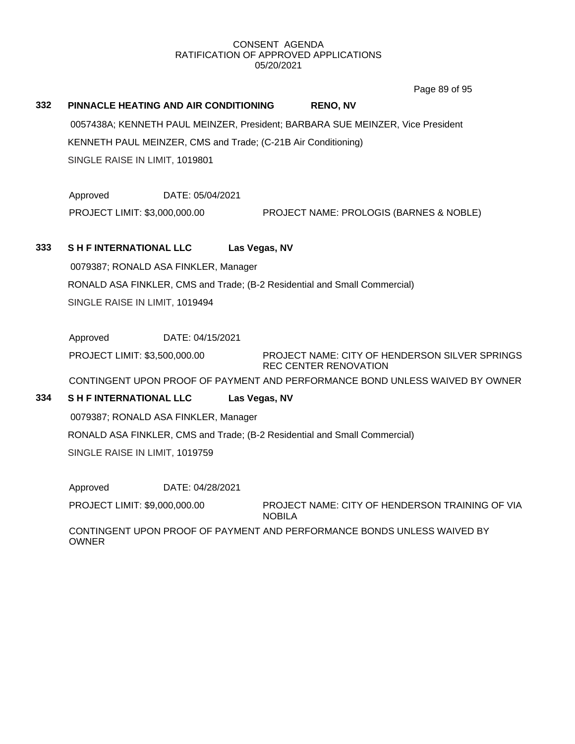CONSENT AGENDA
RATIFICATION OF APPROVED APPLICATIONS
05/20/2021

**332 PINNACLE HEATING AND AIR CONDITIONING RENO, NV**

0057438A; KENNETH PAUL MEINZER, President; BARBARA SUE MEINZER, Vice President

KENNETH PAUL MEINZER, CMS and Trade; (C-21B Air Conditioning)

SINGLE RAISE IN LIMIT, 1019801

Approved DATE: 05/04/2021

PROJECT LIMIT: $3,000,000.00 PROJECT NAME: PROLOGIS (BARNES & NOBLE)

**333 S H F INTERNATIONAL LLC Las Vegas, NV**

0079387; RONALD ASA FINKLER, Manager

RONALD ASA FINKLER, CMS and Trade; (B-2 Residential and Small Commercial)

SINGLE RAISE IN LIMIT, 1019494

Approved DATE: 04/15/2021

PROJECT LIMIT: $3,500,000.00 PROJECT NAME: CITY OF HENDERSON SILVER SPRINGS REC CENTER RENOVATION

CONTINGENT UPON PROOF OF PAYMENT AND PERFORMANCE BOND UNLESS WAIVED BY OWNER

**334 S H F INTERNATIONAL LLC Las Vegas, NV**

0079387; RONALD ASA FINKLER, Manager

RONALD ASA FINKLER, CMS and Trade; (B-2 Residential and Small Commercial)

SINGLE RAISE IN LIMIT, 1019759

Approved DATE: 04/28/2021

PROJECT LIMIT: $9,000,000.00 PROJECT NAME: CITY OF HENDERSON TRAINING OF VIA NOBILA

CONTINGENT UPON PROOF OF PAYMENT AND PERFORMANCE BONDS UNLESS WAIVED BY OWNER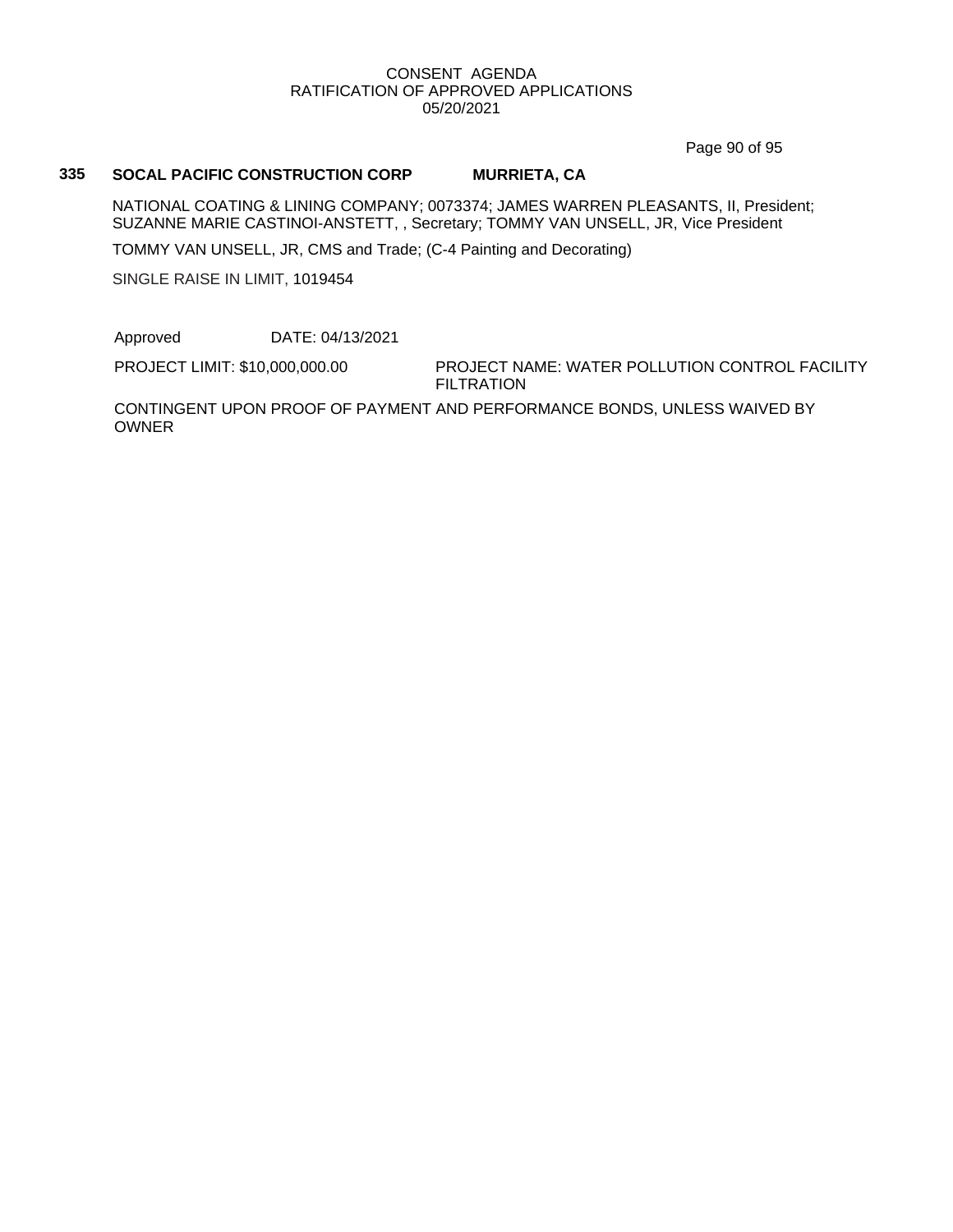**335 SOCAL PACIFIC CONSTRUCTION CORP MURRIETA, CA**

NATIONAL COATING & LINING COMPANY; 0073374; JAMES WARREN PLEASANTS, II, President; SUZANNE MARIE CASTINOI-ANSTETT, , Secretary; TOMMY VAN UNSELL, JR, Vice President

TOMMY VAN UNSELL, JR, CMS and Trade; (C-4 Painting and Decorating)

SINGLE RAISE IN LIMIT, 1019454

Approved DATE: 04/13/2021

PROJECT LIMIT: $10,000,000.00 PROJECT NAME: WATER POLLUTION CONTROL FACILITY FILTRATION

CONTINGENT UPON PROOF OF PAYMENT AND PERFORMANCE BONDS, UNLESS WAIVED BY OWNER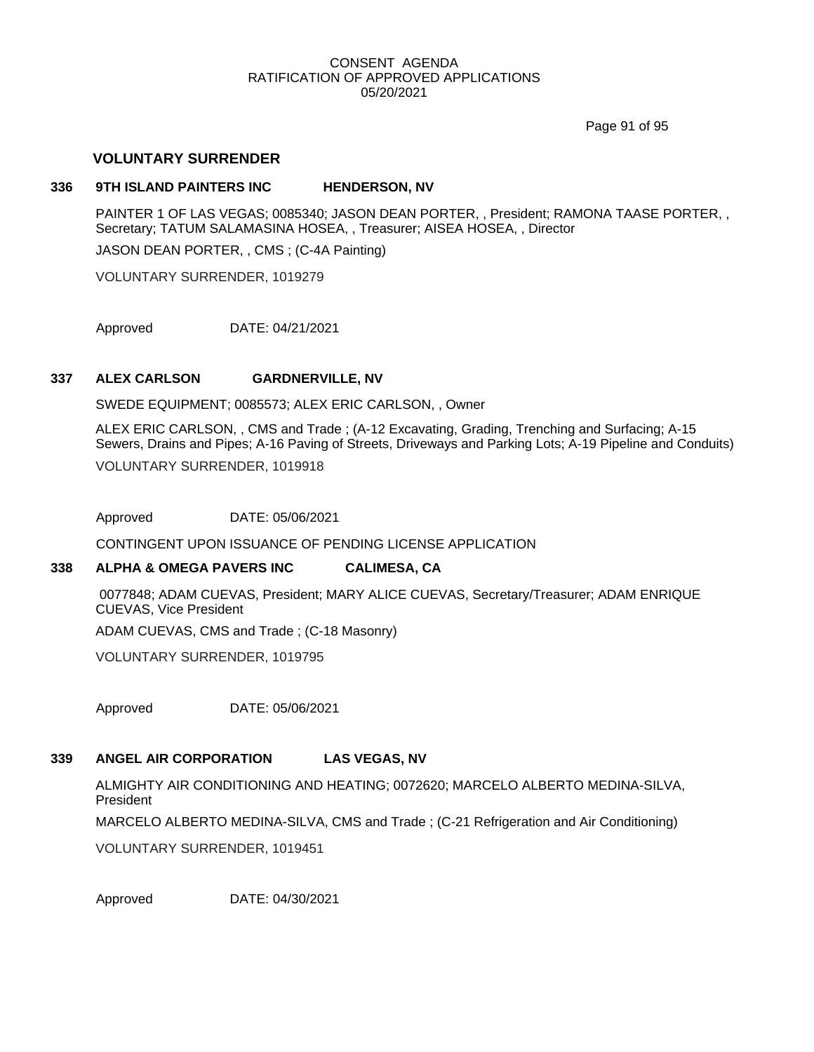## VOLUNTARY SURRENDER

### 336 9TH ISLAND PAINTERS INC HENDERSON, NV

PAINTER 1 OF LAS VEGAS; 0085340; JASON DEAN PORTER, , President; RAMONA TAASE PORTER, , Secretary; TATUM SALAMASINA HOSEA, , Treasurer; AISEA HOSEA, , Director

JASON DEAN PORTER, , CMS ; (C-4A Painting)

VOLUNTARY SURRENDER, 1019279

Approved DATE: 04/21/2021

### 337 ALEX CARLSON GARDNERVILLE, NV

SWEDE EQUIPMENT; 0085573; ALEX ERIC CARLSON, , Owner

ALEX ERIC CARLSON, , CMS and Trade ; (A-12 Excavating, Grading, Trenching and Surfacing; A-15 Sewers, Drains and Pipes; A-16 Paving of Streets, Driveways and Parking Lots; A-19 Pipeline and Conduits)

VOLUNTARY SURRENDER, 1019918

Approved DATE: 05/06/2021

CONTINGENT UPON ISSUANCE OF PENDING LICENSE APPLICATION

### 338 ALPHA & OMEGA PAVERS INC CALIMESA, CA

0077848; ADAM CUEVAS, President; MARY ALICE CUEVAS, Secretary/Treasurer; ADAM ENRIQUE CUEVAS, Vice President

ADAM CUEVAS, CMS and Trade ; (C-18 Masonry)

VOLUNTARY SURRENDER, 1019795

Approved DATE: 05/06/2021

### 339 ANGEL AIR CORPORATION LAS VEGAS, NV

ALMIGHTY AIR CONDITIONING AND HEATING; 0072620; MARCELO ALBERTO MEDINA-SILVA, President

MARCELO ALBERTO MEDINA-SILVA, CMS and Trade ; (C-21 Refrigeration and Air Conditioning)

VOLUNTARY SURRENDER, 1019451

Approved DATE: 04/30/2021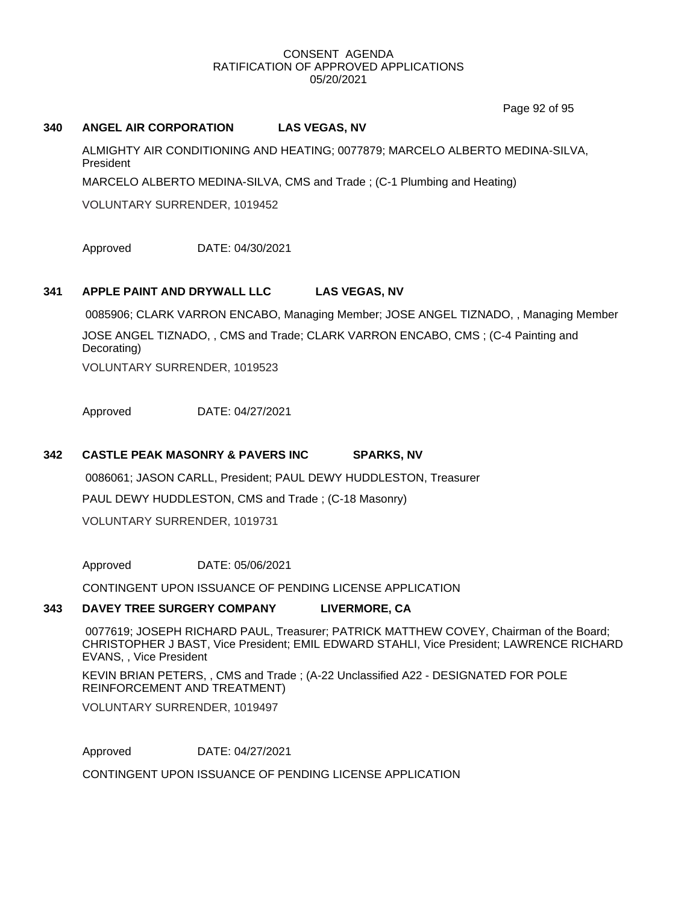CONSENT AGENDA
RATIFICATION OF APPROVED APPLICATIONS
05/20/2021

**340 ANGEL AIR CORPORATION LAS VEGAS, NV**

ALMIGHTY AIR CONDITIONING AND HEATING; 0077879; MARCELO ALBERTO MEDINA-SILVA, President

MARCELO ALBERTO MEDINA-SILVA, CMS and Trade ; (C-1 Plumbing and Heating)

VOLUNTARY SURRENDER, 1019452

Approved DATE: 04/30/2021

**341 APPLE PAINT AND DRYWALL LLC LAS VEGAS, NV**

0085906; CLARK VARRON ENCABO, Managing Member; JOSE ANGEL TIZNADO, , Managing Member

JOSE ANGEL TIZNADO, , CMS and Trade; CLARK VARRON ENCABO, CMS ; (C-4 Painting and Decorating)

VOLUNTARY SURRENDER, 1019523

Approved DATE: 04/27/2021

**342 CASTLE PEAK MASONRY & PAVERS INC SPARKS, NV**

0086061; JASON CARLL, President; PAUL DEWY HUDDLESTON, Treasurer

PAUL DEWY HUDDLESTON, CMS and Trade ; (C-18 Masonry)

VOLUNTARY SURRENDER, 1019731

Approved DATE: 05/06/2021

CONTINGENT UPON ISSUANCE OF PENDING LICENSE APPLICATION

**343 DAVEY TREE SURGERY COMPANY LIVERMORE, CA**

0077619; JOSEPH RICHARD PAUL, Treasurer; PATRICK MATTHEW COVEY, Chairman of the Board; CHRISTOPHER J BAST, Vice President; EMIL EDWARD STAHLI, Vice President; LAWRENCE RICHARD EVANS, , Vice President

KEVIN BRIAN PETERS, , CMS and Trade ; (A-22 Unclassified A22 - DESIGNATED FOR POLE REINFORCEMENT AND TREATMENT)

VOLUNTARY SURRENDER, 1019497

Approved DATE: 04/27/2021

CONTINGENT UPON ISSUANCE OF PENDING LICENSE APPLICATION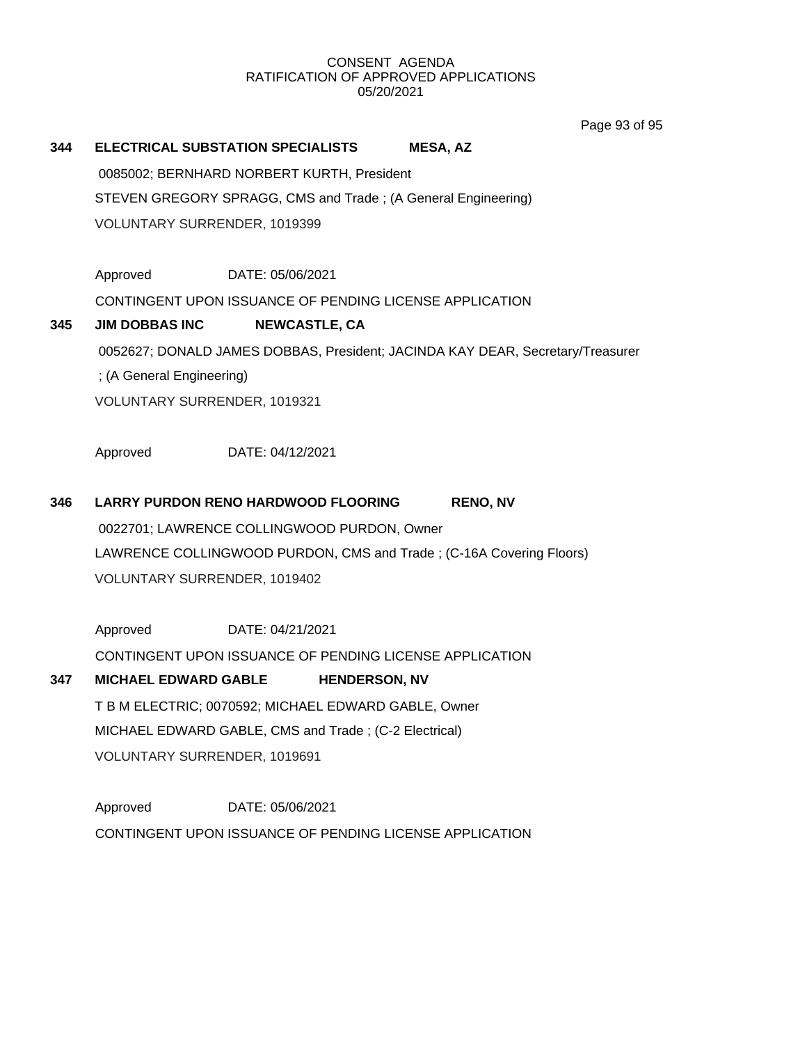CONSENT AGENDA
RATIFICATION OF APPROVED APPLICATIONS
05/20/2021

**344 ELECTRICAL SUBSTATION SPECIALISTS MESA, AZ**

0085002; BERNHARD NORBERT KURTH, President

STEVEN GREGORY SPRAGG, CMS and Trade ; (A General Engineering)

VOLUNTARY SURRENDER, 1019399

Approved DATE: 05/06/2021

CONTINGENT UPON ISSUANCE OF PENDING LICENSE APPLICATION

**345 JIM DOBBAS INC NEWCASTLE, CA**

0052627; DONALD JAMES DOBBAS, President; JACINDA KAY DEAR, Secretary/Treasurer

; (A General Engineering)

VOLUNTARY SURRENDER, 1019321

Approved DATE: 04/12/2021

**346 LARRY PURDON RENO HARDWOOD FLOORING RENO, NV**

0022701; LAWRENCE COLLINGWOOD PURDON, Owner

LAWRENCE COLLINGWOOD PURDON, CMS and Trade ; (C-16A Covering Floors)

VOLUNTARY SURRENDER, 1019402

Approved DATE: 04/21/2021

CONTINGENT UPON ISSUANCE OF PENDING LICENSE APPLICATION

**347 MICHAEL EDWARD GABLE HENDERSON, NV**

T B M ELECTRIC; 0070592; MICHAEL EDWARD GABLE, Owner

MICHAEL EDWARD GABLE, CMS and Trade ; (C-2 Electrical)

VOLUNTARY SURRENDER, 1019691

Approved DATE: 05/06/2021

CONTINGENT UPON ISSUANCE OF PENDING LICENSE APPLICATION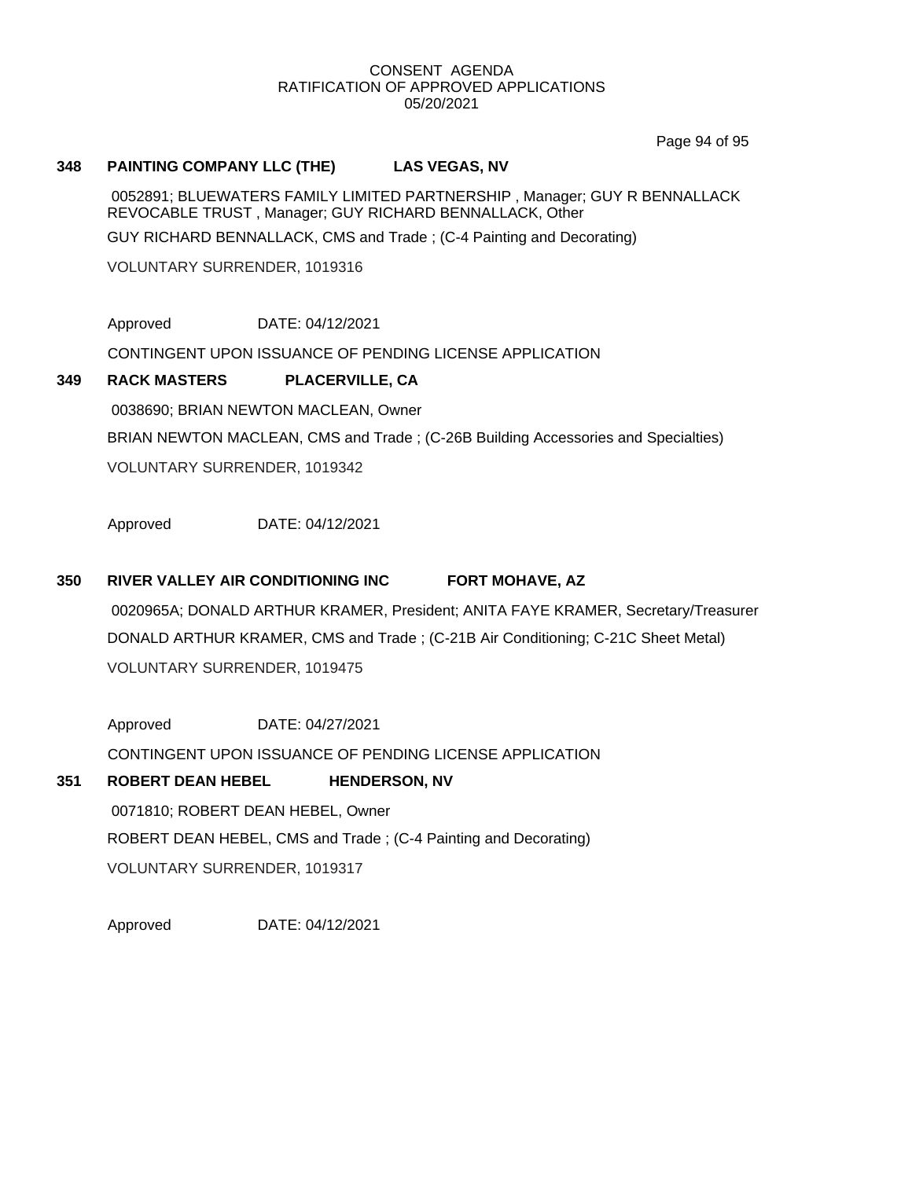CONSENT AGENDA
RATIFICATION OF APPROVED APPLICATIONS
05/20/2021

**348 PAINTING COMPANY LLC (THE) LAS VEGAS, NV**

0052891; BLUEWATERS FAMILY LIMITED PARTNERSHIP , Manager; GUY R BENNALLACK REVOCABLE TRUST , Manager; GUY RICHARD BENNALLACK, Other

GUY RICHARD BENNALLACK, CMS and Trade ; (C-4 Painting and Decorating)

VOLUNTARY SURRENDER, 1019316

Approved DATE: 04/12/2021

CONTINGENT UPON ISSUANCE OF PENDING LICENSE APPLICATION

**349 RACK MASTERS PLACERVILLE, CA**

0038690; BRIAN NEWTON MACLEAN, Owner

BRIAN NEWTON MACLEAN, CMS and Trade ; (C-26B Building Accessories and Specialties)

VOLUNTARY SURRENDER, 1019342

Approved DATE: 04/12/2021

**350 RIVER VALLEY AIR CONDITIONING INC FORT MOHAVE, AZ**

0020965A; DONALD ARTHUR KRAMER, President; ANITA FAYE KRAMER, Secretary/Treasurer

DONALD ARTHUR KRAMER, CMS and Trade ; (C-21B Air Conditioning; C-21C Sheet Metal)

VOLUNTARY SURRENDER, 1019475

Approved DATE: 04/27/2021

CONTINGENT UPON ISSUANCE OF PENDING LICENSE APPLICATION

**351 ROBERT DEAN HEBEL HENDERSON, NV**

0071810; ROBERT DEAN HEBEL, Owner

ROBERT DEAN HEBEL, CMS and Trade ; (C-4 Painting and Decorating)

VOLUNTARY SURRENDER, 1019317

Approved DATE: 04/12/2021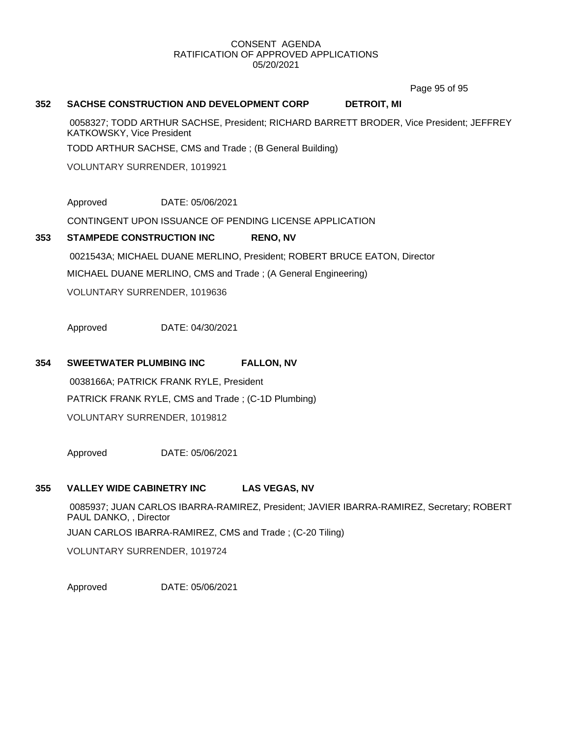CONSENT AGENDA
RATIFICATION OF APPROVED APPLICATIONS
05/20/2021

**352 SACHSE CONSTRUCTION AND DEVELOPMENT CORP DETROIT, MI**

0058327; TODD ARTHUR SACHSE, President; RICHARD BARRETT BRODER, Vice President; JEFFREY KATKOWSKY, Vice President

TODD ARTHUR SACHSE, CMS and Trade ; (B General Building)

VOLUNTARY SURRENDER, 1019921

Approved DATE: 05/06/2021

CONTINGENT UPON ISSUANCE OF PENDING LICENSE APPLICATION

**353 STAMPEDE CONSTRUCTION INC RENO, NV**

0021543A; MICHAEL DUANE MERLINO, President; ROBERT BRUCE EATON, Director

MICHAEL DUANE MERLINO, CMS and Trade ; (A General Engineering)

VOLUNTARY SURRENDER, 1019636

Approved DATE: 04/30/2021

**354 SWEETWATER PLUMBING INC FALLON, NV**

0038166A; PATRICK FRANK RYLE, President

PATRICK FRANK RYLE, CMS and Trade ; (C-1D Plumbing)

VOLUNTARY SURRENDER, 1019812

Approved DATE: 05/06/2021

**355 VALLEY WIDE CABINETRY INC LAS VEGAS, NV**

0085937; JUAN CARLOS IBARRA-RAMIREZ, President; JAVIER IBARRA-RAMIREZ, Secretary; ROBERT PAUL DANKO, , Director

JUAN CARLOS IBARRA-RAMIREZ, CMS and Trade ; (C-20 Tiling)

VOLUNTARY SURRENDER, 1019724

Approved DATE: 05/06/2021